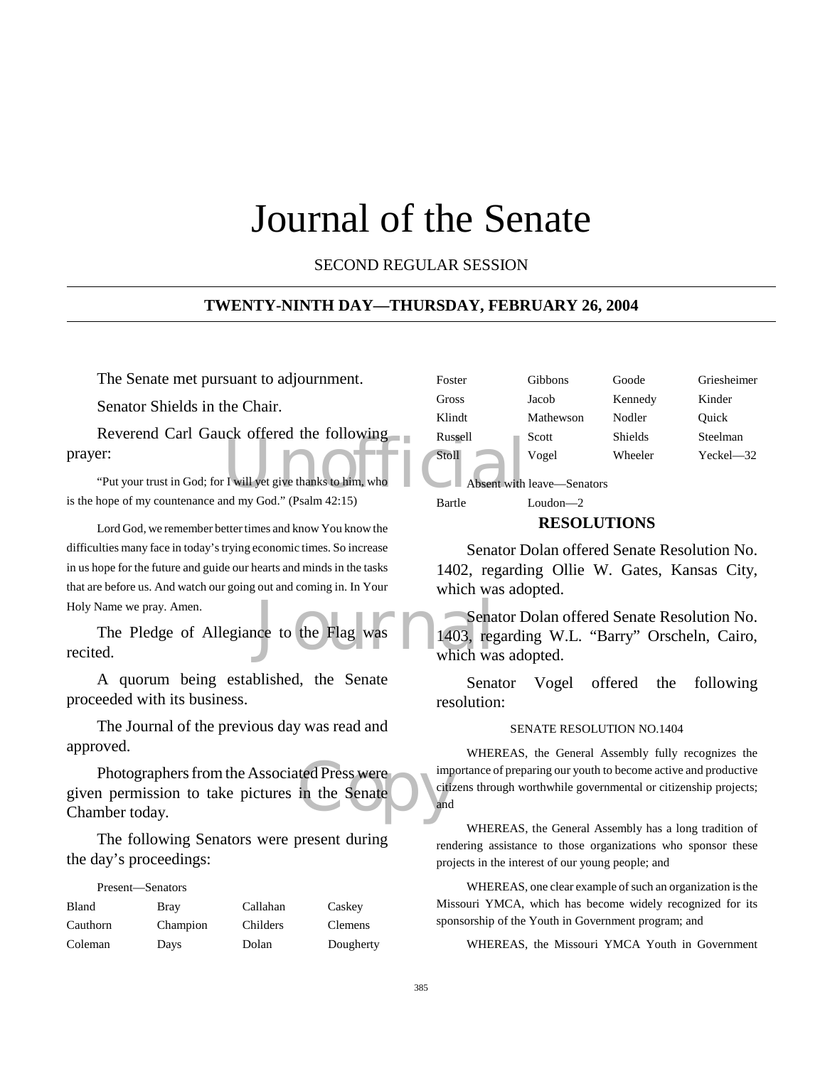# Journal of the Senate

SECOND REGULAR SESSION

## TWENTY-NINTH DAY—THURSDAY, FEBRUARY 26, 2004

The Senate met pursuant to adjournment.

Senator Shields in the Chair.

Reverend Carl Gauck offered the following prayer:

"Put your trust in God; for I will yet give thanks to him, who is the hope of my countenance and my God." (Psalm 42:15)

Lord God, we remember better times and know You know the difficulties many face in today's trying economic times. So increase in us hope for the future and guide our hearts and minds in the tasks that are before us. And watch our going out and coming in. In Your Holy Name we pray. Amen.

The Pledge of Allegiance to the Flag was recited.

A quorum being established, the Senate proceeded with its business.

The Journal of the previous day was read and approved.

Photographers from the Associated Press were given permission to take pictures in the Senate Chamber today.

The following Senators were present during the day's proceedings:

Present—Senators

| | | | |
|---|---|---|---|
| Bland | Bray | Callahan | Caskey |
| Cauthorn | Champion | Childers | Clemens |
| Coleman | Days | Dolan | Dougherty |
| Foster | Gibbons | Goode | Griesheimer |
| Gross | Jacob | Kennedy | Kinder |
| Klindt | Mathewson | Nodler | Quick |
| Russell | Scott | Shields | Steelman |
| Stoll | Vogel | Wheeler | Yeckel—32 |

Absent with leave—Senators

| | |
|---|---|
| Bartle | Loudon—2 |

### RESOLUTIONS

Senator Dolan offered Senate Resolution No. 1402, regarding Ollie W. Gates, Kansas City, which was adopted.

Senator Dolan offered Senate Resolution No. 1403, regarding W.L. "Barry" Orscheln, Cairo, which was adopted.

Senator Vogel offered the following resolution:

SENATE RESOLUTION NO.1404

WHEREAS, the General Assembly fully recognizes the importance of preparing our youth to become active and productive citizens through worthwhile governmental or citizenship projects; and

WHEREAS, the General Assembly has a long tradition of rendering assistance to those organizations who sponsor these projects in the interest of our young people; and

WHEREAS, one clear example of such an organization is the Missouri YMCA, which has become widely recognized for its sponsorship of the Youth in Government program; and

WHEREAS, the Missouri YMCA Youth in Government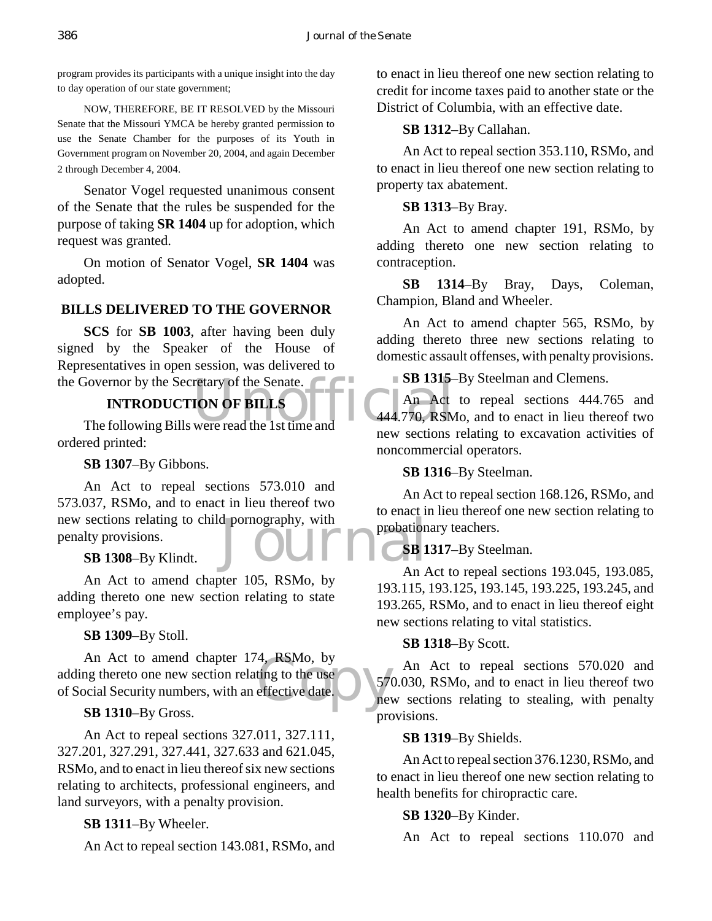program provides its participants with a unique insight into the day to day operation of our state government;

NOW, THEREFORE, BE IT RESOLVED by the Missouri Senate that the Missouri YMCA be hereby granted permission to use the Senate Chamber for the purposes of its Youth in Government program on November 20, 2004, and again December 2 through December 4, 2004.

Senator Vogel requested unanimous consent of the Senate that the rules be suspended for the purpose of taking **SR 1404** up for adoption, which request was granted.

On motion of Senator Vogel, **SR 1404** was adopted.

## BILLS DELIVERED TO THE GOVERNOR

**SCS** for **SB 1003**, after having been duly signed by the Speaker of the House of Representatives in open session, was delivered to the Governor by the Secretary of the Senate.

## INTRODUCTION OF BILLS

The following Bills were read the 1st time and ordered printed:

**SB 1307**–By Gibbons.

An Act to repeal sections 573.010 and 573.037, RSMo, and to enact in lieu thereof two new sections relating to child pornography, with penalty provisions.

**SB 1308**–By Klindt.

An Act to amend chapter 105, RSMo, by adding thereto one new section relating to state employee's pay.

**SB 1309**–By Stoll.

An Act to amend chapter 174, RSMo, by adding thereto one new section relating to the use of Social Security numbers, with an effective date.

**SB 1310**–By Gross.

An Act to repeal sections 327.011, 327.111, 327.201, 327.291, 327.441, 327.633 and 621.045, RSMo, and to enact in lieu thereof six new sections relating to architects, professional engineers, and land surveyors, with a penalty provision.

**SB 1311**–By Wheeler.

An Act to repeal section 143.081, RSMo, and to enact in lieu thereof one new section relating to credit for income taxes paid to another state or the District of Columbia, with an effective date.

**SB 1312**–By Callahan.

An Act to repeal section 353.110, RSMo, and to enact in lieu thereof one new section relating to property tax abatement.

**SB 1313**–By Bray.

An Act to amend chapter 191, RSMo, by adding thereto one new section relating to contraception.

**SB 1314**–By Bray, Days, Coleman, Champion, Bland and Wheeler.

An Act to amend chapter 565, RSMo, by adding thereto three new sections relating to domestic assault offenses, with penalty provisions.

**SB 1315**–By Steelman and Clemens.

An Act to repeal sections 444.765 and 444.770, RSMo, and to enact in lieu thereof two new sections relating to excavation activities of noncommercial operators.

**SB 1316**–By Steelman.

An Act to repeal section 168.126, RSMo, and to enact in lieu thereof one new section relating to probationary teachers.

**SB 1317**–By Steelman.

An Act to repeal sections 193.045, 193.085, 193.115, 193.125, 193.145, 193.225, 193.245, and 193.265, RSMo, and to enact in lieu thereof eight new sections relating to vital statistics.

**SB 1318**–By Scott.

An Act to repeal sections 570.020 and 570.030, RSMo, and to enact in lieu thereof two new sections relating to stealing, with penalty provisions.

**SB 1319**–By Shields.

An Act to repeal section 376.1230, RSMo, and to enact in lieu thereof one new section relating to health benefits for chiropractic care.

**SB 1320**–By Kinder.

An Act to repeal sections 110.070 and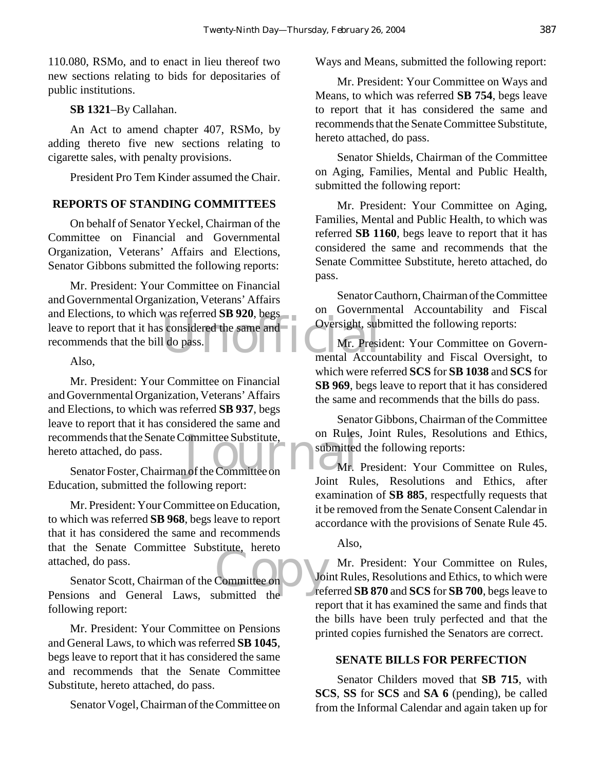110.080, RSMo, and to enact in lieu thereof two new sections relating to bids for depositaries of public institutions.

**SB 1321**–By Callahan.

An Act to amend chapter 407, RSMo, by adding thereto five new sections relating to cigarette sales, with penalty provisions.

President Pro Tem Kinder assumed the Chair.

## REPORTS OF STANDING COMMITTEES

On behalf of Senator Yeckel, Chairman of the Committee on Financial and Governmental Organization, Veterans' Affairs and Elections, Senator Gibbons submitted the following reports:

Mr. President: Your Committee on Financial and Governmental Organization, Veterans' Affairs and Elections, to which was referred **SB 920**, begs leave to report that it has considered the same and recommends that the bill do pass.

Also,

Mr. President: Your Committee on Financial and Governmental Organization, Veterans' Affairs and Elections, to which was referred **SB 937**, begs leave to report that it has considered the same and recommends that the Senate Committee Substitute, hereto attached, do pass.

Senator Foster, Chairman of the Committee on Education, submitted the following report:

Mr. President: Your Committee on Education, to which was referred **SB 968**, begs leave to report that it has considered the same and recommends that the Senate Committee Substitute, hereto attached, do pass.

Senator Scott, Chairman of the Committee on Pensions and General Laws, submitted the following report:

Mr. President: Your Committee on Pensions and General Laws, to which was referred **SB 1045**, begs leave to report that it has considered the same and recommends that the Senate Committee Substitute, hereto attached, do pass.

Senator Vogel, Chairman of the Committee on Ways and Means, submitted the following report:

Mr. President: Your Committee on Ways and Means, to which was referred **SB 754**, begs leave to report that it has considered the same and recommends that the Senate Committee Substitute, hereto attached, do pass.

Senator Shields, Chairman of the Committee on Aging, Families, Mental and Public Health, submitted the following report:

Mr. President: Your Committee on Aging, Families, Mental and Public Health, to which was referred **SB 1160**, begs leave to report that it has considered the same and recommends that the Senate Committee Substitute, hereto attached, do pass.

Senator Cauthorn, Chairman of the Committee on Governmental Accountability and Fiscal Oversight, submitted the following reports:

Mr. President: Your Committee on Governmental Accountability and Fiscal Oversight, to which were referred **SCS** for **SB 1038** and **SCS** for **SB 969**, begs leave to report that it has considered the same and recommends that the bills do pass.

Senator Gibbons, Chairman of the Committee on Rules, Joint Rules, Resolutions and Ethics, submitted the following reports:

Mr. President: Your Committee on Rules, Joint Rules, Resolutions and Ethics, after examination of **SB 885**, respectfully requests that it be removed from the Senate Consent Calendar in accordance with the provisions of Senate Rule 45.

Also,

Mr. President: Your Committee on Rules, Joint Rules, Resolutions and Ethics, to which were referred **SB 870** and **SCS** for **SB 700**, begs leave to report that it has examined the same and finds that the bills have been truly perfected and that the printed copies furnished the Senators are correct.

## SENATE BILLS FOR PERFECTION

Senator Childers moved that **SB 715**, with **SCS**, **SS** for **SCS** and **SA 6** (pending), be called from the Informal Calendar and again taken up for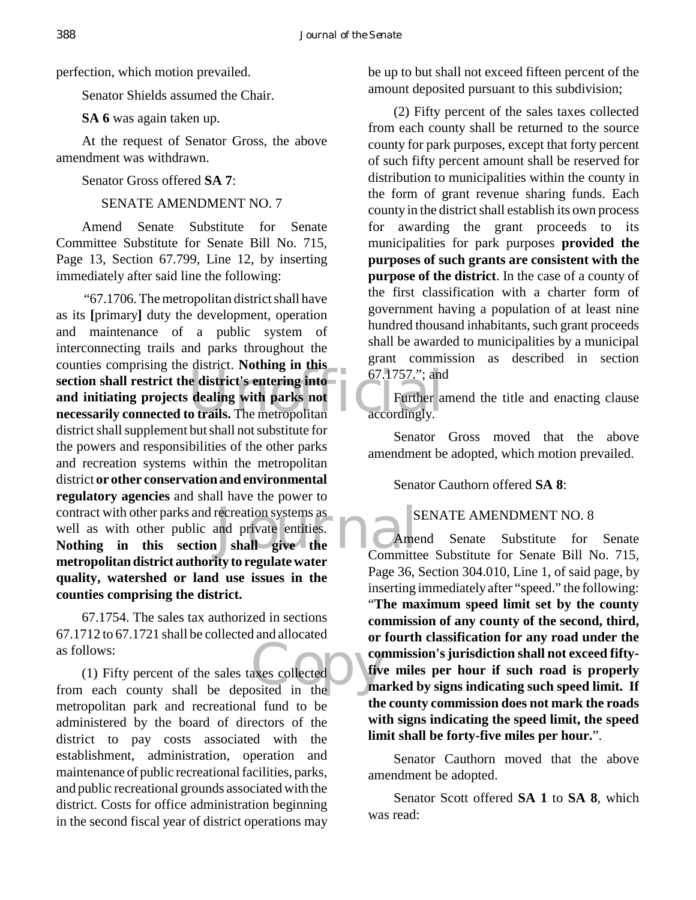perfection, which motion prevailed.

Senator Shields assumed the Chair.

**SA 6** was again taken up.

At the request of Senator Gross, the above amendment was withdrawn.

Senator Gross offered **SA 7**:

SENATE AMENDMENT NO. 7

Amend Senate Substitute for Senate Committee Substitute for Senate Bill No. 715, Page 13, Section 67.799, Line 12, by inserting immediately after said line the following:

"67.1706. The metropolitan district shall have as its **[**primary**]** duty the development, operation and maintenance of a public system of interconnecting trails and parks throughout the counties comprising the district. **Nothing in this section shall restrict the district's entering into and initiating projects dealing with parks not necessarily connected to trails.** The metropolitan district shall supplement but shall not substitute for the powers and responsibilities of the other parks and recreation systems within the metropolitan district **or other conservation and environmental regulatory agencies** and shall have the power to contract with other parks and recreation systems as well as with other public and private entities. **Nothing in this section shall give the metropolitan district authority to regulate water quality, watershed or land use issues in the counties comprising the district.**

67.1754. The sales tax authorized in sections 67.1712 to 67.1721 shall be collected and allocated as follows:

(1) Fifty percent of the sales taxes collected from each county shall be deposited in the metropolitan park and recreational fund to be administered by the board of directors of the district to pay costs associated with the establishment, administration, operation and maintenance of public recreational facilities, parks, and public recreational grounds associated with the district. Costs for office administration beginning in the second fiscal year of district operations may be up to but shall not exceed fifteen percent of the amount deposited pursuant to this subdivision;

(2) Fifty percent of the sales taxes collected from each county shall be returned to the source county for park purposes, except that forty percent of such fifty percent amount shall be reserved for distribution to municipalities within the county in the form of grant revenue sharing funds. Each county in the district shall establish its own process for awarding the grant proceeds to its municipalities for park purposes **provided the purposes of such grants are consistent with the purpose of the district**. In the case of a county of the first classification with a charter form of government having a population of at least nine hundred thousand inhabitants, such grant proceeds shall be awarded to municipalities by a municipal grant commission as described in section 67.1757."; and

Further amend the title and enacting clause accordingly.

Senator Gross moved that the above amendment be adopted, which motion prevailed.

Senator Cauthorn offered **SA 8**:

SENATE AMENDMENT NO. 8

Amend Senate Substitute for Senate Committee Substitute for Senate Bill No. 715, Page 36, Section 304.010, Line 1, of said page, by inserting immediately after "speed." the following: "**The maximum speed limit set by the county commission of any county of the second, third, or fourth classification for any road under the commission's jurisdiction shall not exceed fifty-five miles per hour if such road is properly marked by signs indicating such speed limit. If the county commission does not mark the roads with signs indicating the speed limit, the speed limit shall be forty-five miles per hour.**".

Senator Cauthorn moved that the above amendment be adopted.

Senator Scott offered **SA 1** to **SA 8**, which was read: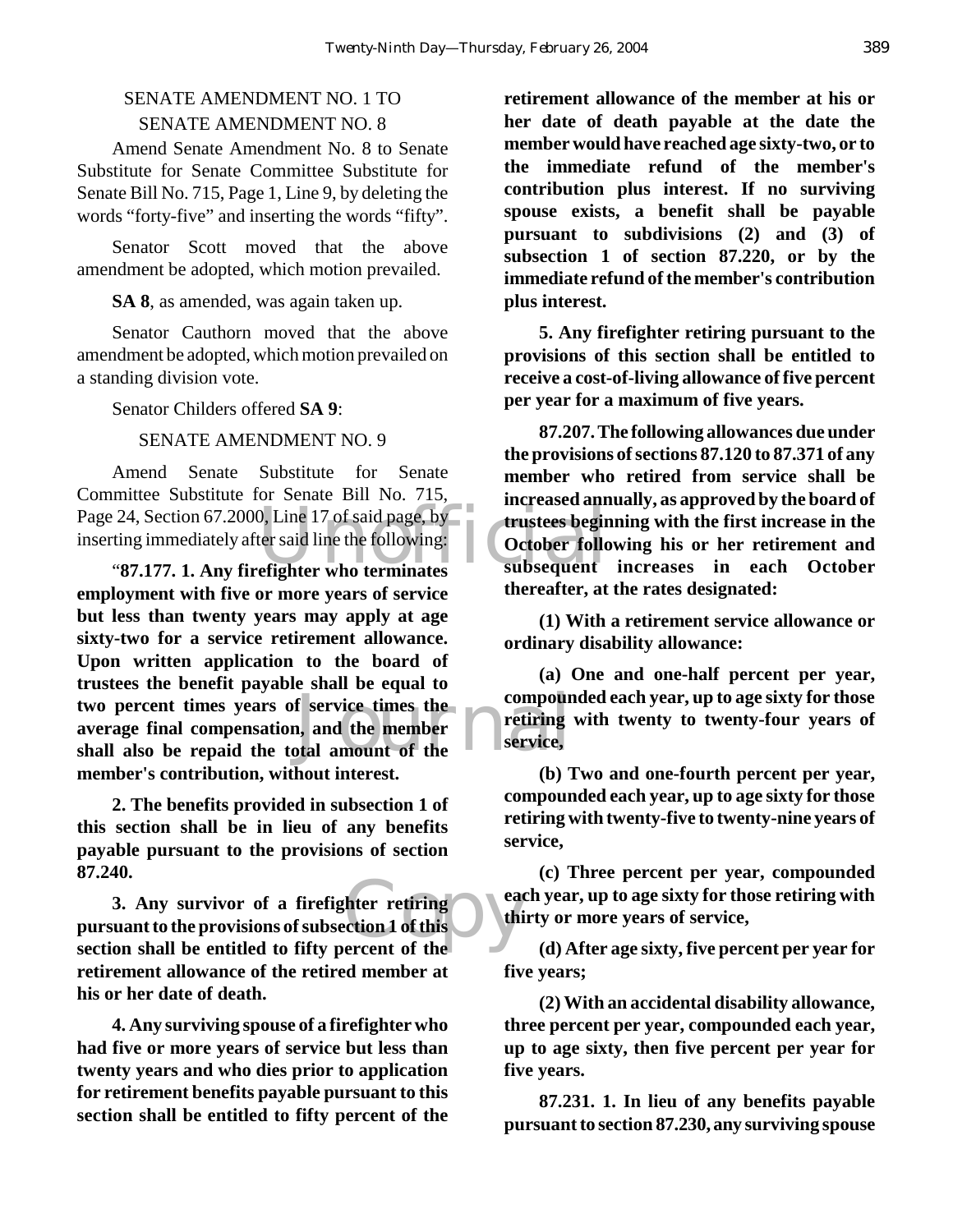SENATE AMENDMENT NO. 1 TO
SENATE AMENDMENT NO. 8

Amend Senate Amendment No. 8 to Senate Substitute for Senate Committee Substitute for Senate Bill No. 715, Page 1, Line 9, by deleting the words "forty-five" and inserting the words "fifty".

Senator Scott moved that the above amendment be adopted, which motion prevailed.

**SA 8**, as amended, was again taken up.

Senator Cauthorn moved that the above amendment be adopted, which motion prevailed on a standing division vote.

Senator Childers offered **SA 9**:

SENATE AMENDMENT NO. 9

Amend Senate Substitute for Senate Committee Substitute for Senate Bill No. 715, Page 24, Section 67.2000, Line 17 of said page, by inserting immediately after said line the following:

"**87.177. 1. Any firefighter who terminates employment with five or more years of service but less than twenty years may apply at age sixty-two for a service retirement allowance. Upon written application to the board of trustees the benefit payable shall be equal to two percent times years of service times the average final compensation, and the member shall also be repaid the total amount of the member's contribution, without interest.**

**2. The benefits provided in subsection 1 of this section shall be in lieu of any benefits payable pursuant to the provisions of section 87.240.**

**3. Any survivor of a firefighter retiring pursuant to the provisions of subsection 1 of this section shall be entitled to fifty percent of the retirement allowance of the retired member at his or her date of death.**

**4. Any surviving spouse of a firefighter who had five or more years of service but less than twenty years and who dies prior to application for retirement benefits payable pursuant to this section shall be entitled to fifty percent of the retirement allowance of the member at his or her date of death payable at the date the member would have reached age sixty-two, or to the immediate refund of the member's contribution plus interest. If no surviving spouse exists, a benefit shall be payable pursuant to subdivisions (2) and (3) of subsection 1 of section 87.220, or by the immediate refund of the member's contribution plus interest.**

**5. Any firefighter retiring pursuant to the provisions of this section shall be entitled to receive a cost-of-living allowance of five percent per year for a maximum of five years.**

**87.207. The following allowances due under the provisions of sections 87.120 to 87.371 of any member who retired from service shall be increased annually, as approved by the board of trustees beginning with the first increase in the October following his or her retirement and subsequent increases in each October thereafter, at the rates designated:**

**(1) With a retirement service allowance or ordinary disability allowance:**

**(a) One and one-half percent per year, compounded each year, up to age sixty for those retiring with twenty to twenty-four years of service,**

**(b) Two and one-fourth percent per year, compounded each year, up to age sixty for those retiring with twenty-five to twenty-nine years of service,**

**(c) Three percent per year, compounded each year, up to age sixty for those retiring with thirty or more years of service,**

**(d) After age sixty, five percent per year for five years;**

**(2) With an accidental disability allowance, three percent per year, compounded each year, up to age sixty, then five percent per year for five years.**

**87.231. 1. In lieu of any benefits payable pursuant to section 87.230, any surviving spouse**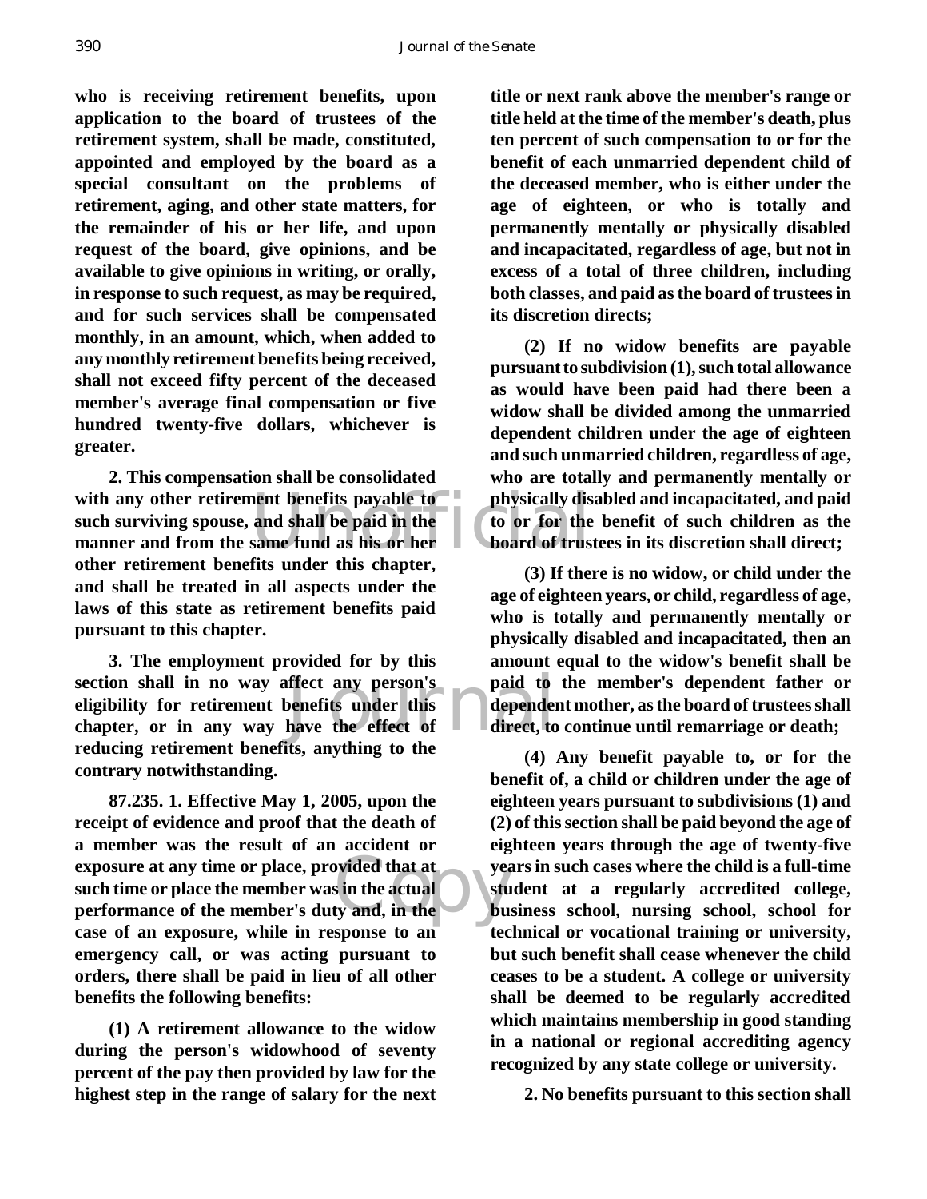**who is receiving retirement benefits, upon application to the board of trustees of the retirement system, shall be made, constituted, appointed and employed by the board as a special consultant on the problems of retirement, aging, and other state matters, for the remainder of his or her life, and upon request of the board, give opinions, and be available to give opinions in writing, or orally, in response to such request, as may be required, and for such services shall be compensated monthly, in an amount, which, when added to any monthly retirement benefits being received, shall not exceed fifty percent of the deceased member's average final compensation or five hundred twenty-five dollars, whichever is greater.**

**2. This compensation shall be consolidated with any other retirement benefits payable to such surviving spouse, and shall be paid in the manner and from the same fund as his or her other retirement benefits under this chapter, and shall be treated in all aspects under the laws of this state as retirement benefits paid pursuant to this chapter.**

**3. The employment provided for by this section shall in no way affect any person's eligibility for retirement benefits under this chapter, or in any way have the effect of reducing retirement benefits, anything to the contrary notwithstanding.**

**87.235. 1. Effective May 1, 2005, upon the receipt of evidence and proof that the death of a member was the result of an accident or exposure at any time or place, provided that at such time or place the member was in the actual performance of the member's duty and, in the case of an exposure, while in response to an emergency call, or was acting pursuant to orders, there shall be paid in lieu of all other benefits the following benefits:**

**(1) A retirement allowance to the widow during the person's widowhood of seventy percent of the pay then provided by law for the highest step in the range of salary for the next title or next rank above the member's range or title held at the time of the member's death, plus ten percent of such compensation to or for the benefit of each unmarried dependent child of the deceased member, who is either under the age of eighteen, or who is totally and permanently mentally or physically disabled and incapacitated, regardless of age, but not in excess of a total of three children, including both classes, and paid as the board of trustees in its discretion directs;**

**(2) If no widow benefits are payable pursuant to subdivision (1), such total allowance as would have been paid had there been a widow shall be divided among the unmarried dependent children under the age of eighteen and such unmarried children, regardless of age, who are totally and permanently mentally or physically disabled and incapacitated, and paid to or for the benefit of such children as the board of trustees in its discretion shall direct;**

**(3) If there is no widow, or child under the age of eighteen years, or child, regardless of age, who is totally and permanently mentally or physically disabled and incapacitated, then an amount equal to the widow's benefit shall be paid to the member's dependent father or dependent mother, as the board of trustees shall direct, to continue until remarriage or death;**

**(4) Any benefit payable to, or for the benefit of, a child or children under the age of eighteen years pursuant to subdivisions (1) and (2) of this section shall be paid beyond the age of eighteen years through the age of twenty-five years in such cases where the child is a full-time student at a regularly accredited college, business school, nursing school, school for technical or vocational training or university, but such benefit shall cease whenever the child ceases to be a student. A college or university shall be deemed to be regularly accredited which maintains membership in good standing in a national or regional accrediting agency recognized by any state college or university.**

**2. No benefits pursuant to this section shall**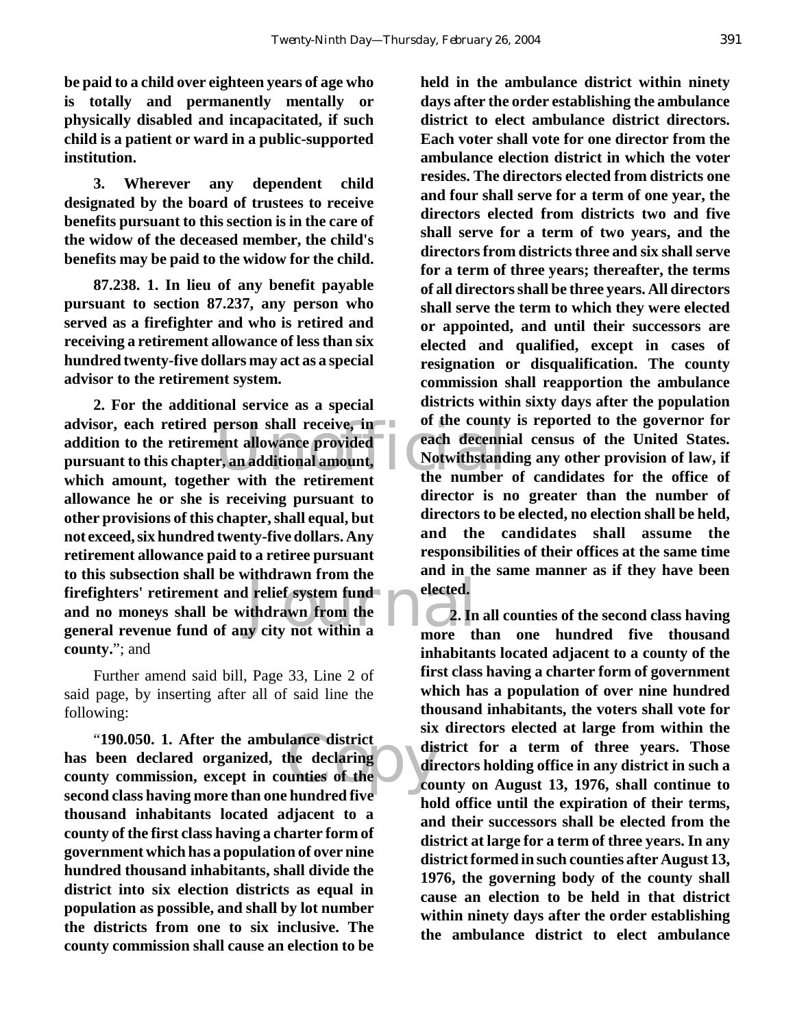**be paid to a child over eighteen years of age who is totally and permanently mentally or physically disabled and incapacitated, if such child is a patient or ward in a public-supported institution.**

**3. Wherever any dependent child designated by the board of trustees to receive benefits pursuant to this section is in the care of the widow of the deceased member, the child's benefits may be paid to the widow for the child.**

**87.238. 1. In lieu of any benefit payable pursuant to section 87.237, any person who served as a firefighter and who is retired and receiving a retirement allowance of less than six hundred twenty-five dollars may act as a special advisor to the retirement system.**

**2. For the additional service as a special advisor, each retired person shall receive, in addition to the retirement allowance provided pursuant to this chapter, an additional amount, which amount, together with the retirement allowance he or she is receiving pursuant to other provisions of this chapter, shall equal, but not exceed, six hundred twenty-five dollars. Any retirement allowance paid to a retiree pursuant to this subsection shall be withdrawn from the firefighters' retirement and relief system fund and no moneys shall be withdrawn from the general revenue fund of any city not within a county.**"; and

Further amend said bill, Page 33, Line 2 of said page, by inserting after all of said line the following:

"**190.050. 1. After the ambulance district has been declared organized, the declaring county commission, except in counties of the second class having more than one hundred five thousand inhabitants located adjacent to a county of the first class having a charter form of government which has a population of over nine hundred thousand inhabitants, shall divide the district into six election districts as equal in population as possible, and shall by lot number the districts from one to six inclusive. The county commission shall cause an election to be held in the ambulance district within ninety days after the order establishing the ambulance district to elect ambulance district directors. Each voter shall vote for one director from the ambulance election district in which the voter resides. The directors elected from districts one and four shall serve for a term of one year, the directors elected from districts two and five shall serve for a term of two years, and the directors from districts three and six shall serve for a term of three years; thereafter, the terms of all directors shall be three years. All directors shall serve the term to which they were elected or appointed, and until their successors are elected and qualified, except in cases of resignation or disqualification. The county commission shall reapportion the ambulance districts within sixty days after the population of the county is reported to the governor for each decennial census of the United States. Notwithstanding any other provision of law, if the number of candidates for the office of director is no greater than the number of directors to be elected, no election shall be held, and the candidates shall assume the responsibilities of their offices at the same time and in the same manner as if they have been elected.**

**2. In all counties of the second class having more than one hundred five thousand inhabitants located adjacent to a county of the first class having a charter form of government which has a population of over nine hundred thousand inhabitants, the voters shall vote for six directors elected at large from within the district for a term of three years. Those directors holding office in any district in such a county on August 13, 1976, shall continue to hold office until the expiration of their terms, and their successors shall be elected from the district at large for a term of three years. In any district formed in such counties after August 13, 1976, the governing body of the county shall cause an election to be held in that district within ninety days after the order establishing the ambulance district to elect ambulance**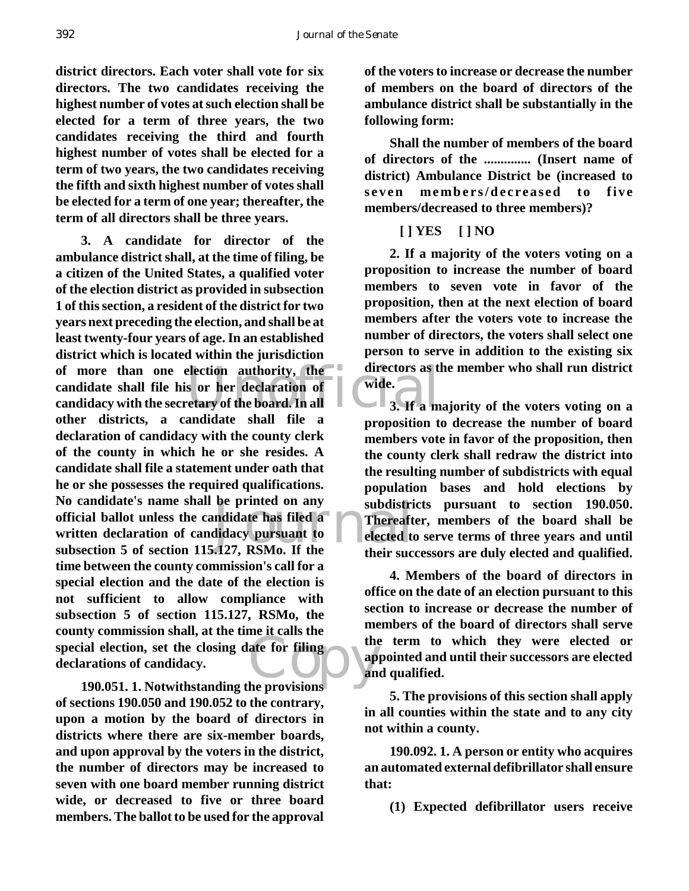**district directors. Each voter shall vote for six directors. The two candidates receiving the highest number of votes at such election shall be elected for a term of three years, the two candidates receiving the third and fourth highest number of votes shall be elected for a term of two years, the two candidates receiving the fifth and sixth highest number of votes shall be elected for a term of one year; thereafter, the term of all directors shall be three years.**

**3. A candidate for director of the ambulance district shall, at the time of filing, be a citizen of the United States, a qualified voter of the election district as provided in subsection 1 of this section, a resident of the district for two years next preceding the election, and shall be at least twenty-four years of age. In an established district which is located within the jurisdiction of more than one election authority, the candidate shall file his or her declaration of candidacy with the secretary of the board. In all other districts, a candidate shall file a declaration of candidacy with the county clerk of the county in which he or she resides. A candidate shall file a statement under oath that he or she possesses the required qualifications. No candidate's name shall be printed on any official ballot unless the candidate has filed a written declaration of candidacy pursuant to subsection 5 of section 115.127, RSMo. If the time between the county commission's call for a special election and the date of the election is not sufficient to allow compliance with subsection 5 of section 115.127, RSMo, the county commission shall, at the time it calls the special election, set the closing date for filing declarations of candidacy.**

**190.051. 1. Notwithstanding the provisions of sections 190.050 and 190.052 to the contrary, upon a motion by the board of directors in districts where there are six-member boards, and upon approval by the voters in the district, the number of directors may be increased to seven with one board member running district wide, or decreased to five or three board members. The ballot to be used for the approval of the voters to increase or decrease the number of members on the board of directors of the ambulance district shall be substantially in the following form:**

**Shall the number of members of the board of directors of the .............. (Insert name of district) Ambulance District be (increased to seven members/decreased to five members/decreased to three members)?**

**[ ] YES [ ] NO**

**2. If a majority of the voters voting on a proposition to increase the number of board members to seven vote in favor of the proposition, then at the next election of board members after the voters vote to increase the number of directors, the voters shall select one person to serve in addition to the existing six directors as the member who shall run district wide.**

**3. If a majority of the voters voting on a proposition to decrease the number of board members vote in favor of the proposition, then the county clerk shall redraw the district into the resulting number of subdistricts with equal population bases and hold elections by subdistricts pursuant to section 190.050. Thereafter, members of the board shall be elected to serve terms of three years and until their successors are duly elected and qualified.**

**4. Members of the board of directors in office on the date of an election pursuant to this section to increase or decrease the number of members of the board of directors shall serve the term to which they were elected or appointed and until their successors are elected and qualified.**

**5. The provisions of this section shall apply in all counties within the state and to any city not within a county.**

**190.092. 1. A person or entity who acquires an automated external defibrillator shall ensure that:**

**(1) Expected defibrillator users receive**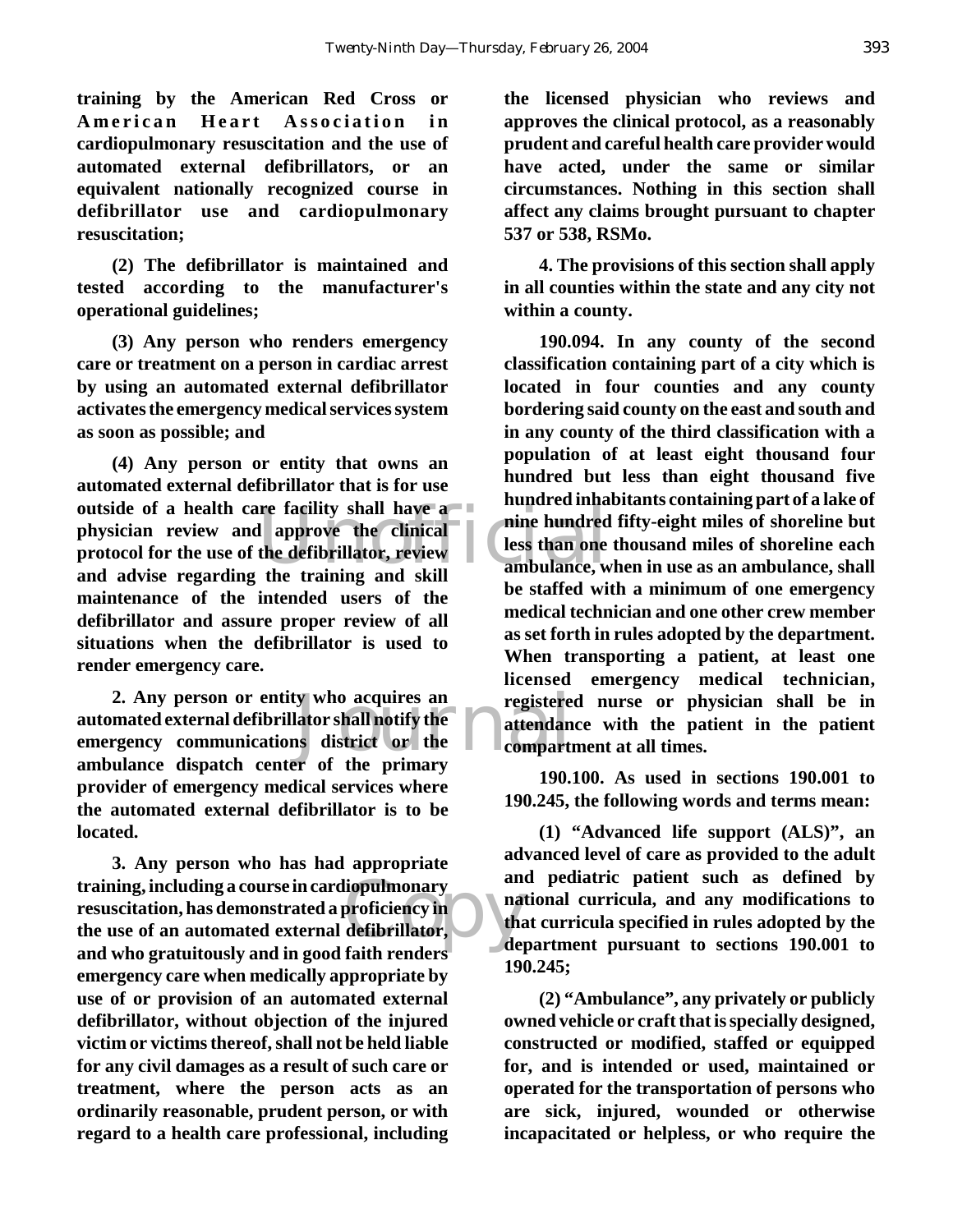**training by the American Red Cross or American Heart Association in cardiopulmonary resuscitation and the use of automated external defibrillators, or an equivalent nationally recognized course in defibrillator use and cardiopulmonary resuscitation;**

**(2) The defibrillator is maintained and tested according to the manufacturer's operational guidelines;**

**(3) Any person who renders emergency care or treatment on a person in cardiac arrest by using an automated external defibrillator activates the emergency medical services system as soon as possible; and**

**(4) Any person or entity that owns an automated external defibrillator that is for use outside of a health care facility shall have a physician review and approve the clinical protocol for the use of the defibrillator, review and advise regarding the training and skill maintenance of the intended users of the defibrillator and assure proper review of all situations when the defibrillator is used to render emergency care.**

**2. Any person or entity who acquires an automated external defibrillator shall notify the emergency communications district or the ambulance dispatch center of the primary provider of emergency medical services where the automated external defibrillator is to be located.**

**3. Any person who has had appropriate training, including a course in cardiopulmonary resuscitation, has demonstrated a proficiency in the use of an automated external defibrillator, and who gratuitously and in good faith renders emergency care when medically appropriate by use of or provision of an automated external defibrillator, without objection of the injured victim or victims thereof, shall not be held liable for any civil damages as a result of such care or treatment, where the person acts as an ordinarily reasonable, prudent person, or with regard to a health care professional, including the licensed physician who reviews and approves the clinical protocol, as a reasonably prudent and careful health care provider would have acted, under the same or similar circumstances. Nothing in this section shall affect any claims brought pursuant to chapter 537 or 538, RSMo.**

**4. The provisions of this section shall apply in all counties within the state and any city not within a county.**

**190.094. In any county of the second classification containing part of a city which is located in four counties and any county bordering said county on the east and south and in any county of the third classification with a population of at least eight thousand four hundred but less than eight thousand five hundred inhabitants containing part of a lake of nine hundred fifty-eight miles of shoreline but less than one thousand miles of shoreline each ambulance, when in use as an ambulance, shall be staffed with a minimum of one emergency medical technician and one other crew member as set forth in rules adopted by the department. When transporting a patient, at least one licensed emergency medical technician, registered nurse or physician shall be in attendance with the patient in the patient compartment at all times.**

**190.100. As used in sections 190.001 to 190.245, the following words and terms mean:**

**(1) "Advanced life support (ALS)", an advanced level of care as provided to the adult and pediatric patient such as defined by national curricula, and any modifications to that curricula specified in rules adopted by the department pursuant to sections 190.001 to 190.245;**

**(2) "Ambulance", any privately or publicly owned vehicle or craft that is specially designed, constructed or modified, staffed or equipped for, and is intended or used, maintained or operated for the transportation of persons who are sick, injured, wounded or otherwise incapacitated or helpless, or who require the**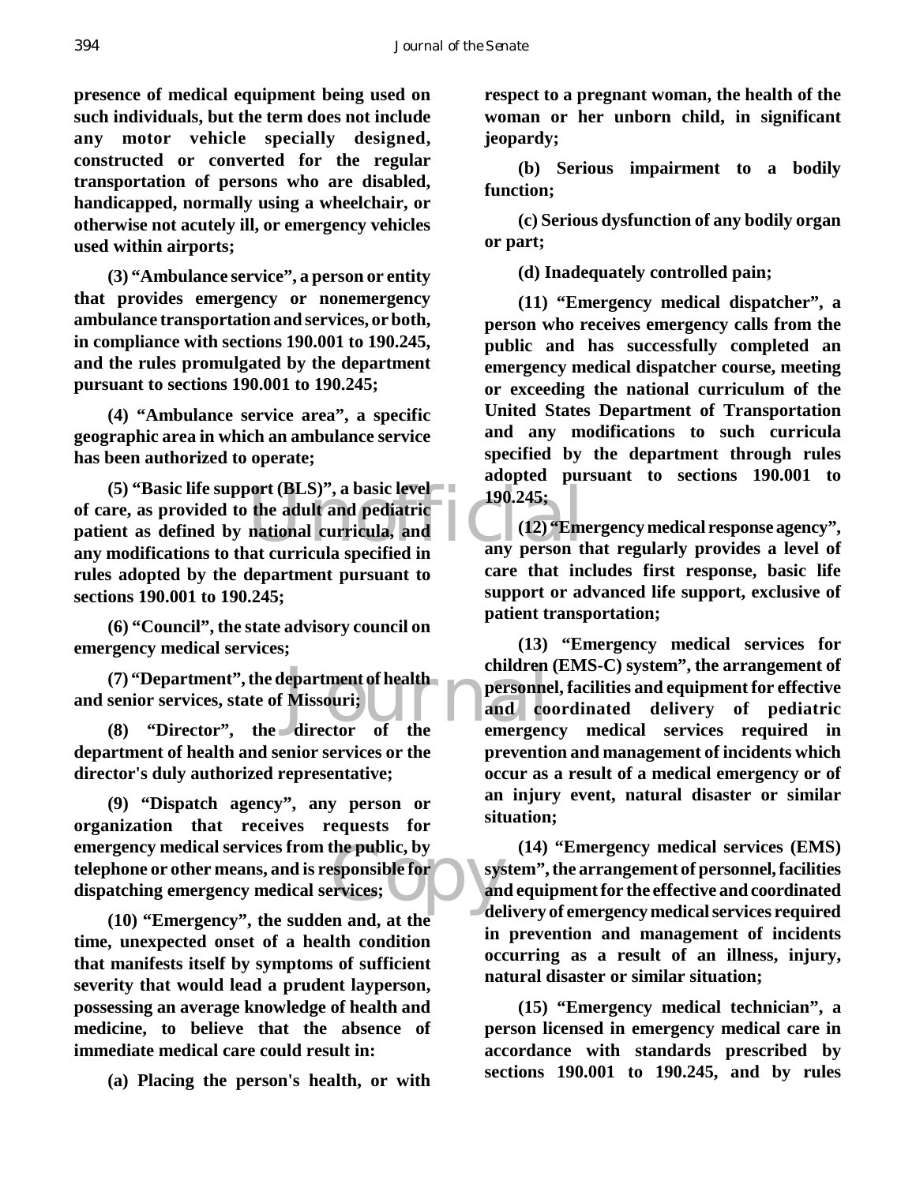**presence of medical equipment being used on such individuals, but the term does not include any motor vehicle specially designed, constructed or converted for the regular transportation of persons who are disabled, handicapped, normally using a wheelchair, or otherwise not acutely ill, or emergency vehicles used within airports;**

**(3) "Ambulance service", a person or entity that provides emergency or nonemergency ambulance transportation and services, or both, in compliance with sections 190.001 to 190.245, and the rules promulgated by the department pursuant to sections 190.001 to 190.245;**

**(4) "Ambulance service area", a specific geographic area in which an ambulance service has been authorized to operate;**

**(5) "Basic life support (BLS)", a basic level of care, as provided to the adult and pediatric patient as defined by national curricula, and any modifications to that curricula specified in rules adopted by the department pursuant to sections 190.001 to 190.245;**

**(6) "Council", the state advisory council on emergency medical services;**

**(7) "Department", the department of health and senior services, state of Missouri;**

**(8) "Director", the director of the department of health and senior services or the director's duly authorized representative;**

**(9) "Dispatch agency", any person or organization that receives requests for emergency medical services from the public, by telephone or other means, and is responsible for dispatching emergency medical services;**

**(10) "Emergency", the sudden and, at the time, unexpected onset of a health condition that manifests itself by symptoms of sufficient severity that would lead a prudent layperson, possessing an average knowledge of health and medicine, to believe that the absence of immediate medical care could result in:**

**(a) Placing the person's health, or with respect to a pregnant woman, the health of the woman or her unborn child, in significant jeopardy;**

**(b) Serious impairment to a bodily function;**

**(c) Serious dysfunction of any bodily organ or part;**

**(d) Inadequately controlled pain;**

**(11) "Emergency medical dispatcher", a person who receives emergency calls from the public and has successfully completed an emergency medical dispatcher course, meeting or exceeding the national curriculum of the United States Department of Transportation and any modifications to such curricula specified by the department through rules adopted pursuant to sections 190.001 to 190.245;**

**(12) "Emergency medical response agency", any person that regularly provides a level of care that includes first response, basic life support or advanced life support, exclusive of patient transportation;**

**(13) "Emergency medical services for children (EMS-C) system", the arrangement of personnel, facilities and equipment for effective and coordinated delivery of pediatric emergency medical services required in prevention and management of incidents which occur as a result of a medical emergency or of an injury event, natural disaster or similar situation;**

**(14) "Emergency medical services (EMS) system", the arrangement of personnel, facilities and equipment for the effective and coordinated delivery of emergency medical services required in prevention and management of incidents occurring as a result of an illness, injury, natural disaster or similar situation;**

**(15) "Emergency medical technician", a person licensed in emergency medical care in accordance with standards prescribed by sections 190.001 to 190.245, and by rules**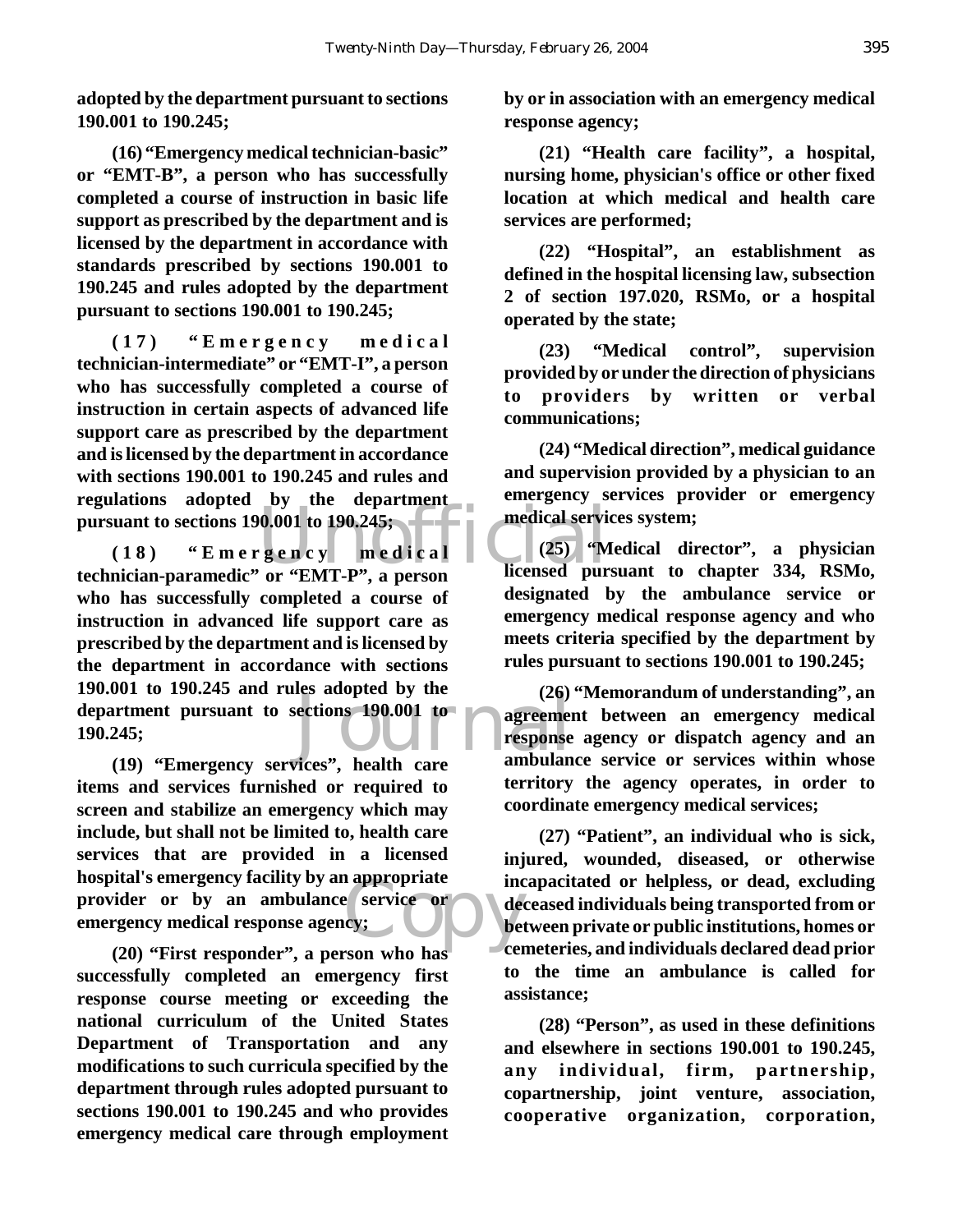**adopted by the department pursuant to sections 190.001 to 190.245;**

**(16) "Emergency medical technician-basic" or "EMT-B", a person who has successfully completed a course of instruction in basic life support as prescribed by the department and is licensed by the department in accordance with standards prescribed by sections 190.001 to 190.245 and rules adopted by the department pursuant to sections 190.001 to 190.245;**

**(17) "Emergency medical technician-intermediate" or "EMT-I", a person who has successfully completed a course of instruction in certain aspects of advanced life support care as prescribed by the department and is licensed by the department in accordance with sections 190.001 to 190.245 and rules and regulations adopted by the department pursuant to sections 190.001 to 190.245;**

**(18) "Emergency medical technician-paramedic" or "EMT-P", a person who has successfully completed a course of instruction in advanced life support care as prescribed by the department and is licensed by the department in accordance with sections 190.001 to 190.245 and rules adopted by the department pursuant to sections 190.001 to 190.245;**

**(19) "Emergency services", health care items and services furnished or required to screen and stabilize an emergency which may include, but shall not be limited to, health care services that are provided in a licensed hospital's emergency facility by an appropriate provider or by an ambulance service or emergency medical response agency;**

**(20) "First responder", a person who has successfully completed an emergency first response course meeting or exceeding the national curriculum of the United States Department of Transportation and any modifications to such curricula specified by the department through rules adopted pursuant to sections 190.001 to 190.245 and who provides emergency medical care through employment by or in association with an emergency medical response agency;**

**(21) "Health care facility", a hospital, nursing home, physician's office or other fixed location at which medical and health care services are performed;**

**(22) "Hospital", an establishment as defined in the hospital licensing law, subsection 2 of section 197.020, RSMo, or a hospital operated by the state;**

**(23) "Medical control", supervision provided by or under the direction of physicians to providers by written or verbal communications;**

**(24) "Medical direction", medical guidance and supervision provided by a physician to an emergency services provider or emergency medical services system;**

**(25) "Medical director", a physician licensed pursuant to chapter 334, RSMo, designated by the ambulance service or emergency medical response agency and who meets criteria specified by the department by rules pursuant to sections 190.001 to 190.245;**

**(26) "Memorandum of understanding", an agreement between an emergency medical response agency or dispatch agency and an ambulance service or services within whose territory the agency operates, in order to coordinate emergency medical services;**

**(27) "Patient", an individual who is sick, injured, wounded, diseased, or otherwise incapacitated or helpless, or dead, excluding deceased individuals being transported from or between private or public institutions, homes or cemeteries, and individuals declared dead prior to the time an ambulance is called for assistance;**

**(28) "Person", as used in these definitions and elsewhere in sections 190.001 to 190.245, any individual, firm, partnership, copartnership, joint venture, association, cooperative organization, corporation,**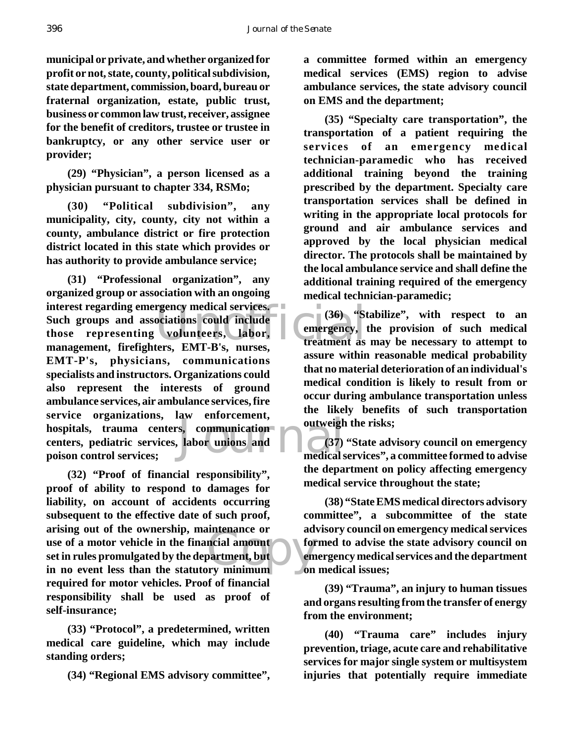**municipal or private, and whether organized for profit or not, state, county, political subdivision, state department, commission, board, bureau or fraternal organization, estate, public trust, business or common law trust, receiver, assignee for the benefit of creditors, trustee or trustee in bankruptcy, or any other service user or provider;**

**(29) "Physician", a person licensed as a physician pursuant to chapter 334, RSMo;**

**(30) "Political subdivision", any municipality, city, county, city not within a county, ambulance district or fire protection district located in this state which provides or has authority to provide ambulance service;**

**(31) "Professional organization", any organized group or association with an ongoing interest regarding emergency medical services. Such groups and associations could include those representing volunteers, labor, management, firefighters, EMT-B's, nurses, EMT-P's, physicians, communications specialists and instructors. Organizations could also represent the interests of ground ambulance services, air ambulance services, fire service organizations, law enforcement, hospitals, trauma centers, communication centers, pediatric services, labor unions and poison control services;**

**(32) "Proof of financial responsibility", proof of ability to respond to damages for liability, on account of accidents occurring subsequent to the effective date of such proof, arising out of the ownership, maintenance or use of a motor vehicle in the financial amount set in rules promulgated by the department, but in no event less than the statutory minimum required for motor vehicles. Proof of financial responsibility shall be used as proof of self-insurance;**

**(33) "Protocol", a predetermined, written medical care guideline, which may include standing orders;**

**(34) "Regional EMS advisory committee", a committee formed within an emergency medical services (EMS) region to advise ambulance services, the state advisory council on EMS and the department;**

**(35) "Specialty care transportation", the transportation of a patient requiring the services of an emergency medical technician-paramedic who has received additional training beyond the training prescribed by the department. Specialty care transportation services shall be defined in writing in the appropriate local protocols for ground and air ambulance services and approved by the local physician medical director. The protocols shall be maintained by the local ambulance service and shall define the additional training required of the emergency medical technician-paramedic;**

**(36) "Stabilize", with respect to an emergency, the provision of such medical treatment as may be necessary to attempt to assure within reasonable medical probability that no material deterioration of an individual's medical condition is likely to result from or occur during ambulance transportation unless the likely benefits of such transportation outweigh the risks;**

**(37) "State advisory council on emergency medical services", a committee formed to advise the department on policy affecting emergency medical service throughout the state;**

**(38) "State EMS medical directors advisory committee", a subcommittee of the state advisory council on emergency medical services formed to advise the state advisory council on emergency medical services and the department on medical issues;**

**(39) "Trauma", an injury to human tissues and organs resulting from the transfer of energy from the environment;**

**(40) "Trauma care" includes injury prevention, triage, acute care and rehabilitative services for major single system or multisystem injuries that potentially require immediate**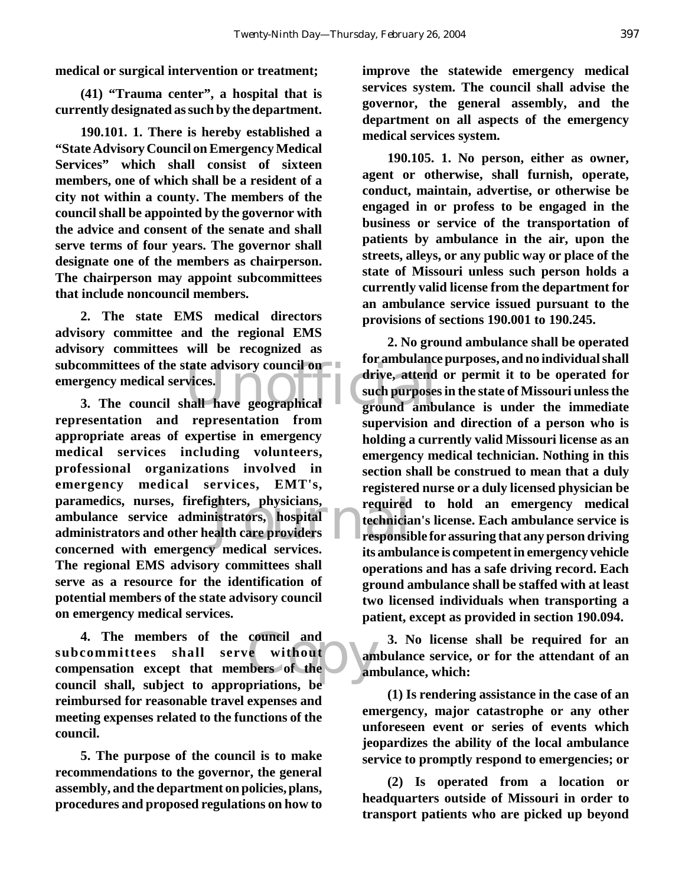**medical or surgical intervention or treatment;**

**(41) "Trauma center", a hospital that is currently designated as such by the department.**

**190.101. 1. There is hereby established a "State Advisory Council on Emergency Medical Services" which shall consist of sixteen members, one of which shall be a resident of a city not within a county. The members of the council shall be appointed by the governor with the advice and consent of the senate and shall serve terms of four years. The governor shall designate one of the members as chairperson. The chairperson may appoint subcommittees that include noncouncil members.**

**2. The state EMS medical directors advisory committee and the regional EMS advisory committees will be recognized as subcommittees of the state advisory council on emergency medical services.**

**3. The council shall have geographical representation and representation from appropriate areas of expertise in emergency medical services including volunteers, professional organizations involved in emergency medical services, EMT's, paramedics, nurses, firefighters, physicians, ambulance service administrators, hospital administrators and other health care providers concerned with emergency medical services. The regional EMS advisory committees shall serve as a resource for the identification of potential members of the state advisory council on emergency medical services.**

**4. The members of the council and subcommittees shall serve without compensation except that members of the council shall, subject to appropriations, be reimbursed for reasonable travel expenses and meeting expenses related to the functions of the council.**

**5. The purpose of the council is to make recommendations to the governor, the general assembly, and the department on policies, plans, procedures and proposed regulations on how to improve the statewide emergency medical services system. The council shall advise the governor, the general assembly, and the department on all aspects of the emergency medical services system.**

**190.105. 1. No person, either as owner, agent or otherwise, shall furnish, operate, conduct, maintain, advertise, or otherwise be engaged in or profess to be engaged in the business or service of the transportation of patients by ambulance in the air, upon the streets, alleys, or any public way or place of the state of Missouri unless such person holds a currently valid license from the department for an ambulance service issued pursuant to the provisions of sections 190.001 to 190.245.**

**2. No ground ambulance shall be operated for ambulance purposes, and no individual shall drive, attend or permit it to be operated for such purposes in the state of Missouri unless the ground ambulance is under the immediate supervision and direction of a person who is holding a currently valid Missouri license as an emergency medical technician. Nothing in this section shall be construed to mean that a duly registered nurse or a duly licensed physician be required to hold an emergency medical technician's license. Each ambulance service is responsible for assuring that any person driving its ambulance is competent in emergency vehicle operations and has a safe driving record. Each ground ambulance shall be staffed with at least two licensed individuals when transporting a patient, except as provided in section 190.094.**

**3. No license shall be required for an ambulance service, or for the attendant of an ambulance, which:**

**(1) Is rendering assistance in the case of an emergency, major catastrophe or any other unforeseen event or series of events which jeopardizes the ability of the local ambulance service to promptly respond to emergencies; or**

**(2) Is operated from a location or headquarters outside of Missouri in order to transport patients who are picked up beyond**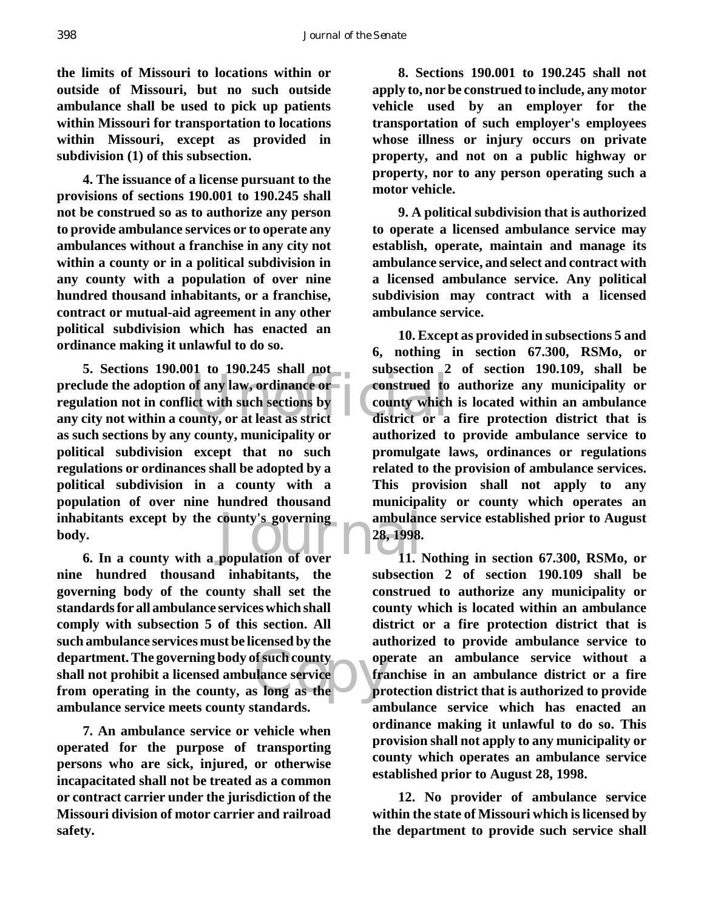**the limits of Missouri to locations within or outside of Missouri, but no such outside ambulance shall be used to pick up patients within Missouri for transportation to locations within Missouri, except as provided in subdivision (1) of this subsection.**

**4. The issuance of a license pursuant to the provisions of sections 190.001 to 190.245 shall not be construed so as to authorize any person to provide ambulance services or to operate any ambulances without a franchise in any city not within a county or in a political subdivision in any county with a population of over nine hundred thousand inhabitants, or a franchise, contract or mutual-aid agreement in any other political subdivision which has enacted an ordinance making it unlawful to do so.**

**5. Sections 190.001 to 190.245 shall not preclude the adoption of any law, ordinance or regulation not in conflict with such sections by any city not within a county, or at least as strict as such sections by any county, municipality or political subdivision except that no such regulations or ordinances shall be adopted by a political subdivision in a county with a population of over nine hundred thousand inhabitants except by the county's governing body.**

**6. In a county with a population of over nine hundred thousand inhabitants, the governing body of the county shall set the standards for all ambulance services which shall comply with subsection 5 of this section. All such ambulance services must be licensed by the department. The governing body of such county shall not prohibit a licensed ambulance service from operating in the county, as long as the ambulance service meets county standards.**

**7. An ambulance service or vehicle when operated for the purpose of transporting persons who are sick, injured, or otherwise incapacitated shall not be treated as a common or contract carrier under the jurisdiction of the Missouri division of motor carrier and railroad safety.**

**8. Sections 190.001 to 190.245 shall not apply to, nor be construed to include, any motor vehicle used by an employer for the transportation of such employer's employees whose illness or injury occurs on private property, and not on a public highway or property, nor to any person operating such a motor vehicle.**

**9. A political subdivision that is authorized to operate a licensed ambulance service may establish, operate, maintain and manage its ambulance service, and select and contract with a licensed ambulance service. Any political subdivision may contract with a licensed ambulance service.**

**10. Except as provided in subsections 5 and 6, nothing in section 67.300, RSMo, or subsection 2 of section 190.109, shall be construed to authorize any municipality or county which is located within an ambulance district or a fire protection district that is authorized to provide ambulance service to promulgate laws, ordinances or regulations related to the provision of ambulance services. This provision shall not apply to any municipality or county which operates an ambulance service established prior to August 28, 1998.**

**11. Nothing in section 67.300, RSMo, or subsection 2 of section 190.109 shall be construed to authorize any municipality or county which is located within an ambulance district or a fire protection district that is authorized to provide ambulance service to operate an ambulance service without a franchise in an ambulance district or a fire protection district that is authorized to provide ambulance service which has enacted an ordinance making it unlawful to do so. This provision shall not apply to any municipality or county which operates an ambulance service established prior to August 28, 1998.**

**12. No provider of ambulance service within the state of Missouri which is licensed by the department to provide such service shall**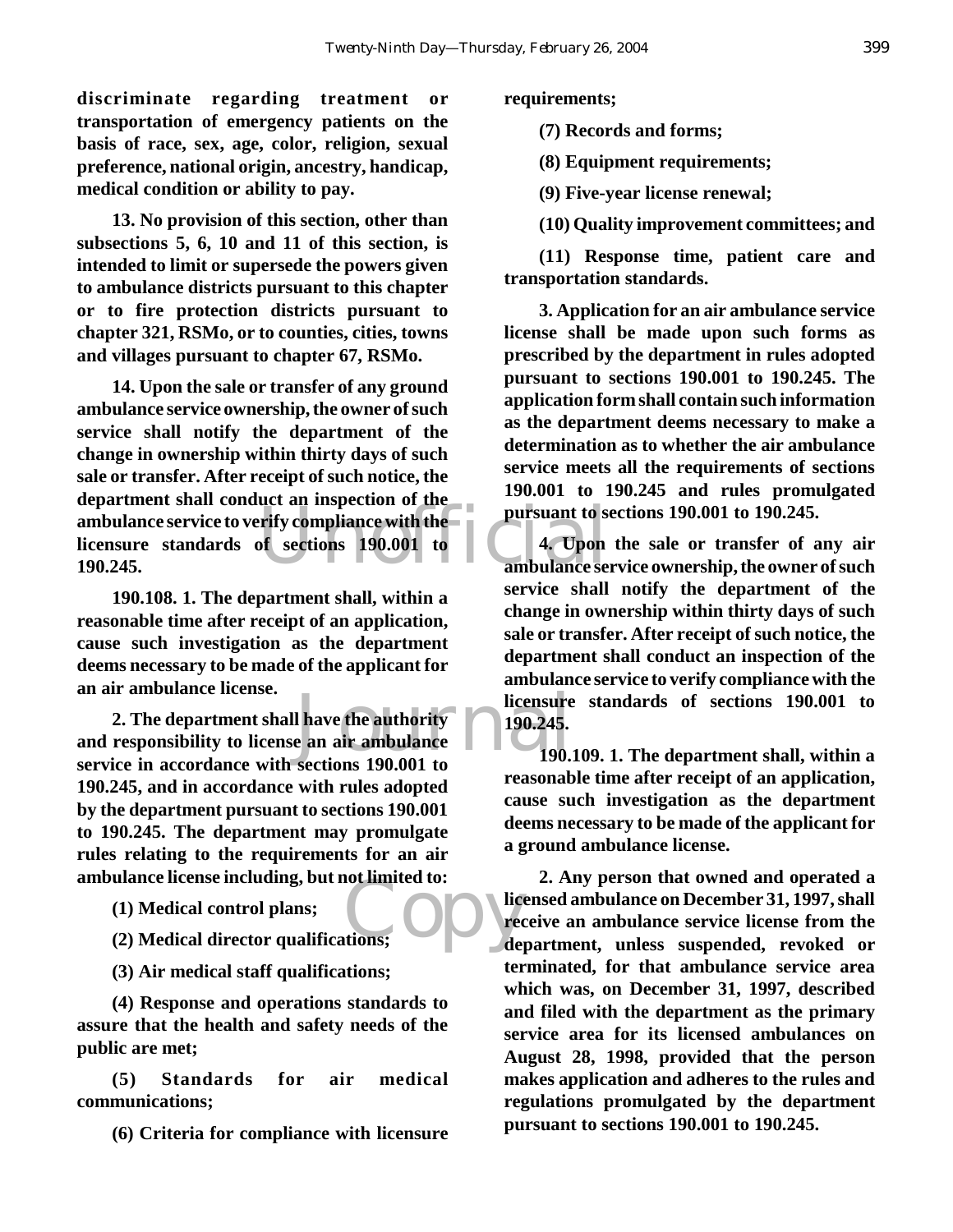**discriminate regarding treatment or transportation of emergency patients on the basis of race, sex, age, color, religion, sexual preference, national origin, ancestry, handicap, medical condition or ability to pay.**

**13. No provision of this section, other than subsections 5, 6, 10 and 11 of this section, is intended to limit or supersede the powers given to ambulance districts pursuant to this chapter or to fire protection districts pursuant to chapter 321, RSMo, or to counties, cities, towns and villages pursuant to chapter 67, RSMo.**

**14. Upon the sale or transfer of any ground ambulance service ownership, the owner of such service shall notify the department of the change in ownership within thirty days of such sale or transfer. After receipt of such notice, the department shall conduct an inspection of the ambulance service to verify compliance with the licensure standards of sections 190.001 to 190.245.**

**190.108. 1. The department shall, within a reasonable time after receipt of an application, cause such investigation as the department deems necessary to be made of the applicant for an air ambulance license.**

**2. The department shall have the authority and responsibility to license an air ambulance service in accordance with sections 190.001 to 190.245, and in accordance with rules adopted by the department pursuant to sections 190.001 to 190.245. The department may promulgate rules relating to the requirements for an air ambulance license including, but not limited to:**

**(1) Medical control plans;**

**(2) Medical director qualifications;**

**(3) Air medical staff qualifications;**

**(4) Response and operations standards to assure that the health and safety needs of the public are met;**

**(5) Standards for air medical communications;**

**(6) Criteria for compliance with licensure requirements;**

**(7) Records and forms;**

**(8) Equipment requirements;**

**(9) Five-year license renewal;**

**(10) Quality improvement committees; and**

**(11) Response time, patient care and transportation standards.**

**3. Application for an air ambulance service license shall be made upon such forms as prescribed by the department in rules adopted pursuant to sections 190.001 to 190.245. The application form shall contain such information as the department deems necessary to make a determination as to whether the air ambulance service meets all the requirements of sections 190.001 to 190.245 and rules promulgated pursuant to sections 190.001 to 190.245.**

**4. Upon the sale or transfer of any air ambulance service ownership, the owner of such service shall notify the department of the change in ownership within thirty days of such sale or transfer. After receipt of such notice, the department shall conduct an inspection of the ambulance service to verify compliance with the licensure standards of sections 190.001 to 190.245.**

**190.109. 1. The department shall, within a reasonable time after receipt of an application, cause such investigation as the department deems necessary to be made of the applicant for a ground ambulance license.**

**2. Any person that owned and operated a licensed ambulance on December 31, 1997, shall receive an ambulance service license from the department, unless suspended, revoked or terminated, for that ambulance service area which was, on December 31, 1997, described and filed with the department as the primary service area for its licensed ambulances on August 28, 1998, provided that the person makes application and adheres to the rules and regulations promulgated by the department pursuant to sections 190.001 to 190.245.**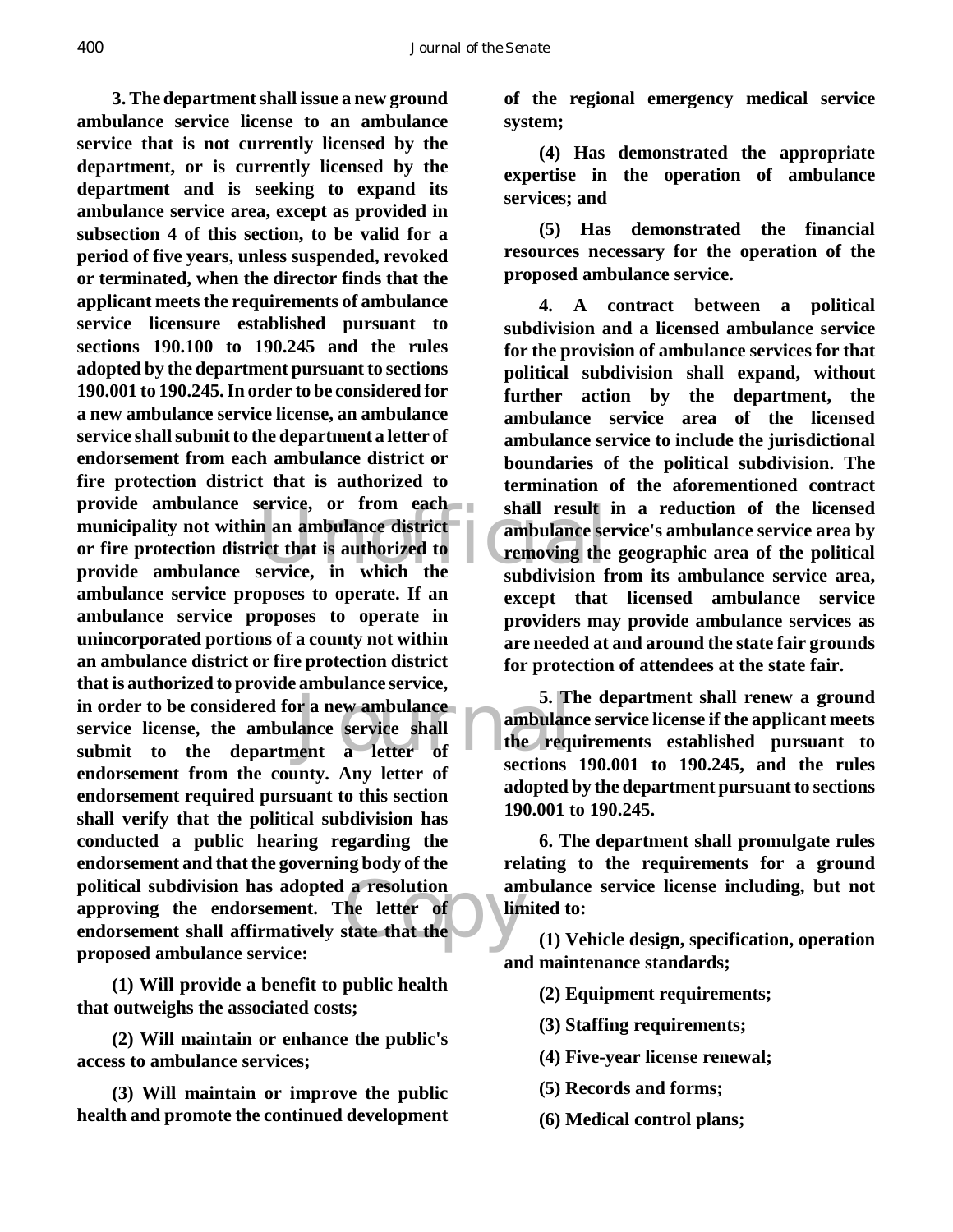**3. The department shall issue a new ground ambulance service license to an ambulance service that is not currently licensed by the department, or is currently licensed by the department and is seeking to expand its ambulance service area, except as provided in subsection 4 of this section, to be valid for a period of five years, unless suspended, revoked or terminated, when the director finds that the applicant meets the requirements of ambulance service licensure established pursuant to sections 190.100 to 190.245 and the rules adopted by the department pursuant to sections 190.001 to 190.245. In order to be considered for a new ambulance service license, an ambulance service shall submit to the department a letter of endorsement from each ambulance district or fire protection district that is authorized to provide ambulance service, or from each municipality not within an ambulance district or fire protection district that is authorized to provide ambulance service, in which the ambulance service proposes to operate. If an ambulance service proposes to operate in unincorporated portions of a county not within an ambulance district or fire protection district that is authorized to provide ambulance service, in order to be considered for a new ambulance service license, the ambulance service shall submit to the department a letter of endorsement from the county. Any letter of endorsement required pursuant to this section shall verify that the political subdivision has conducted a public hearing regarding the endorsement and that the governing body of the political subdivision has adopted a resolution approving the endorsement. The letter of endorsement shall affirmatively state that the proposed ambulance service:**

**(1) Will provide a benefit to public health that outweighs the associated costs;**

**(2) Will maintain or enhance the public's access to ambulance services;**

**(3) Will maintain or improve the public health and promote the continued development of the regional emergency medical service system;**

**(4) Has demonstrated the appropriate expertise in the operation of ambulance services; and**

**(5) Has demonstrated the financial resources necessary for the operation of the proposed ambulance service.**

**4. A contract between a political subdivision and a licensed ambulance service for the provision of ambulance services for that political subdivision shall expand, without further action by the department, the ambulance service area of the licensed ambulance service to include the jurisdictional boundaries of the political subdivision. The termination of the aforementioned contract shall result in a reduction of the licensed ambulance service's ambulance service area by removing the geographic area of the political subdivision from its ambulance service area, except that licensed ambulance service providers may provide ambulance services as are needed at and around the state fair grounds for protection of attendees at the state fair.**

**5. The department shall renew a ground ambulance service license if the applicant meets the requirements established pursuant to sections 190.001 to 190.245, and the rules adopted by the department pursuant to sections 190.001 to 190.245.**

**6. The department shall promulgate rules relating to the requirements for a ground ambulance service license including, but not limited to:**

**(1) Vehicle design, specification, operation and maintenance standards;**

**(2) Equipment requirements;**

**(3) Staffing requirements;**

**(4) Five-year license renewal;**

**(5) Records and forms;**

**(6) Medical control plans;**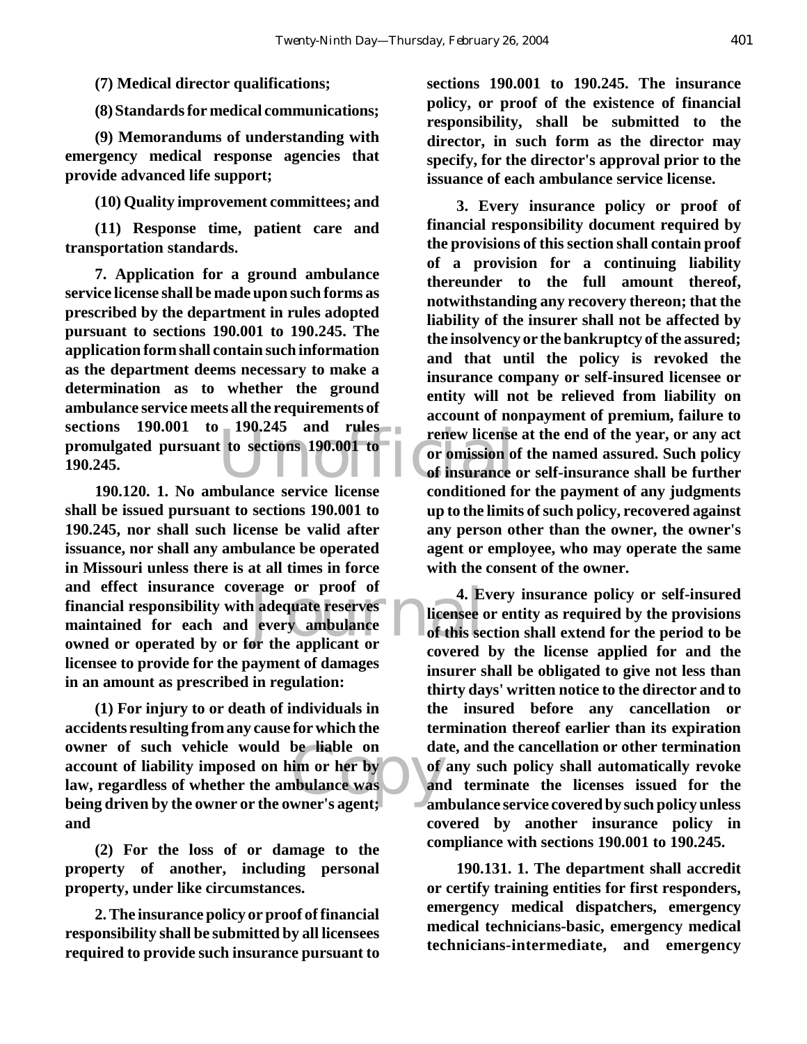**(7) Medical director qualifications;**

**(8) Standards for medical communications;**

**(9) Memorandums of understanding with emergency medical response agencies that provide advanced life support;**

**(10) Quality improvement committees; and**

**(11) Response time, patient care and transportation standards.**

**7. Application for a ground ambulance service license shall be made upon such forms as prescribed by the department in rules adopted pursuant to sections 190.001 to 190.245. The application form shall contain such information as the department deems necessary to make a determination as to whether the ground ambulance service meets all the requirements of sections 190.001 to 190.245 and rules promulgated pursuant to sections 190.001 to 190.245.**

**190.120. 1. No ambulance service license shall be issued pursuant to sections 190.001 to 190.245, nor shall such license be valid after issuance, nor shall any ambulance be operated in Missouri unless there is at all times in force and effect insurance coverage or proof of financial responsibility with adequate reserves maintained for each and every ambulance owned or operated by or for the applicant or licensee to provide for the payment of damages in an amount as prescribed in regulation:**

**(1) For injury to or death of individuals in accidents resulting from any cause for which the owner of such vehicle would be liable on account of liability imposed on him or her by law, regardless of whether the ambulance was being driven by the owner or the owner's agent; and**

**(2) For the loss of or damage to the property of another, including personal property, under like circumstances.**

**2. The insurance policy or proof of financial responsibility shall be submitted by all licensees required to provide such insurance pursuant to sections 190.001 to 190.245. The insurance policy, or proof of the existence of financial responsibility, shall be submitted to the director, in such form as the director may specify, for the director's approval prior to the issuance of each ambulance service license.**

**3. Every insurance policy or proof of financial responsibility document required by the provisions of this section shall contain proof of a provision for a continuing liability thereunder to the full amount thereof, notwithstanding any recovery thereon; that the liability of the insurer shall not be affected by the insolvency or the bankruptcy of the assured; and that until the policy is revoked the insurance company or self-insured licensee or entity will not be relieved from liability on account of nonpayment of premium, failure to renew license at the end of the year, or any act or omission of the named assured. Such policy of insurance or self-insurance shall be further conditioned for the payment of any judgments up to the limits of such policy, recovered against any person other than the owner, the owner's agent or employee, who may operate the same with the consent of the owner.**

**4. Every insurance policy or self-insured licensee or entity as required by the provisions of this section shall extend for the period to be covered by the license applied for and the insurer shall be obligated to give not less than thirty days' written notice to the director and to the insured before any cancellation or termination thereof earlier than its expiration date, and the cancellation or other termination of any such policy shall automatically revoke and terminate the licenses issued for the ambulance service covered by such policy unless covered by another insurance policy in compliance with sections 190.001 to 190.245.**

**190.131. 1. The department shall accredit or certify training entities for first responders, emergency medical dispatchers, emergency medical technicians-basic, emergency medical technicians-intermediate, and emergency**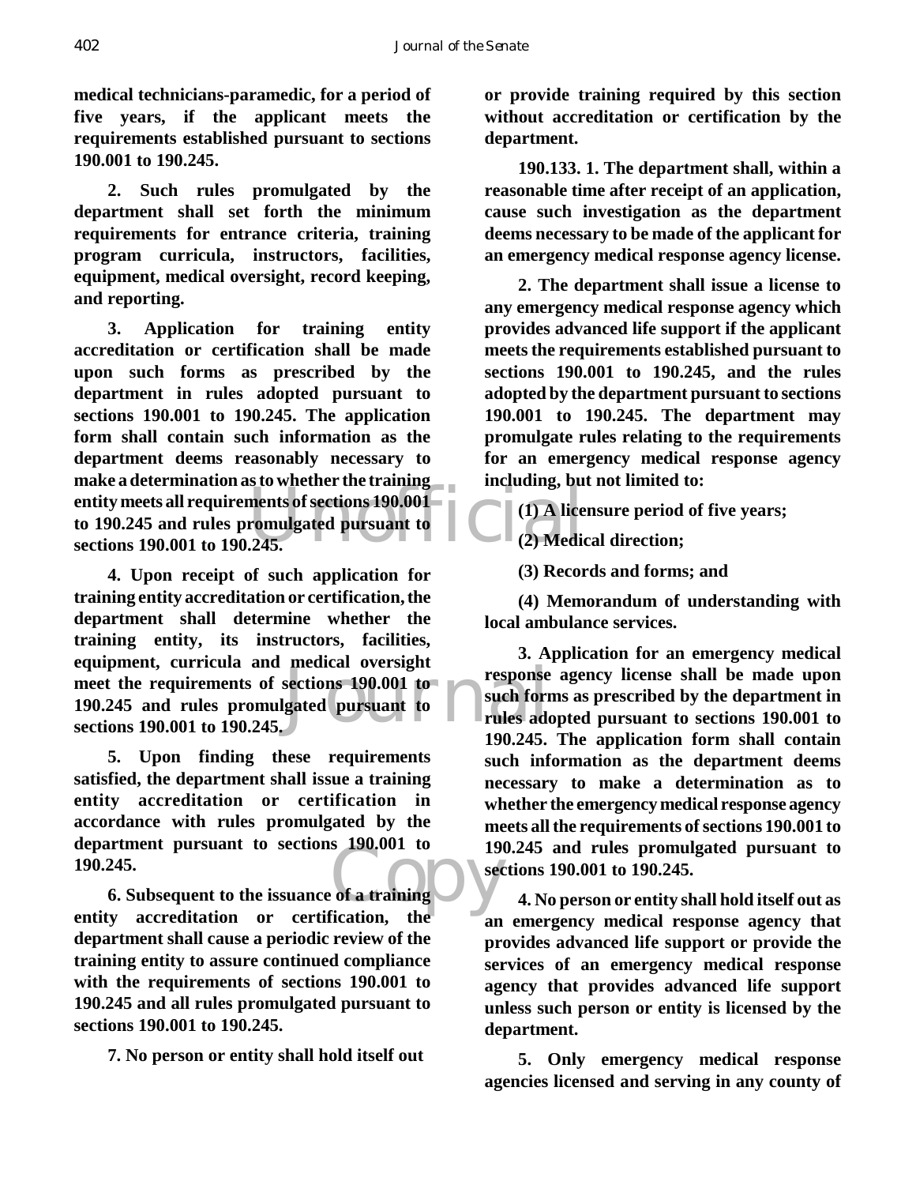**medical technicians-paramedic, for a period of five years, if the applicant meets the requirements established pursuant to sections 190.001 to 190.245.**

**2. Such rules promulgated by the department shall set forth the minimum requirements for entrance criteria, training program curricula, instructors, facilities, equipment, medical oversight, record keeping, and reporting.**

**3. Application for training entity accreditation or certification shall be made upon such forms as prescribed by the department in rules adopted pursuant to sections 190.001 to 190.245. The application form shall contain such information as the department deems reasonably necessary to make a determination as to whether the training entity meets all requirements of sections 190.001 to 190.245 and rules promulgated pursuant to sections 190.001 to 190.245.**

**4. Upon receipt of such application for training entity accreditation or certification, the department shall determine whether the training entity, its instructors, facilities, equipment, curricula and medical oversight meet the requirements of sections 190.001 to 190.245 and rules promulgated pursuant to sections 190.001 to 190.245.**

**5. Upon finding these requirements satisfied, the department shall issue a training entity accreditation or certification in accordance with rules promulgated by the department pursuant to sections 190.001 to 190.245.**

**6. Subsequent to the issuance of a training entity accreditation or certification, the department shall cause a periodic review of the training entity to assure continued compliance with the requirements of sections 190.001 to 190.245 and all rules promulgated pursuant to sections 190.001 to 190.245.**

**7. No person or entity shall hold itself out or provide training required by this section without accreditation or certification by the department.**

**190.133. 1. The department shall, within a reasonable time after receipt of an application, cause such investigation as the department deems necessary to be made of the applicant for an emergency medical response agency license.**

**2. The department shall issue a license to any emergency medical response agency which provides advanced life support if the applicant meets the requirements established pursuant to sections 190.001 to 190.245, and the rules adopted by the department pursuant to sections 190.001 to 190.245. The department may promulgate rules relating to the requirements for an emergency medical response agency including, but not limited to:**

**(1) A licensure period of five years;**

**(2) Medical direction;**

**(3) Records and forms; and**

**(4) Memorandum of understanding with local ambulance services.**

**3. Application for an emergency medical response agency license shall be made upon such forms as prescribed by the department in rules adopted pursuant to sections 190.001 to 190.245. The application form shall contain such information as the department deems necessary to make a determination as to whether the emergency medical response agency meets all the requirements of sections 190.001 to 190.245 and rules promulgated pursuant to sections 190.001 to 190.245.**

**4. No person or entity shall hold itself out as an emergency medical response agency that provides advanced life support or provide the services of an emergency medical response agency that provides advanced life support unless such person or entity is licensed by the department.**

**5. Only emergency medical response agencies licensed and serving in any county of**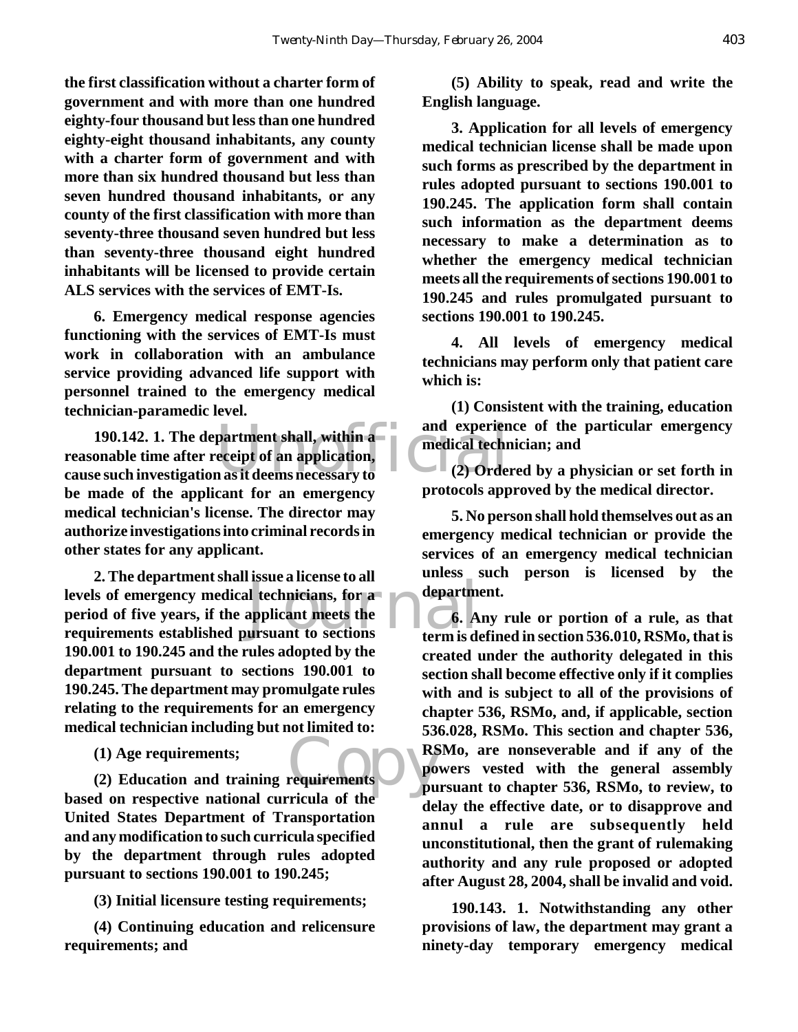**the first classification without a charter form of government and with more than one hundred eighty-four thousand but less than one hundred eighty-eight thousand inhabitants, any county with a charter form of government and with more than six hundred thousand but less than seven hundred thousand inhabitants, or any county of the first classification with more than seventy-three thousand seven hundred but less than seventy-three thousand eight hundred inhabitants will be licensed to provide certain ALS services with the services of EMT-Is.**

**6. Emergency medical response agencies functioning with the services of EMT-Is must work in collaboration with an ambulance service providing advanced life support with personnel trained to the emergency medical technician-paramedic level.**

**190.142. 1. The department shall, within a reasonable time after receipt of an application, cause such investigation as it deems necessary to be made of the applicant for an emergency medical technician's license. The director may authorize investigations into criminal records in other states for any applicant.**

**2. The department shall issue a license to all levels of emergency medical technicians, for a period of five years, if the applicant meets the requirements established pursuant to sections 190.001 to 190.245 and the rules adopted by the department pursuant to sections 190.001 to 190.245. The department may promulgate rules relating to the requirements for an emergency medical technician including but not limited to:**

**(1) Age requirements;**

**(2) Education and training requirements based on respective national curricula of the United States Department of Transportation and any modification to such curricula specified by the department through rules adopted pursuant to sections 190.001 to 190.245;**

**(3) Initial licensure testing requirements;**

**(4) Continuing education and relicensure requirements; and**

**(5) Ability to speak, read and write the English language.**

**3. Application for all levels of emergency medical technician license shall be made upon such forms as prescribed by the department in rules adopted pursuant to sections 190.001 to 190.245. The application form shall contain such information as the department deems necessary to make a determination as to whether the emergency medical technician meets all the requirements of sections 190.001 to 190.245 and rules promulgated pursuant to sections 190.001 to 190.245.**

**4. All levels of emergency medical technicians may perform only that patient care which is:**

**(1) Consistent with the training, education and experience of the particular emergency medical technician; and**

**(2) Ordered by a physician or set forth in protocols approved by the medical director.**

**5. No person shall hold themselves out as an emergency medical technician or provide the services of an emergency medical technician unless such person is licensed by the department.**

**6. Any rule or portion of a rule, as that term is defined in section 536.010, RSMo, that is created under the authority delegated in this section shall become effective only if it complies with and is subject to all of the provisions of chapter 536, RSMo, and, if applicable, section 536.028, RSMo. This section and chapter 536, RSMo, are nonseverable and if any of the powers vested with the general assembly pursuant to chapter 536, RSMo, to review, to delay the effective date, or to disapprove and annul a rule are subsequently held unconstitutional, then the grant of rulemaking authority and any rule proposed or adopted after August 28, 2004, shall be invalid and void.**

**190.143. 1. Notwithstanding any other provisions of law, the department may grant a ninety-day temporary emergency medical**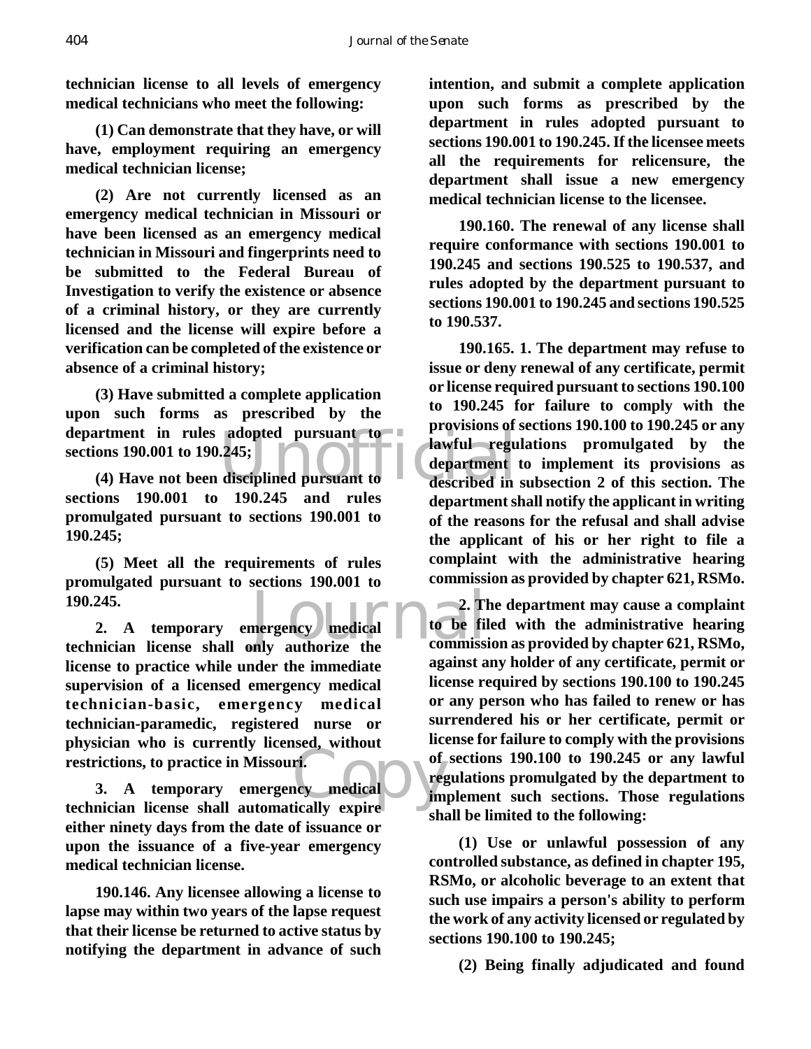**technician license to all levels of emergency medical technicians who meet the following:**

**(1) Can demonstrate that they have, or will have, employment requiring an emergency medical technician license;**

**(2) Are not currently licensed as an emergency medical technician in Missouri or have been licensed as an emergency medical technician in Missouri and fingerprints need to be submitted to the Federal Bureau of Investigation to verify the existence or absence of a criminal history, or they are currently licensed and the license will expire before a verification can be completed of the existence or absence of a criminal history;**

**(3) Have submitted a complete application upon such forms as prescribed by the department in rules adopted pursuant to sections 190.001 to 190.245;**

**(4) Have not been disciplined pursuant to sections 190.001 to 190.245 and rules promulgated pursuant to sections 190.001 to 190.245;**

**(5) Meet all the requirements of rules promulgated pursuant to sections 190.001 to 190.245.**

**2. A temporary emergency medical technician license shall only authorize the license to practice while under the immediate supervision of a licensed emergency medical technician-basic, emergency medical technician-paramedic, registered nurse or physician who is currently licensed, without restrictions, to practice in Missouri.**

**3. A temporary emergency medical technician license shall automatically expire either ninety days from the date of issuance or upon the issuance of a five-year emergency medical technician license.**

**190.146. Any licensee allowing a license to lapse may within two years of the lapse request that their license be returned to active status by notifying the department in advance of such intention, and submit a complete application upon such forms as prescribed by the department in rules adopted pursuant to sections 190.001 to 190.245. If the licensee meets all the requirements for relicensure, the department shall issue a new emergency medical technician license to the licensee.**

**190.160. The renewal of any license shall require conformance with sections 190.001 to 190.245 and sections 190.525 to 190.537, and rules adopted by the department pursuant to sections 190.001 to 190.245 and sections 190.525 to 190.537.**

**190.165. 1. The department may refuse to issue or deny renewal of any certificate, permit or license required pursuant to sections 190.100 to 190.245 for failure to comply with the provisions of sections 190.100 to 190.245 or any lawful regulations promulgated by the department to implement its provisions as described in subsection 2 of this section. The department shall notify the applicant in writing of the reasons for the refusal and shall advise the applicant of his or her right to file a complaint with the administrative hearing commission as provided by chapter 621, RSMo.**

**2. The department may cause a complaint to be filed with the administrative hearing commission as provided by chapter 621, RSMo, against any holder of any certificate, permit or license required by sections 190.100 to 190.245 or any person who has failed to renew or has surrendered his or her certificate, permit or license for failure to comply with the provisions of sections 190.100 to 190.245 or any lawful regulations promulgated by the department to implement such sections. Those regulations shall be limited to the following:**

**(1) Use or unlawful possession of any controlled substance, as defined in chapter 195, RSMo, or alcoholic beverage to an extent that such use impairs a person's ability to perform the work of any activity licensed or regulated by sections 190.100 to 190.245;**

**(2) Being finally adjudicated and found**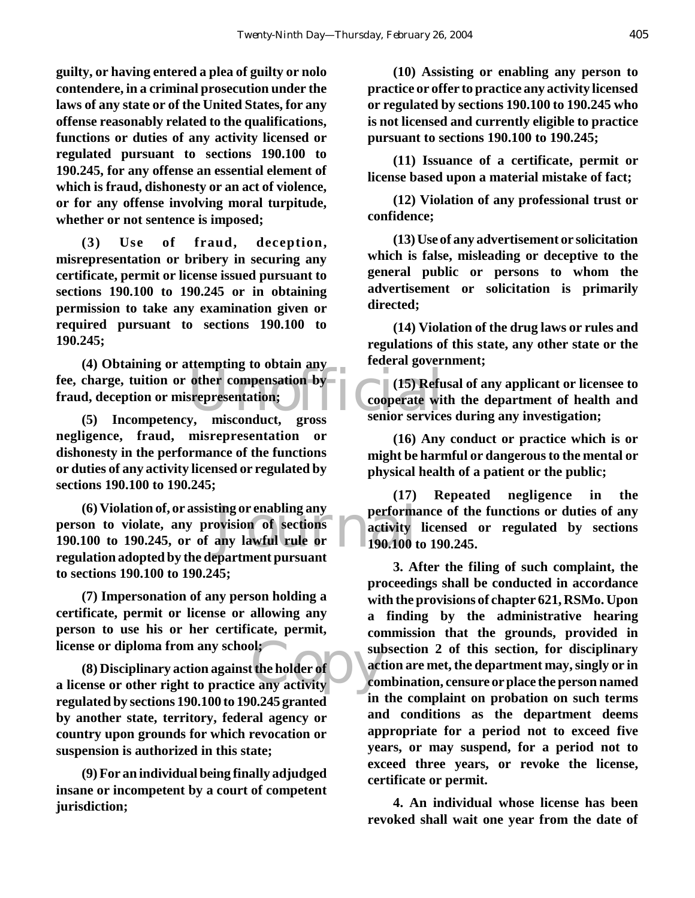**guilty, or having entered a plea of guilty or nolo contendere, in a criminal prosecution under the laws of any state or of the United States, for any offense reasonably related to the qualifications, functions or duties of any activity licensed or regulated pursuant to sections 190.100 to 190.245, for any offense an essential element of which is fraud, dishonesty or an act of violence, or for any offense involving moral turpitude, whether or not sentence is imposed;**

**(3) Use of fraud, deception, misrepresentation or bribery in securing any certificate, permit or license issued pursuant to sections 190.100 to 190.245 or in obtaining permission to take any examination given or required pursuant to sections 190.100 to 190.245;**

**(4) Obtaining or attempting to obtain any fee, charge, tuition or other compensation by fraud, deception or misrepresentation;**

**(5) Incompetency, misconduct, gross negligence, fraud, misrepresentation or dishonesty in the performance of the functions or duties of any activity licensed or regulated by sections 190.100 to 190.245;**

**(6) Violation of, or assisting or enabling any person to violate, any provision of sections 190.100 to 190.245, or of any lawful rule or regulation adopted by the department pursuant to sections 190.100 to 190.245;**

**(7) Impersonation of any person holding a certificate, permit or license or allowing any person to use his or her certificate, permit, license or diploma from any school;**

**(8) Disciplinary action against the holder of a license or other right to practice any activity regulated by sections 190.100 to 190.245 granted by another state, territory, federal agency or country upon grounds for which revocation or suspension is authorized in this state;**

**(9) For an individual being finally adjudged insane or incompetent by a court of competent jurisdiction;**

**(10) Assisting or enabling any person to practice or offer to practice any activity licensed or regulated by sections 190.100 to 190.245 who is not licensed and currently eligible to practice pursuant to sections 190.100 to 190.245;**

**(11) Issuance of a certificate, permit or license based upon a material mistake of fact;**

**(12) Violation of any professional trust or confidence;**

**(13) Use of any advertisement or solicitation which is false, misleading or deceptive to the general public or persons to whom the advertisement or solicitation is primarily directed;**

**(14) Violation of the drug laws or rules and regulations of this state, any other state or the federal government;**

**(15) Refusal of any applicant or licensee to cooperate with the department of health and senior services during any investigation;**

**(16) Any conduct or practice which is or might be harmful or dangerous to the mental or physical health of a patient or the public;**

**(17) Repeated negligence in the performance of the functions or duties of any activity licensed or regulated by sections 190.100 to 190.245.**

**3. After the filing of such complaint, the proceedings shall be conducted in accordance with the provisions of chapter 621, RSMo. Upon a finding by the administrative hearing commission that the grounds, provided in subsection 2 of this section, for disciplinary action are met, the department may, singly or in combination, censure or place the person named in the complaint on probation on such terms and conditions as the department deems appropriate for a period not to exceed five years, or may suspend, for a period not to exceed three years, or revoke the license, certificate or permit.**

**4. An individual whose license has been revoked shall wait one year from the date of**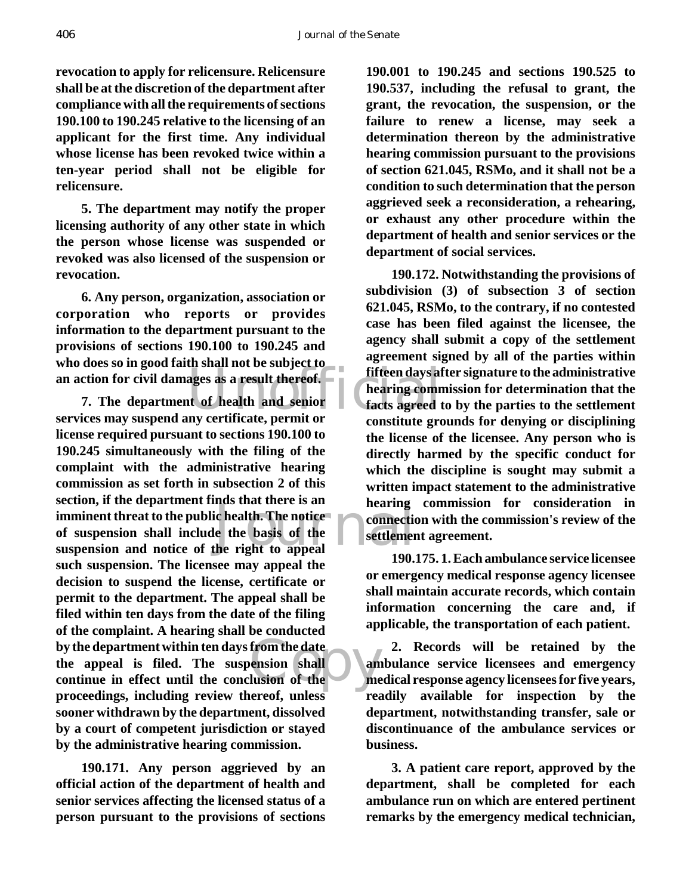**revocation to apply for relicensure. Relicensure shall be at the discretion of the department after compliance with all the requirements of sections 190.100 to 190.245 relative to the licensing of an applicant for the first time. Any individual whose license has been revoked twice within a ten-year period shall not be eligible for relicensure.**

**5. The department may notify the proper licensing authority of any other state in which the person whose license was suspended or revoked was also licensed of the suspension or revocation.**

**6. Any person, organization, association or corporation who reports or provides information to the department pursuant to the provisions of sections 190.100 to 190.245 and who does so in good faith shall not be subject to an action for civil damages as a result thereof.**

**7. The department of health and senior services may suspend any certificate, permit or license required pursuant to sections 190.100 to 190.245 simultaneously with the filing of the complaint with the administrative hearing commission as set forth in subsection 2 of this section, if the department finds that there is an imminent threat to the public health. The notice of suspension shall include the basis of the suspension and notice of the right to appeal such suspension. The licensee may appeal the decision to suspend the license, certificate or permit to the department. The appeal shall be filed within ten days from the date of the filing of the complaint. A hearing shall be conducted by the department within ten days from the date the appeal is filed. The suspension shall continue in effect until the conclusion of the proceedings, including review thereof, unless sooner withdrawn by the department, dissolved by a court of competent jurisdiction or stayed by the administrative hearing commission.**

**190.171. Any person aggrieved by an official action of the department of health and senior services affecting the licensed status of a person pursuant to the provisions of sections 190.001 to 190.245 and sections 190.525 to 190.537, including the refusal to grant, the grant, the revocation, the suspension, or the failure to renew a license, may seek a determination thereon by the administrative hearing commission pursuant to the provisions of section 621.045, RSMo, and it shall not be a condition to such determination that the person aggrieved seek a reconsideration, a rehearing, or exhaust any other procedure within the department of health and senior services or the department of social services.**

**190.172. Notwithstanding the provisions of subdivision (3) of subsection 3 of section 621.045, RSMo, to the contrary, if no contested case has been filed against the licensee, the agency shall submit a copy of the settlement agreement signed by all of the parties within fifteen days after signature to the administrative hearing commission for determination that the facts agreed to by the parties to the settlement constitute grounds for denying or disciplining the license of the licensee. Any person who is directly harmed by the specific conduct for which the discipline is sought may submit a written impact statement to the administrative hearing commission for consideration in connection with the commission's review of the settlement agreement.**

**190.175. 1. Each ambulance service licensee or emergency medical response agency licensee shall maintain accurate records, which contain information concerning the care and, if applicable, the transportation of each patient.**

**2. Records will be retained by the ambulance service licensees and emergency medical response agency licensees for five years, readily available for inspection by the department, notwithstanding transfer, sale or discontinuance of the ambulance services or business.**

**3. A patient care report, approved by the department, shall be completed for each ambulance run on which are entered pertinent remarks by the emergency medical technician,**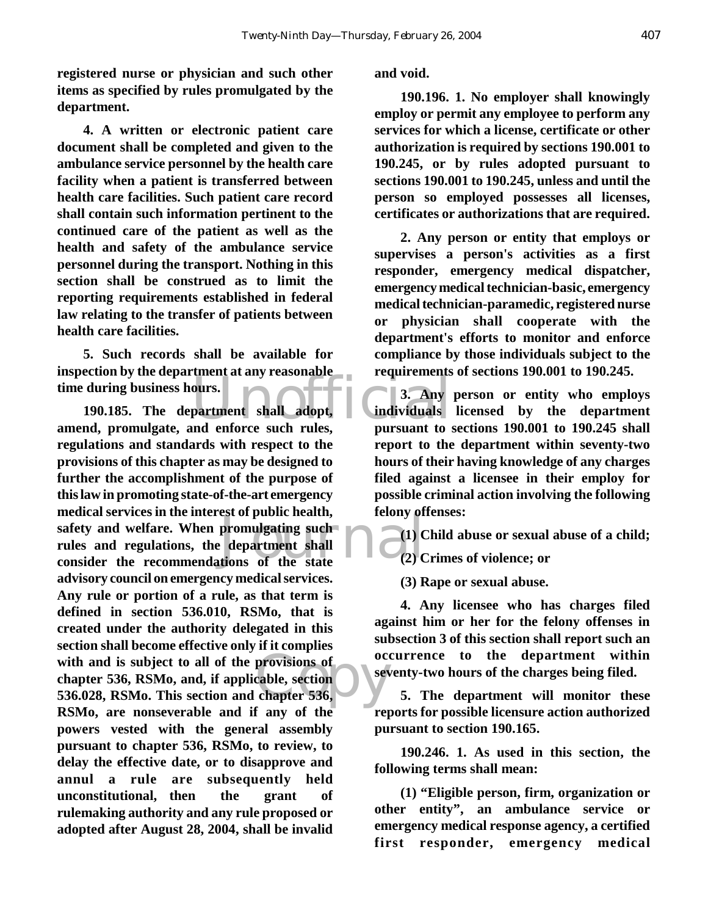**registered nurse or physician and such other items as specified by rules promulgated by the department.**

**4. A written or electronic patient care document shall be completed and given to the ambulance service personnel by the health care facility when a patient is transferred between health care facilities. Such patient care record shall contain such information pertinent to the continued care of the patient as well as the health and safety of the ambulance service personnel during the transport. Nothing in this section shall be construed as to limit the reporting requirements established in federal law relating to the transfer of patients between health care facilities.**

**5. Such records shall be available for inspection by the department at any reasonable time during business hours.**

**190.185. The department shall adopt, amend, promulgate, and enforce such rules, regulations and standards with respect to the provisions of this chapter as may be designed to further the accomplishment of the purpose of this law in promoting state-of-the-art emergency medical services in the interest of public health, safety and welfare. When promulgating such rules and regulations, the department shall consider the recommendations of the state advisory council on emergency medical services. Any rule or portion of a rule, as that term is defined in section 536.010, RSMo, that is created under the authority delegated in this section shall become effective only if it complies with and is subject to all of the provisions of chapter 536, RSMo, and, if applicable, section 536.028, RSMo. This section and chapter 536, RSMo, are nonseverable and if any of the powers vested with the general assembly pursuant to chapter 536, RSMo, to review, to delay the effective date, or to disapprove and annul a rule are subsequently held unconstitutional, then the grant of rulemaking authority and any rule proposed or adopted after August 28, 2004, shall be invalid and void.**

**190.196. 1. No employer shall knowingly employ or permit any employee to perform any services for which a license, certificate or other authorization is required by sections 190.001 to 190.245, or by rules adopted pursuant to sections 190.001 to 190.245, unless and until the person so employed possesses all licenses, certificates or authorizations that are required.**

**2. Any person or entity that employs or supervises a person's activities as a first responder, emergency medical dispatcher, emergency medical technician-basic, emergency medical technician-paramedic, registered nurse or physician shall cooperate with the department's efforts to monitor and enforce compliance by those individuals subject to the requirements of sections 190.001 to 190.245.**

**3. Any person or entity who employs individuals licensed by the department pursuant to sections 190.001 to 190.245 shall report to the department within seventy-two hours of their having knowledge of any charges filed against a licensee in their employ for possible criminal action involving the following felony offenses:**

**(1) Child abuse or sexual abuse of a child;**

**(2) Crimes of violence; or**

**(3) Rape or sexual abuse.**

**4. Any licensee who has charges filed against him or her for the felony offenses in subsection 3 of this section shall report such an occurrence to the department within seventy-two hours of the charges being filed.**

**5. The department will monitor these reports for possible licensure action authorized pursuant to section 190.165.**

**190.246. 1. As used in this section, the following terms shall mean:**

**(1) "Eligible person, firm, organization or other entity", an ambulance service or emergency medical response agency, a certified first responder, emergency medical**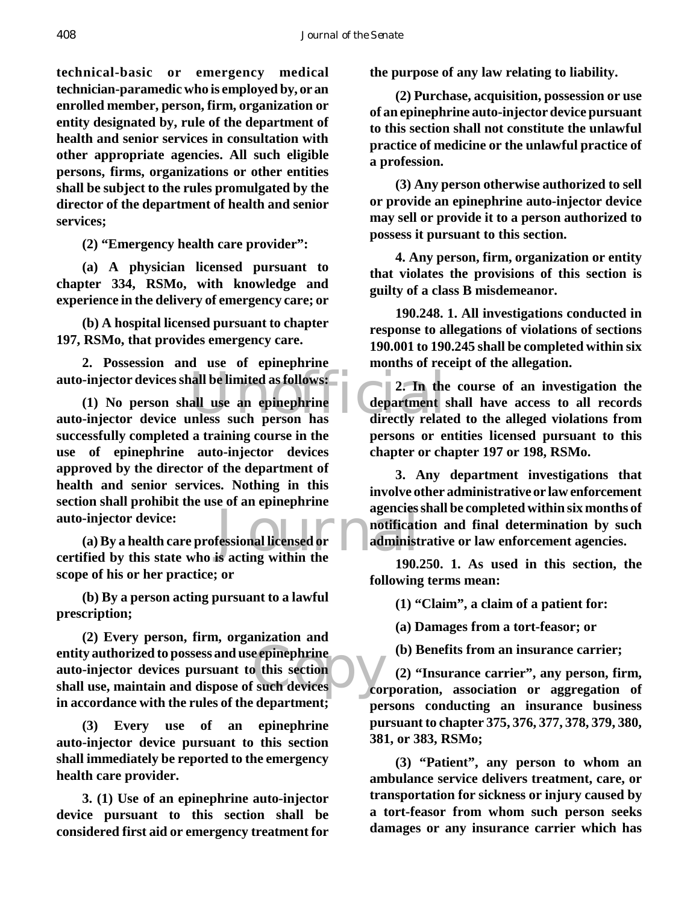**technical-basic or emergency medical technician-paramedic who is employed by, or an enrolled member, person, firm, organization or entity designated by, rule of the department of health and senior services in consultation with other appropriate agencies. All such eligible persons, firms, organizations or other entities shall be subject to the rules promulgated by the director of the department of health and senior services;**

**(2) "Emergency health care provider":**

**(a) A physician licensed pursuant to chapter 334, RSMo, with knowledge and experience in the delivery of emergency care; or**

**(b) A hospital licensed pursuant to chapter 197, RSMo, that provides emergency care.**

**2. Possession and use of epinephrine auto-injector devices shall be limited as follows:**

**(1) No person shall use an epinephrine auto-injector device unless such person has successfully completed a training course in the use of epinephrine auto-injector devices approved by the director of the department of health and senior services. Nothing in this section shall prohibit the use of an epinephrine auto-injector device:**

**(a) By a health care professional licensed or certified by this state who is acting within the scope of his or her practice; or**

**(b) By a person acting pursuant to a lawful prescription;**

**(2) Every person, firm, organization and entity authorized to possess and use epinephrine auto-injector devices pursuant to this section shall use, maintain and dispose of such devices in accordance with the rules of the department;**

**(3) Every use of an epinephrine auto-injector device pursuant to this section shall immediately be reported to the emergency health care provider.**

**3. (1) Use of an epinephrine auto-injector device pursuant to this section shall be considered first aid or emergency treatment for the purpose of any law relating to liability.**

**(2) Purchase, acquisition, possession or use of an epinephrine auto-injector device pursuant to this section shall not constitute the unlawful practice of medicine or the unlawful practice of a profession.**

**(3) Any person otherwise authorized to sell or provide an epinephrine auto-injector device may sell or provide it to a person authorized to possess it pursuant to this section.**

**4. Any person, firm, organization or entity that violates the provisions of this section is guilty of a class B misdemeanor.**

**190.248. 1. All investigations conducted in response to allegations of violations of sections 190.001 to 190.245 shall be completed within six months of receipt of the allegation.**

**2. In the course of an investigation the department shall have access to all records directly related to the alleged violations from persons or entities licensed pursuant to this chapter or chapter 197 or 198, RSMo.**

**3. Any department investigations that involve other administrative or law enforcement agencies shall be completed within six months of notification and final determination by such administrative or law enforcement agencies.**

**190.250. 1. As used in this section, the following terms mean:**

**(1) "Claim", a claim of a patient for:**

**(a) Damages from a tort-feasor; or**

**(b) Benefits from an insurance carrier;**

**(2) "Insurance carrier", any person, firm, corporation, association or aggregation of persons conducting an insurance business pursuant to chapter 375, 376, 377, 378, 379, 380, 381, or 383, RSMo;**

**(3) "Patient", any person to whom an ambulance service delivers treatment, care, or transportation for sickness or injury caused by a tort-feasor from whom such person seeks damages or any insurance carrier which has**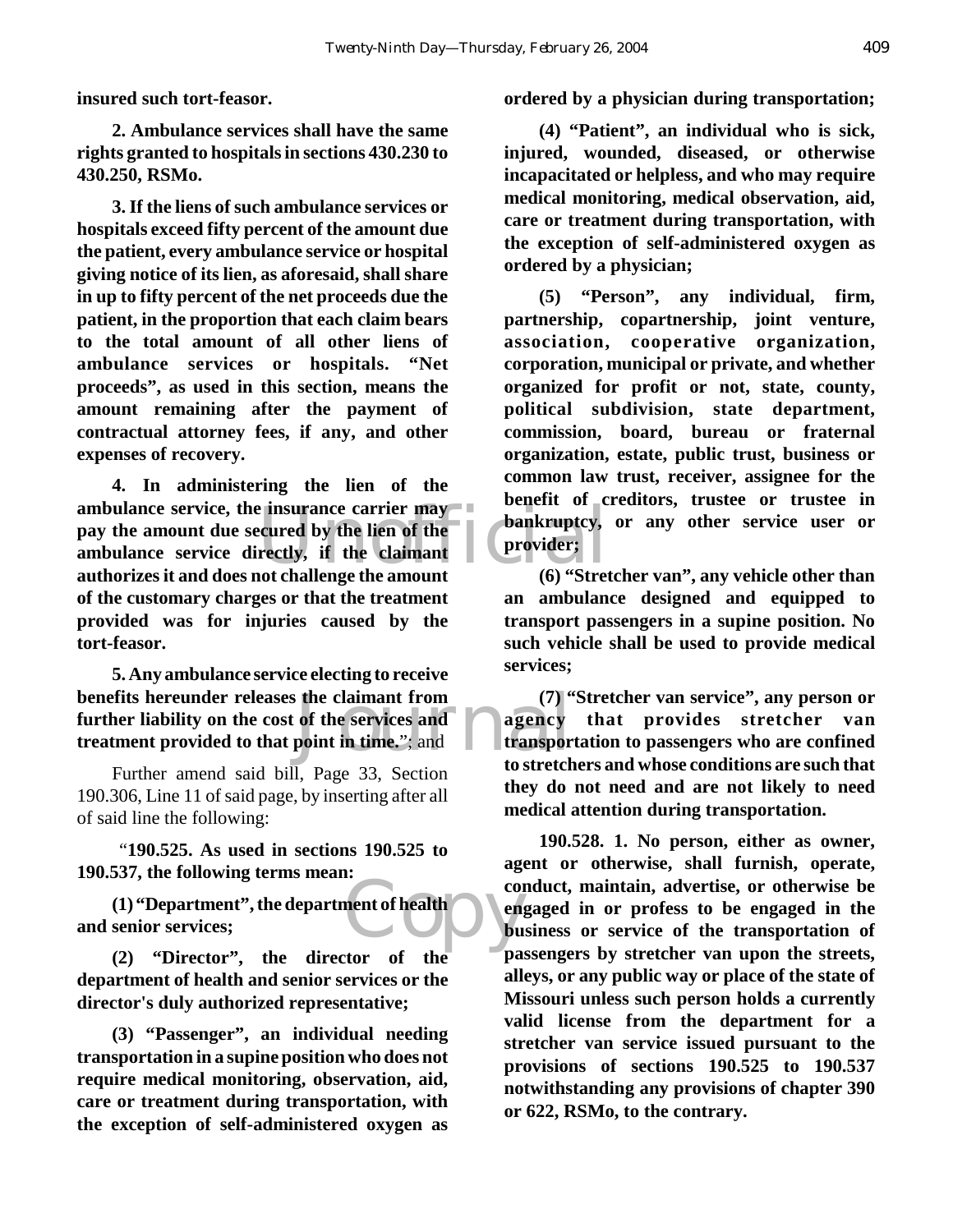**insured such tort-feasor.**

**2. Ambulance services shall have the same rights granted to hospitals in sections 430.230 to 430.250, RSMo.**

**3. If the liens of such ambulance services or hospitals exceed fifty percent of the amount due the patient, every ambulance service or hospital giving notice of its lien, as aforesaid, shall share in up to fifty percent of the net proceeds due the patient, in the proportion that each claim bears to the total amount of all other liens of ambulance services or hospitals. "Net proceeds", as used in this section, means the amount remaining after the payment of contractual attorney fees, if any, and other expenses of recovery.**

**4. In administering the lien of the ambulance service, the insurance carrier may pay the amount due secured by the lien of the ambulance service directly, if the claimant authorizes it and does not challenge the amount of the customary charges or that the treatment provided was for injuries caused by the tort-feasor.**

**5. Any ambulance service electing to receive benefits hereunder releases the claimant from further liability on the cost of the services and treatment provided to that point in time.**"; and

Further amend said bill, Page 33, Section 190.306, Line 11 of said page, by inserting after all of said line the following:

"**190.525. As used in sections 190.525 to 190.537, the following terms mean:**

**(1) "Department", the department of health and senior services;**

**(2) "Director", the director of the department of health and senior services or the director's duly authorized representative;**

**(3) "Passenger", an individual needing transportation in a supine position who does not require medical monitoring, observation, aid, care or treatment during transportation, with the exception of self-administered oxygen as ordered by a physician during transportation;**

**(4) "Patient", an individual who is sick, injured, wounded, diseased, or otherwise incapacitated or helpless, and who may require medical monitoring, medical observation, aid, care or treatment during transportation, with the exception of self-administered oxygen as ordered by a physician;**

**(5) "Person", any individual, firm, partnership, copartnership, joint venture, association, cooperative organization, corporation, municipal or private, and whether organized for profit or not, state, county, political subdivision, state department, commission, board, bureau or fraternal organization, estate, public trust, business or common law trust, receiver, assignee for the benefit of creditors, trustee or trustee in bankruptcy, or any other service user or provider;**

**(6) "Stretcher van", any vehicle other than an ambulance designed and equipped to transport passengers in a supine position. No such vehicle shall be used to provide medical services;**

**(7) "Stretcher van service", any person or agency that provides stretcher van transportation to passengers who are confined to stretchers and whose conditions are such that they do not need and are not likely to need medical attention during transportation.**

**190.528. 1. No person, either as owner, agent or otherwise, shall furnish, operate, conduct, maintain, advertise, or otherwise be engaged in or profess to be engaged in the business or service of the transportation of passengers by stretcher van upon the streets, alleys, or any public way or place of the state of Missouri unless such person holds a currently valid license from the department for a stretcher van service issued pursuant to the provisions of sections 190.525 to 190.537 notwithstanding any provisions of chapter 390 or 622, RSMo, to the contrary.**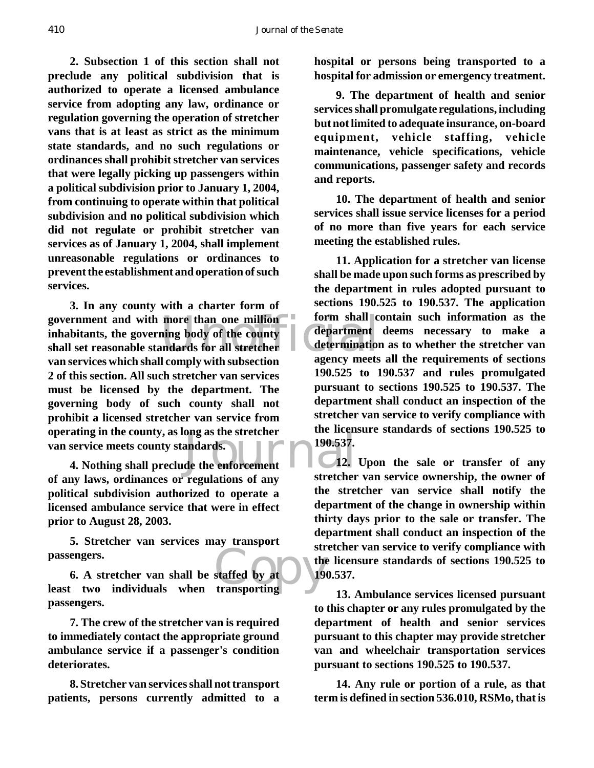**2. Subsection 1 of this section shall not preclude any political subdivision that is authorized to operate a licensed ambulance service from adopting any law, ordinance or regulation governing the operation of stretcher vans that is at least as strict as the minimum state standards, and no such regulations or ordinances shall prohibit stretcher van services that were legally picking up passengers within a political subdivision prior to January 1, 2004, from continuing to operate within that political subdivision and no political subdivision which did not regulate or prohibit stretcher van services as of January 1, 2004, shall implement unreasonable regulations or ordinances to prevent the establishment and operation of such services.**

**3. In any county with a charter form of government and with more than one million inhabitants, the governing body of the county shall set reasonable standards for all stretcher van services which shall comply with subsection 2 of this section. All such stretcher van services must be licensed by the department. The governing body of such county shall not prohibit a licensed stretcher van service from operating in the county, as long as the stretcher van service meets county standards.**

**4. Nothing shall preclude the enforcement of any laws, ordinances or regulations of any political subdivision authorized to operate a licensed ambulance service that were in effect prior to August 28, 2003.**

**5. Stretcher van services may transport passengers.**

**6. A stretcher van shall be staffed by at least two individuals when transporting passengers.**

**7. The crew of the stretcher van is required to immediately contact the appropriate ground ambulance service if a passenger's condition deteriorates.**

**8. Stretcher van services shall not transport patients, persons currently admitted to a hospital or persons being transported to a hospital for admission or emergency treatment.**

**9. The department of health and senior services shall promulgate regulations, including but not limited to adequate insurance, on-board equipment, vehicle staffing, vehicle maintenance, vehicle specifications, vehicle communications, passenger safety and records and reports.**

**10. The department of health and senior services shall issue service licenses for a period of no more than five years for each service meeting the established rules.**

**11. Application for a stretcher van license shall be made upon such forms as prescribed by the department in rules adopted pursuant to sections 190.525 to 190.537. The application form shall contain such information as the department deems necessary to make a determination as to whether the stretcher van agency meets all the requirements of sections 190.525 to 190.537 and rules promulgated pursuant to sections 190.525 to 190.537. The department shall conduct an inspection of the stretcher van service to verify compliance with the licensure standards of sections 190.525 to 190.537.**

**12. Upon the sale or transfer of any stretcher van service ownership, the owner of the stretcher van service shall notify the department of the change in ownership within thirty days prior to the sale or transfer. The department shall conduct an inspection of the stretcher van service to verify compliance with the licensure standards of sections 190.525 to 190.537.**

**13. Ambulance services licensed pursuant to this chapter or any rules promulgated by the department of health and senior services pursuant to this chapter may provide stretcher van and wheelchair transportation services pursuant to sections 190.525 to 190.537.**

**14. Any rule or portion of a rule, as that term is defined in section 536.010, RSMo, that is**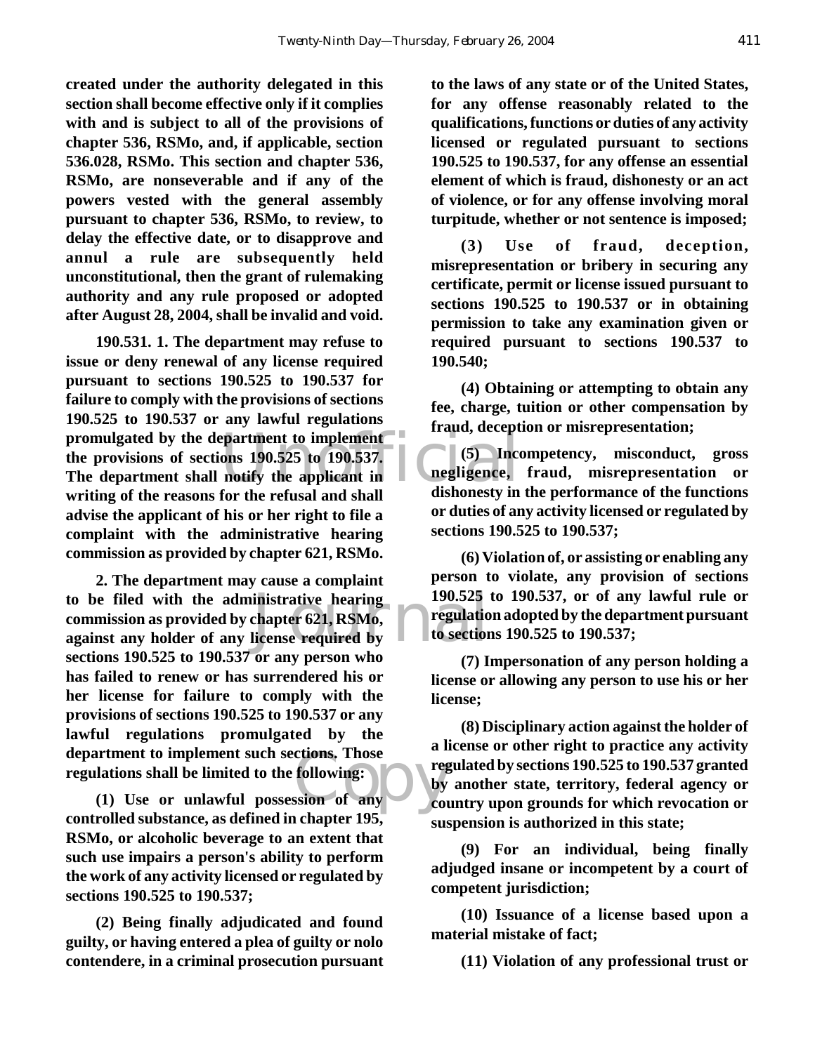**created under the authority delegated in this section shall become effective only if it complies with and is subject to all of the provisions of chapter 536, RSMo, and, if applicable, section 536.028, RSMo. This section and chapter 536, RSMo, are nonseverable and if any of the powers vested with the general assembly pursuant to chapter 536, RSMo, to review, to delay the effective date, or to disapprove and annul a rule are subsequently held unconstitutional, then the grant of rulemaking authority and any rule proposed or adopted after August 28, 2004, shall be invalid and void.**

**190.531. 1. The department may refuse to issue or deny renewal of any license required pursuant to sections 190.525 to 190.537 for failure to comply with the provisions of sections 190.525 to 190.537 or any lawful regulations promulgated by the department to implement the provisions of sections 190.525 to 190.537. The department shall notify the applicant in writing of the reasons for the refusal and shall advise the applicant of his or her right to file a complaint with the administrative hearing commission as provided by chapter 621, RSMo.**

**2. The department may cause a complaint to be filed with the administrative hearing commission as provided by chapter 621, RSMo, against any holder of any license required by sections 190.525 to 190.537 or any person who has failed to renew or has surrendered his or her license for failure to comply with the provisions of sections 190.525 to 190.537 or any lawful regulations promulgated by the department to implement such sections. Those regulations shall be limited to the following:**

**(1) Use or unlawful possession of any controlled substance, as defined in chapter 195, RSMo, or alcoholic beverage to an extent that such use impairs a person's ability to perform the work of any activity licensed or regulated by sections 190.525 to 190.537;**

**(2) Being finally adjudicated and found guilty, or having entered a plea of guilty or nolo contendere, in a criminal prosecution pursuant to the laws of any state or of the United States, for any offense reasonably related to the qualifications, functions or duties of any activity licensed or regulated pursuant to sections 190.525 to 190.537, for any offense an essential element of which is fraud, dishonesty or an act of violence, or for any offense involving moral turpitude, whether or not sentence is imposed;**

**(3) Use of fraud, deception, misrepresentation or bribery in securing any certificate, permit or license issued pursuant to sections 190.525 to 190.537 or in obtaining permission to take any examination given or required pursuant to sections 190.537 to 190.540;**

**(4) Obtaining or attempting to obtain any fee, charge, tuition or other compensation by fraud, deception or misrepresentation;**

**(5) Incompetency, misconduct, gross negligence, fraud, misrepresentation or dishonesty in the performance of the functions or duties of any activity licensed or regulated by sections 190.525 to 190.537;**

**(6) Violation of, or assisting or enabling any person to violate, any provision of sections 190.525 to 190.537, or of any lawful rule or regulation adopted by the department pursuant to sections 190.525 to 190.537;**

**(7) Impersonation of any person holding a license or allowing any person to use his or her license;**

**(8) Disciplinary action against the holder of a license or other right to practice any activity regulated by sections 190.525 to 190.537 granted by another state, territory, federal agency or country upon grounds for which revocation or suspension is authorized in this state;**

**(9) For an individual, being finally adjudged insane or incompetent by a court of competent jurisdiction;**

**(10) Issuance of a license based upon a material mistake of fact;**

**(11) Violation of any professional trust or**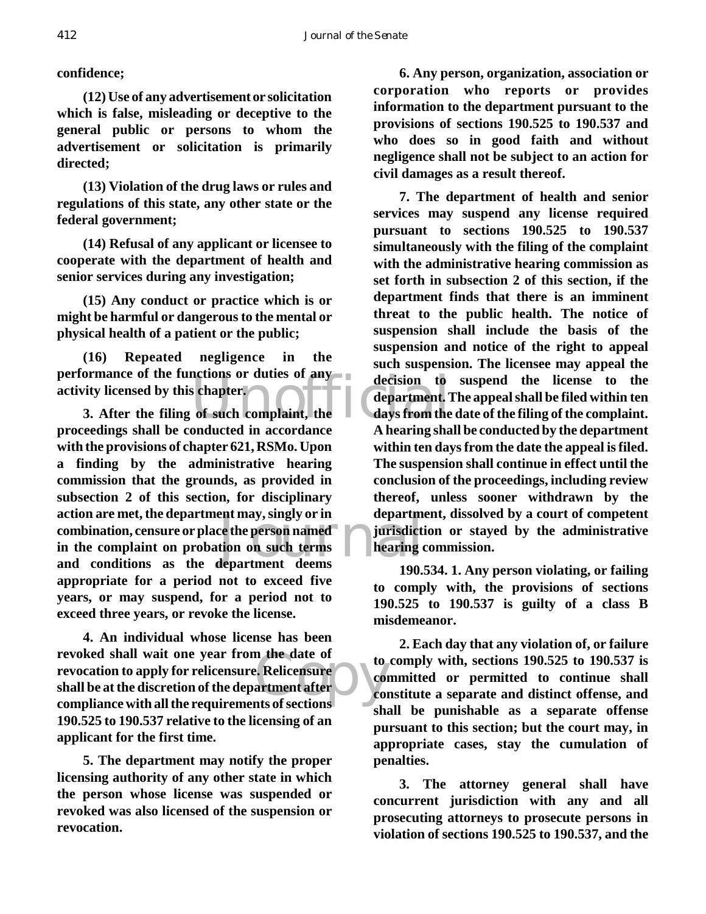**confidence;**

**(12) Use of any advertisement or solicitation which is false, misleading or deceptive to the general public or persons to whom the advertisement or solicitation is primarily directed;**

**(13) Violation of the drug laws or rules and regulations of this state, any other state or the federal government;**

**(14) Refusal of any applicant or licensee to cooperate with the department of health and senior services during any investigation;**

**(15) Any conduct or practice which is or might be harmful or dangerous to the mental or physical health of a patient or the public;**

**(16) Repeated negligence in the performance of the functions or duties of any activity licensed by this chapter.**

**3. After the filing of such complaint, the proceedings shall be conducted in accordance with the provisions of chapter 621, RSMo. Upon a finding by the administrative hearing commission that the grounds, as provided in subsection 2 of this section, for disciplinary action are met, the department may, singly or in combination, censure or place the person named in the complaint on probation on such terms and conditions as the department deems appropriate for a period not to exceed five years, or may suspend, for a period not to exceed three years, or revoke the license.**

**4. An individual whose license has been revoked shall wait one year from the date of revocation to apply for relicensure. Relicensure shall be at the discretion of the department after compliance with all the requirements of sections 190.525 to 190.537 relative to the licensing of an applicant for the first time.**

**5. The department may notify the proper licensing authority of any other state in which the person whose license was suspended or revoked was also licensed of the suspension or revocation.**

**6. Any person, organization, association or corporation who reports or provides information to the department pursuant to the provisions of sections 190.525 to 190.537 and who does so in good faith and without negligence shall not be subject to an action for civil damages as a result thereof.**

**7. The department of health and senior services may suspend any license required pursuant to sections 190.525 to 190.537 simultaneously with the filing of the complaint with the administrative hearing commission as set forth in subsection 2 of this section, if the department finds that there is an imminent threat to the public health. The notice of suspension shall include the basis of the suspension and notice of the right to appeal such suspension. The licensee may appeal the decision to suspend the license to the department. The appeal shall be filed within ten days from the date of the filing of the complaint. A hearing shall be conducted by the department within ten days from the date the appeal is filed. The suspension shall continue in effect until the conclusion of the proceedings, including review thereof, unless sooner withdrawn by the department, dissolved by a court of competent jurisdiction or stayed by the administrative hearing commission.**

**190.534. 1. Any person violating, or failing to comply with, the provisions of sections 190.525 to 190.537 is guilty of a class B misdemeanor.**

**2. Each day that any violation of, or failure to comply with, sections 190.525 to 190.537 is committed or permitted to continue shall constitute a separate and distinct offense, and shall be punishable as a separate offense pursuant to this section; but the court may, in appropriate cases, stay the cumulation of penalties.**

**3. The attorney general shall have concurrent jurisdiction with any and all prosecuting attorneys to prosecute persons in violation of sections 190.525 to 190.537, and the**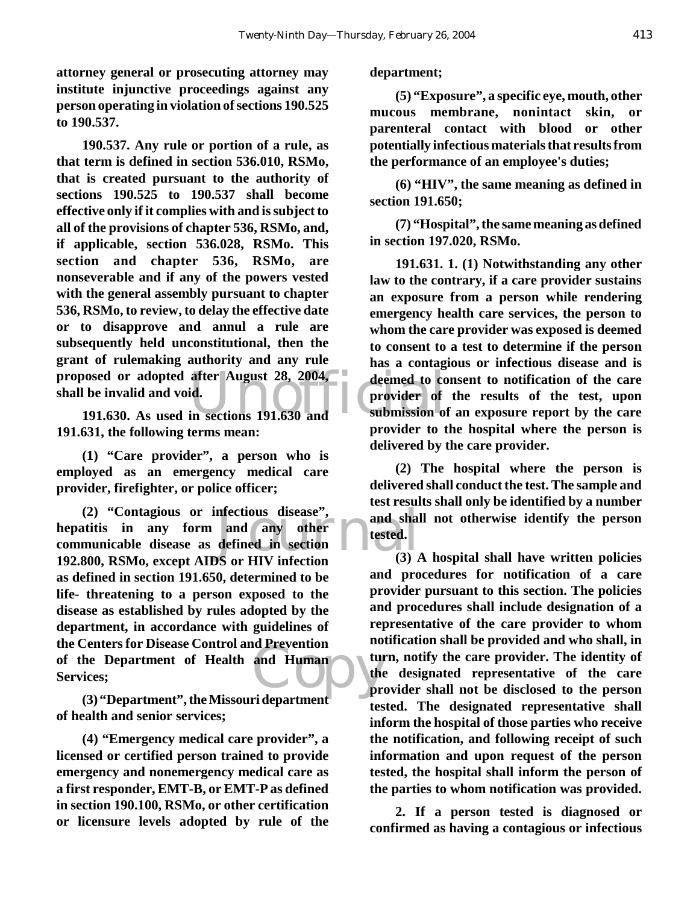**attorney general or prosecuting attorney may institute injunctive proceedings against any person operating in violation of sections 190.525 to 190.537.**

**190.537. Any rule or portion of a rule, as that term is defined in section 536.010, RSMo, that is created pursuant to the authority of sections 190.525 to 190.537 shall become effective only if it complies with and is subject to all of the provisions of chapter 536, RSMo, and, if applicable, section 536.028, RSMo. This section and chapter 536, RSMo, are nonseverable and if any of the powers vested with the general assembly pursuant to chapter 536, RSMo, to review, to delay the effective date or to disapprove and annul a rule are subsequently held unconstitutional, then the grant of rulemaking authority and any rule proposed or adopted after August 28, 2004, shall be invalid and void.**

**191.630. As used in sections 191.630 and 191.631, the following terms mean:**

**(1) "Care provider", a person who is employed as an emergency medical care provider, firefighter, or police officer;**

**(2) "Contagious or infectious disease", hepatitis in any form and any other communicable disease as defined in section 192.800, RSMo, except AIDS or HIV infection as defined in section 191.650, determined to be life- threatening to a person exposed to the disease as established by rules adopted by the department, in accordance with guidelines of the Centers for Disease Control and Prevention of the Department of Health and Human Services;**

**(3) "Department", the Missouri department of health and senior services;**

**(4) "Emergency medical care provider", a licensed or certified person trained to provide emergency and nonemergency medical care as a first responder, EMT-B, or EMT-P as defined in section 190.100, RSMo, or other certification or licensure levels adopted by rule of the department;**

**(5) "Exposure", a specific eye, mouth, other mucous membrane, nonintact skin, or parenteral contact with blood or other potentially infectious materials that results from the performance of an employee's duties;**

**(6) "HIV", the same meaning as defined in section 191.650;**

**(7) "Hospital", the same meaning as defined in section 197.020, RSMo.**

**191.631. 1. (1) Notwithstanding any other law to the contrary, if a care provider sustains an exposure from a person while rendering emergency health care services, the person to whom the care provider was exposed is deemed to consent to a test to determine if the person has a contagious or infectious disease and is deemed to consent to notification of the care provider of the results of the test, upon submission of an exposure report by the care provider to the hospital where the person is delivered by the care provider.**

**(2) The hospital where the person is delivered shall conduct the test. The sample and test results shall only be identified by a number and shall not otherwise identify the person tested.**

**(3) A hospital shall have written policies and procedures for notification of a care provider pursuant to this section. The policies and procedures shall include designation of a representative of the care provider to whom notification shall be provided and who shall, in turn, notify the care provider. The identity of the designated representative of the care provider shall not be disclosed to the person tested. The designated representative shall inform the hospital of those parties who receive the notification, and following receipt of such information and upon request of the person tested, the hospital shall inform the person of the parties to whom notification was provided.**

**2. If a person tested is diagnosed or confirmed as having a contagious or infectious**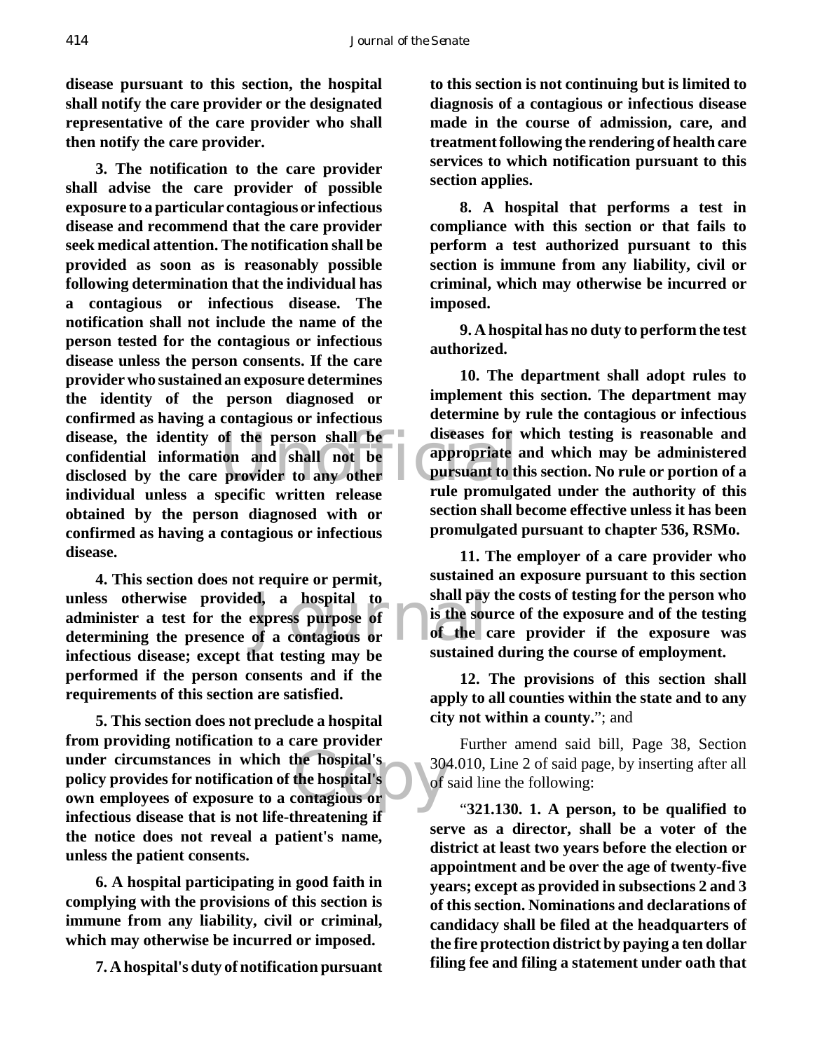**disease pursuant to this section, the hospital shall notify the care provider or the designated representative of the care provider who shall then notify the care provider.**

**3. The notification to the care provider shall advise the care provider of possible exposure to a particular contagious or infectious disease and recommend that the care provider seek medical attention. The notification shall be provided as soon as is reasonably possible following determination that the individual has a contagious or infectious disease. The notification shall not include the name of the person tested for the contagious or infectious disease unless the person consents. If the care provider who sustained an exposure determines the identity of the person diagnosed or confirmed as having a contagious or infectious disease, the identity of the person shall be confidential information and shall not be disclosed by the care provider to any other individual unless a specific written release obtained by the person diagnosed with or confirmed as having a contagious or infectious disease.**

**4. This section does not require or permit, unless otherwise provided, a hospital to administer a test for the express purpose of determining the presence of a contagious or infectious disease; except that testing may be performed if the person consents and if the requirements of this section are satisfied.**

**5. This section does not preclude a hospital from providing notification to a care provider under circumstances in which the hospital's policy provides for notification of the hospital's own employees of exposure to a contagious or infectious disease that is not life-threatening if the notice does not reveal a patient's name, unless the patient consents.**

**6. A hospital participating in good faith in complying with the provisions of this section is immune from any liability, civil or criminal, which may otherwise be incurred or imposed.**

**7. A hospital's duty of notification pursuant to this section is not continuing but is limited to diagnosis of a contagious or infectious disease made in the course of admission, care, and treatment following the rendering of health care services to which notification pursuant to this section applies.**

**8. A hospital that performs a test in compliance with this section or that fails to perform a test authorized pursuant to this section is immune from any liability, civil or criminal, which may otherwise be incurred or imposed.**

**9. A hospital has no duty to perform the test authorized.**

**10. The department shall adopt rules to implement this section. The department may determine by rule the contagious or infectious diseases for which testing is reasonable and appropriate and which may be administered pursuant to this section. No rule or portion of a rule promulgated under the authority of this section shall become effective unless it has been promulgated pursuant to chapter 536, RSMo.**

**11. The employer of a care provider who sustained an exposure pursuant to this section shall pay the costs of testing for the person who is the source of the exposure and of the testing of the care provider if the exposure was sustained during the course of employment.**

**12. The provisions of this section shall apply to all counties within the state and to any city not within a county.**"; and

Further amend said bill, Page 38, Section 304.010, Line 2 of said page, by inserting after all of said line the following:

"**321.130. 1. A person, to be qualified to serve as a director, shall be a voter of the district at least two years before the election or appointment and be over the age of twenty-five years; except as provided in subsections 2 and 3 of this section. Nominations and declarations of candidacy shall be filed at the headquarters of the fire protection district by paying a ten dollar filing fee and filing a statement under oath that**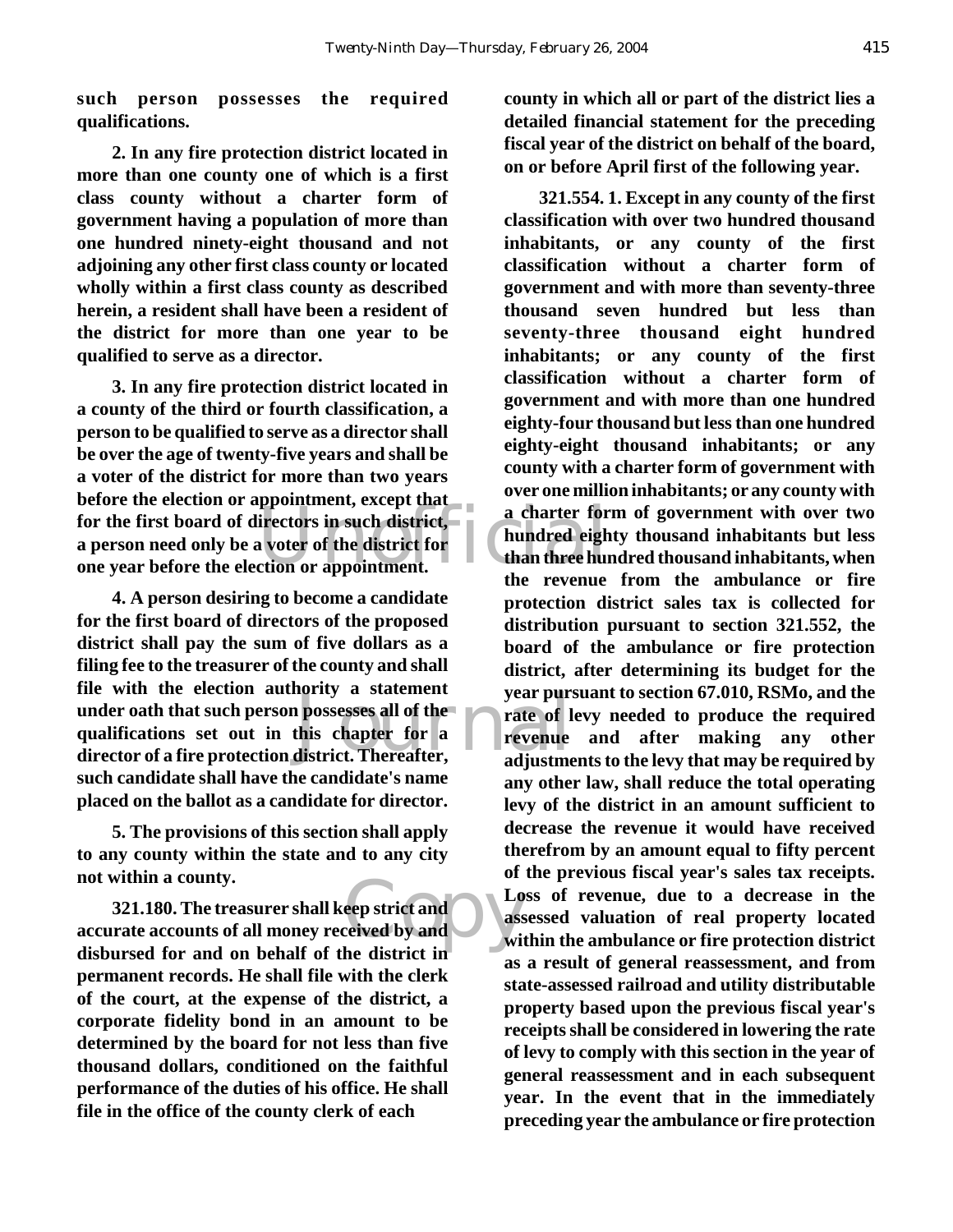**such person possesses the required qualifications.**

**2. In any fire protection district located in more than one county one of which is a first class county without a charter form of government having a population of more than one hundred ninety-eight thousand and not adjoining any other first class county or located wholly within a first class county as described herein, a resident shall have been a resident of the district for more than one year to be qualified to serve as a director.**

**3. In any fire protection district located in a county of the third or fourth classification, a person to be qualified to serve as a director shall be over the age of twenty-five years and shall be a voter of the district for more than two years before the election or appointment, except that for the first board of directors in such district, a person need only be a voter of the district for one year before the election or appointment.**

**4. A person desiring to become a candidate for the first board of directors of the proposed district shall pay the sum of five dollars as a filing fee to the treasurer of the county and shall file with the election authority a statement under oath that such person possesses all of the qualifications set out in this chapter for a director of a fire protection district. Thereafter, such candidate shall have the candidate's name placed on the ballot as a candidate for director.**

**5. The provisions of this section shall apply to any county within the state and to any city not within a county.**

**321.180. The treasurer shall keep strict and accurate accounts of all money received by and disbursed for and on behalf of the district in permanent records. He shall file with the clerk of the court, at the expense of the district, a corporate fidelity bond in an amount to be determined by the board for not less than five thousand dollars, conditioned on the faithful performance of the duties of his office. He shall file in the office of the county clerk of each county in which all or part of the district lies a detailed financial statement for the preceding fiscal year of the district on behalf of the board, on or before April first of the following year.**

**321.554. 1. Except in any county of the first classification with over two hundred thousand inhabitants, or any county of the first classification without a charter form of government and with more than seventy-three thousand seven hundred but less than seventy-three thousand eight hundred inhabitants; or any county of the first classification without a charter form of government and with more than one hundred eighty-four thousand but less than one hundred eighty-eight thousand inhabitants; or any county with a charter form of government with over one million inhabitants; or any county with a charter form of government with over two hundred eighty thousand inhabitants but less than three hundred thousand inhabitants, when the revenue from the ambulance or fire protection district sales tax is collected for distribution pursuant to section 321.552, the board of the ambulance or fire protection district, after determining its budget for the year pursuant to section 67.010, RSMo, and the rate of levy needed to produce the required revenue and after making any other adjustments to the levy that may be required by any other law, shall reduce the total operating levy of the district in an amount sufficient to decrease the revenue it would have received therefrom by an amount equal to fifty percent of the previous fiscal year's sales tax receipts. Loss of revenue, due to a decrease in the assessed valuation of real property located within the ambulance or fire protection district as a result of general reassessment, and from state-assessed railroad and utility distributable property based upon the previous fiscal year's receipts shall be considered in lowering the rate of levy to comply with this section in the year of general reassessment and in each subsequent year. In the event that in the immediately preceding year the ambulance or fire protection**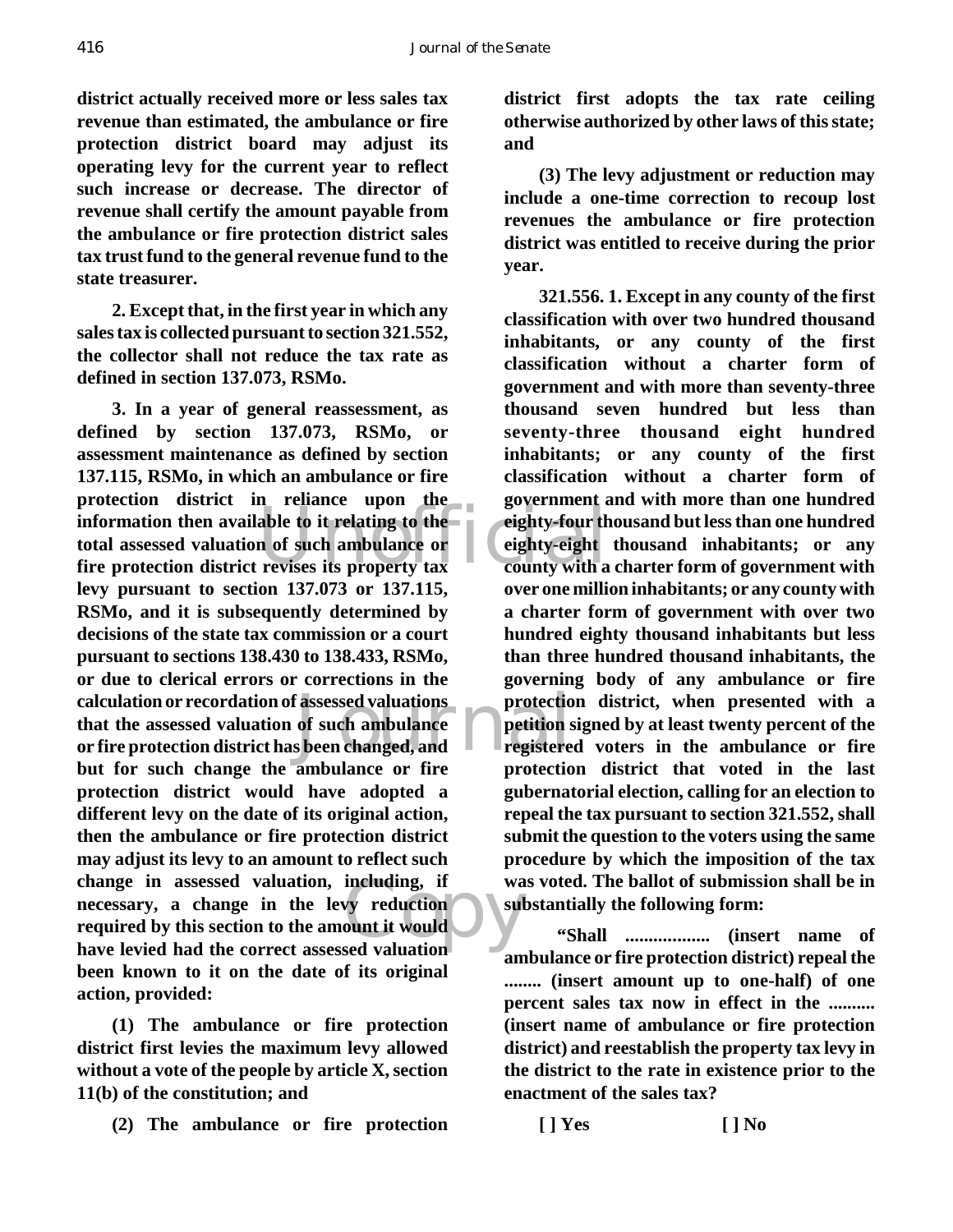**district actually received more or less sales tax revenue than estimated, the ambulance or fire protection district board may adjust its operating levy for the current year to reflect such increase or decrease. The director of revenue shall certify the amount payable from the ambulance or fire protection district sales tax trust fund to the general revenue fund to the state treasurer.**

**2. Except that, in the first year in which any sales tax is collected pursuant to section 321.552, the collector shall not reduce the tax rate as defined in section 137.073, RSMo.**

**3. In a year of general reassessment, as defined by section 137.073, RSMo, or assessment maintenance as defined by section 137.115, RSMo, in which an ambulance or fire protection district in reliance upon the information then available to it relating to the total assessed valuation of such ambulance or fire protection district revises its property tax levy pursuant to section 137.073 or 137.115, RSMo, and it is subsequently determined by decisions of the state tax commission or a court pursuant to sections 138.430 to 138.433, RSMo, or due to clerical errors or corrections in the calculation or recordation of assessed valuations that the assessed valuation of such ambulance or fire protection district has been changed, and but for such change the ambulance or fire protection district would have adopted a different levy on the date of its original action, then the ambulance or fire protection district may adjust its levy to an amount to reflect such change in assessed valuation, including, if necessary, a change in the levy reduction required by this section to the amount it would have levied had the correct assessed valuation been known to it on the date of its original action, provided:**

**(1) The ambulance or fire protection district first levies the maximum levy allowed without a vote of the people by article X, section 11(b) of the constitution; and**

**(2) The ambulance or fire protection district first adopts the tax rate ceiling otherwise authorized by other laws of this state; and**

**(3) The levy adjustment or reduction may include a one-time correction to recoup lost revenues the ambulance or fire protection district was entitled to receive during the prior year.**

**321.556. 1. Except in any county of the first classification with over two hundred thousand inhabitants, or any county of the first classification without a charter form of government and with more than seventy-three thousand seven hundred but less than seventy-three thousand eight hundred inhabitants; or any county of the first classification without a charter form of government and with more than one hundred eighty-four thousand but less than one hundred eighty-eight thousand inhabitants; or any county with a charter form of government with over one million inhabitants; or any county with a charter form of government with over two hundred eighty thousand inhabitants but less than three hundred thousand inhabitants, the governing body of any ambulance or fire protection district, when presented with a petition signed by at least twenty percent of the registered voters in the ambulance or fire protection district that voted in the last gubernatorial election, calling for an election to repeal the tax pursuant to section 321.552, shall submit the question to the voters using the same procedure by which the imposition of the tax was voted. The ballot of submission shall be in substantially the following form:**

**"Shall .................. (insert name of ambulance or fire protection district) repeal the ........ (insert amount up to one-half) of one percent sales tax now in effect in the .......... (insert name of ambulance or fire protection district) and reestablish the property tax levy in the district to the rate in existence prior to the enactment of the sales tax?**

**[ ] Yes [ ] No**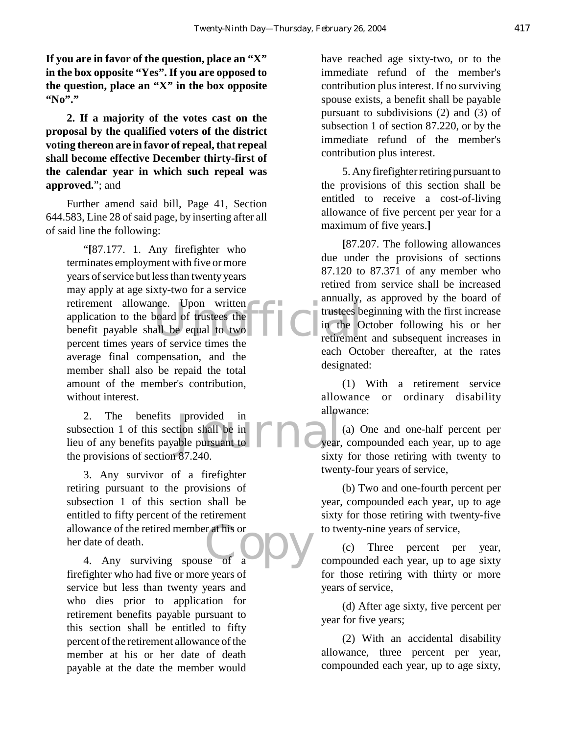**If you are in favor of the question, place an "X" in the box opposite "Yes". If you are opposed to the question, place an "X" in the box opposite "No"."**

**2. If a majority of the votes cast on the proposal by the qualified voters of the district voting thereon are in favor of repeal, that repeal shall become effective December thirty-first of the calendar year in which such repeal was approved.**"; and

Further amend said bill, Page 41, Section 644.583, Line 28 of said page, by inserting after all of said line the following:

"**[**87.177. 1. Any firefighter who terminates employment with five or more years of service but less than twenty years may apply at age sixty-two for a service retirement allowance. Upon written application to the board of trustees the benefit payable shall be equal to two percent times years of service times the average final compensation, and the member shall also be repaid the total amount of the member's contribution, without interest.

2. The benefits provided in subsection 1 of this section shall be in lieu of any benefits payable pursuant to the provisions of section 87.240.

3. Any survivor of a firefighter retiring pursuant to the provisions of subsection 1 of this section shall be entitled to fifty percent of the retirement allowance of the retired member at his or her date of death.

4. Any surviving spouse of a firefighter who had five or more years of service but less than twenty years and who dies prior to application for retirement benefits payable pursuant to this section shall be entitled to fifty percent of the retirement allowance of the member at his or her date of death payable at the date the member would have reached age sixty-two, or to the immediate refund of the member's contribution plus interest. If no surviving spouse exists, a benefit shall be payable pursuant to subdivisions (2) and (3) of subsection 1 of section 87.220, or by the immediate refund of the member's contribution plus interest.

5. Any firefighter retiring pursuant to the provisions of this section shall be entitled to receive a cost-of-living allowance of five percent per year for a maximum of five years.**]**

**[**87.207. The following allowances due under the provisions of sections 87.120 to 87.371 of any member who retired from service shall be increased annually, as approved by the board of trustees beginning with the first increase in the October following his or her retirement and subsequent increases in each October thereafter, at the rates designated:

(1) With a retirement service allowance or ordinary disability allowance:

(a) One and one-half percent per year, compounded each year, up to age sixty for those retiring with twenty to twenty-four years of service,

(b) Two and one-fourth percent per year, compounded each year, up to age sixty for those retiring with twenty-five to twenty-nine years of service,

(c) Three percent per year, compounded each year, up to age sixty for those retiring with thirty or more years of service,

(d) After age sixty, five percent per year for five years;

(2) With an accidental disability allowance, three percent per year, compounded each year, up to age sixty,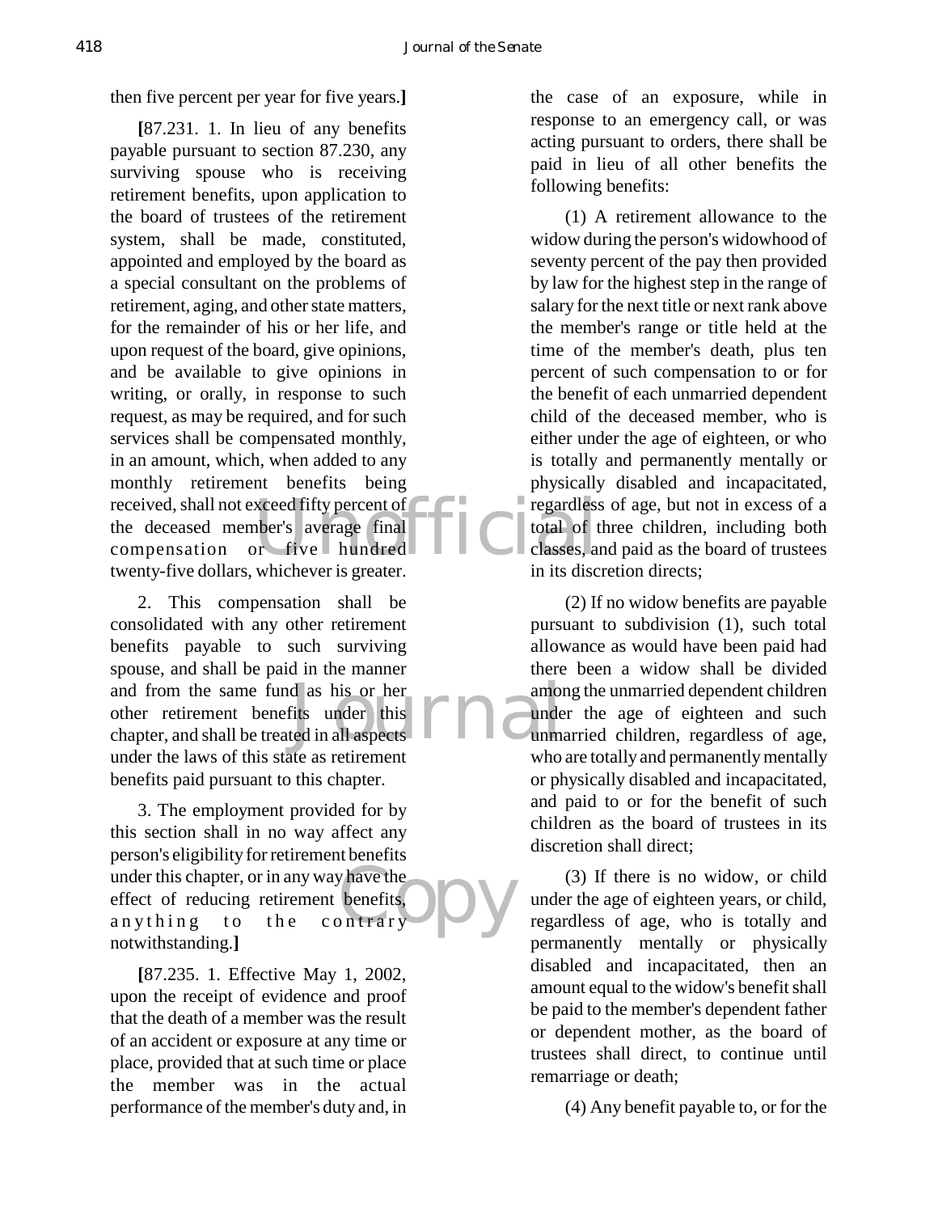then five percent per year for five years.**]**

**[**87.231. 1. In lieu of any benefits payable pursuant to section 87.230, any surviving spouse who is receiving retirement benefits, upon application to the board of trustees of the retirement system, shall be made, constituted, appointed and employed by the board as a special consultant on the problems of retirement, aging, and other state matters, for the remainder of his or her life, and upon request of the board, give opinions, and be available to give opinions in writing, or orally, in response to such request, as may be required, and for such services shall be compensated monthly, in an amount, which, when added to any monthly retirement benefits being received, shall not exceed fifty percent of the deceased member's average final compensation or five hundred twenty-five dollars, whichever is greater.

2. This compensation shall be consolidated with any other retirement benefits payable to such surviving spouse, and shall be paid in the manner and from the same fund as his or her other retirement benefits under this chapter, and shall be treated in all aspects under the laws of this state as retirement benefits paid pursuant to this chapter.

3. The employment provided for by this section shall in no way affect any person's eligibility for retirement benefits under this chapter, or in any way have the effect of reducing retirement benefits, anything to the contrary notwithstanding.**]**

**[**87.235. 1. Effective May 1, 2002, upon the receipt of evidence and proof that the death of a member was the result of an accident or exposure at any time or place, provided that at such time or place the member was in the actual performance of the member's duty and, in the case of an exposure, while in response to an emergency call, or was acting pursuant to orders, there shall be paid in lieu of all other benefits the following benefits:

(1) A retirement allowance to the widow during the person's widowhood of seventy percent of the pay then provided by law for the highest step in the range of salary for the next title or next rank above the member's range or title held at the time of the member's death, plus ten percent of such compensation to or for the benefit of each unmarried dependent child of the deceased member, who is either under the age of eighteen, or who is totally and permanently mentally or physically disabled and incapacitated, regardless of age, but not in excess of a total of three children, including both classes, and paid as the board of trustees in its discretion directs;

(2) If no widow benefits are payable pursuant to subdivision (1), such total allowance as would have been paid had there been a widow shall be divided among the unmarried dependent children under the age of eighteen and such unmarried children, regardless of age, who are totally and permanently mentally or physically disabled and incapacitated, and paid to or for the benefit of such children as the board of trustees in its discretion shall direct;

(3) If there is no widow, or child under the age of eighteen years, or child, regardless of age, who is totally and permanently mentally or physically disabled and incapacitated, then an amount equal to the widow's benefit shall be paid to the member's dependent father or dependent mother, as the board of trustees shall direct, to continue until remarriage or death;

(4) Any benefit payable to, or for the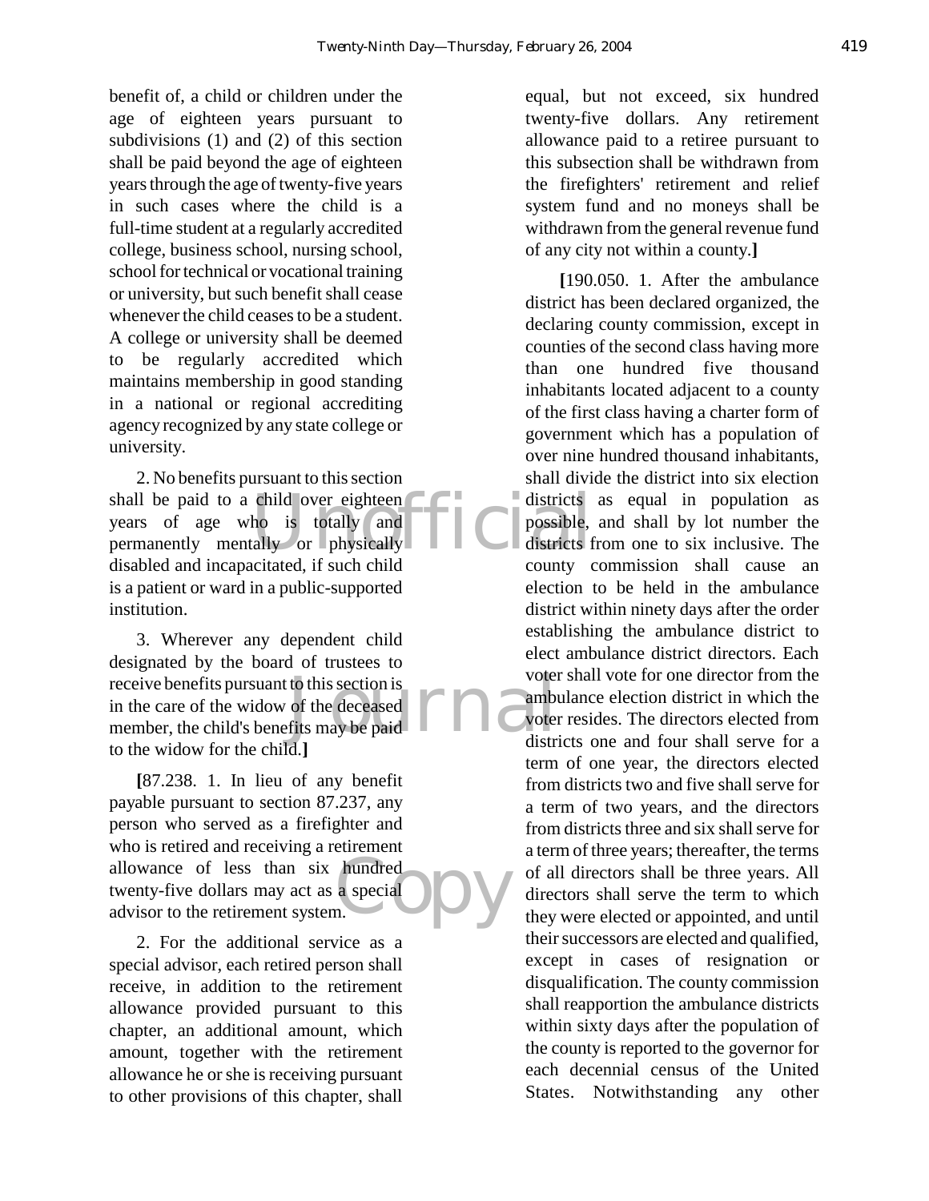benefit of, a child or children under the age of eighteen years pursuant to subdivisions (1) and (2) of this section shall be paid beyond the age of eighteen years through the age of twenty-five years in such cases where the child is a full-time student at a regularly accredited college, business school, nursing school, school for technical or vocational training or university, but such benefit shall cease whenever the child ceases to be a student. A college or university shall be deemed to be regularly accredited which maintains membership in good standing in a national or regional accrediting agency recognized by any state college or university.

2. No benefits pursuant to this section shall be paid to a child over eighteen years of age who is totally and permanently mentally or physically disabled and incapacitated, if such child is a patient or ward in a public-supported institution.

3. Wherever any dependent child designated by the board of trustees to receive benefits pursuant to this section is in the care of the widow of the deceased member, the child's benefits may be paid to the widow for the child.**]**

**[**87.238. 1. In lieu of any benefit payable pursuant to section 87.237, any person who served as a firefighter and who is retired and receiving a retirement allowance of less than six hundred twenty-five dollars may act as a special advisor to the retirement system.

2. For the additional service as a special advisor, each retired person shall receive, in addition to the retirement allowance provided pursuant to this chapter, an additional amount, which amount, together with the retirement allowance he or she is receiving pursuant to other provisions of this chapter, shall equal, but not exceed, six hundred twenty-five dollars. Any retirement allowance paid to a retiree pursuant to this subsection shall be withdrawn from the firefighters' retirement and relief system fund and no moneys shall be withdrawn from the general revenue fund of any city not within a county.**]**

**[**190.050. 1. After the ambulance district has been declared organized, the declaring county commission, except in counties of the second class having more than one hundred five thousand inhabitants located adjacent to a county of the first class having a charter form of government which has a population of over nine hundred thousand inhabitants, shall divide the district into six election districts as equal in population as possible, and shall by lot number the districts from one to six inclusive. The county commission shall cause an election to be held in the ambulance district within ninety days after the order establishing the ambulance district to elect ambulance district directors. Each voter shall vote for one director from the ambulance election district in which the voter resides. The directors elected from districts one and four shall serve for a term of one year, the directors elected from districts two and five shall serve for a term of two years, and the directors from districts three and six shall serve for a term of three years; thereafter, the terms of all directors shall be three years. All directors shall serve the term to which they were elected or appointed, and until their successors are elected and qualified, except in cases of resignation or disqualification. The county commission shall reapportion the ambulance districts within sixty days after the population of the county is reported to the governor for each decennial census of the United States. Notwithstanding any other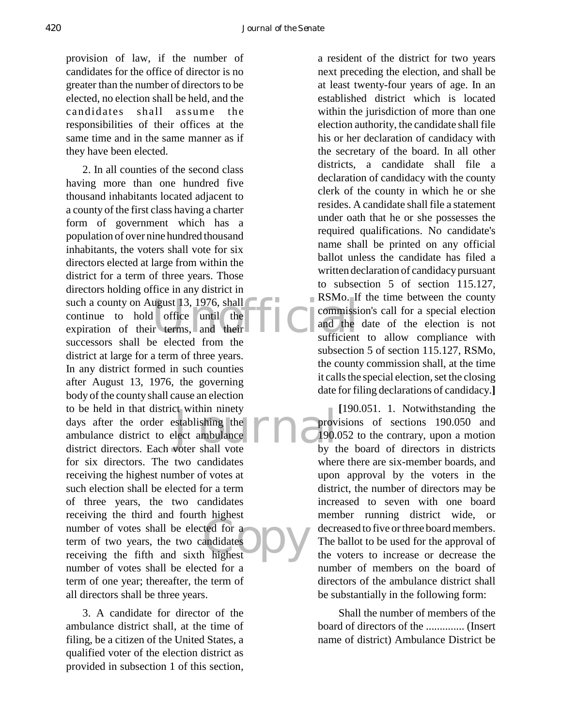provision of law, if the number of candidates for the office of director is no greater than the number of directors to be elected, no election shall be held, and the candidates shall assume the responsibilities of their offices at the same time and in the same manner as if they have been elected.

2. In all counties of the second class having more than one hundred five thousand inhabitants located adjacent to a county of the first class having a charter form of government which has a population of over nine hundred thousand inhabitants, the voters shall vote for six directors elected at large from within the district for a term of three years. Those directors holding office in any district in such a county on August 13, 1976, shall continue to hold office until the expiration of their terms, and their successors shall be elected from the district at large for a term of three years. In any district formed in such counties after August 13, 1976, the governing body of the county shall cause an election to be held in that district within ninety days after the order establishing the ambulance district to elect ambulance district directors. Each voter shall vote for six directors. The two candidates receiving the highest number of votes at such election shall be elected for a term of three years, the two candidates receiving the third and fourth highest number of votes shall be elected for a term of two years, the two candidates receiving the fifth and sixth highest number of votes shall be elected for a term of one year; thereafter, the term of all directors shall be three years.

3. A candidate for director of the ambulance district shall, at the time of filing, be a citizen of the United States, a qualified voter of the election district as provided in subsection 1 of this section, a resident of the district for two years next preceding the election, and shall be at least twenty-four years of age. In an established district which is located within the jurisdiction of more than one election authority, the candidate shall file his or her declaration of candidacy with the secretary of the board. In all other districts, a candidate shall file a declaration of candidacy with the county clerk of the county in which he or she resides. A candidate shall file a statement under oath that he or she possesses the required qualifications. No candidate's name shall be printed on any official ballot unless the candidate has filed a written declaration of candidacy pursuant to subsection 5 of section 115.127, RSMo. If the time between the county commission's call for a special election and the date of the election is not sufficient to allow compliance with subsection 5 of section 115.127, RSMo, the county commission shall, at the time it calls the special election, set the closing date for filing declarations of candidacy.**]**

**[**190.051. 1. Notwithstanding the provisions of sections 190.050 and 190.052 to the contrary, upon a motion by the board of directors in districts where there are six-member boards, and upon approval by the voters in the district, the number of directors may be increased to seven with one board member running district wide, or decreased to five or three board members. The ballot to be used for the approval of the voters to increase or decrease the number of members on the board of directors of the ambulance district shall be substantially in the following form:

Shall the number of members of the board of directors of the .............. (Insert name of district) Ambulance District be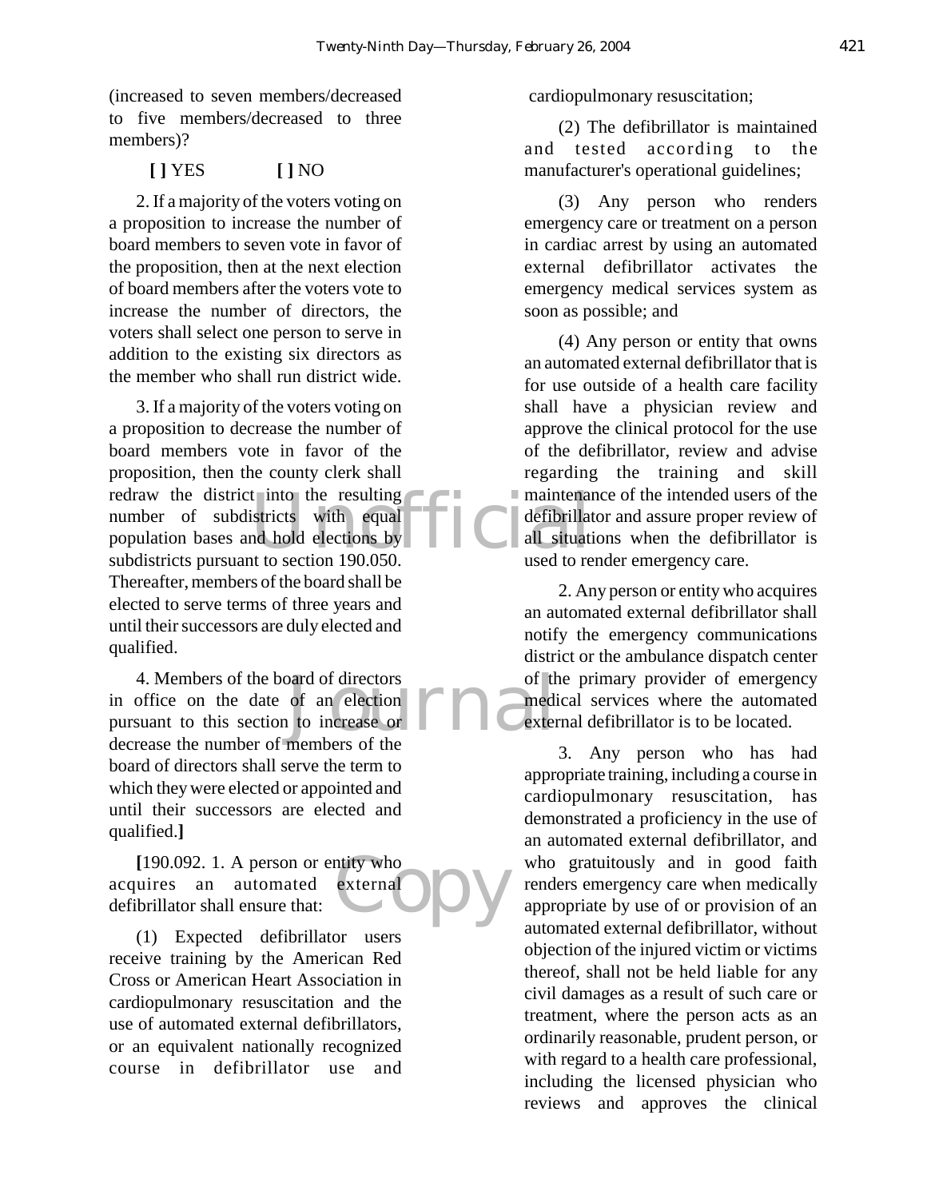(increased to seven members/decreased to five members/decreased to three members)?

**[ ]** YES **[ ]** NO

2. If a majority of the voters voting on a proposition to increase the number of board members to seven vote in favor of the proposition, then at the next election of board members after the voters vote to increase the number of directors, the voters shall select one person to serve in addition to the existing six directors as the member who shall run district wide.

3. If a majority of the voters voting on a proposition to decrease the number of board members vote in favor of the proposition, then the county clerk shall redraw the district into the resulting number of subdistricts with equal population bases and hold elections by subdistricts pursuant to section 190.050. Thereafter, members of the board shall be elected to serve terms of three years and until their successors are duly elected and qualified.

4. Members of the board of directors in office on the date of an election pursuant to this section to increase or decrease the number of members of the board of directors shall serve the term to which they were elected or appointed and until their successors are elected and qualified.**]**

**[**190.092. 1. A person or entity who acquires an automated external defibrillator shall ensure that:

(1) Expected defibrillator users receive training by the American Red Cross or American Heart Association in cardiopulmonary resuscitation and the use of automated external defibrillators, or an equivalent nationally recognized course in defibrillator use and cardiopulmonary resuscitation;

(2) The defibrillator is maintained and tested according to the manufacturer's operational guidelines;

(3) Any person who renders emergency care or treatment on a person in cardiac arrest by using an automated external defibrillator activates the emergency medical services system as soon as possible; and

(4) Any person or entity that owns an automated external defibrillator that is for use outside of a health care facility shall have a physician review and approve the clinical protocol for the use of the defibrillator, review and advise regarding the training and skill maintenance of the intended users of the defibrillator and assure proper review of all situations when the defibrillator is used to render emergency care.

2. Any person or entity who acquires an automated external defibrillator shall notify the emergency communications district or the ambulance dispatch center of the primary provider of emergency medical services where the automated external defibrillator is to be located.

3. Any person who has had appropriate training, including a course in cardiopulmonary resuscitation, has demonstrated a proficiency in the use of an automated external defibrillator, and who gratuitously and in good faith renders emergency care when medically appropriate by use of or provision of an automated external defibrillator, without objection of the injured victim or victims thereof, shall not be held liable for any civil damages as a result of such care or treatment, where the person acts as an ordinarily reasonable, prudent person, or with regard to a health care professional, including the licensed physician who reviews and approves the clinical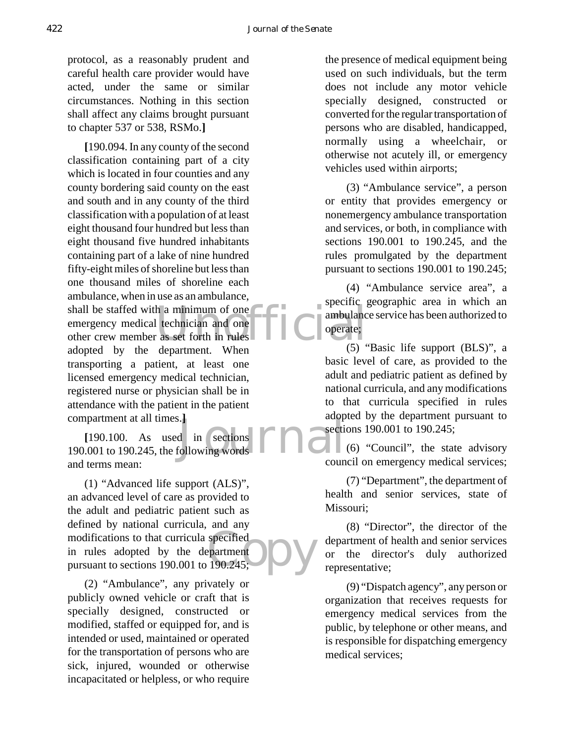protocol, as a reasonably prudent and careful health care provider would have acted, under the same or similar circumstances. Nothing in this section shall affect any claims brought pursuant to chapter 537 or 538, RSMo.**]**

**[**190.094. In any county of the second classification containing part of a city which is located in four counties and any county bordering said county on the east and south and in any county of the third classification with a population of at least eight thousand four hundred but less than eight thousand five hundred inhabitants containing part of a lake of nine hundred fifty-eight miles of shoreline but less than one thousand miles of shoreline each ambulance, when in use as an ambulance, shall be staffed with a minimum of one emergency medical technician and one other crew member as set forth in rules adopted by the department. When transporting a patient, at least one licensed emergency medical technician, registered nurse or physician shall be in attendance with the patient in the patient compartment at all times.**]**

**[**190.100. As used in sections 190.001 to 190.245, the following words and terms mean:

(1) "Advanced life support (ALS)", an advanced level of care as provided to the adult and pediatric patient such as defined by national curricula, and any modifications to that curricula specified in rules adopted by the department pursuant to sections 190.001 to 190.245;

(2) "Ambulance", any privately or publicly owned vehicle or craft that is specially designed, constructed or modified, staffed or equipped for, and is intended or used, maintained or operated for the transportation of persons who are sick, injured, wounded or otherwise incapacitated or helpless, or who require the presence of medical equipment being used on such individuals, but the term does not include any motor vehicle specially designed, constructed or converted for the regular transportation of persons who are disabled, handicapped, normally using a wheelchair, or otherwise not acutely ill, or emergency vehicles used within airports;

(3) "Ambulance service", a person or entity that provides emergency or nonemergency ambulance transportation and services, or both, in compliance with sections 190.001 to 190.245, and the rules promulgated by the department pursuant to sections 190.001 to 190.245;

(4) "Ambulance service area", a specific geographic area in which an ambulance service has been authorized to operate;

(5) "Basic life support (BLS)", a basic level of care, as provided to the adult and pediatric patient as defined by national curricula, and any modifications to that curricula specified in rules adopted by the department pursuant to sections 190.001 to 190.245;

(6) "Council", the state advisory council on emergency medical services;

(7) "Department", the department of health and senior services, state of Missouri;

(8) "Director", the director of the department of health and senior services or the director's duly authorized representative;

(9) "Dispatch agency", any person or organization that receives requests for emergency medical services from the public, by telephone or other means, and is responsible for dispatching emergency medical services;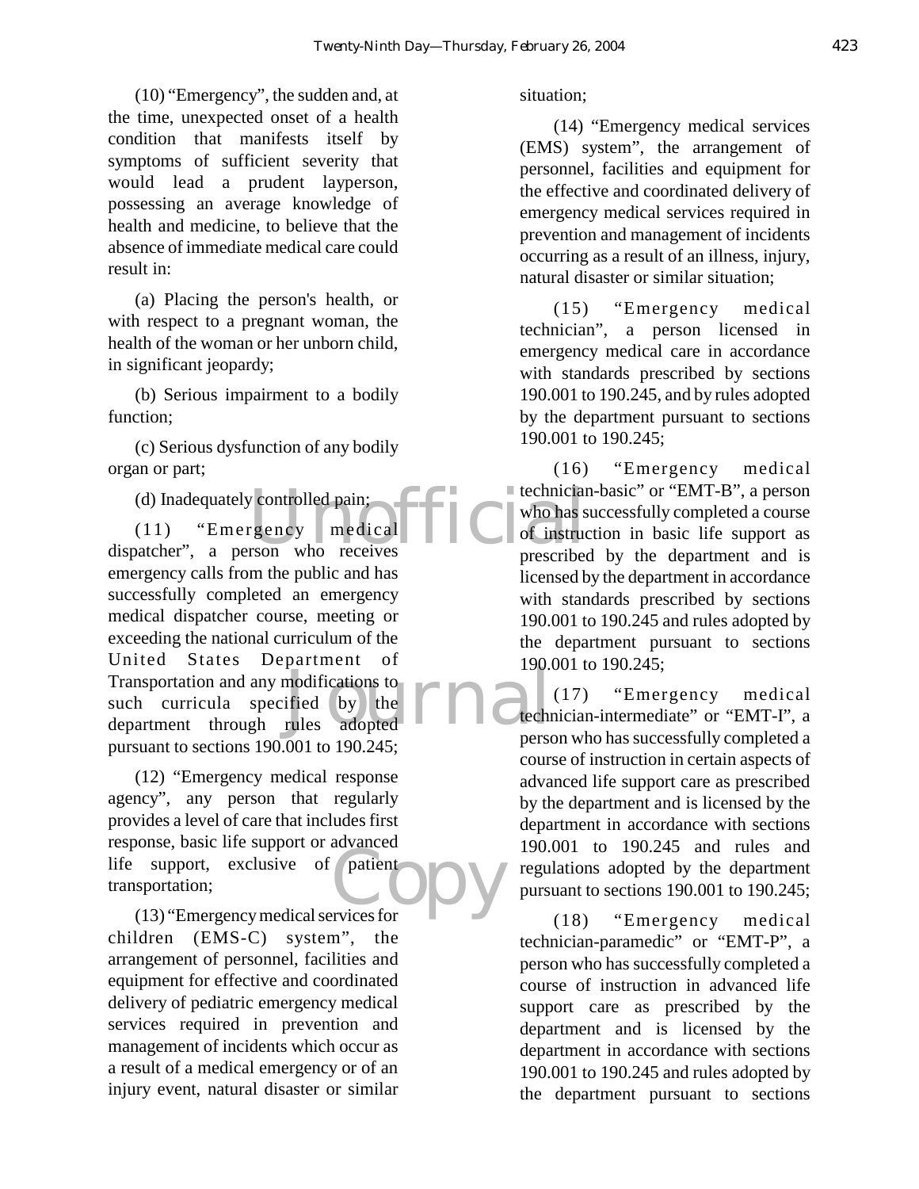(10) "Emergency", the sudden and, at the time, unexpected onset of a health condition that manifests itself by symptoms of sufficient severity that would lead a prudent layperson, possessing an average knowledge of health and medicine, to believe that the absence of immediate medical care could result in:

(a) Placing the person's health, or with respect to a pregnant woman, the health of the woman or her unborn child, in significant jeopardy;

(b) Serious impairment to a bodily function;

(c) Serious dysfunction of any bodily organ or part;

(d) Inadequately controlled pain;

(11) "Emergency medical dispatcher", a person who receives emergency calls from the public and has successfully completed an emergency medical dispatcher course, meeting or exceeding the national curriculum of the United States Department of Transportation and any modifications to such curricula specified by the department through rules adopted pursuant to sections 190.001 to 190.245;

(12) "Emergency medical response agency", any person that regularly provides a level of care that includes first response, basic life support or advanced life support, exclusive of patient transportation;

(13) "Emergency medical services for children (EMS-C) system", the arrangement of personnel, facilities and equipment for effective and coordinated delivery of pediatric emergency medical services required in prevention and management of incidents which occur as a result of a medical emergency or of an injury event, natural disaster or similar situation;

(14) "Emergency medical services (EMS) system", the arrangement of personnel, facilities and equipment for the effective and coordinated delivery of emergency medical services required in prevention and management of incidents occurring as a result of an illness, injury, natural disaster or similar situation;

(15) "Emergency medical technician", a person licensed in emergency medical care in accordance with standards prescribed by sections 190.001 to 190.245, and by rules adopted by the department pursuant to sections 190.001 to 190.245;

(16) "Emergency medical technician-basic" or "EMT-B", a person who has successfully completed a course of instruction in basic life support as prescribed by the department and is licensed by the department in accordance with standards prescribed by sections 190.001 to 190.245 and rules adopted by the department pursuant to sections 190.001 to 190.245;

(17) "Emergency medical technician-intermediate" or "EMT-I", a person who has successfully completed a course of instruction in certain aspects of advanced life support care as prescribed by the department and is licensed by the department in accordance with sections 190.001 to 190.245 and rules and regulations adopted by the department pursuant to sections 190.001 to 190.245;

(18) "Emergency medical technician-paramedic" or "EMT-P", a person who has successfully completed a course of instruction in advanced life support care as prescribed by the department and is licensed by the department in accordance with sections 190.001 to 190.245 and rules adopted by the department pursuant to sections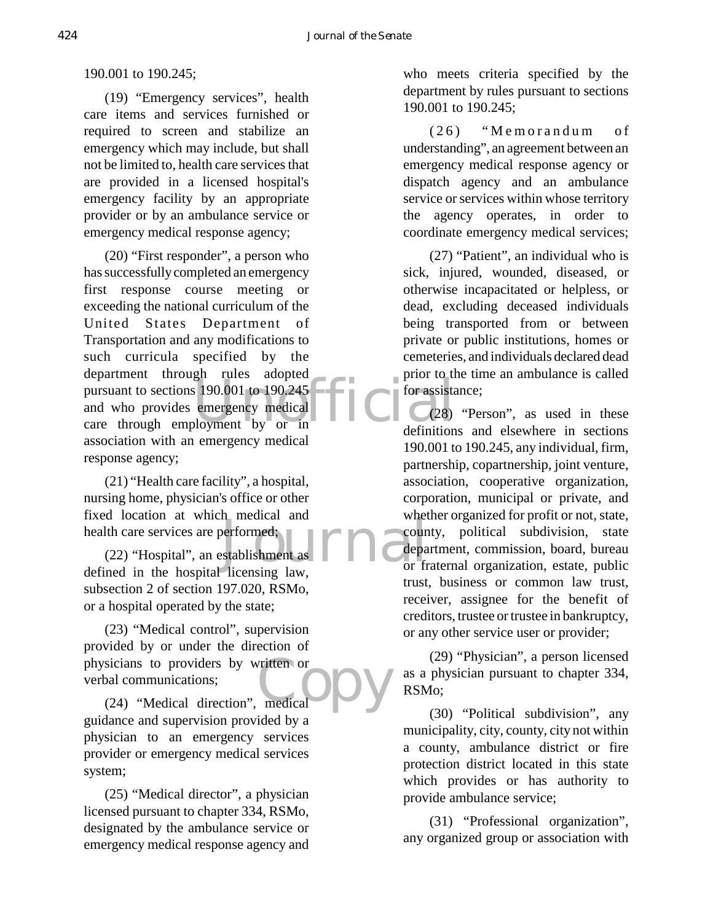190.001 to 190.245;

(19) "Emergency services", health care items and services furnished or required to screen and stabilize an emergency which may include, but shall not be limited to, health care services that are provided in a licensed hospital's emergency facility by an appropriate provider or by an ambulance service or emergency medical response agency;

(20) "First responder", a person who has successfully completed an emergency first response course meeting or exceeding the national curriculum of the United States Department of Transportation and any modifications to such curricula specified by the department through rules adopted pursuant to sections 190.001 to 190.245 and who provides emergency medical care through employment by or in association with an emergency medical response agency;

(21) "Health care facility", a hospital, nursing home, physician's office or other fixed location at which medical and health care services are performed;

(22) "Hospital", an establishment as defined in the hospital licensing law, subsection 2 of section 197.020, RSMo, or a hospital operated by the state;

(23) "Medical control", supervision provided by or under the direction of physicians to providers by written or verbal communications;

(24) "Medical direction", medical guidance and supervision provided by a physician to an emergency services provider or emergency medical services system;

(25) "Medical director", a physician licensed pursuant to chapter 334, RSMo, designated by the ambulance service or emergency medical response agency and who meets criteria specified by the department by rules pursuant to sections 190.001 to 190.245;

(26) "Memorandum of understanding", an agreement between an emergency medical response agency or dispatch agency and an ambulance service or services within whose territory the agency operates, in order to coordinate emergency medical services;

(27) "Patient", an individual who is sick, injured, wounded, diseased, or otherwise incapacitated or helpless, or dead, excluding deceased individuals being transported from or between private or public institutions, homes or cemeteries, and individuals declared dead prior to the time an ambulance is called for assistance;

(28) "Person", as used in these definitions and elsewhere in sections 190.001 to 190.245, any individual, firm, partnership, copartnership, joint venture, association, cooperative organization, corporation, municipal or private, and whether organized for profit or not, state, county, political subdivision, state department, commission, board, bureau or fraternal organization, estate, public trust, business or common law trust, receiver, assignee for the benefit of creditors, trustee or trustee in bankruptcy, or any other service user or provider;

(29) "Physician", a person licensed as a physician pursuant to chapter 334, RSMo;

(30) "Political subdivision", any municipality, city, county, city not within a county, ambulance district or fire protection district located in this state which provides or has authority to provide ambulance service;

(31) "Professional organization", any organized group or association with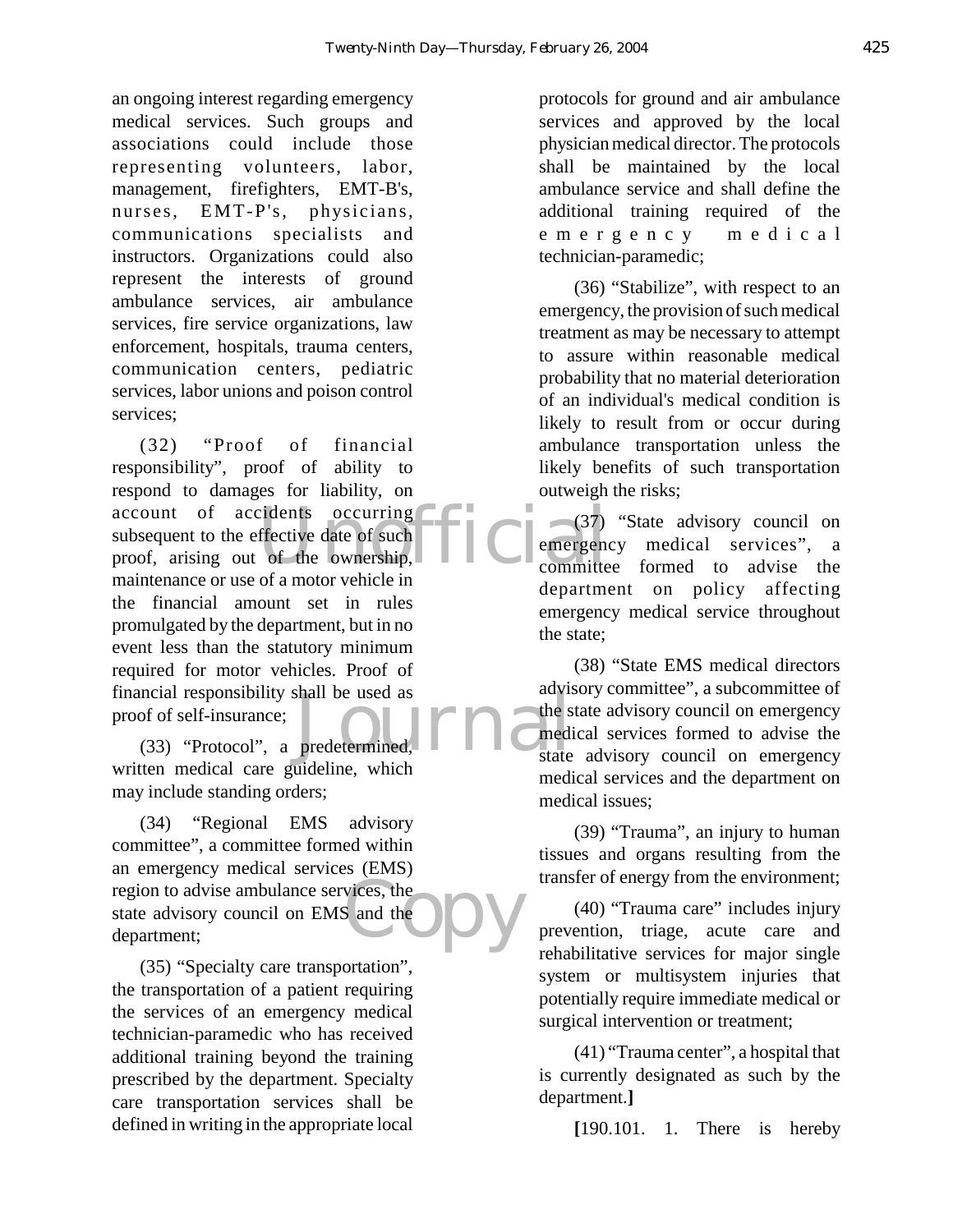an ongoing interest regarding emergency medical services. Such groups and associations could include those representing volunteers, labor, management, firefighters, EMT-B's, nurses, EMT-P's, physicians, communications specialists and instructors. Organizations could also represent the interests of ground ambulance services, air ambulance services, fire service organizations, law enforcement, hospitals, trauma centers, communication centers, pediatric services, labor unions and poison control services;

(32) "Proof of financial responsibility", proof of ability to respond to damages for liability, on account of accidents occurring subsequent to the effective date of such proof, arising out of the ownership, maintenance or use of a motor vehicle in the financial amount set in rules promulgated by the department, but in no event less than the statutory minimum required for motor vehicles. Proof of financial responsibility shall be used as proof of self-insurance;

(33) "Protocol", a predetermined, written medical care guideline, which may include standing orders;

(34) "Regional EMS advisory committee", a committee formed within an emergency medical services (EMS) region to advise ambulance services, the state advisory council on EMS and the department;

(35) "Specialty care transportation", the transportation of a patient requiring the services of an emergency medical technician-paramedic who has received additional training beyond the training prescribed by the department. Specialty care transportation services shall be defined in writing in the appropriate local protocols for ground and air ambulance services and approved by the local physician medical director. The protocols shall be maintained by the local ambulance service and shall define the additional training required of the emergency medical technician-paramedic;

(36) "Stabilize", with respect to an emergency, the provision of such medical treatment as may be necessary to attempt to assure within reasonable medical probability that no material deterioration of an individual's medical condition is likely to result from or occur during ambulance transportation unless the likely benefits of such transportation outweigh the risks;

(37) "State advisory council on emergency medical services", a committee formed to advise the department on policy affecting emergency medical service throughout the state;

(38) "State EMS medical directors advisory committee", a subcommittee of the state advisory council on emergency medical services formed to advise the state advisory council on emergency medical services and the department on medical issues;

(39) "Trauma", an injury to human tissues and organs resulting from the transfer of energy from the environment;

(40) "Trauma care" includes injury prevention, triage, acute care and rehabilitative services for major single system or multisystem injuries that potentially require immediate medical or surgical intervention or treatment;

(41) "Trauma center", a hospital that is currently designated as such by the department.**]**

**[**190.101. 1. There is hereby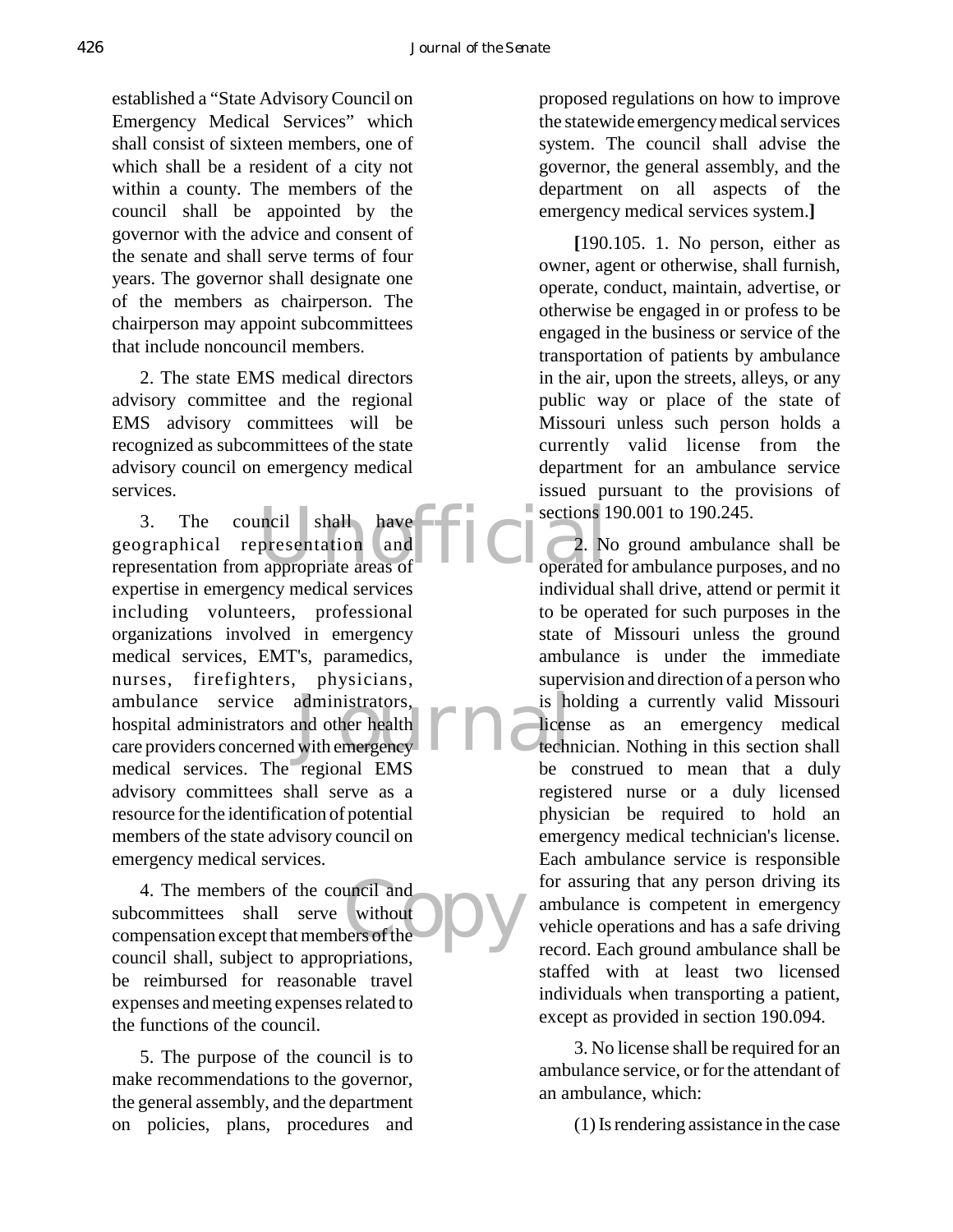established a "State Advisory Council on Emergency Medical Services" which shall consist of sixteen members, one of which shall be a resident of a city not within a county. The members of the council shall be appointed by the governor with the advice and consent of the senate and shall serve terms of four years. The governor shall designate one of the members as chairperson. The chairperson may appoint subcommittees that include noncouncil members.

2. The state EMS medical directors advisory committee and the regional EMS advisory committees will be recognized as subcommittees of the state advisory council on emergency medical services.

3. The council shall have geographical representation and representation from appropriate areas of expertise in emergency medical services including volunteers, professional organizations involved in emergency medical services, EMT's, paramedics, nurses, firefighters, physicians, ambulance service administrators, hospital administrators and other health care providers concerned with emergency medical services. The regional EMS advisory committees shall serve as a resource for the identification of potential members of the state advisory council on emergency medical services.

4. The members of the council and subcommittees shall serve without compensation except that members of the council shall, subject to appropriations, be reimbursed for reasonable travel expenses and meeting expenses related to the functions of the council.

5. The purpose of the council is to make recommendations to the governor, the general assembly, and the department on policies, plans, procedures and proposed regulations on how to improve the statewide emergency medical services system. The council shall advise the governor, the general assembly, and the department on all aspects of the emergency medical services system.**]**

**[**190.105. 1. No person, either as owner, agent or otherwise, shall furnish, operate, conduct, maintain, advertise, or otherwise be engaged in or profess to be engaged in the business or service of the transportation of patients by ambulance in the air, upon the streets, alleys, or any public way or place of the state of Missouri unless such person holds a currently valid license from the department for an ambulance service issued pursuant to the provisions of sections 190.001 to 190.245.

2. No ground ambulance shall be operated for ambulance purposes, and no individual shall drive, attend or permit it to be operated for such purposes in the state of Missouri unless the ground ambulance is under the immediate supervision and direction of a person who is holding a currently valid Missouri license as an emergency medical technician. Nothing in this section shall be construed to mean that a duly registered nurse or a duly licensed physician be required to hold an emergency medical technician's license. Each ambulance service is responsible for assuring that any person driving its ambulance is competent in emergency vehicle operations and has a safe driving record. Each ground ambulance shall be staffed with at least two licensed individuals when transporting a patient, except as provided in section 190.094.

3. No license shall be required for an ambulance service, or for the attendant of an ambulance, which:

(1) Is rendering assistance in the case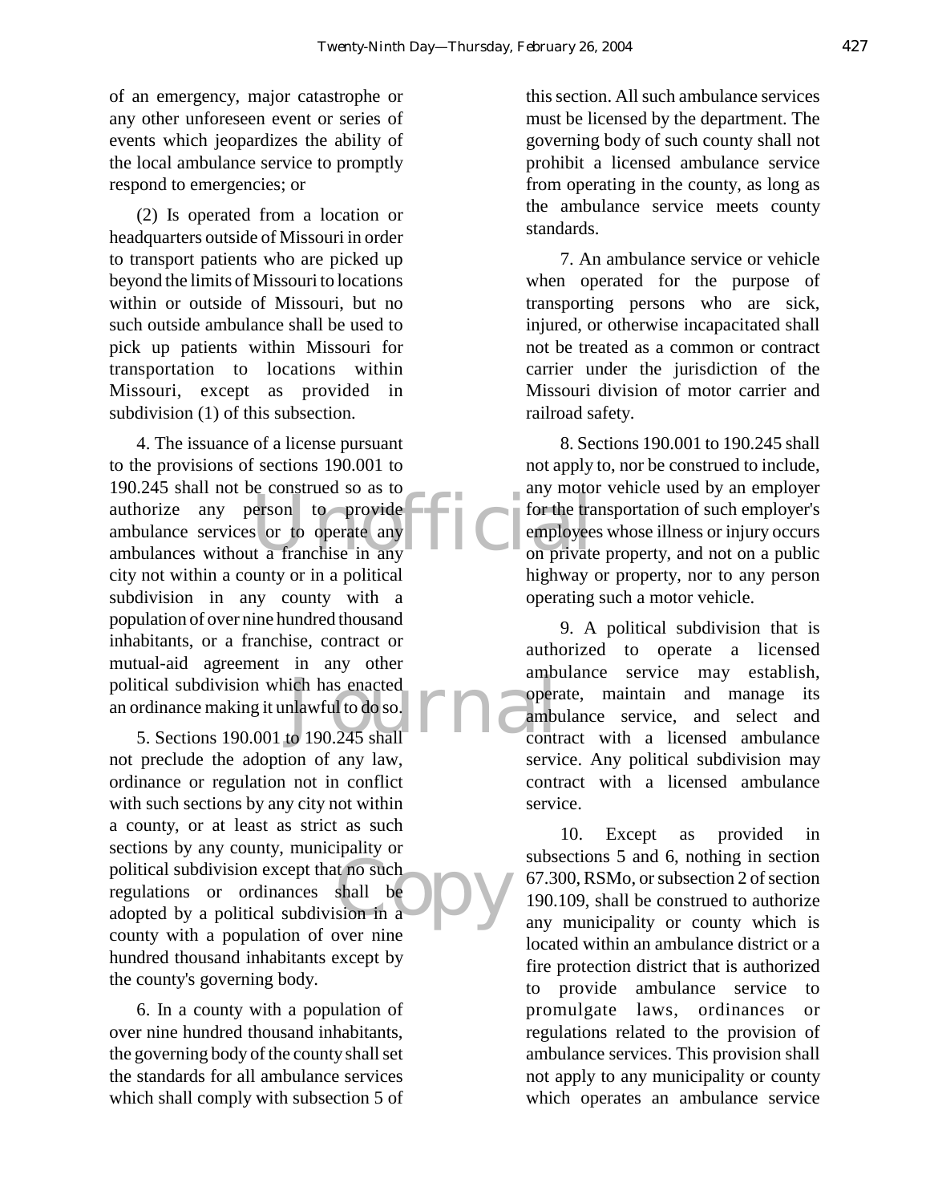of an emergency, major catastrophe or any other unforeseen event or series of events which jeopardizes the ability of the local ambulance service to promptly respond to emergencies; or

(2) Is operated from a location or headquarters outside of Missouri in order to transport patients who are picked up beyond the limits of Missouri to locations within or outside of Missouri, but no such outside ambulance shall be used to pick up patients within Missouri for transportation to locations within Missouri, except as provided in subdivision (1) of this subsection.

4. The issuance of a license pursuant to the provisions of sections 190.001 to 190.245 shall not be construed so as to authorize any person to provide ambulance services or to operate any ambulances without a franchise in any city not within a county or in a political subdivision in any county with a population of over nine hundred thousand inhabitants, or a franchise, contract or mutual-aid agreement in any other political subdivision which has enacted an ordinance making it unlawful to do so.

5. Sections 190.001 to 190.245 shall not preclude the adoption of any law, ordinance or regulation not in conflict with such sections by any city not within a county, or at least as strict as such sections by any county, municipality or political subdivision except that no such regulations or ordinances shall be adopted by a political subdivision in a county with a population of over nine hundred thousand inhabitants except by the county's governing body.

6. In a county with a population of over nine hundred thousand inhabitants, the governing body of the county shall set the standards for all ambulance services which shall comply with subsection 5 of this section. All such ambulance services must be licensed by the department. The governing body of such county shall not prohibit a licensed ambulance service from operating in the county, as long as the ambulance service meets county standards.

7. An ambulance service or vehicle when operated for the purpose of transporting persons who are sick, injured, or otherwise incapacitated shall not be treated as a common or contract carrier under the jurisdiction of the Missouri division of motor carrier and railroad safety.

8. Sections 190.001 to 190.245 shall not apply to, nor be construed to include, any motor vehicle used by an employer for the transportation of such employer's employees whose illness or injury occurs on private property, and not on a public highway or property, nor to any person operating such a motor vehicle.

9. A political subdivision that is authorized to operate a licensed ambulance service may establish, operate, maintain and manage its ambulance service, and select and contract with a licensed ambulance service. Any political subdivision may contract with a licensed ambulance service.

10. Except as provided in subsections 5 and 6, nothing in section 67.300, RSMo, or subsection 2 of section 190.109, shall be construed to authorize any municipality or county which is located within an ambulance district or a fire protection district that is authorized to provide ambulance service to promulgate laws, ordinances or regulations related to the provision of ambulance services. This provision shall not apply to any municipality or county which operates an ambulance service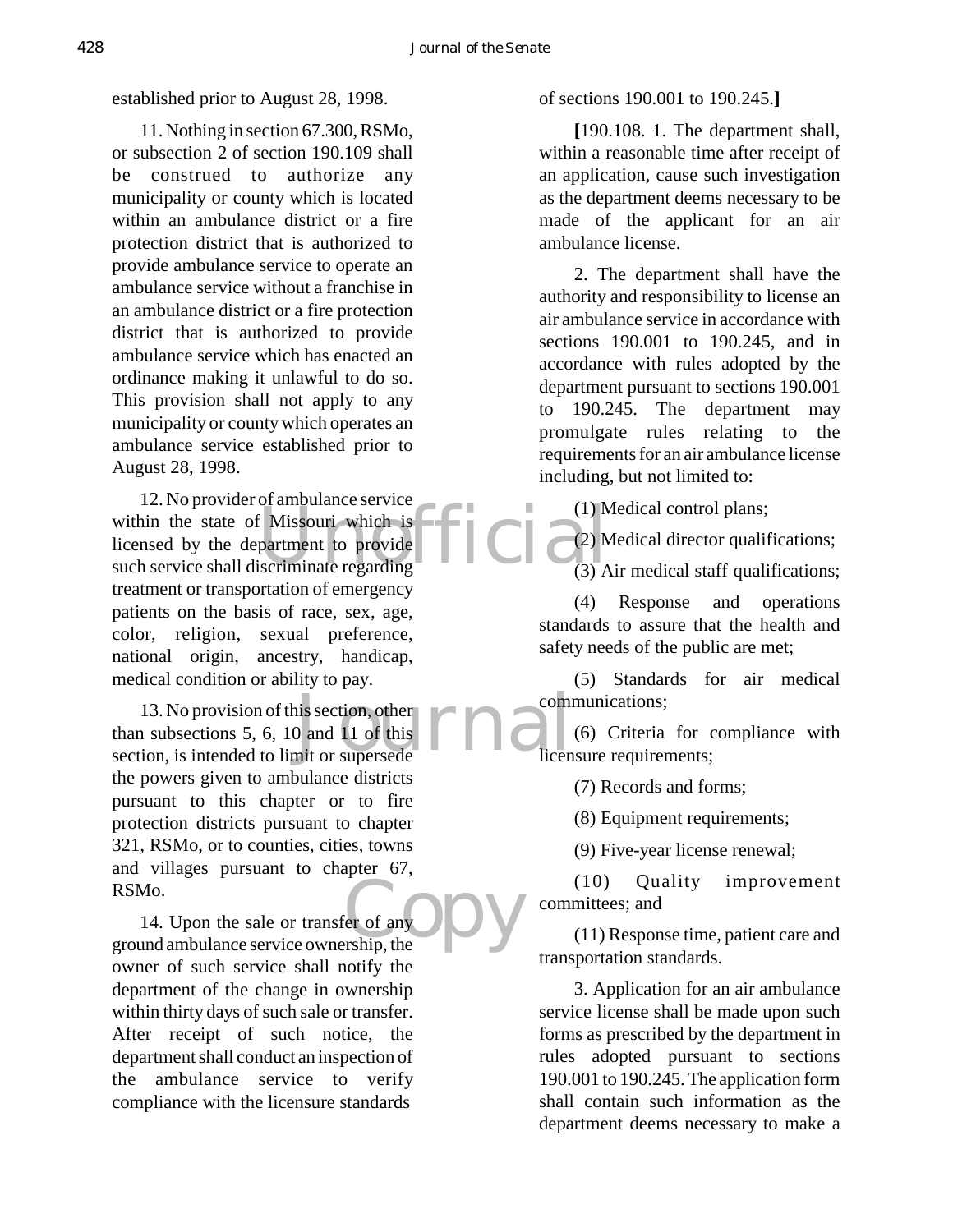established prior to August 28, 1998.

11. Nothing in section 67.300, RSMo, or subsection 2 of section 190.109 shall be construed to authorize any municipality or county which is located within an ambulance district or a fire protection district that is authorized to provide ambulance service to operate an ambulance service without a franchise in an ambulance district or a fire protection district that is authorized to provide ambulance service which has enacted an ordinance making it unlawful to do so. This provision shall not apply to any municipality or county which operates an ambulance service established prior to August 28, 1998.

12. No provider of ambulance service within the state of Missouri which is licensed by the department to provide such service shall discriminate regarding treatment or transportation of emergency patients on the basis of race, sex, age, color, religion, sexual preference, national origin, ancestry, handicap, medical condition or ability to pay.

13. No provision of this section, other than subsections 5, 6, 10 and 11 of this section, is intended to limit or supersede the powers given to ambulance districts pursuant to this chapter or to fire protection districts pursuant to chapter 321, RSMo, or to counties, cities, towns and villages pursuant to chapter 67, RSMo.

14. Upon the sale or transfer of any ground ambulance service ownership, the owner of such service shall notify the department of the change in ownership within thirty days of such sale or transfer. After receipt of such notice, the department shall conduct an inspection of the ambulance service to verify compliance with the licensure standards of sections 190.001 to 190.245.**]**

**[**190.108. 1. The department shall, within a reasonable time after receipt of an application, cause such investigation as the department deems necessary to be made of the applicant for an air ambulance license.

2. The department shall have the authority and responsibility to license an air ambulance service in accordance with sections 190.001 to 190.245, and in accordance with rules adopted by the department pursuant to sections 190.001 to 190.245. The department may promulgate rules relating to the requirements for an air ambulance license including, but not limited to:

(1) Medical control plans;

(2) Medical director qualifications;

(3) Air medical staff qualifications;

(4) Response and operations standards to assure that the health and safety needs of the public are met;

(5) Standards for air medical communications;

(6) Criteria for compliance with licensure requirements;

(7) Records and forms;

(8) Equipment requirements;

(9) Five-year license renewal;

(10) Quality improvement committees; and

(11) Response time, patient care and transportation standards.

3. Application for an air ambulance service license shall be made upon such forms as prescribed by the department in rules adopted pursuant to sections 190.001 to 190.245. The application form shall contain such information as the department deems necessary to make a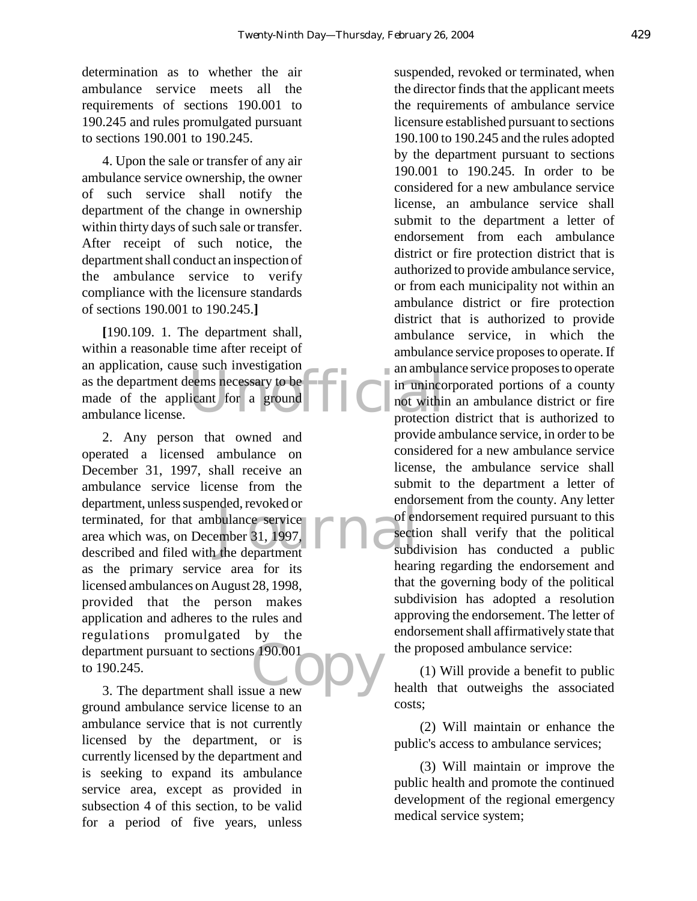determination as to whether the air ambulance service meets all the requirements of sections 190.001 to 190.245 and rules promulgated pursuant to sections 190.001 to 190.245.

4. Upon the sale or transfer of any air ambulance service ownership, the owner of such service shall notify the department of the change in ownership within thirty days of such sale or transfer. After receipt of such notice, the department shall conduct an inspection of the ambulance service to verify compliance with the licensure standards of sections 190.001 to 190.245.**]**

**[**190.109. 1. The department shall, within a reasonable time after receipt of an application, cause such investigation as the department deems necessary to be made of the applicant for a ground ambulance license.

2. Any person that owned and operated a licensed ambulance on December 31, 1997, shall receive an ambulance service license from the department, unless suspended, revoked or terminated, for that ambulance service area which was, on December 31, 1997, described and filed with the department as the primary service area for its licensed ambulances on August 28, 1998, provided that the person makes application and adheres to the rules and regulations promulgated by the department pursuant to sections 190.001 to 190.245.

3. The department shall issue a new ground ambulance service license to an ambulance service that is not currently licensed by the department, or is currently licensed by the department and is seeking to expand its ambulance service area, except as provided in subsection 4 of this section, to be valid for a period of five years, unless suspended, revoked or terminated, when the director finds that the applicant meets the requirements of ambulance service licensure established pursuant to sections 190.100 to 190.245 and the rules adopted by the department pursuant to sections 190.001 to 190.245. In order to be considered for a new ambulance service license, an ambulance service shall submit to the department a letter of endorsement from each ambulance district or fire protection district that is authorized to provide ambulance service, or from each municipality not within an ambulance district or fire protection district that is authorized to provide ambulance service, in which the ambulance service proposes to operate. If an ambulance service proposes to operate in unincorporated portions of a county not within an ambulance district or fire protection district that is authorized to provide ambulance service, in order to be considered for a new ambulance service license, the ambulance service shall submit to the department a letter of endorsement from the county. Any letter of endorsement required pursuant to this section shall verify that the political subdivision has conducted a public hearing regarding the endorsement and that the governing body of the political subdivision has adopted a resolution approving the endorsement. The letter of endorsement shall affirmatively state that the proposed ambulance service:

(1) Will provide a benefit to public health that outweighs the associated costs;

(2) Will maintain or enhance the public's access to ambulance services;

(3) Will maintain or improve the public health and promote the continued development of the regional emergency medical service system;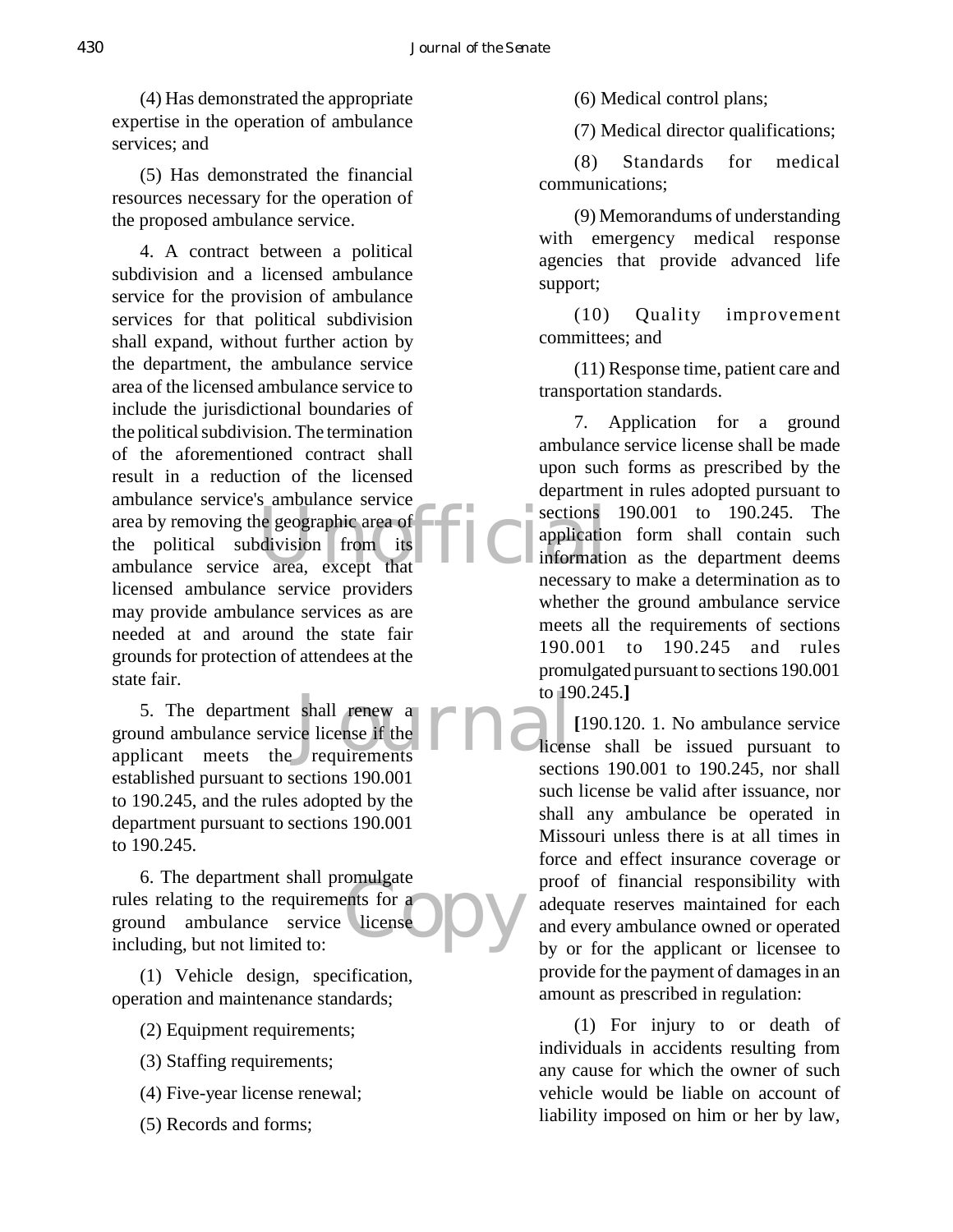(4) Has demonstrated the appropriate expertise in the operation of ambulance services; and

(5) Has demonstrated the financial resources necessary for the operation of the proposed ambulance service.

4. A contract between a political subdivision and a licensed ambulance service for the provision of ambulance services for that political subdivision shall expand, without further action by the department, the ambulance service area of the licensed ambulance service to include the jurisdictional boundaries of the political subdivision. The termination of the aforementioned contract shall result in a reduction of the licensed ambulance service's ambulance service area by removing the geographic area of the political subdivision from its ambulance service area, except that licensed ambulance service providers may provide ambulance services as are needed at and around the state fair grounds for protection of attendees at the state fair.

5. The department shall renew a ground ambulance service license if the applicant meets the requirements established pursuant to sections 190.001 to 190.245, and the rules adopted by the department pursuant to sections 190.001 to 190.245.

6. The department shall promulgate rules relating to the requirements for a ground ambulance service license including, but not limited to:

(1) Vehicle design, specification, operation and maintenance standards;

(2) Equipment requirements;

(3) Staffing requirements;

(4) Five-year license renewal;

(5) Records and forms;

(6) Medical control plans;

(7) Medical director qualifications;

(8) Standards for medical communications;

(9) Memorandums of understanding with emergency medical response agencies that provide advanced life support;

(10) Quality improvement committees; and

(11) Response time, patient care and transportation standards.

7. Application for a ground ambulance service license shall be made upon such forms as prescribed by the department in rules adopted pursuant to sections 190.001 to 190.245. The application form shall contain such information as the department deems necessary to make a determination as to whether the ground ambulance service meets all the requirements of sections 190.001 to 190.245 and rules promulgated pursuant to sections 190.001 to 190.245.**]**

**[**190.120. 1. No ambulance service license shall be issued pursuant to sections 190.001 to 190.245, nor shall such license be valid after issuance, nor shall any ambulance be operated in Missouri unless there is at all times in force and effect insurance coverage or proof of financial responsibility with adequate reserves maintained for each and every ambulance owned or operated by or for the applicant or licensee to provide for the payment of damages in an amount as prescribed in regulation:

(1) For injury to or death of individuals in accidents resulting from any cause for which the owner of such vehicle would be liable on account of liability imposed on him or her by law,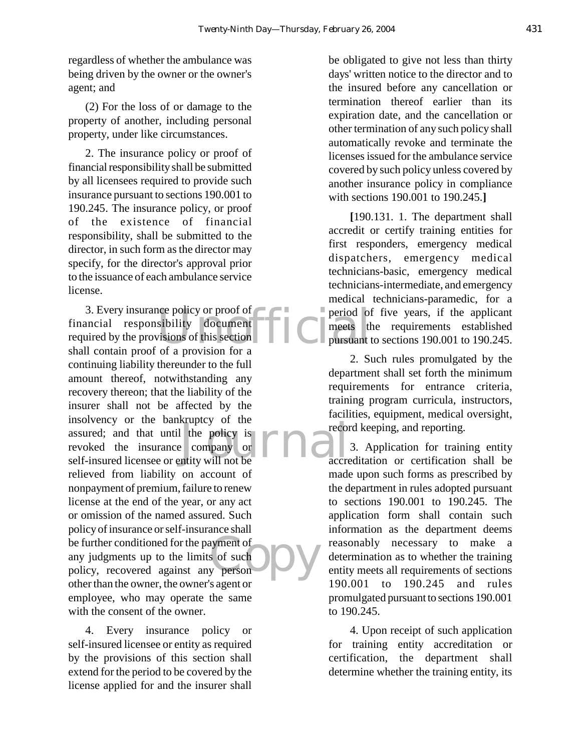regardless of whether the ambulance was being driven by the owner or the owner's agent; and

(2) For the loss of or damage to the property of another, including personal property, under like circumstances.

2. The insurance policy or proof of financial responsibility shall be submitted by all licensees required to provide such insurance pursuant to sections 190.001 to 190.245. The insurance policy, or proof of the existence of financial responsibility, shall be submitted to the director, in such form as the director may specify, for the director's approval prior to the issuance of each ambulance service license.

3. Every insurance policy or proof of financial responsibility document required by the provisions of this section shall contain proof of a provision for a continuing liability thereunder to the full amount thereof, notwithstanding any recovery thereon; that the liability of the insurer shall not be affected by the insolvency or the bankruptcy of the assured; and that until the policy is revoked the insurance company or self-insured licensee or entity will not be relieved from liability on account of nonpayment of premium, failure to renew license at the end of the year, or any act or omission of the named assured. Such policy of insurance or self-insurance shall be further conditioned for the payment of any judgments up to the limits of such policy, recovered against any person other than the owner, the owner's agent or employee, who may operate the same with the consent of the owner.

4. Every insurance policy or self-insured licensee or entity as required by the provisions of this section shall extend for the period to be covered by the license applied for and the insurer shall be obligated to give not less than thirty days' written notice to the director and to the insured before any cancellation or termination thereof earlier than its expiration date, and the cancellation or other termination of any such policy shall automatically revoke and terminate the licenses issued for the ambulance service covered by such policy unless covered by another insurance policy in compliance with sections 190.001 to 190.245.**]**

**[**190.131. 1. The department shall accredit or certify training entities for first responders, emergency medical dispatchers, emergency medical technicians-basic, emergency medical technicians-intermediate, and emergency medical technicians-paramedic, for a period of five years, if the applicant meets the requirements established pursuant to sections 190.001 to 190.245.

2. Such rules promulgated by the department shall set forth the minimum requirements for entrance criteria, training program curricula, instructors, facilities, equipment, medical oversight, record keeping, and reporting.

3. Application for training entity accreditation or certification shall be made upon such forms as prescribed by the department in rules adopted pursuant to sections 190.001 to 190.245. The application form shall contain such information as the department deems reasonably necessary to make a determination as to whether the training entity meets all requirements of sections 190.001 to 190.245 and rules promulgated pursuant to sections 190.001 to 190.245.

4. Upon receipt of such application for training entity accreditation or certification, the department shall determine whether the training entity, its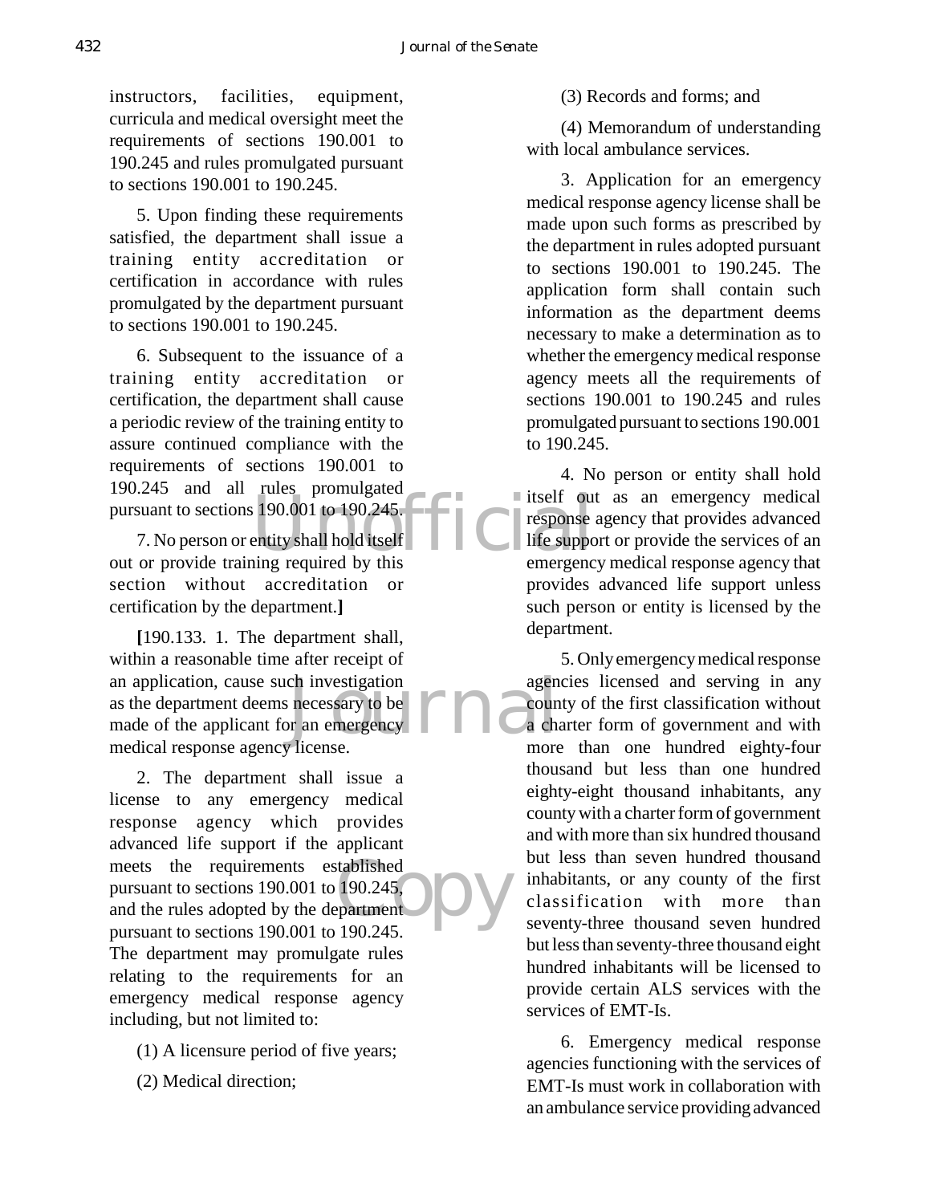instructors, facilities, equipment, curricula and medical oversight meet the requirements of sections 190.001 to 190.245 and rules promulgated pursuant to sections 190.001 to 190.245.

5. Upon finding these requirements satisfied, the department shall issue a training entity accreditation or certification in accordance with rules promulgated by the department pursuant to sections 190.001 to 190.245.

6. Subsequent to the issuance of a training entity accreditation or certification, the department shall cause a periodic review of the training entity to assure continued compliance with the requirements of sections 190.001 to 190.245 and all rules promulgated pursuant to sections 190.001 to 190.245.

7. No person or entity shall hold itself out or provide training required by this section without accreditation or certification by the department.**]**

**[**190.133. 1. The department shall, within a reasonable time after receipt of an application, cause such investigation as the department deems necessary to be made of the applicant for an emergency medical response agency license.

2. The department shall issue a license to any emergency medical response agency which provides advanced life support if the applicant meets the requirements established pursuant to sections 190.001 to 190.245, and the rules adopted by the department pursuant to sections 190.001 to 190.245. The department may promulgate rules relating to the requirements for an emergency medical response agency including, but not limited to:

(1) A licensure period of five years;

(2) Medical direction;

(3) Records and forms; and

(4) Memorandum of understanding with local ambulance services.

3. Application for an emergency medical response agency license shall be made upon such forms as prescribed by the department in rules adopted pursuant to sections 190.001 to 190.245. The application form shall contain such information as the department deems necessary to make a determination as to whether the emergency medical response agency meets all the requirements of sections 190.001 to 190.245 and rules promulgated pursuant to sections 190.001 to 190.245.

4. No person or entity shall hold itself out as an emergency medical response agency that provides advanced life support or provide the services of an emergency medical response agency that provides advanced life support unless such person or entity is licensed by the department.

5. Only emergency medical response agencies licensed and serving in any county of the first classification without a charter form of government and with more than one hundred eighty-four thousand but less than one hundred eighty-eight thousand inhabitants, any county with a charter form of government and with more than six hundred thousand but less than seven hundred thousand inhabitants, or any county of the first classification with more than seventy-three thousand seven hundred but less than seventy-three thousand eight hundred inhabitants will be licensed to provide certain ALS services with the services of EMT-Is.

6. Emergency medical response agencies functioning with the services of EMT-Is must work in collaboration with an ambulance service providing advanced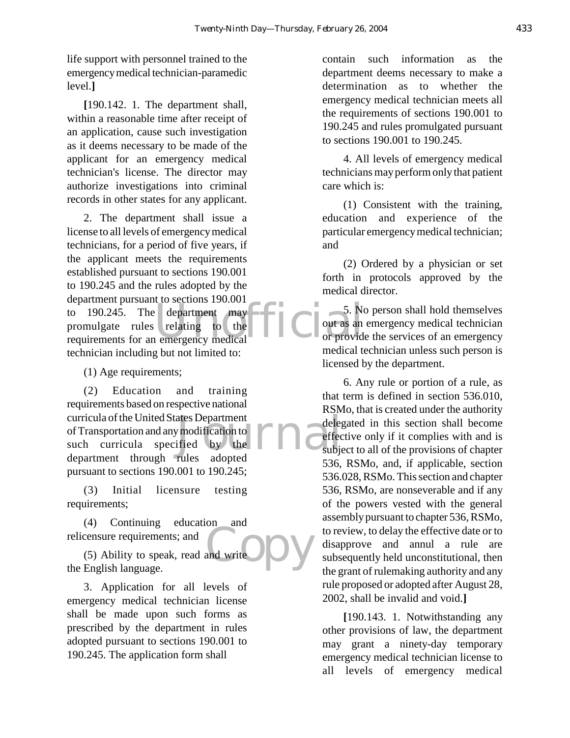life support with personnel trained to the emergency medical technician-paramedic level.**]**

**[**190.142. 1. The department shall, within a reasonable time after receipt of an application, cause such investigation as it deems necessary to be made of the applicant for an emergency medical technician's license. The director may authorize investigations into criminal records in other states for any applicant.

2. The department shall issue a license to all levels of emergency medical technicians, for a period of five years, if the applicant meets the requirements established pursuant to sections 190.001 to 190.245 and the rules adopted by the department pursuant to sections 190.001 to 190.245. The department may promulgate rules relating to the requirements for an emergency medical technician including but not limited to:

(1) Age requirements;

(2) Education and training requirements based on respective national curricula of the United States Department of Transportation and any modification to such curricula specified by the department through rules adopted pursuant to sections 190.001 to 190.245;

(3) Initial licensure testing requirements;

(4) Continuing education and relicensure requirements; and

(5) Ability to speak, read and write the English language.

3. Application for all levels of emergency medical technician license shall be made upon such forms as prescribed by the department in rules adopted pursuant to sections 190.001 to 190.245. The application form shall contain such information as the department deems necessary to make a determination as to whether the emergency medical technician meets all the requirements of sections 190.001 to 190.245 and rules promulgated pursuant to sections 190.001 to 190.245.

4. All levels of emergency medical technicians may perform only that patient care which is:

(1) Consistent with the training, education and experience of the particular emergency medical technician; and

(2) Ordered by a physician or set forth in protocols approved by the medical director.

5. No person shall hold themselves out as an emergency medical technician or provide the services of an emergency medical technician unless such person is licensed by the department.

6. Any rule or portion of a rule, as that term is defined in section 536.010, RSMo, that is created under the authority delegated in this section shall become effective only if it complies with and is subject to all of the provisions of chapter 536, RSMo, and, if applicable, section 536.028, RSMo. This section and chapter 536, RSMo, are nonseverable and if any of the powers vested with the general assembly pursuant to chapter 536, RSMo, to review, to delay the effective date or to disapprove and annul a rule are subsequently held unconstitutional, then the grant of rulemaking authority and any rule proposed or adopted after August 28, 2002, shall be invalid and void.**]**

**[**190.143. 1. Notwithstanding any other provisions of law, the department may grant a ninety-day temporary emergency medical technician license to all levels of emergency medical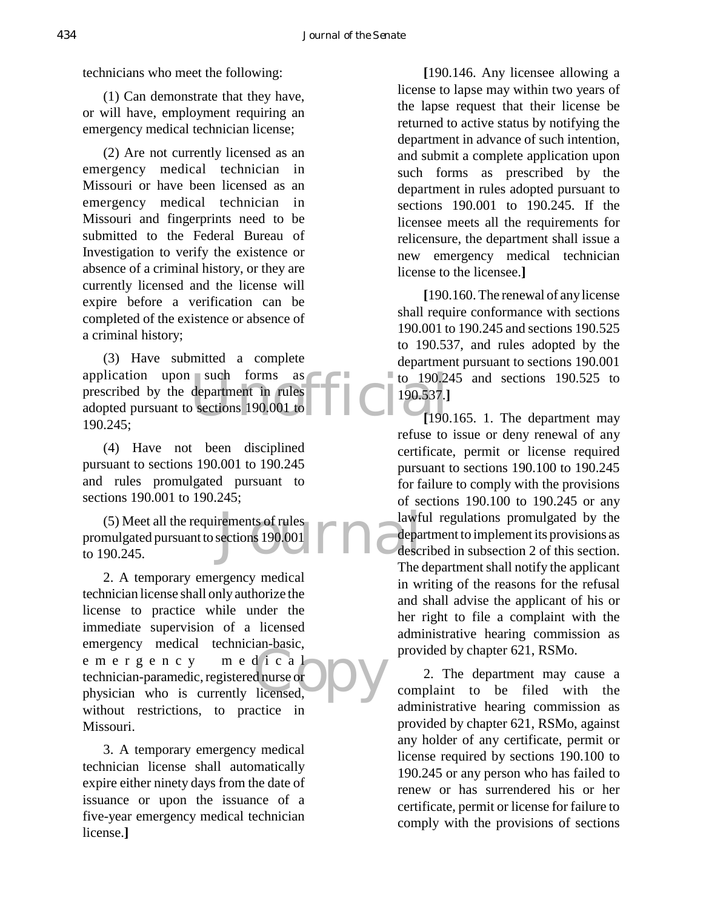technicians who meet the following:

(1) Can demonstrate that they have, or will have, employment requiring an emergency medical technician license;

(2) Are not currently licensed as an emergency medical technician in Missouri or have been licensed as an emergency medical technician in Missouri and fingerprints need to be submitted to the Federal Bureau of Investigation to verify the existence or absence of a criminal history, or they are currently licensed and the license will expire before a verification can be completed of the existence or absence of a criminal history;

(3) Have submitted a complete application upon such forms as prescribed by the department in rules adopted pursuant to sections 190.001 to 190.245;

(4) Have not been disciplined pursuant to sections 190.001 to 190.245 and rules promulgated pursuant to sections 190.001 to 190.245;

(5) Meet all the requirements of rules promulgated pursuant to sections 190.001 to 190.245.

2. A temporary emergency medical technician license shall only authorize the license to practice while under the immediate supervision of a licensed emergency medical technician-basic, emergency medical technician-paramedic, registered nurse or physician who is currently licensed, without restrictions, to practice in Missouri.

3. A temporary emergency medical technician license shall automatically expire either ninety days from the date of issuance or upon the issuance of a five-year emergency medical technician license.**]**

**[**190.146. Any licensee allowing a license to lapse may within two years of the lapse request that their license be returned to active status by notifying the department in advance of such intention, and submit a complete application upon such forms as prescribed by the department in rules adopted pursuant to sections 190.001 to 190.245. If the licensee meets all the requirements for relicensure, the department shall issue a new emergency medical technician license to the licensee.**]**

**[**190.160. The renewal of any license shall require conformance with sections 190.001 to 190.245 and sections 190.525 to 190.537, and rules adopted by the department pursuant to sections 190.001 to 190.245 and sections 190.525 to 190.537.**]**

**[**190.165. 1. The department may refuse to issue or deny renewal of any certificate, permit or license required pursuant to sections 190.100 to 190.245 for failure to comply with the provisions of sections 190.100 to 190.245 or any lawful regulations promulgated by the department to implement its provisions as described in subsection 2 of this section. The department shall notify the applicant in writing of the reasons for the refusal and shall advise the applicant of his or her right to file a complaint with the administrative hearing commission as provided by chapter 621, RSMo.

2. The department may cause a complaint to be filed with the administrative hearing commission as provided by chapter 621, RSMo, against any holder of any certificate, permit or license required by sections 190.100 to 190.245 or any person who has failed to renew or has surrendered his or her certificate, permit or license for failure to comply with the provisions of sections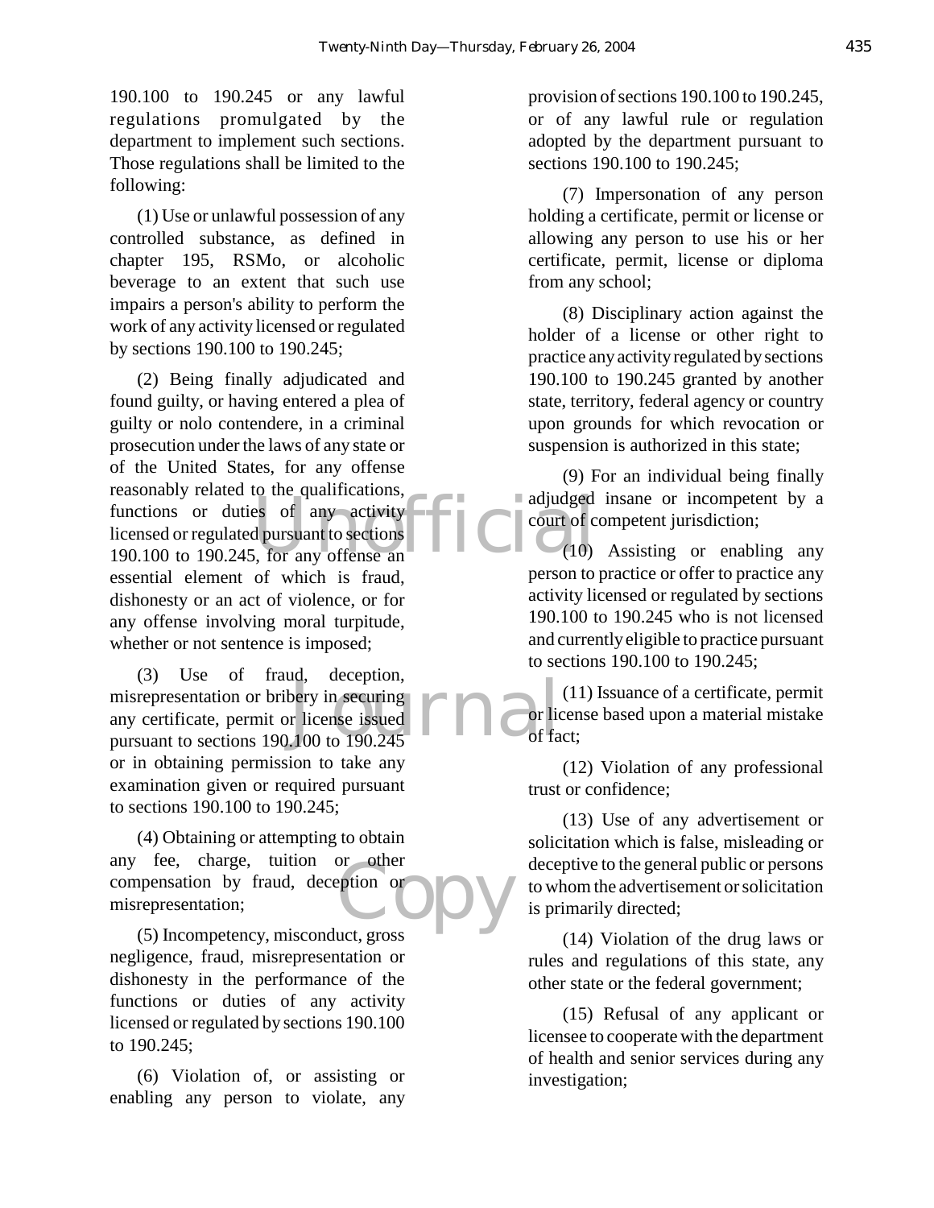190.100 to 190.245 or any lawful regulations promulgated by the department to implement such sections. Those regulations shall be limited to the following:

(1) Use or unlawful possession of any controlled substance, as defined in chapter 195, RSMo, or alcoholic beverage to an extent that such use impairs a person's ability to perform the work of any activity licensed or regulated by sections 190.100 to 190.245;

(2) Being finally adjudicated and found guilty, or having entered a plea of guilty or nolo contendere, in a criminal prosecution under the laws of any state or of the United States, for any offense reasonably related to the qualifications, functions or duties of any activity licensed or regulated pursuant to sections 190.100 to 190.245, for any offense an essential element of which is fraud, dishonesty or an act of violence, or for any offense involving moral turpitude, whether or not sentence is imposed;

(3) Use of fraud, deception, misrepresentation or bribery in securing any certificate, permit or license issued pursuant to sections 190.100 to 190.245 or in obtaining permission to take any examination given or required pursuant to sections 190.100 to 190.245;

(4) Obtaining or attempting to obtain any fee, charge, tuition or other compensation by fraud, deception or misrepresentation;

(5) Incompetency, misconduct, gross negligence, fraud, misrepresentation or dishonesty in the performance of the functions or duties of any activity licensed or regulated by sections 190.100 to 190.245;

(6) Violation of, or assisting or enabling any person to violate, any provision of sections 190.100 to 190.245, or of any lawful rule or regulation adopted by the department pursuant to sections 190.100 to 190.245;

(7) Impersonation of any person holding a certificate, permit or license or allowing any person to use his or her certificate, permit, license or diploma from any school;

(8) Disciplinary action against the holder of a license or other right to practice any activity regulated by sections 190.100 to 190.245 granted by another state, territory, federal agency or country upon grounds for which revocation or suspension is authorized in this state;

(9) For an individual being finally adjudged insane or incompetent by a court of competent jurisdiction;

(10) Assisting or enabling any person to practice or offer to practice any activity licensed or regulated by sections 190.100 to 190.245 who is not licensed and currently eligible to practice pursuant to sections 190.100 to 190.245;

(11) Issuance of a certificate, permit or license based upon a material mistake of fact;

(12) Violation of any professional trust or confidence;

(13) Use of any advertisement or solicitation which is false, misleading or deceptive to the general public or persons to whom the advertisement or solicitation is primarily directed;

(14) Violation of the drug laws or rules and regulations of this state, any other state or the federal government;

(15) Refusal of any applicant or licensee to cooperate with the department of health and senior services during any investigation;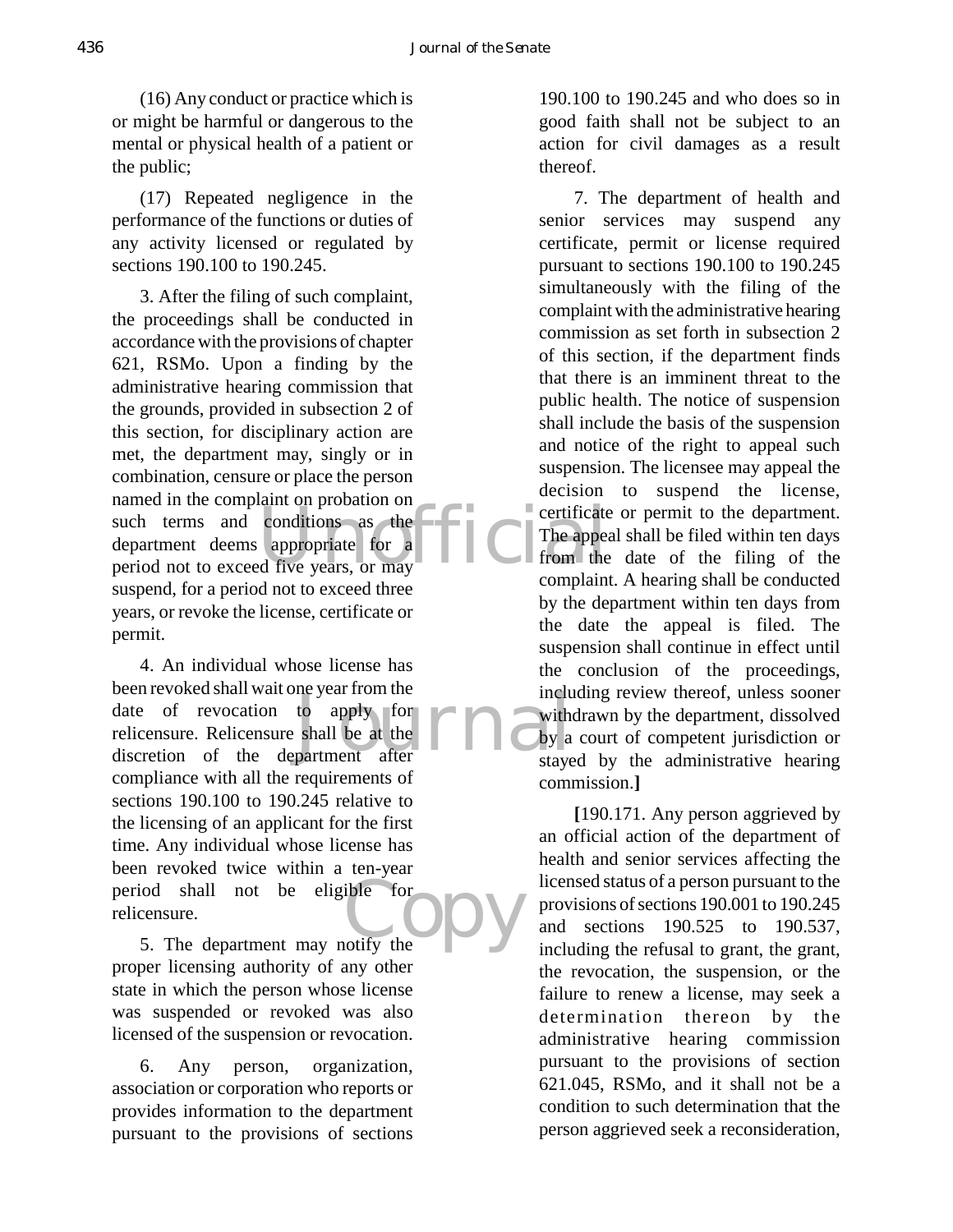(16) Any conduct or practice which is or might be harmful or dangerous to the mental or physical health of a patient or the public;

(17) Repeated negligence in the performance of the functions or duties of any activity licensed or regulated by sections 190.100 to 190.245.

3. After the filing of such complaint, the proceedings shall be conducted in accordance with the provisions of chapter 621, RSMo. Upon a finding by the administrative hearing commission that the grounds, provided in subsection 2 of this section, for disciplinary action are met, the department may, singly or in combination, censure or place the person named in the complaint on probation on such terms and conditions as the department deems appropriate for a period not to exceed five years, or may suspend, for a period not to exceed three years, or revoke the license, certificate or permit.

4. An individual whose license has been revoked shall wait one year from the date of revocation to apply for relicensure. Relicensure shall be at the discretion of the department after compliance with all the requirements of sections 190.100 to 190.245 relative to the licensing of an applicant for the first time. Any individual whose license has been revoked twice within a ten-year period shall not be eligible for relicensure.

5. The department may notify the proper licensing authority of any other state in which the person whose license was suspended or revoked was also licensed of the suspension or revocation.

6. Any person, organization, association or corporation who reports or provides information to the department pursuant to the provisions of sections 190.100 to 190.245 and who does so in good faith shall not be subject to an action for civil damages as a result thereof.

7. The department of health and senior services may suspend any certificate, permit or license required pursuant to sections 190.100 to 190.245 simultaneously with the filing of the complaint with the administrative hearing commission as set forth in subsection 2 of this section, if the department finds that there is an imminent threat to the public health. The notice of suspension shall include the basis of the suspension and notice of the right to appeal such suspension. The licensee may appeal the decision to suspend the license, certificate or permit to the department. The appeal shall be filed within ten days from the date of the filing of the complaint. A hearing shall be conducted by the department within ten days from the date the appeal is filed. The suspension shall continue in effect until the conclusion of the proceedings, including review thereof, unless sooner withdrawn by the department, dissolved by a court of competent jurisdiction or stayed by the administrative hearing commission.**]**

**[**190.171. Any person aggrieved by an official action of the department of health and senior services affecting the licensed status of a person pursuant to the provisions of sections 190.001 to 190.245 and sections 190.525 to 190.537, including the refusal to grant, the grant, the revocation, the suspension, or the failure to renew a license, may seek a determination thereon by the administrative hearing commission pursuant to the provisions of section 621.045, RSMo, and it shall not be a condition to such determination that the person aggrieved seek a reconsideration,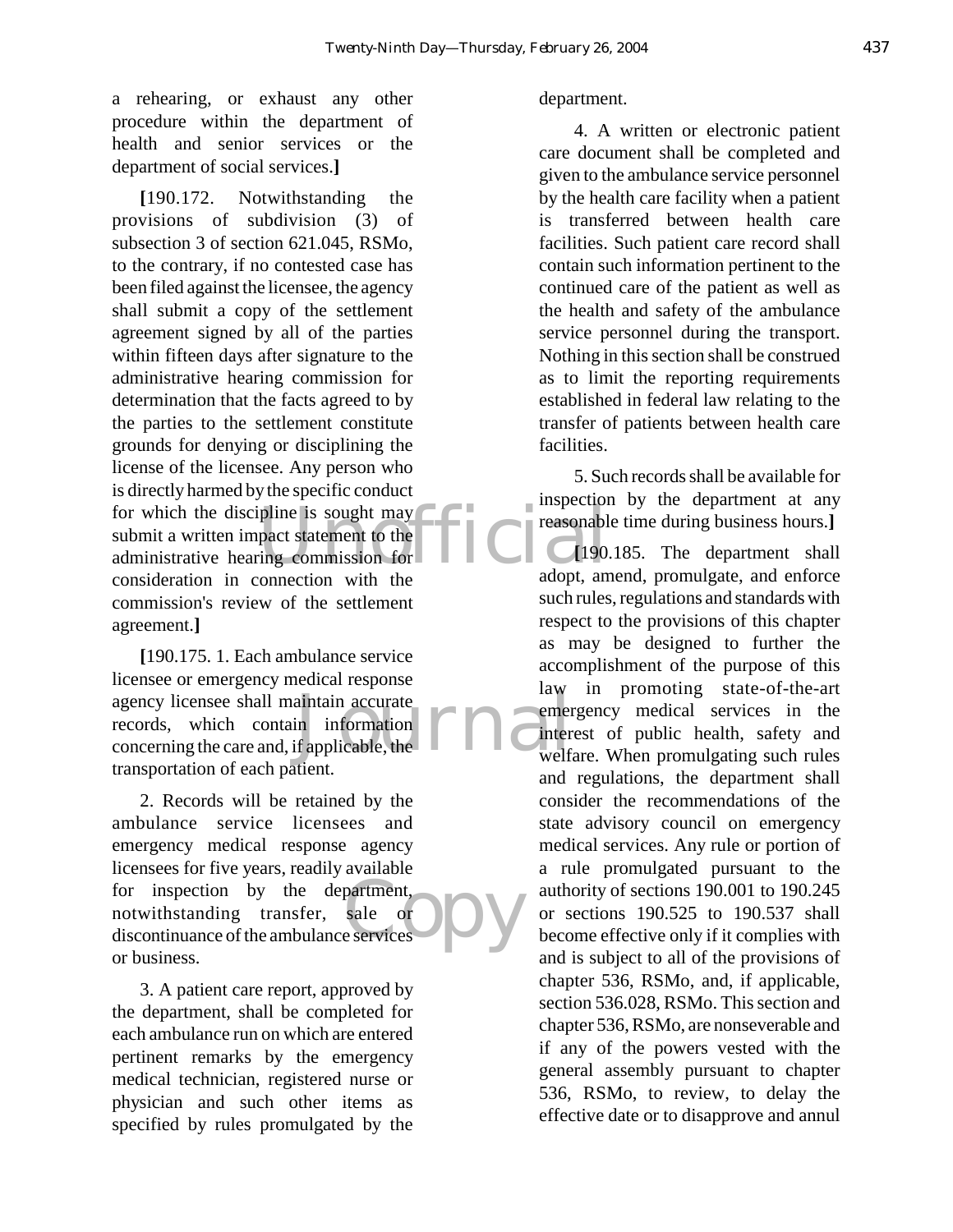a rehearing, or exhaust any other procedure within the department of health and senior services or the department of social services.**]**

**[**190.172. Notwithstanding the provisions of subdivision (3) of subsection 3 of section 621.045, RSMo, to the contrary, if no contested case has been filed against the licensee, the agency shall submit a copy of the settlement agreement signed by all of the parties within fifteen days after signature to the administrative hearing commission for determination that the facts agreed to by the parties to the settlement constitute grounds for denying or disciplining the license of the licensee. Any person who is directly harmed by the specific conduct for which the discipline is sought may submit a written impact statement to the administrative hearing commission for consideration in connection with the commission's review of the settlement agreement.**]**

**[**190.175. 1. Each ambulance service licensee or emergency medical response agency licensee shall maintain accurate records, which contain information concerning the care and, if applicable, the transportation of each patient.

2. Records will be retained by the ambulance service licensees and emergency medical response agency licensees for five years, readily available for inspection by the department, notwithstanding transfer, sale or discontinuance of the ambulance services or business.

3. A patient care report, approved by the department, shall be completed for each ambulance run on which are entered pertinent remarks by the emergency medical technician, registered nurse or physician and such other items as specified by rules promulgated by the department.

4. A written or electronic patient care document shall be completed and given to the ambulance service personnel by the health care facility when a patient is transferred between health care facilities. Such patient care record shall contain such information pertinent to the continued care of the patient as well as the health and safety of the ambulance service personnel during the transport. Nothing in this section shall be construed as to limit the reporting requirements established in federal law relating to the transfer of patients between health care facilities.

5. Such records shall be available for inspection by the department at any reasonable time during business hours.**]**

**[**190.185. The department shall adopt, amend, promulgate, and enforce such rules, regulations and standards with respect to the provisions of this chapter as may be designed to further the accomplishment of the purpose of this law in promoting state-of-the-art emergency medical services in the interest of public health, safety and welfare. When promulgating such rules and regulations, the department shall consider the recommendations of the state advisory council on emergency medical services. Any rule or portion of a rule promulgated pursuant to the authority of sections 190.001 to 190.245 or sections 190.525 to 190.537 shall become effective only if it complies with and is subject to all of the provisions of chapter 536, RSMo, and, if applicable, section 536.028, RSMo. This section and chapter 536, RSMo, are nonseverable and if any of the powers vested with the general assembly pursuant to chapter 536, RSMo, to review, to delay the effective date or to disapprove and annul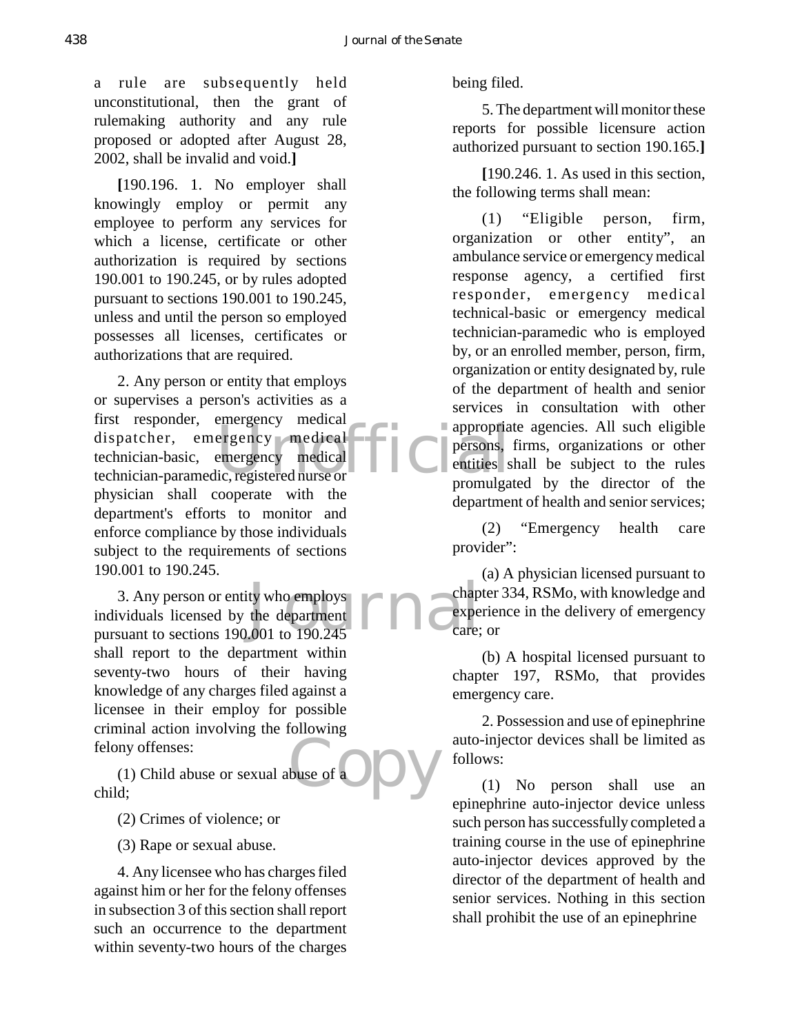a rule are subsequently held unconstitutional, then the grant of rulemaking authority and any rule proposed or adopted after August 28, 2002, shall be invalid and void.**]**

**[**190.196. 1. No employer shall knowingly employ or permit any employee to perform any services for which a license, certificate or other authorization is required by sections 190.001 to 190.245, or by rules adopted pursuant to sections 190.001 to 190.245, unless and until the person so employed possesses all licenses, certificates or authorizations that are required.

2. Any person or entity that employs or supervises a person's activities as a first responder, emergency medical dispatcher, emergency medical technician-basic, emergency medical technician-paramedic, registered nurse or physician shall cooperate with the department's efforts to monitor and enforce compliance by those individuals subject to the requirements of sections 190.001 to 190.245.

3. Any person or entity who employs individuals licensed by the department pursuant to sections 190.001 to 190.245 shall report to the department within seventy-two hours of their having knowledge of any charges filed against a licensee in their employ for possible criminal action involving the following felony offenses:

(1) Child abuse or sexual abuse of a child;

(2) Crimes of violence; or

(3) Rape or sexual abuse.

4. Any licensee who has charges filed against him or her for the felony offenses in subsection 3 of this section shall report such an occurrence to the department within seventy-two hours of the charges being filed.

5. The department will monitor these reports for possible licensure action authorized pursuant to section 190.165.**]**

**[**190.246. 1. As used in this section, the following terms shall mean:

(1) "Eligible person, firm, organization or other entity", an ambulance service or emergency medical response agency, a certified first responder, emergency medical technical-basic or emergency medical technician-paramedic who is employed by, or an enrolled member, person, firm, organization or entity designated by, rule of the department of health and senior services in consultation with other appropriate agencies. All such eligible persons, firms, organizations or other entities shall be subject to the rules promulgated by the director of the department of health and senior services;

(2) "Emergency health care provider":

(a) A physician licensed pursuant to chapter 334, RSMo, with knowledge and experience in the delivery of emergency care; or

(b) A hospital licensed pursuant to chapter 197, RSMo, that provides emergency care.

2. Possession and use of epinephrine auto-injector devices shall be limited as follows:

(1) No person shall use an epinephrine auto-injector device unless such person has successfully completed a training course in the use of epinephrine auto-injector devices approved by the director of the department of health and senior services. Nothing in this section shall prohibit the use of an epinephrine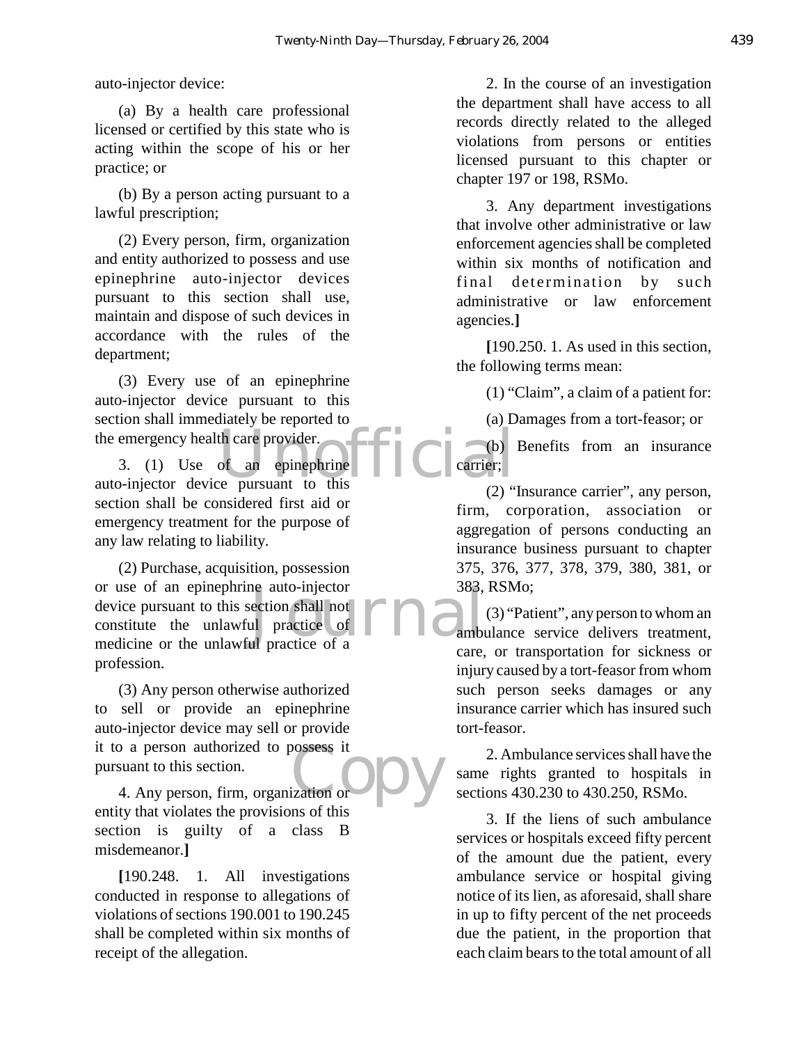auto-injector device:

(a) By a health care professional licensed or certified by this state who is acting within the scope of his or her practice; or

(b) By a person acting pursuant to a lawful prescription;

(2) Every person, firm, organization and entity authorized to possess and use epinephrine auto-injector devices pursuant to this section shall use, maintain and dispose of such devices in accordance with the rules of the department;

(3) Every use of an epinephrine auto-injector device pursuant to this section shall immediately be reported to the emergency health care provider.

3. (1) Use of an epinephrine auto-injector device pursuant to this section shall be considered first aid or emergency treatment for the purpose of any law relating to liability.

(2) Purchase, acquisition, possession or use of an epinephrine auto-injector device pursuant to this section shall not constitute the unlawful practice of medicine or the unlawful practice of a profession.

(3) Any person otherwise authorized to sell or provide an epinephrine auto-injector device may sell or provide it to a person authorized to possess it pursuant to this section.

4. Any person, firm, organization or entity that violates the provisions of this section is guilty of a class B misdemeanor.**]**

**[**190.248. 1. All investigations conducted in response to allegations of violations of sections 190.001 to 190.245 shall be completed within six months of receipt of the allegation.

2. In the course of an investigation the department shall have access to all records directly related to the alleged violations from persons or entities licensed pursuant to this chapter or chapter 197 or 198, RSMo.

3. Any department investigations that involve other administrative or law enforcement agencies shall be completed within six months of notification and final determination by such administrative or law enforcement agencies.**]**

**[**190.250. 1. As used in this section, the following terms mean:

(1) "Claim", a claim of a patient for:

(a) Damages from a tort-feasor; or

(b) Benefits from an insurance carrier;

(2) "Insurance carrier", any person, firm, corporation, association or aggregation of persons conducting an insurance business pursuant to chapter 375, 376, 377, 378, 379, 380, 381, or 383, RSMo;

(3) "Patient", any person to whom an ambulance service delivers treatment, care, or transportation for sickness or injury caused by a tort-feasor from whom such person seeks damages or any insurance carrier which has insured such tort-feasor.

2. Ambulance services shall have the same rights granted to hospitals in sections 430.230 to 430.250, RSMo.

3. If the liens of such ambulance services or hospitals exceed fifty percent of the amount due the patient, every ambulance service or hospital giving notice of its lien, as aforesaid, shall share in up to fifty percent of the net proceeds due the patient, in the proportion that each claim bears to the total amount of all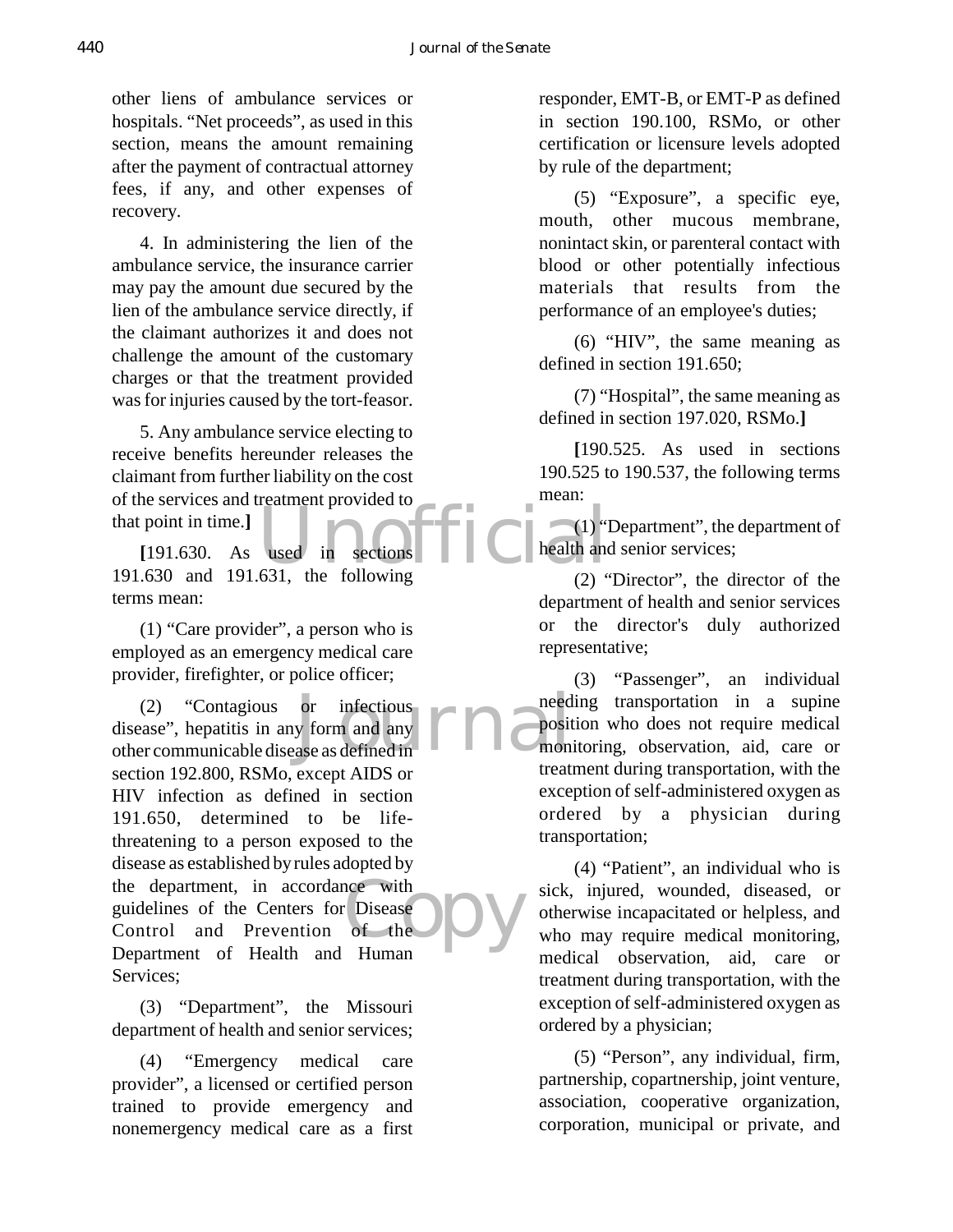other liens of ambulance services or hospitals. "Net proceeds", as used in this section, means the amount remaining after the payment of contractual attorney fees, if any, and other expenses of recovery.

4. In administering the lien of the ambulance service, the insurance carrier may pay the amount due secured by the lien of the ambulance service directly, if the claimant authorizes it and does not challenge the amount of the customary charges or that the treatment provided was for injuries caused by the tort-feasor.

5. Any ambulance service electing to receive benefits hereunder releases the claimant from further liability on the cost of the services and treatment provided to that point in time.**]**

**[**191.630. As used in sections 191.630 and 191.631, the following terms mean:

(1) "Care provider", a person who is employed as an emergency medical care provider, firefighter, or police officer;

(2) "Contagious or infectious disease", hepatitis in any form and any other communicable disease as defined in section 192.800, RSMo, except AIDS or HIV infection as defined in section 191.650, determined to be life-threatening to a person exposed to the disease as established by rules adopted by the department, in accordance with guidelines of the Centers for Disease Control and Prevention of the Department of Health and Human Services;

(3) "Department", the Missouri department of health and senior services;

(4) "Emergency medical care provider", a licensed or certified person trained to provide emergency and nonemergency medical care as a first responder, EMT-B, or EMT-P as defined in section 190.100, RSMo, or other certification or licensure levels adopted by rule of the department;

(5) "Exposure", a specific eye, mouth, other mucous membrane, nonintact skin, or parenteral contact with blood or other potentially infectious materials that results from the performance of an employee's duties;

(6) "HIV", the same meaning as defined in section 191.650;

(7) "Hospital", the same meaning as defined in section 197.020, RSMo.**]**

**[**190.525. As used in sections 190.525 to 190.537, the following terms mean:

(1) "Department", the department of health and senior services;

(2) "Director", the director of the department of health and senior services or the director's duly authorized representative;

(3) "Passenger", an individual needing transportation in a supine position who does not require medical monitoring, observation, aid, care or treatment during transportation, with the exception of self-administered oxygen as ordered by a physician during transportation;

(4) "Patient", an individual who is sick, injured, wounded, diseased, or otherwise incapacitated or helpless, and who may require medical monitoring, medical observation, aid, care or treatment during transportation, with the exception of self-administered oxygen as ordered by a physician;

(5) "Person", any individual, firm, partnership, copartnership, joint venture, association, cooperative organization, corporation, municipal or private, and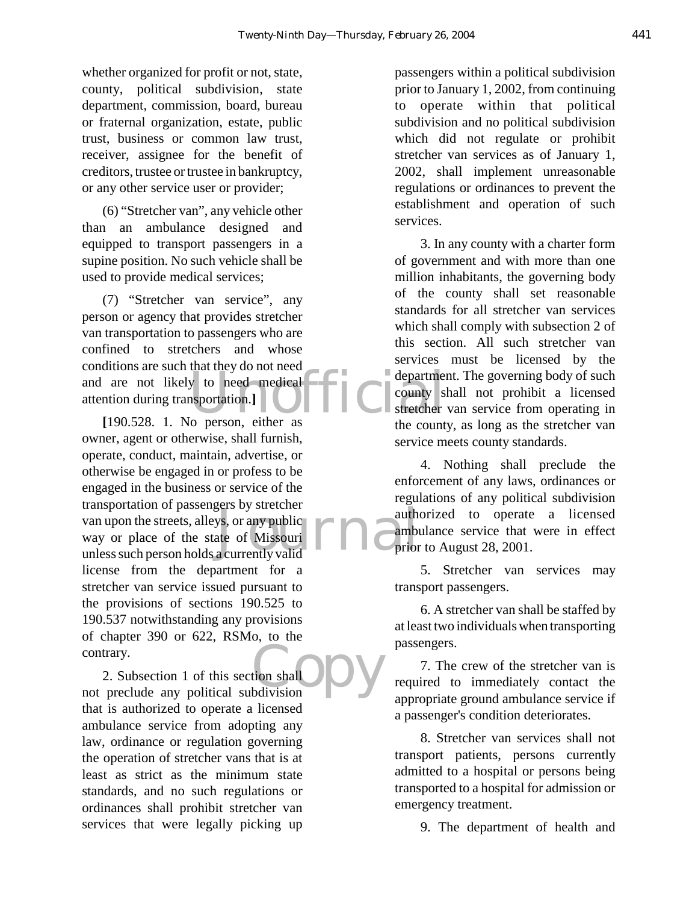whether organized for profit or not, state, county, political subdivision, state department, commission, board, bureau or fraternal organization, estate, public trust, business or common law trust, receiver, assignee for the benefit of creditors, trustee or trustee in bankruptcy, or any other service user or provider;

(6) "Stretcher van", any vehicle other than an ambulance designed and equipped to transport passengers in a supine position. No such vehicle shall be used to provide medical services;

(7) "Stretcher van service", any person or agency that provides stretcher van transportation to passengers who are confined to stretchers and whose conditions are such that they do not need and are not likely to need medical attention during transportation.**]**

**[**190.528. 1. No person, either as owner, agent or otherwise, shall furnish, operate, conduct, maintain, advertise, or otherwise be engaged in or profess to be engaged in the business or service of the transportation of passengers by stretcher van upon the streets, alleys, or any public way or place of the state of Missouri unless such person holds a currently valid license from the department for a stretcher van service issued pursuant to the provisions of sections 190.525 to 190.537 notwithstanding any provisions of chapter 390 or 622, RSMo, to the contrary.

2. Subsection 1 of this section shall not preclude any political subdivision that is authorized to operate a licensed ambulance service from adopting any law, ordinance or regulation governing the operation of stretcher vans that is at least as strict as the minimum state standards, and no such regulations or ordinances shall prohibit stretcher van services that were legally picking up passengers within a political subdivision prior to January 1, 2002, from continuing to operate within that political subdivision and no political subdivision which did not regulate or prohibit stretcher van services as of January 1, 2002, shall implement unreasonable regulations or ordinances to prevent the establishment and operation of such services.

3. In any county with a charter form of government and with more than one million inhabitants, the governing body of the county shall set reasonable standards for all stretcher van services which shall comply with subsection 2 of this section. All such stretcher van services must be licensed by the department. The governing body of such county shall not prohibit a licensed stretcher van service from operating in the county, as long as the stretcher van service meets county standards.

4. Nothing shall preclude the enforcement of any laws, ordinances or regulations of any political subdivision authorized to operate a licensed ambulance service that were in effect prior to August 28, 2001.

5. Stretcher van services may transport passengers.

6. A stretcher van shall be staffed by at least two individuals when transporting passengers.

7. The crew of the stretcher van is required to immediately contact the appropriate ground ambulance service if a passenger's condition deteriorates.

8. Stretcher van services shall not transport patients, persons currently admitted to a hospital or persons being transported to a hospital for admission or emergency treatment.

9. The department of health and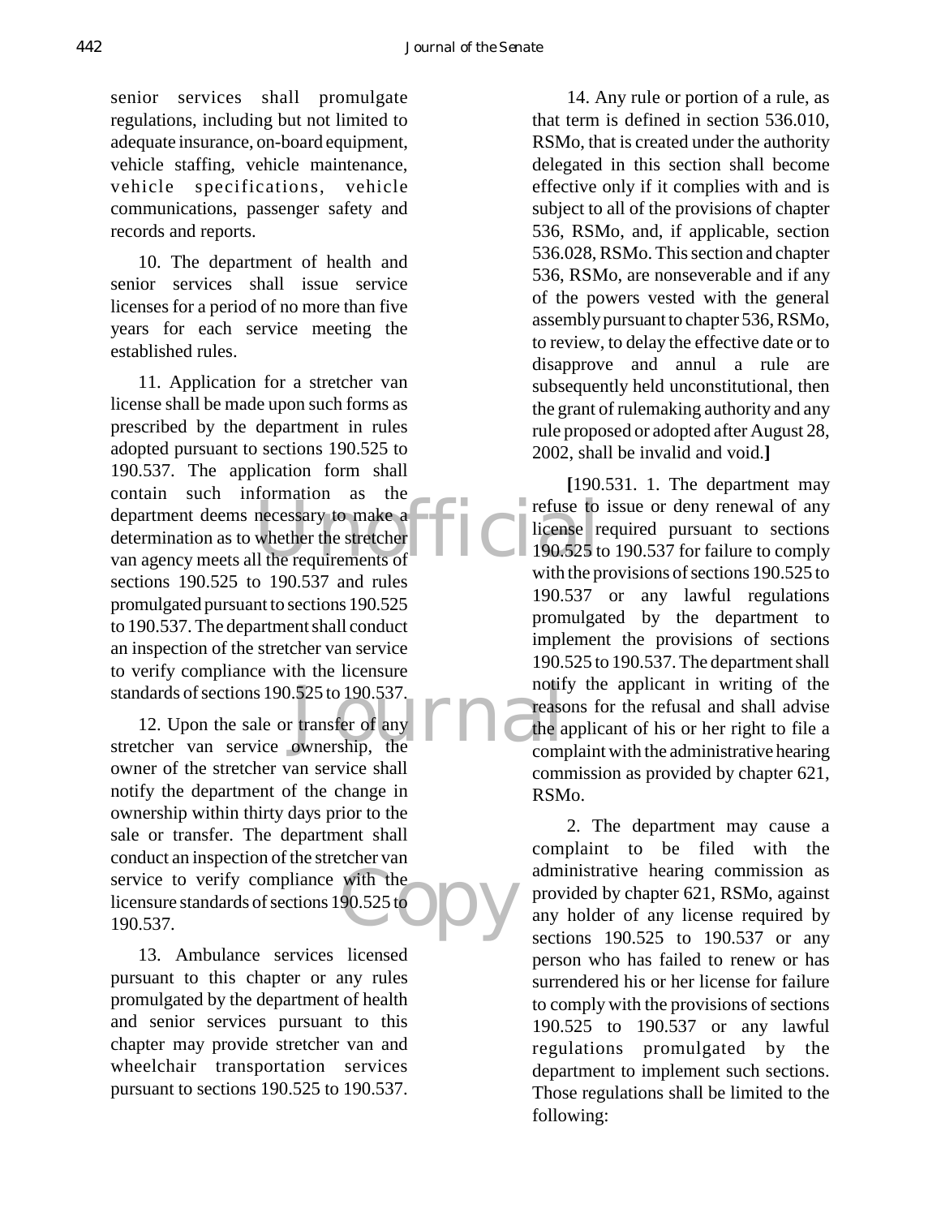senior services shall promulgate regulations, including but not limited to adequate insurance, on-board equipment, vehicle staffing, vehicle maintenance, vehicle specifications, vehicle communications, passenger safety and records and reports.

10. The department of health and senior services shall issue service licenses for a period of no more than five years for each service meeting the established rules.

11. Application for a stretcher van license shall be made upon such forms as prescribed by the department in rules adopted pursuant to sections 190.525 to 190.537. The application form shall contain such information as the department deems necessary to make a determination as to whether the stretcher van agency meets all the requirements of sections 190.525 to 190.537 and rules promulgated pursuant to sections 190.525 to 190.537. The department shall conduct an inspection of the stretcher van service to verify compliance with the licensure standards of sections 190.525 to 190.537.

12. Upon the sale or transfer of any stretcher van service ownership, the owner of the stretcher van service shall notify the department of the change in ownership within thirty days prior to the sale or transfer. The department shall conduct an inspection of the stretcher van service to verify compliance with the licensure standards of sections 190.525 to 190.537.

13. Ambulance services licensed pursuant to this chapter or any rules promulgated by the department of health and senior services pursuant to this chapter may provide stretcher van and wheelchair transportation services pursuant to sections 190.525 to 190.537.

14. Any rule or portion of a rule, as that term is defined in section 536.010, RSMo, that is created under the authority delegated in this section shall become effective only if it complies with and is subject to all of the provisions of chapter 536, RSMo, and, if applicable, section 536.028, RSMo. This section and chapter 536, RSMo, are nonseverable and if any of the powers vested with the general assembly pursuant to chapter 536, RSMo, to review, to delay the effective date or to disapprove and annul a rule are subsequently held unconstitutional, then the grant of rulemaking authority and any rule proposed or adopted after August 28, 2002, shall be invalid and void.**]**

**[**190.531. 1. The department may refuse to issue or deny renewal of any license required pursuant to sections 190.525 to 190.537 for failure to comply with the provisions of sections 190.525 to 190.537 or any lawful regulations promulgated by the department to implement the provisions of sections 190.525 to 190.537. The department shall notify the applicant in writing of the reasons for the refusal and shall advise the applicant of his or her right to file a complaint with the administrative hearing commission as provided by chapter 621, RSMo.

2. The department may cause a complaint to be filed with the administrative hearing commission as provided by chapter 621, RSMo, against any holder of any license required by sections 190.525 to 190.537 or any person who has failed to renew or has surrendered his or her license for failure to comply with the provisions of sections 190.525 to 190.537 or any lawful regulations promulgated by the department to implement such sections. Those regulations shall be limited to the following: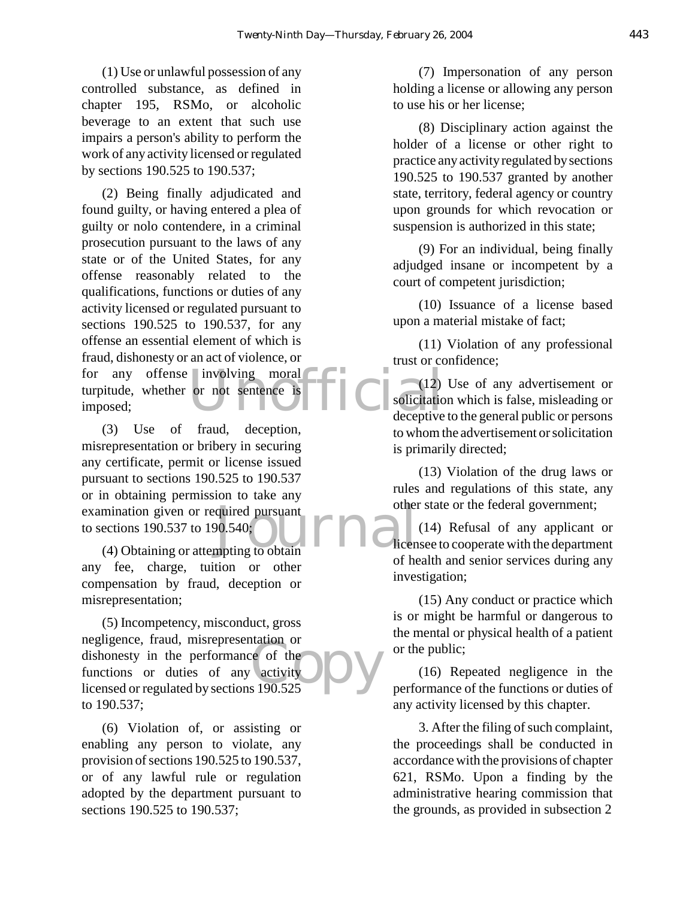(1) Use or unlawful possession of any controlled substance, as defined in chapter 195, RSMo, or alcoholic beverage to an extent that such use impairs a person's ability to perform the work of any activity licensed or regulated by sections 190.525 to 190.537;

(2) Being finally adjudicated and found guilty, or having entered a plea of guilty or nolo contendere, in a criminal prosecution pursuant to the laws of any state or of the United States, for any offense reasonably related to the qualifications, functions or duties of any activity licensed or regulated pursuant to sections 190.525 to 190.537, for any offense an essential element of which is fraud, dishonesty or an act of violence, or for any offense involving moral turpitude, whether or not sentence is imposed;

(3) Use of fraud, deception, misrepresentation or bribery in securing any certificate, permit or license issued pursuant to sections 190.525 to 190.537 or in obtaining permission to take any examination given or required pursuant to sections 190.537 to 190.540;

(4) Obtaining or attempting to obtain any fee, charge, tuition or other compensation by fraud, deception or misrepresentation;

(5) Incompetency, misconduct, gross negligence, fraud, misrepresentation or dishonesty in the performance of the functions or duties of any activity licensed or regulated by sections 190.525 to 190.537;

(6) Violation of, or assisting or enabling any person to violate, any provision of sections 190.525 to 190.537, or of any lawful rule or regulation adopted by the department pursuant to sections 190.525 to 190.537;

(7) Impersonation of any person holding a license or allowing any person to use his or her license;

(8) Disciplinary action against the holder of a license or other right to practice any activity regulated by sections 190.525 to 190.537 granted by another state, territory, federal agency or country upon grounds for which revocation or suspension is authorized in this state;

(9) For an individual, being finally adjudged insane or incompetent by a court of competent jurisdiction;

(10) Issuance of a license based upon a material mistake of fact;

(11) Violation of any professional trust or confidence;

(12) Use of any advertisement or solicitation which is false, misleading or deceptive to the general public or persons to whom the advertisement or solicitation is primarily directed;

(13) Violation of the drug laws or rules and regulations of this state, any other state or the federal government;

(14) Refusal of any applicant or licensee to cooperate with the department of health and senior services during any investigation;

(15) Any conduct or practice which is or might be harmful or dangerous to the mental or physical health of a patient or the public;

(16) Repeated negligence in the performance of the functions or duties of any activity licensed by this chapter.

3. After the filing of such complaint, the proceedings shall be conducted in accordance with the provisions of chapter 621, RSMo. Upon a finding by the administrative hearing commission that the grounds, as provided in subsection 2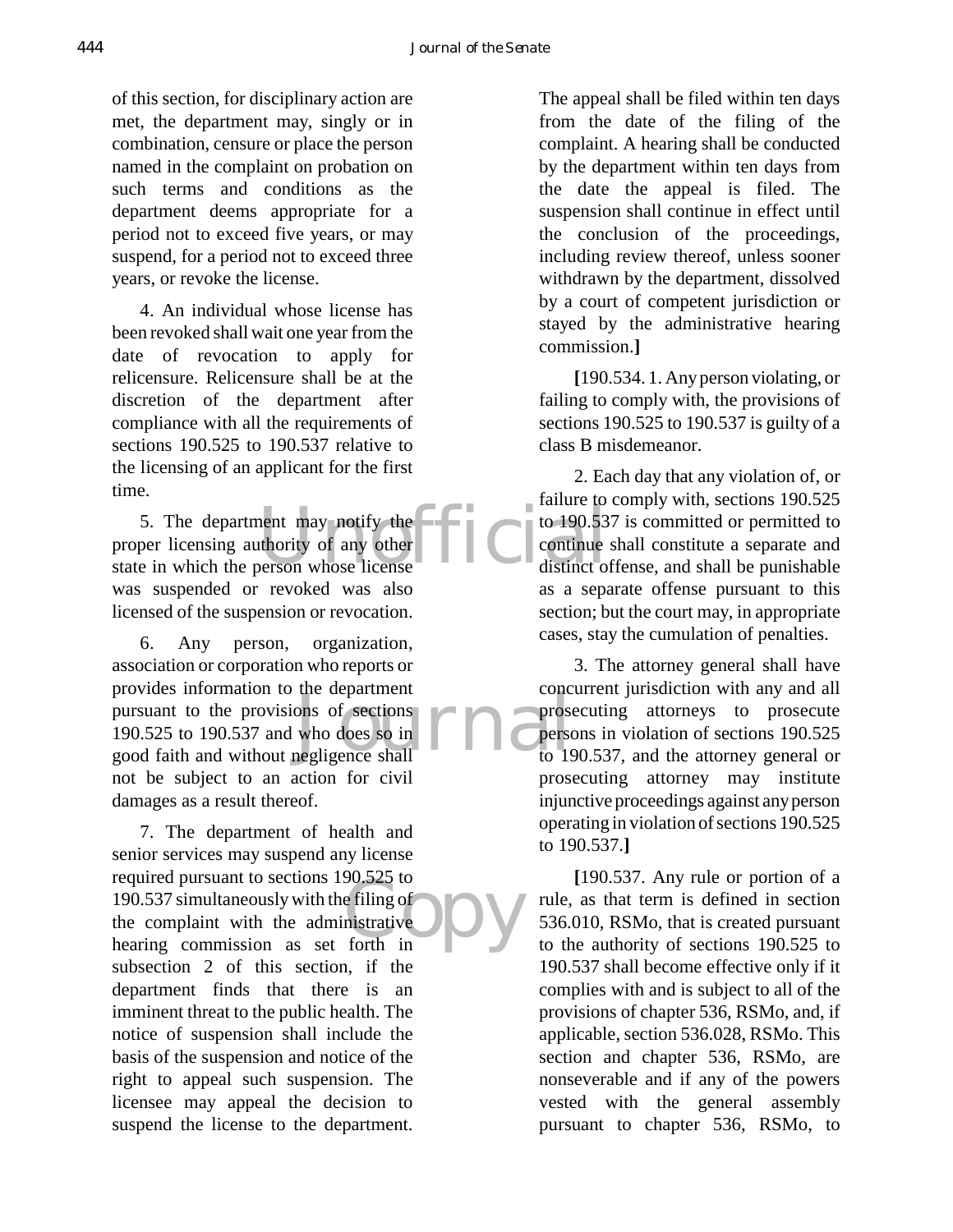of this section, for disciplinary action are met, the department may, singly or in combination, censure or place the person named in the complaint on probation on such terms and conditions as the department deems appropriate for a period not to exceed five years, or may suspend, for a period not to exceed three years, or revoke the license.

4. An individual whose license has been revoked shall wait one year from the date of revocation to apply for relicensure. Relicensure shall be at the discretion of the department after compliance with all the requirements of sections 190.525 to 190.537 relative to the licensing of an applicant for the first time.

5. The department may notify the proper licensing authority of any other state in which the person whose license was suspended or revoked was also licensed of the suspension or revocation.

6. Any person, organization, association or corporation who reports or provides information to the department pursuant to the provisions of sections 190.525 to 190.537 and who does so in good faith and without negligence shall not be subject to an action for civil damages as a result thereof.

7. The department of health and senior services may suspend any license required pursuant to sections 190.525 to 190.537 simultaneously with the filing of the complaint with the administrative hearing commission as set forth in subsection 2 of this section, if the department finds that there is an imminent threat to the public health. The notice of suspension shall include the basis of the suspension and notice of the right to appeal such suspension. The licensee may appeal the decision to suspend the license to the department. The appeal shall be filed within ten days from the date of the filing of the complaint. A hearing shall be conducted by the department within ten days from the date the appeal is filed. The suspension shall continue in effect until the conclusion of the proceedings, including review thereof, unless sooner withdrawn by the department, dissolved by a court of competent jurisdiction or stayed by the administrative hearing commission.**]**

**[**190.534. 1. Any person violating, or failing to comply with, the provisions of sections 190.525 to 190.537 is guilty of a class B misdemeanor.

2. Each day that any violation of, or failure to comply with, sections 190.525 to 190.537 is committed or permitted to continue shall constitute a separate and distinct offense, and shall be punishable as a separate offense pursuant to this section; but the court may, in appropriate cases, stay the cumulation of penalties.

3. The attorney general shall have concurrent jurisdiction with any and all prosecuting attorneys to prosecute persons in violation of sections 190.525 to 190.537, and the attorney general or prosecuting attorney may institute injunctive proceedings against any person operating in violation of sections 190.525 to 190.537.**]**

**[**190.537. Any rule or portion of a rule, as that term is defined in section 536.010, RSMo, that is created pursuant to the authority of sections 190.525 to 190.537 shall become effective only if it complies with and is subject to all of the provisions of chapter 536, RSMo, and, if applicable, section 536.028, RSMo. This section and chapter 536, RSMo, are nonseverable and if any of the powers vested with the general assembly pursuant to chapter 536, RSMo, to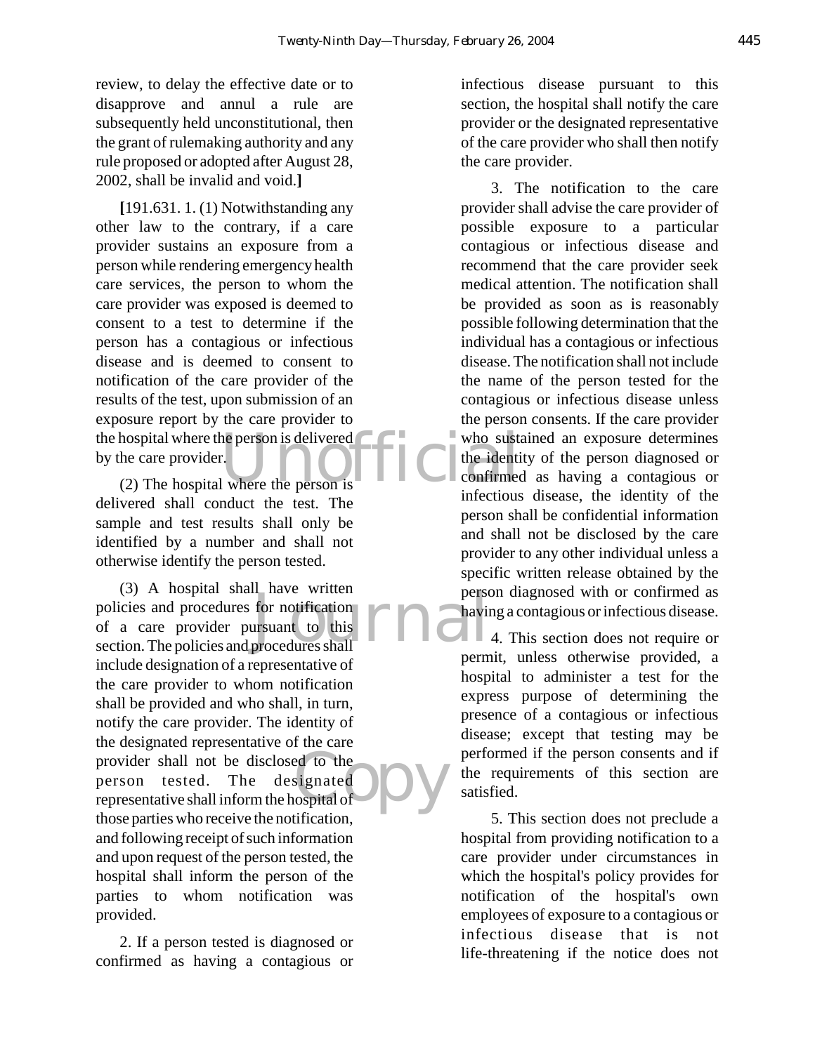review, to delay the effective date or to disapprove and annul a rule are subsequently held unconstitutional, then the grant of rulemaking authority and any rule proposed or adopted after August 28, 2002, shall be invalid and void.**]**

**[**191.631. 1. (1) Notwithstanding any other law to the contrary, if a care provider sustains an exposure from a person while rendering emergency health care services, the person to whom the care provider was exposed is deemed to consent to a test to determine if the person has a contagious or infectious disease and is deemed to consent to notification of the care provider of the results of the test, upon submission of an exposure report by the care provider to the hospital where the person is delivered by the care provider.

(2) The hospital where the person is delivered shall conduct the test. The sample and test results shall only be identified by a number and shall not otherwise identify the person tested.

(3) A hospital shall have written policies and procedures for notification of a care provider pursuant to this section. The policies and procedures shall include designation of a representative of the care provider to whom notification shall be provided and who shall, in turn, notify the care provider. The identity of the designated representative of the care provider shall not be disclosed to the person tested. The designated representative shall inform the hospital of those parties who receive the notification, and following receipt of such information and upon request of the person tested, the hospital shall inform the person of the parties to whom notification was provided.

2. If a person tested is diagnosed or confirmed as having a contagious or infectious disease pursuant to this section, the hospital shall notify the care provider or the designated representative of the care provider who shall then notify the care provider.

3. The notification to the care provider shall advise the care provider of possible exposure to a particular contagious or infectious disease and recommend that the care provider seek medical attention. The notification shall be provided as soon as is reasonably possible following determination that the individual has a contagious or infectious disease. The notification shall not include the name of the person tested for the contagious or infectious disease unless the person consents. If the care provider who sustained an exposure determines the identity of the person diagnosed or confirmed as having a contagious or infectious disease, the identity of the person shall be confidential information and shall not be disclosed by the care provider to any other individual unless a specific written release obtained by the person diagnosed with or confirmed as having a contagious or infectious disease.

4. This section does not require or permit, unless otherwise provided, a hospital to administer a test for the express purpose of determining the presence of a contagious or infectious disease; except that testing may be performed if the person consents and if the requirements of this section are satisfied.

5. This section does not preclude a hospital from providing notification to a care provider under circumstances in which the hospital's policy provides for notification of the hospital's own employees of exposure to a contagious or infectious disease that is not life-threatening if the notice does not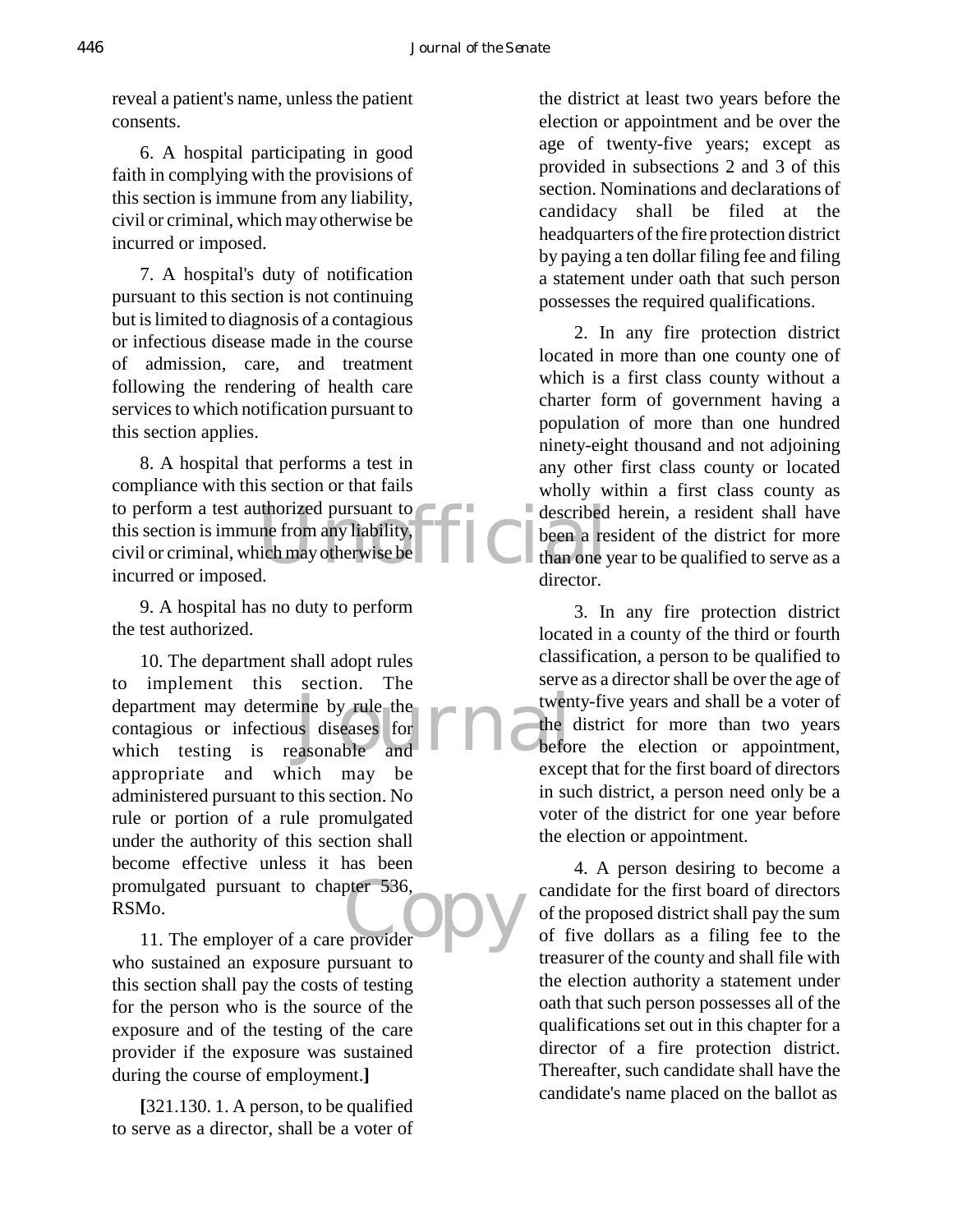reveal a patient's name, unless the patient consents.

6. A hospital participating in good faith in complying with the provisions of this section is immune from any liability, civil or criminal, which may otherwise be incurred or imposed.

7. A hospital's duty of notification pursuant to this section is not continuing but is limited to diagnosis of a contagious or infectious disease made in the course of admission, care, and treatment following the rendering of health care services to which notification pursuant to this section applies.

8. A hospital that performs a test in compliance with this section or that fails to perform a test authorized pursuant to this section is immune from any liability, civil or criminal, which may otherwise be incurred or imposed.

9. A hospital has no duty to perform the test authorized.

10. The department shall adopt rules to implement this section. The department may determine by rule the contagious or infectious diseases for which testing is reasonable and appropriate and which may be administered pursuant to this section. No rule or portion of a rule promulgated under the authority of this section shall become effective unless it has been promulgated pursuant to chapter 536, RSMo.

11. The employer of a care provider who sustained an exposure pursuant to this section shall pay the costs of testing for the person who is the source of the exposure and of the testing of the care provider if the exposure was sustained during the course of employment.**]**

**[**321.130. 1. A person, to be qualified to serve as a director, shall be a voter of the district at least two years before the election or appointment and be over the age of twenty-five years; except as provided in subsections 2 and 3 of this section. Nominations and declarations of candidacy shall be filed at the headquarters of the fire protection district by paying a ten dollar filing fee and filing a statement under oath that such person possesses the required qualifications.

2. In any fire protection district located in more than one county one of which is a first class county without a charter form of government having a population of more than one hundred ninety-eight thousand and not adjoining any other first class county or located wholly within a first class county as described herein, a resident shall have been a resident of the district for more than one year to be qualified to serve as a director.

3. In any fire protection district located in a county of the third or fourth classification, a person to be qualified to serve as a director shall be over the age of twenty-five years and shall be a voter of the district for more than two years before the election or appointment, except that for the first board of directors in such district, a person need only be a voter of the district for one year before the election or appointment.

4. A person desiring to become a candidate for the first board of directors of the proposed district shall pay the sum of five dollars as a filing fee to the treasurer of the county and shall file with the election authority a statement under oath that such person possesses all of the qualifications set out in this chapter for a director of a fire protection district. Thereafter, such candidate shall have the candidate's name placed on the ballot as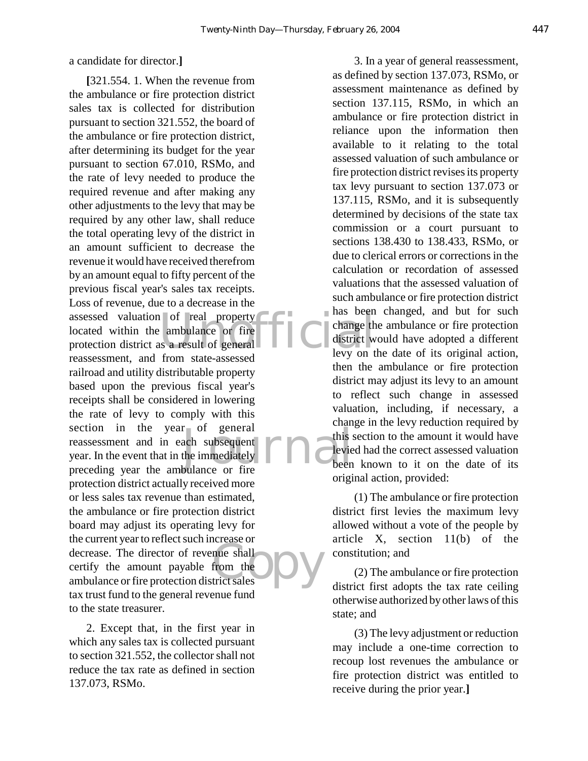a candidate for director.**]**

**[**321.554. 1. When the revenue from the ambulance or fire protection district sales tax is collected for distribution pursuant to section 321.552, the board of the ambulance or fire protection district, after determining its budget for the year pursuant to section 67.010, RSMo, and the rate of levy needed to produce the required revenue and after making any other adjustments to the levy that may be required by any other law, shall reduce the total operating levy of the district in an amount sufficient to decrease the revenue it would have received therefrom by an amount equal to fifty percent of the previous fiscal year's sales tax receipts. Loss of revenue, due to a decrease in the assessed valuation of real property located within the ambulance or fire protection district as a result of general reassessment, and from state-assessed railroad and utility distributable property based upon the previous fiscal year's receipts shall be considered in lowering the rate of levy to comply with this section in the year of general reassessment and in each subsequent year. In the event that in the immediately preceding year the ambulance or fire protection district actually received more or less sales tax revenue than estimated, the ambulance or fire protection district board may adjust its operating levy for the current year to reflect such increase or decrease. The director of revenue shall certify the amount payable from the ambulance or fire protection district sales tax trust fund to the general revenue fund to the state treasurer.

2. Except that, in the first year in which any sales tax is collected pursuant to section 321.552, the collector shall not reduce the tax rate as defined in section 137.073, RSMo.

3. In a year of general reassessment, as defined by section 137.073, RSMo, or assessment maintenance as defined by section 137.115, RSMo, in which an ambulance or fire protection district in reliance upon the information then available to it relating to the total assessed valuation of such ambulance or fire protection district revises its property tax levy pursuant to section 137.073 or 137.115, RSMo, and it is subsequently determined by decisions of the state tax commission or a court pursuant to sections 138.430 to 138.433, RSMo, or due to clerical errors or corrections in the calculation or recordation of assessed valuations that the assessed valuation of such ambulance or fire protection district has been changed, and but for such change the ambulance or fire protection district would have adopted a different levy on the date of its original action, then the ambulance or fire protection district may adjust its levy to an amount to reflect such change in assessed valuation, including, if necessary, a change in the levy reduction required by this section to the amount it would have levied had the correct assessed valuation been known to it on the date of its original action, provided:

(1) The ambulance or fire protection district first levies the maximum levy allowed without a vote of the people by article X, section 11(b) of the constitution; and

(2) The ambulance or fire protection district first adopts the tax rate ceiling otherwise authorized by other laws of this state; and

(3) The levy adjustment or reduction may include a one-time correction to recoup lost revenues the ambulance or fire protection district was entitled to receive during the prior year.**]**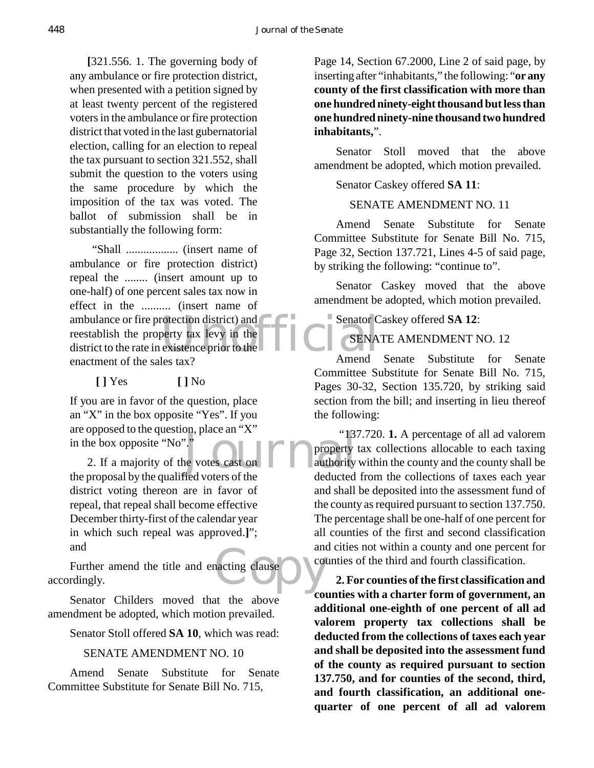**[**321.556. 1. The governing body of any ambulance or fire protection district, when presented with a petition signed by at least twenty percent of the registered voters in the ambulance or fire protection district that voted in the last gubernatorial election, calling for an election to repeal the tax pursuant to section 321.552, shall submit the question to the voters using the same procedure by which the imposition of the tax was voted. The ballot of submission shall be in substantially the following form:

"Shall .................. (insert name of ambulance or fire protection district) repeal the ........ (insert amount up to one-half) of one percent sales tax now in effect in the .......... (insert name of ambulance or fire protection district) and reestablish the property tax levy in the district to the rate in existence prior to the enactment of the sales tax?

**[ ]** Yes **[ ]** No

If you are in favor of the question, place an "X" in the box opposite "Yes". If you are opposed to the question, place an "X" in the box opposite "No"."

2. If a majority of the votes cast on the proposal by the qualified voters of the district voting thereon are in favor of repeal, that repeal shall become effective December thirty-first of the calendar year in which such repeal was approved.**]**"; and

Further amend the title and enacting clause accordingly.

Senator Childers moved that the above amendment be adopted, which motion prevailed.

Senator Stoll offered **SA 10**, which was read:

SENATE AMENDMENT NO. 10

Amend Senate Substitute for Senate Committee Substitute for Senate Bill No. 715, Page 14, Section 67.2000, Line 2 of said page, by inserting after "inhabitants," the following: "**or any county of the first classification with more than one hundred ninety-eight thousand but less than one hundred ninety-nine thousand two hundred inhabitants,**".

Senator Stoll moved that the above amendment be adopted, which motion prevailed.

Senator Caskey offered **SA 11**:

SENATE AMENDMENT NO. 11

Amend Senate Substitute for Senate Committee Substitute for Senate Bill No. 715, Page 32, Section 137.721, Lines 4-5 of said page, by striking the following: "continue to".

Senator Caskey moved that the above amendment be adopted, which motion prevailed.

Senator Caskey offered **SA 12**:

SENATE AMENDMENT NO. 12

Amend Senate Substitute for Senate Committee Substitute for Senate Bill No. 715, Pages 30-32, Section 135.720, by striking said section from the bill; and inserting in lieu thereof the following:

"137.720. **1.** A percentage of all ad valorem property tax collections allocable to each taxing authority within the county and the county shall be deducted from the collections of taxes each year and shall be deposited into the assessment fund of the county as required pursuant to section 137.750. The percentage shall be one-half of one percent for all counties of the first and second classification and cities not within a county and one percent for counties of the third and fourth classification.

**2. For counties of the first classification and counties with a charter form of government, an additional one-eighth of one percent of all ad valorem property tax collections shall be deducted from the collections of taxes each year and shall be deposited into the assessment fund of the county as required pursuant to section 137.750, and for counties of the second, third, and fourth classification, an additional one-quarter of one percent of all ad valorem**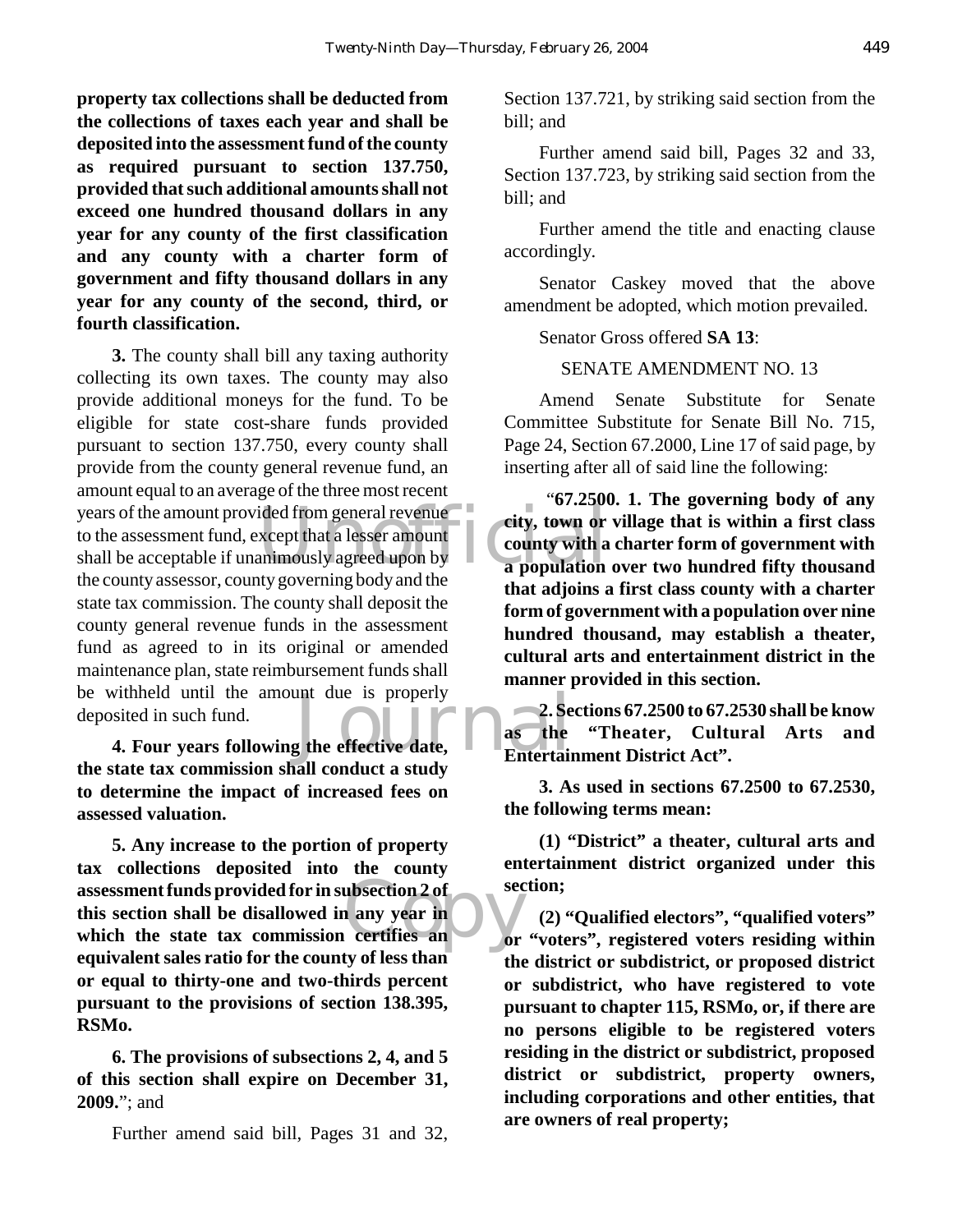**property tax collections shall be deducted from the collections of taxes each year and shall be deposited into the assessment fund of the county as required pursuant to section 137.750, provided that such additional amounts shall not exceed one hundred thousand dollars in any year for any county of the first classification and any county with a charter form of government and fifty thousand dollars in any year for any county of the second, third, or fourth classification.**

**3.** The county shall bill any taxing authority collecting its own taxes. The county may also provide additional moneys for the fund. To be eligible for state cost-share funds provided pursuant to section 137.750, every county shall provide from the county general revenue fund, an amount equal to an average of the three most recent years of the amount provided from general revenue to the assessment fund, except that a lesser amount shall be acceptable if unanimously agreed upon by the county assessor, county governing body and the state tax commission. The county shall deposit the county general revenue funds in the assessment fund as agreed to in its original or amended maintenance plan, state reimbursement funds shall be withheld until the amount due is properly deposited in such fund.

**4. Four years following the effective date, the state tax commission shall conduct a study to determine the impact of increased fees on assessed valuation.**

**5. Any increase to the portion of property tax collections deposited into the county assessment funds provided for in subsection 2 of this section shall be disallowed in any year in which the state tax commission certifies an equivalent sales ratio for the county of less than or equal to thirty-one and two-thirds percent pursuant to the provisions of section 138.395, RSMo.**

**6. The provisions of subsections 2, 4, and 5 of this section shall expire on December 31, 2009.**"; and

Further amend said bill, Pages 31 and 32, Section 137.721, by striking said section from the bill; and

Further amend said bill, Pages 32 and 33, Section 137.723, by striking said section from the bill; and

Further amend the title and enacting clause accordingly.

Senator Caskey moved that the above amendment be adopted, which motion prevailed.

Senator Gross offered **SA 13**:

SENATE AMENDMENT NO. 13

Amend Senate Substitute for Senate Committee Substitute for Senate Bill No. 715, Page 24, Section 67.2000, Line 17 of said page, by inserting after all of said line the following:

"**67.2500. 1. The governing body of any city, town or village that is within a first class county with a charter form of government with a population over two hundred fifty thousand that adjoins a first class county with a charter form of government with a population over nine hundred thousand, may establish a theater, cultural arts and entertainment district in the manner provided in this section.**

**2. Sections 67.2500 to 67.2530 shall be know as the "Theater, Cultural Arts and Entertainment District Act".**

**3. As used in sections 67.2500 to 67.2530, the following terms mean:**

**(1) "District" a theater, cultural arts and entertainment district organized under this section;**

**(2) "Qualified electors", "qualified voters" or "voters", registered voters residing within the district or subdistrict, or proposed district or subdistrict, who have registered to vote pursuant to chapter 115, RSMo, or, if there are no persons eligible to be registered voters residing in the district or subdistrict, proposed district or subdistrict, property owners, including corporations and other entities, that are owners of real property;**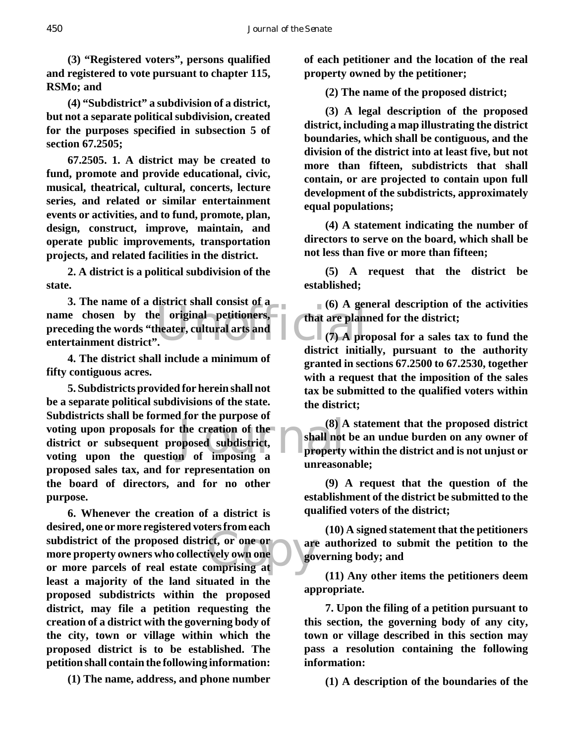**(3) "Registered voters", persons qualified and registered to vote pursuant to chapter 115, RSMo; and**

**(4) "Subdistrict" a subdivision of a district, but not a separate political subdivision, created for the purposes specified in subsection 5 of section 67.2505;**

**67.2505. 1. A district may be created to fund, promote and provide educational, civic, musical, theatrical, cultural, concerts, lecture series, and related or similar entertainment events or activities, and to fund, promote, plan, design, construct, improve, maintain, and operate public improvements, transportation projects, and related facilities in the district.**

**2. A district is a political subdivision of the state.**

**3. The name of a district shall consist of a name chosen by the original petitioners, preceding the words "theater, cultural arts and entertainment district".**

**4. The district shall include a minimum of fifty contiguous acres.**

**5. Subdistricts provided for herein shall not be a separate political subdivisions of the state. Subdistricts shall be formed for the purpose of voting upon proposals for the creation of the district or subsequent proposed subdistrict, voting upon the question of imposing a proposed sales tax, and for representation on the board of directors, and for no other purpose.**

**6. Whenever the creation of a district is desired, one or more registered voters from each subdistrict of the proposed district, or one or more property owners who collectively own one or more parcels of real estate comprising at least a majority of the land situated in the proposed subdistricts within the proposed district, may file a petition requesting the creation of a district with the governing body of the city, town or village within which the proposed district is to be established. The petition shall contain the following information:**

**(1) The name, address, and phone number of each petitioner and the location of the real property owned by the petitioner;**

**(2) The name of the proposed district;**

**(3) A legal description of the proposed district, including a map illustrating the district boundaries, which shall be contiguous, and the division of the district into at least five, but not more than fifteen, subdistricts that shall contain, or are projected to contain upon full development of the subdistricts, approximately equal populations;**

**(4) A statement indicating the number of directors to serve on the board, which shall be not less than five or more than fifteen;**

**(5) A request that the district be established;**

**(6) A general description of the activities that are planned for the district;**

**(7) A proposal for a sales tax to fund the district initially, pursuant to the authority granted in sections 67.2500 to 67.2530, together with a request that the imposition of the sales tax be submitted to the qualified voters within the district;**

**(8) A statement that the proposed district shall not be an undue burden on any owner of property within the district and is not unjust or unreasonable;**

**(9) A request that the question of the establishment of the district be submitted to the qualified voters of the district;**

**(10) A signed statement that the petitioners are authorized to submit the petition to the governing body; and**

**(11) Any other items the petitioners deem appropriate.**

**7. Upon the filing of a petition pursuant to this section, the governing body of any city, town or village described in this section may pass a resolution containing the following information:**

**(1) A description of the boundaries of the**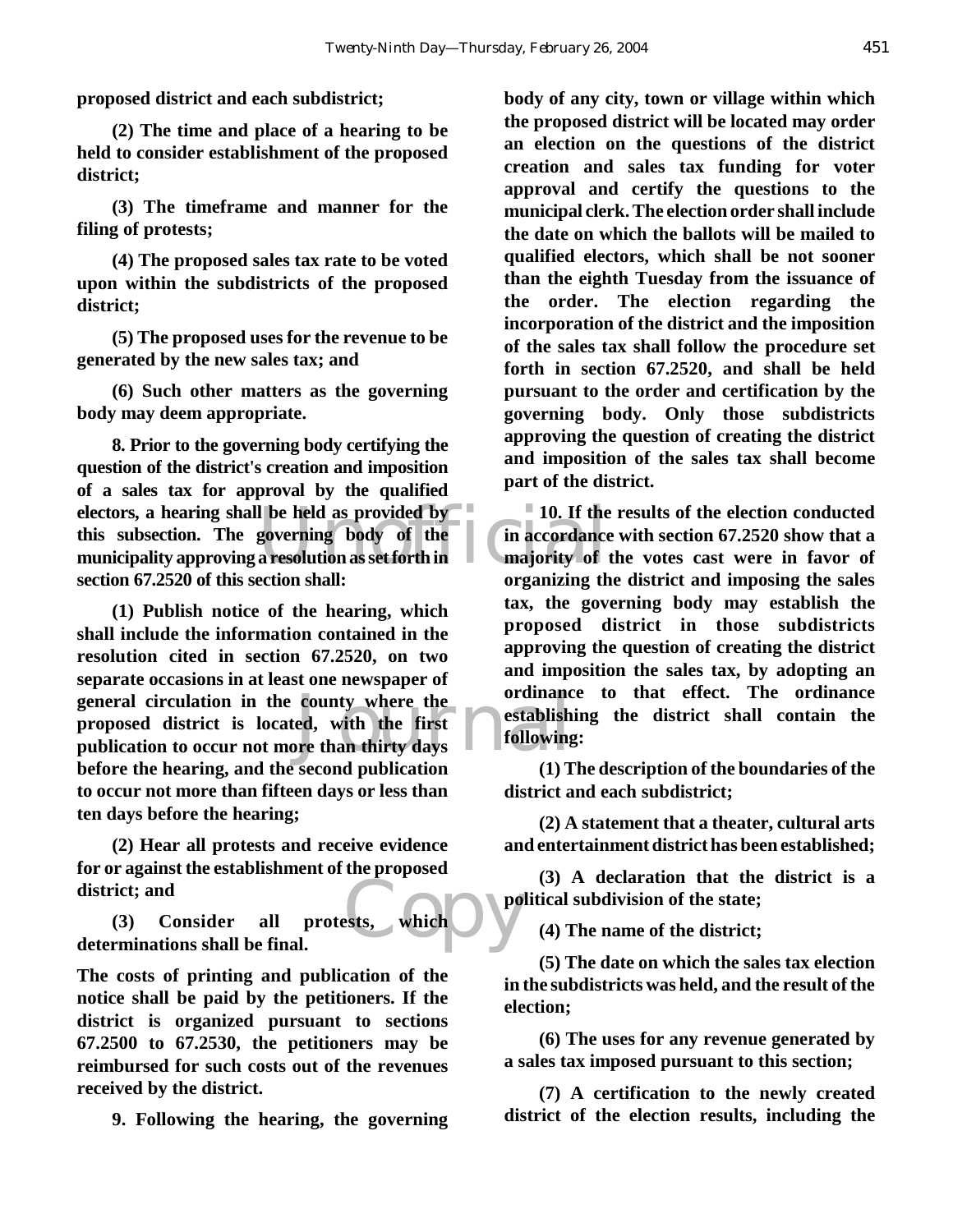**proposed district and each subdistrict;**

**(2) The time and place of a hearing to be held to consider establishment of the proposed district;**

**(3) The timeframe and manner for the filing of protests;**

**(4) The proposed sales tax rate to be voted upon within the subdistricts of the proposed district;**

**(5) The proposed uses for the revenue to be generated by the new sales tax; and**

**(6) Such other matters as the governing body may deem appropriate.**

**8. Prior to the governing body certifying the question of the district's creation and imposition of a sales tax for approval by the qualified electors, a hearing shall be held as provided by this subsection. The governing body of the municipality approving a resolution as set forth in section 67.2520 of this section shall:**

**(1) Publish notice of the hearing, which shall include the information contained in the resolution cited in section 67.2520, on two separate occasions in at least one newspaper of general circulation in the county where the proposed district is located, with the first publication to occur not more than thirty days before the hearing, and the second publication to occur not more than fifteen days or less than ten days before the hearing;**

**(2) Hear all protests and receive evidence for or against the establishment of the proposed district; and**

**(3) Consider all protests, which determinations shall be final.**

**The costs of printing and publication of the notice shall be paid by the petitioners. If the district is organized pursuant to sections 67.2500 to 67.2530, the petitioners may be reimbursed for such costs out of the revenues received by the district.**

**9. Following the hearing, the governing body of any city, town or village within which the proposed district will be located may order an election on the questions of the district creation and sales tax funding for voter approval and certify the questions to the municipal clerk. The election order shall include the date on which the ballots will be mailed to qualified electors, which shall be not sooner than the eighth Tuesday from the issuance of the order. The election regarding the incorporation of the district and the imposition of the sales tax shall follow the procedure set forth in section 67.2520, and shall be held pursuant to the order and certification by the governing body. Only those subdistricts approving the question of creating the district and imposition of the sales tax shall become part of the district.**

**10. If the results of the election conducted in accordance with section 67.2520 show that a majority of the votes cast were in favor of organizing the district and imposing the sales tax, the governing body may establish the proposed district in those subdistricts approving the question of creating the district and imposition the sales tax, by adopting an ordinance to that effect. The ordinance establishing the district shall contain the following:**

**(1) The description of the boundaries of the district and each subdistrict;**

**(2) A statement that a theater, cultural arts and entertainment district has been established;**

**(3) A declaration that the district is a political subdivision of the state;**

**(4) The name of the district;**

**(5) The date on which the sales tax election in the subdistricts was held, and the result of the election;**

**(6) The uses for any revenue generated by a sales tax imposed pursuant to this section;**

**(7) A certification to the newly created district of the election results, including the**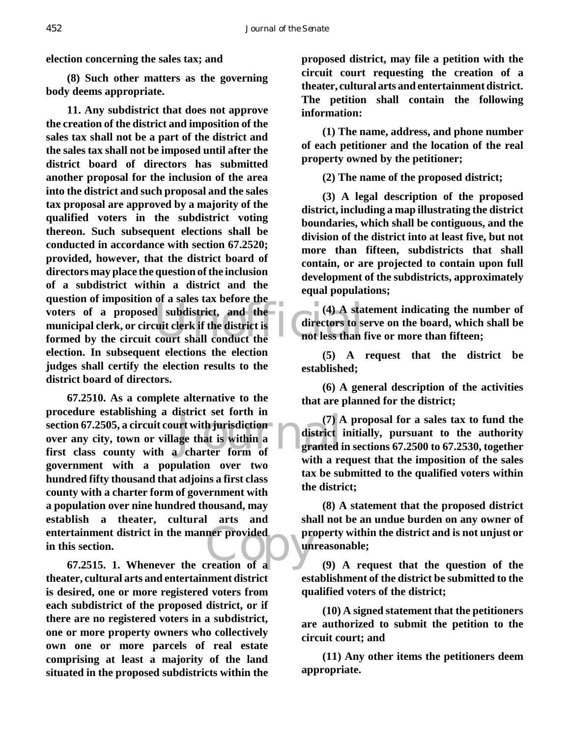**election concerning the sales tax; and**

**(8) Such other matters as the governing body deems appropriate.**

**11. Any subdistrict that does not approve the creation of the district and imposition of the sales tax shall not be a part of the district and the sales tax shall not be imposed until after the district board of directors has submitted another proposal for the inclusion of the area into the district and such proposal and the sales tax proposal are approved by a majority of the qualified voters in the subdistrict voting thereon. Such subsequent elections shall be conducted in accordance with section 67.2520; provided, however, that the district board of directors may place the question of the inclusion of a subdistrict within a district and the question of imposition of a sales tax before the voters of a proposed subdistrict, and the municipal clerk, or circuit clerk if the district is formed by the circuit court shall conduct the election. In subsequent elections the election judges shall certify the election results to the district board of directors.**

**67.2510. As a complete alternative to the procedure establishing a district set forth in section 67.2505, a circuit court with jurisdiction over any city, town or village that is within a first class county with a charter form of government with a population over two hundred fifty thousand that adjoins a first class county with a charter form of government with a population over nine hundred thousand, may establish a theater, cultural arts and entertainment district in the manner provided in this section.**

**67.2515. 1. Whenever the creation of a theater, cultural arts and entertainment district is desired, one or more registered voters from each subdistrict of the proposed district, or if there are no registered voters in a subdistrict, one or more property owners who collectively own one or more parcels of real estate comprising at least a majority of the land situated in the proposed subdistricts within the proposed district, may file a petition with the circuit court requesting the creation of a theater, cultural arts and entertainment district. The petition shall contain the following information:**

**(1) The name, address, and phone number of each petitioner and the location of the real property owned by the petitioner;**

**(2) The name of the proposed district;**

**(3) A legal description of the proposed district, including a map illustrating the district boundaries, which shall be contiguous, and the division of the district into at least five, but not more than fifteen, subdistricts that shall contain, or are projected to contain upon full development of the subdistricts, approximately equal populations;**

**(4) A statement indicating the number of directors to serve on the board, which shall be not less than five or more than fifteen;**

**(5) A request that the district be established;**

**(6) A general description of the activities that are planned for the district;**

**(7) A proposal for a sales tax to fund the district initially, pursuant to the authority granted in sections 67.2500 to 67.2530, together with a request that the imposition of the sales tax be submitted to the qualified voters within the district;**

**(8) A statement that the proposed district shall not be an undue burden on any owner of property within the district and is not unjust or unreasonable;**

**(9) A request that the question of the establishment of the district be submitted to the qualified voters of the district;**

**(10) A signed statement that the petitioners are authorized to submit the petition to the circuit court; and**

**(11) Any other items the petitioners deem appropriate.**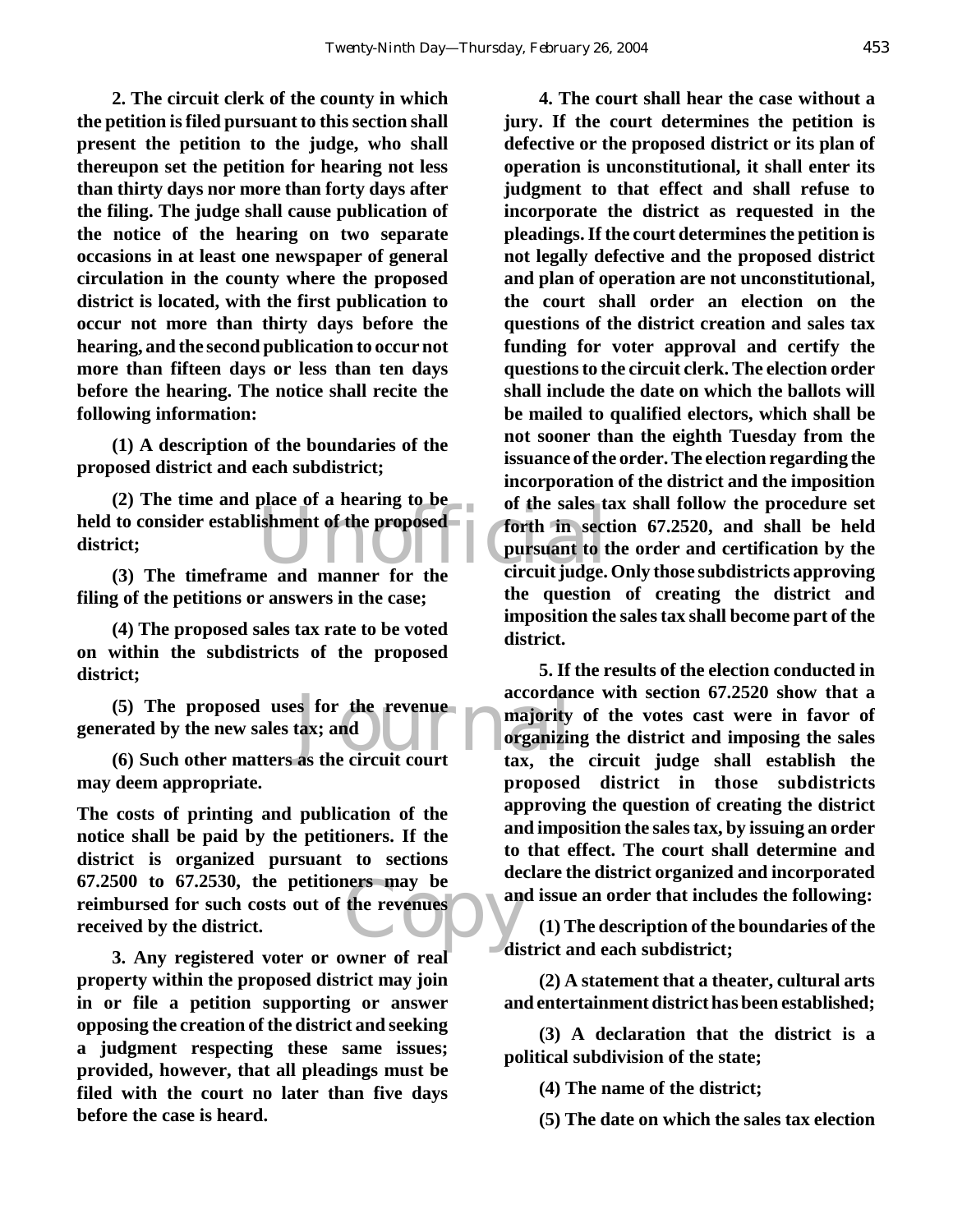**2. The circuit clerk of the county in which the petition is filed pursuant to this section shall present the petition to the judge, who shall thereupon set the petition for hearing not less than thirty days nor more than forty days after the filing. The judge shall cause publication of the notice of the hearing on two separate occasions in at least one newspaper of general circulation in the county where the proposed district is located, with the first publication to occur not more than thirty days before the hearing, and the second publication to occur not more than fifteen days or less than ten days before the hearing. The notice shall recite the following information:**

**(1) A description of the boundaries of the proposed district and each subdistrict;**

**(2) The time and place of a hearing to be held to consider establishment of the proposed district;**

**(3) The timeframe and manner for the filing of the petitions or answers in the case;**

**(4) The proposed sales tax rate to be voted on within the subdistricts of the proposed district;**

**(5) The proposed uses for the revenue generated by the new sales tax; and**

**(6) Such other matters as the circuit court may deem appropriate.**

**The costs of printing and publication of the notice shall be paid by the petitioners. If the district is organized pursuant to sections 67.2500 to 67.2530, the petitioners may be reimbursed for such costs out of the revenues received by the district.**

**3. Any registered voter or owner of real property within the proposed district may join in or file a petition supporting or answer opposing the creation of the district and seeking a judgment respecting these same issues; provided, however, that all pleadings must be filed with the court no later than five days before the case is heard.**

**4. The court shall hear the case without a jury. If the court determines the petition is defective or the proposed district or its plan of operation is unconstitutional, it shall enter its judgment to that effect and shall refuse to incorporate the district as requested in the pleadings. If the court determines the petition is not legally defective and the proposed district and plan of operation are not unconstitutional, the court shall order an election on the questions of the district creation and sales tax funding for voter approval and certify the questions to the circuit clerk. The election order shall include the date on which the ballots will be mailed to qualified electors, which shall be not sooner than the eighth Tuesday from the issuance of the order. The election regarding the incorporation of the district and the imposition of the sales tax shall follow the procedure set forth in section 67.2520, and shall be held pursuant to the order and certification by the circuit judge. Only those subdistricts approving the question of creating the district and imposition the sales tax shall become part of the district.**

**5. If the results of the election conducted in accordance with section 67.2520 show that a majority of the votes cast were in favor of organizing the district and imposing the sales tax, the circuit judge shall establish the proposed district in those subdistricts approving the question of creating the district and imposition the sales tax, by issuing an order to that effect. The court shall determine and declare the district organized and incorporated and issue an order that includes the following:**

**(1) The description of the boundaries of the district and each subdistrict;**

**(2) A statement that a theater, cultural arts and entertainment district has been established;**

**(3) A declaration that the district is a political subdivision of the state;**

**(4) The name of the district;**

**(5) The date on which the sales tax election**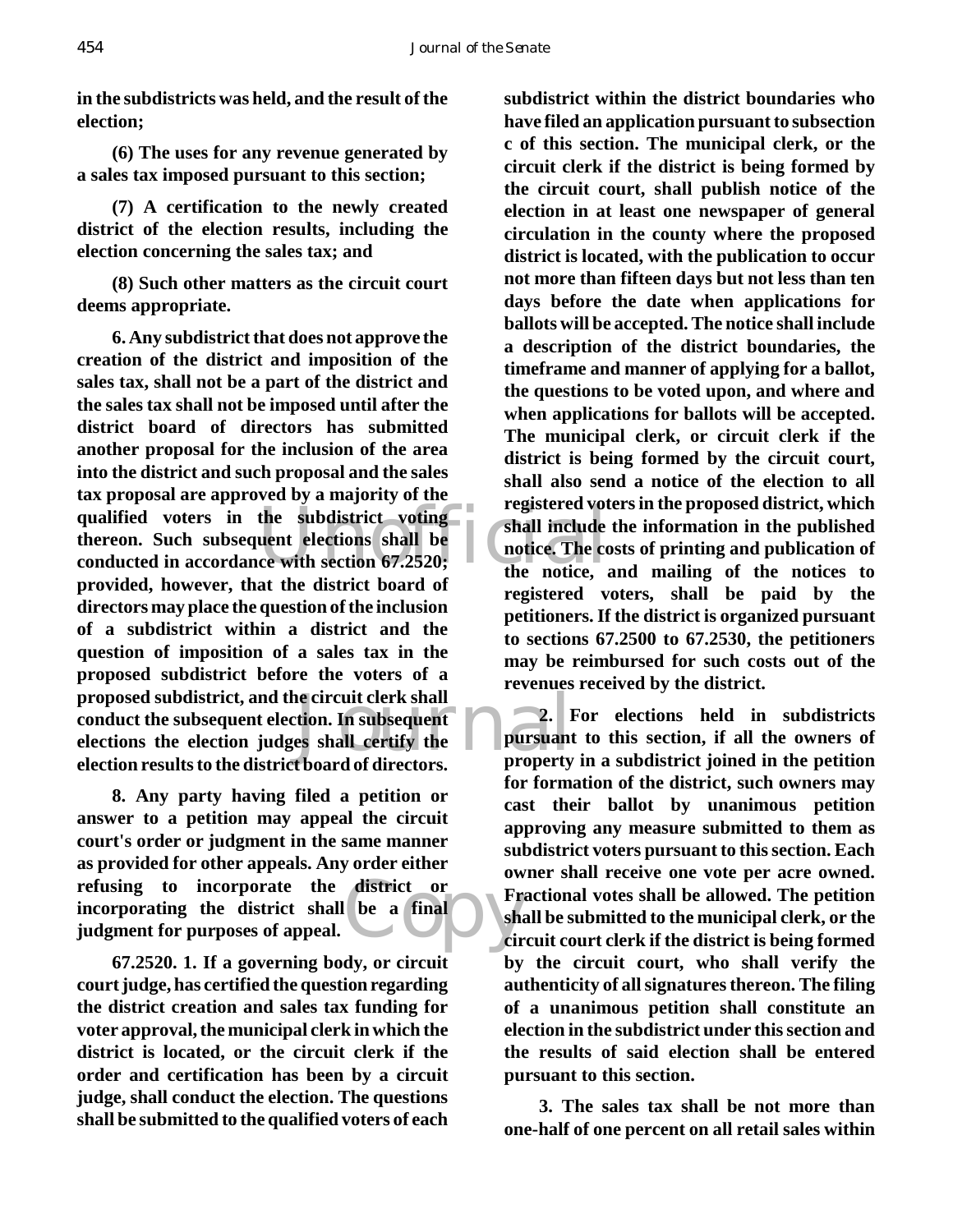**in the subdistricts was held, and the result of the election;**

**(6) The uses for any revenue generated by a sales tax imposed pursuant to this section;**

**(7) A certification to the newly created district of the election results, including the election concerning the sales tax; and**

**(8) Such other matters as the circuit court deems appropriate.**

**6. Any subdistrict that does not approve the creation of the district and imposition of the sales tax, shall not be a part of the district and the sales tax shall not be imposed until after the district board of directors has submitted another proposal for the inclusion of the area into the district and such proposal and the sales tax proposal are approved by a majority of the qualified voters in the subdistrict voting thereon. Such subsequent elections shall be conducted in accordance with section 67.2520; provided, however, that the district board of directors may place the question of the inclusion of a subdistrict within a district and the question of imposition of a sales tax in the proposed subdistrict before the voters of a proposed subdistrict, and the circuit clerk shall conduct the subsequent election. In subsequent elections the election judges shall certify the election results to the district board of directors.**

**8. Any party having filed a petition or answer to a petition may appeal the circuit court's order or judgment in the same manner as provided for other appeals. Any order either refusing to incorporate the district or incorporating the district shall be a final judgment for purposes of appeal.**

**67.2520. 1. If a governing body, or circuit court judge, has certified the question regarding the district creation and sales tax funding for voter approval, the municipal clerk in which the district is located, or the circuit clerk if the order and certification has been by a circuit judge, shall conduct the election. The questions shall be submitted to the qualified voters of each subdistrict within the district boundaries who have filed an application pursuant to subsection c of this section. The municipal clerk, or the circuit clerk if the district is being formed by the circuit court, shall publish notice of the election in at least one newspaper of general circulation in the county where the proposed district is located, with the publication to occur not more than fifteen days but not less than ten days before the date when applications for ballots will be accepted. The notice shall include a description of the district boundaries, the timeframe and manner of applying for a ballot, the questions to be voted upon, and where and when applications for ballots will be accepted. The municipal clerk, or circuit clerk if the district is being formed by the circuit court, shall also send a notice of the election to all registered voters in the proposed district, which shall include the information in the published notice. The costs of printing and publication of the notice, and mailing of the notices to registered voters, shall be paid by the petitioners. If the district is organized pursuant to sections 67.2500 to 67.2530, the petitioners may be reimbursed for such costs out of the revenues received by the district.**

**2. For elections held in subdistricts pursuant to this section, if all the owners of property in a subdistrict joined in the petition for formation of the district, such owners may cast their ballot by unanimous petition approving any measure submitted to them as subdistrict voters pursuant to this section. Each owner shall receive one vote per acre owned. Fractional votes shall be allowed. The petition shall be submitted to the municipal clerk, or the circuit court clerk if the district is being formed by the circuit court, who shall verify the authenticity of all signatures thereon. The filing of a unanimous petition shall constitute an election in the subdistrict under this section and the results of said election shall be entered pursuant to this section.**

**3. The sales tax shall be not more than one-half of one percent on all retail sales within**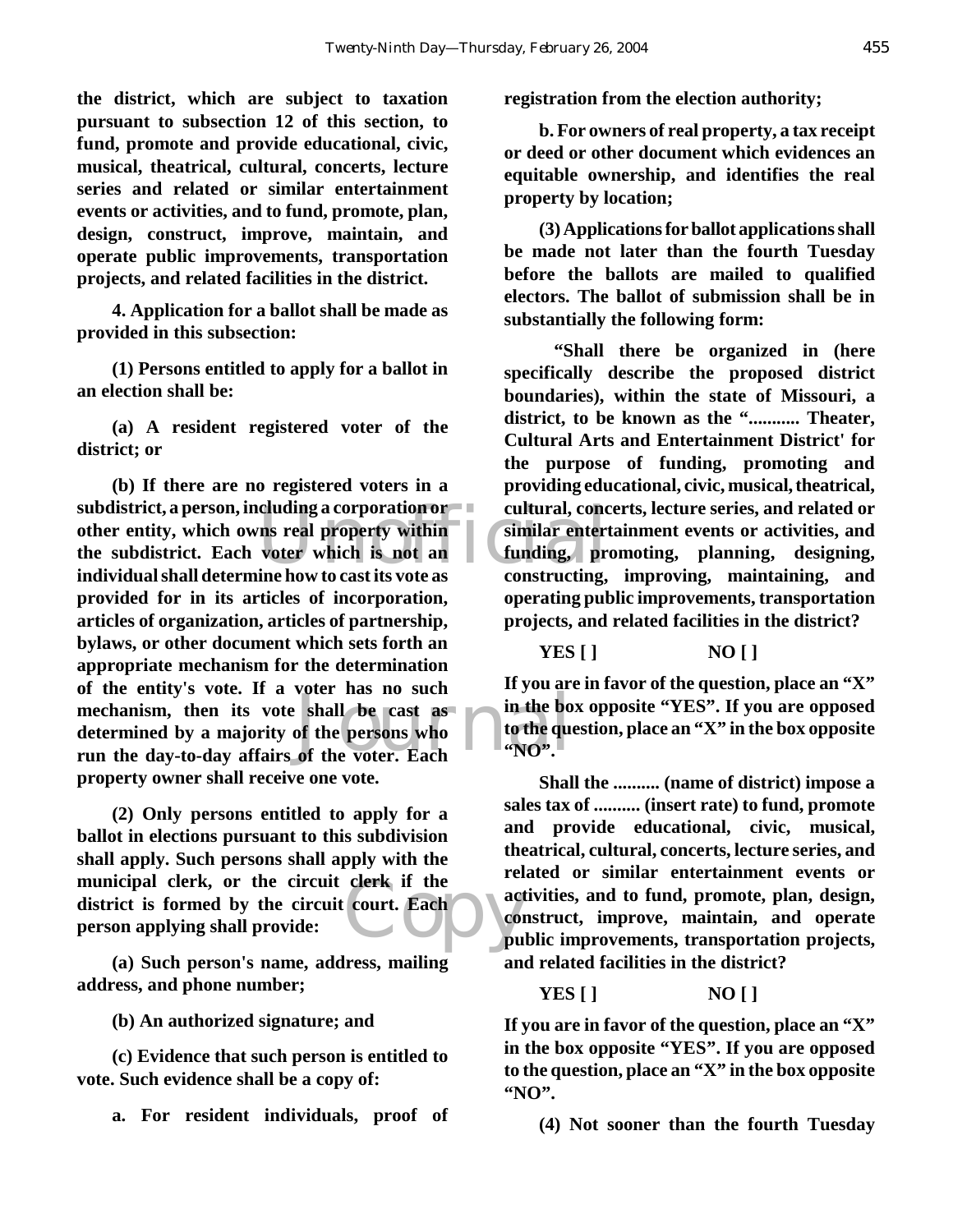**the district, which are subject to taxation pursuant to subsection 12 of this section, to fund, promote and provide educational, civic, musical, theatrical, cultural, concerts, lecture series and related or similar entertainment events or activities, and to fund, promote, plan, design, construct, improve, maintain, and operate public improvements, transportation projects, and related facilities in the district.**

**4. Application for a ballot shall be made as provided in this subsection:**

**(1) Persons entitled to apply for a ballot in an election shall be:**

**(a) A resident registered voter of the district; or**

**(b) If there are no registered voters in a subdistrict, a person, including a corporation or other entity, which owns real property within the subdistrict. Each voter which is not an individual shall determine how to cast its vote as provided for in its articles of incorporation, articles of organization, articles of partnership, bylaws, or other document which sets forth an appropriate mechanism for the determination of the entity's vote. If a voter has no such mechanism, then its vote shall be cast as determined by a majority of the persons who run the day-to-day affairs of the voter. Each property owner shall receive one vote.**

**(2) Only persons entitled to apply for a ballot in elections pursuant to this subdivision shall apply. Such persons shall apply with the municipal clerk, or the circuit clerk if the district is formed by the circuit court. Each person applying shall provide:**

**(a) Such person's name, address, mailing address, and phone number;**

**(b) An authorized signature; and**

**(c) Evidence that such person is entitled to vote. Such evidence shall be a copy of:**

**a. For resident individuals, proof of registration from the election authority;**

**b. For owners of real property, a tax receipt or deed or other document which evidences an equitable ownership, and identifies the real property by location;**

**(3) Applications for ballot applications shall be made not later than the fourth Tuesday before the ballots are mailed to qualified electors. The ballot of submission shall be in substantially the following form:**

**"Shall there be organized in (here specifically describe the proposed district boundaries), within the state of Missouri, a district, to be known as the "........... Theater, Cultural Arts and Entertainment District' for the purpose of funding, promoting and providing educational, civic, musical, theatrical, cultural, concerts, lecture series, and related or similar entertainment events or activities, and funding, promoting, planning, designing, constructing, improving, maintaining, and operating public improvements, transportation projects, and related facilities in the district?**

**YES [ ] NO [ ]**

**If you are in favor of the question, place an "X" in the box opposite "YES". If you are opposed to the question, place an "X" in the box opposite "NO".**

**Shall the .......... (name of district) impose a sales tax of .......... (insert rate) to fund, promote and provide educational, civic, musical, theatrical, cultural, concerts, lecture series, and related or similar entertainment events or activities, and to fund, promote, plan, design, construct, improve, maintain, and operate public improvements, transportation projects, and related facilities in the district?**

**YES [ ] NO [ ]**

**If you are in favor of the question, place an "X" in the box opposite "YES". If you are opposed to the question, place an "X" in the box opposite "NO".**

**(4) Not sooner than the fourth Tuesday**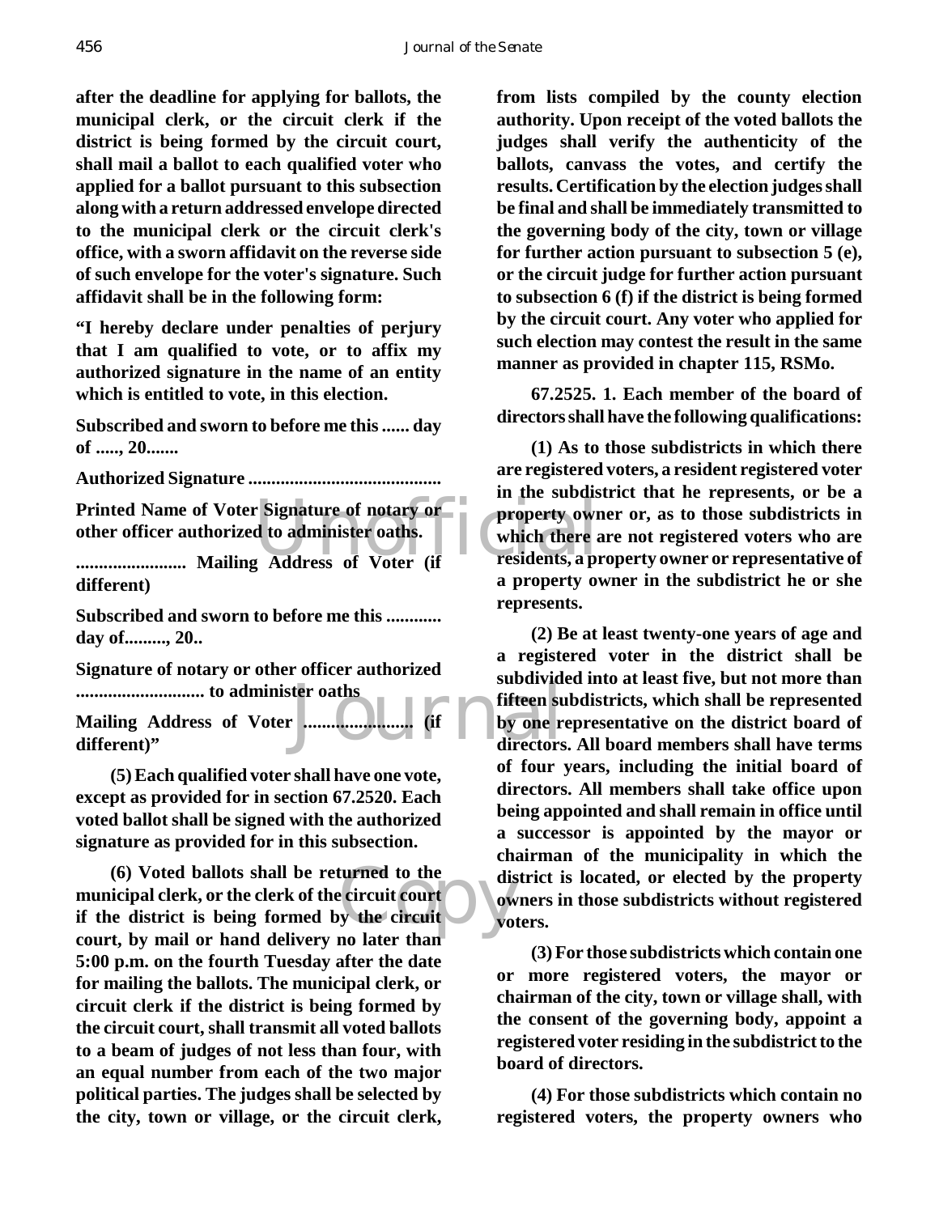**after the deadline for applying for ballots, the municipal clerk, or the circuit clerk if the district is being formed by the circuit court, shall mail a ballot to each qualified voter who applied for a ballot pursuant to this subsection along with a return addressed envelope directed to the municipal clerk or the circuit clerk's office, with a sworn affidavit on the reverse side of such envelope for the voter's signature. Such affidavit shall be in the following form:**

**"I hereby declare under penalties of perjury that I am qualified to vote, or to affix my authorized signature in the name of an entity which is entitled to vote, in this election.**

**Subscribed and sworn to before me this ...... day of ....., 20.......**

**Authorized Signature ..........................................**

**Printed Name of Voter Signature of notary or other officer authorized to administer oaths.**

**........................ Mailing Address of Voter (if different)**

**Subscribed and sworn to before me this ............ day of........., 20..**

**Signature of notary or other officer authorized ............................ to administer oaths**

**Mailing Address of Voter ........................ (if different)"**

**(5) Each qualified voter shall have one vote, except as provided for in section 67.2520. Each voted ballot shall be signed with the authorized signature as provided for in this subsection.**

**(6) Voted ballots shall be returned to the municipal clerk, or the clerk of the circuit court if the district is being formed by the circuit court, by mail or hand delivery no later than 5:00 p.m. on the fourth Tuesday after the date for mailing the ballots. The municipal clerk, or circuit clerk if the district is being formed by the circuit court, shall transmit all voted ballots to a beam of judges of not less than four, with an equal number from each of the two major political parties. The judges shall be selected by the city, town or village, or the circuit clerk, from lists compiled by the county election authority. Upon receipt of the voted ballots the judges shall verify the authenticity of the ballots, canvass the votes, and certify the results. Certification by the election judges shall be final and shall be immediately transmitted to the governing body of the city, town or village for further action pursuant to subsection 5 (e), or the circuit judge for further action pursuant to subsection 6 (f) if the district is being formed by the circuit court. Any voter who applied for such election may contest the result in the same manner as provided in chapter 115, RSMo.**

**67.2525. 1. Each member of the board of directors shall have the following qualifications:**

**(1) As to those subdistricts in which there are registered voters, a resident registered voter in the subdistrict that he represents, or be a property owner or, as to those subdistricts in which there are not registered voters who are residents, a property owner or representative of a property owner in the subdistrict he or she represents.**

**(2) Be at least twenty-one years of age and a registered voter in the district shall be subdivided into at least five, but not more than fifteen subdistricts, which shall be represented by one representative on the district board of directors. All board members shall have terms of four years, including the initial board of directors. All members shall take office upon being appointed and shall remain in office until a successor is appointed by the mayor or chairman of the municipality in which the district is located, or elected by the property owners in those subdistricts without registered voters.**

**(3) For those subdistricts which contain one or more registered voters, the mayor or chairman of the city, town or village shall, with the consent of the governing body, appoint a registered voter residing in the subdistrict to the board of directors.**

**(4) For those subdistricts which contain no registered voters, the property owners who**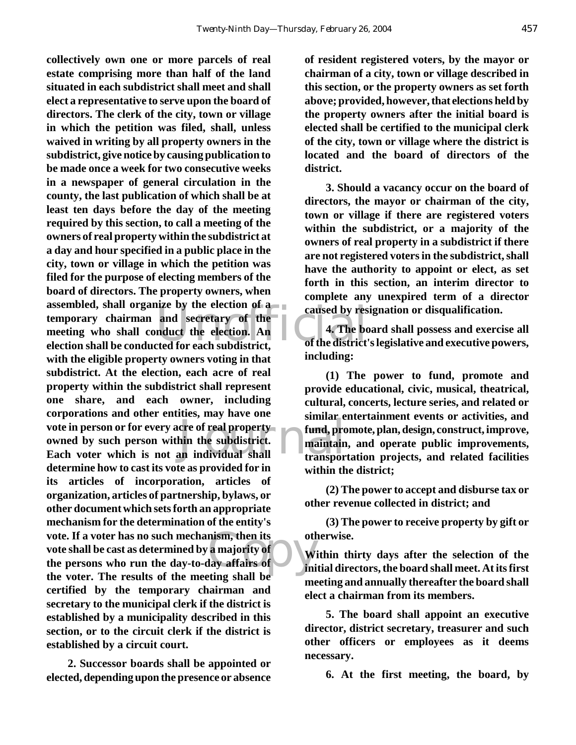**collectively own one or more parcels of real estate comprising more than half of the land situated in each subdistrict shall meet and shall elect a representative to serve upon the board of directors. The clerk of the city, town or village in which the petition was filed, shall, unless waived in writing by all property owners in the subdistrict, give notice by causing publication to be made once a week for two consecutive weeks in a newspaper of general circulation in the county, the last publication of which shall be at least ten days before the day of the meeting required by this section, to call a meeting of the owners of real property within the subdistrict at a day and hour specified in a public place in the city, town or village in which the petition was filed for the purpose of electing members of the board of directors. The property owners, when assembled, shall organize by the election of a temporary chairman and secretary of the meeting who shall conduct the election. An election shall be conducted for each subdistrict, with the eligible property owners voting in that subdistrict. At the election, each acre of real property within the subdistrict shall represent one share, and each owner, including corporations and other entities, may have one vote in person or for every acre of real property owned by such person within the subdistrict. Each voter which is not an individual shall determine how to cast its vote as provided for in its articles of incorporation, articles of organization, articles of partnership, bylaws, or other document which sets forth an appropriate mechanism for the determination of the entity's vote. If a voter has no such mechanism, then its vote shall be cast as determined by a majority of the persons who run the day-to-day affairs of the voter. The results of the meeting shall be certified by the temporary chairman and secretary to the municipal clerk if the district is established by a municipality described in this section, or to the circuit clerk if the district is established by a circuit court.**

**2. Successor boards shall be appointed or elected, depending upon the presence or absence of resident registered voters, by the mayor or chairman of a city, town or village described in this section, or the property owners as set forth above; provided, however, that elections held by the property owners after the initial board is elected shall be certified to the municipal clerk of the city, town or village where the district is located and the board of directors of the district.**

**3. Should a vacancy occur on the board of directors, the mayor or chairman of the city, town or village if there are registered voters within the subdistrict, or a majority of the owners of real property in a subdistrict if there are not registered voters in the subdistrict, shall have the authority to appoint or elect, as set forth in this section, an interim director to complete any unexpired term of a director caused by resignation or disqualification.**

**4. The board shall possess and exercise all of the district's legislative and executive powers, including:**

**(1) The power to fund, promote and provide educational, civic, musical, theatrical, cultural, concerts, lecture series, and related or similar entertainment events or activities, and fund, promote, plan, design, construct, improve, maintain, and operate public improvements, transportation projects, and related facilities within the district;**

**(2) The power to accept and disburse tax or other revenue collected in district; and**

**(3) The power to receive property by gift or otherwise.**

**Within thirty days after the selection of the initial directors, the board shall meet. At its first meeting and annually thereafter the board shall elect a chairman from its members.**

**5. The board shall appoint an executive director, district secretary, treasurer and such other officers or employees as it deems necessary.**

**6. At the first meeting, the board, by**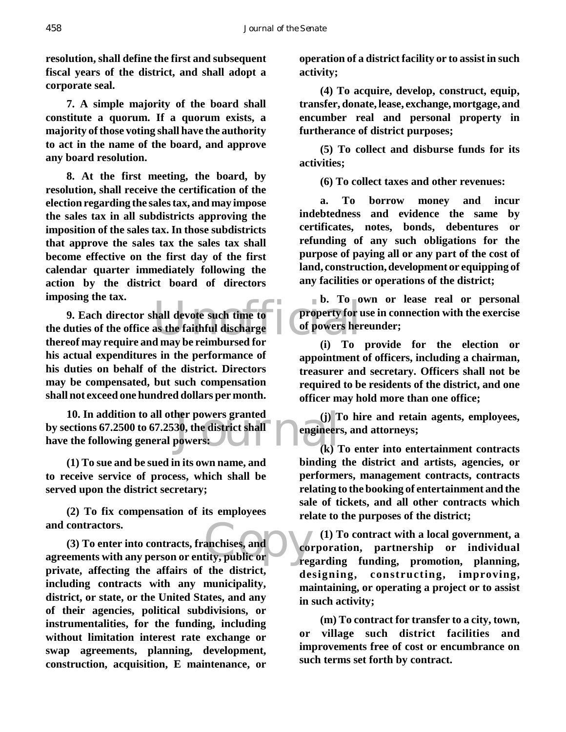**resolution, shall define the first and subsequent fiscal years of the district, and shall adopt a corporate seal.**

**7. A simple majority of the board shall constitute a quorum. If a quorum exists, a majority of those voting shall have the authority to act in the name of the board, and approve any board resolution.**

**8. At the first meeting, the board, by resolution, shall receive the certification of the election regarding the sales tax, and may impose the sales tax in all subdistricts approving the imposition of the sales tax. In those subdistricts that approve the sales tax the sales tax shall become effective on the first day of the first calendar quarter immediately following the action by the district board of directors imposing the tax.**

**9. Each director shall devote such time to the duties of the office as the faithful discharge thereof may require and may be reimbursed for his actual expenditures in the performance of his duties on behalf of the district. Directors may be compensated, but such compensation shall not exceed one hundred dollars per month.**

**10. In addition to all other powers granted by sections 67.2500 to 67.2530, the district shall have the following general powers:**

**(1) To sue and be sued in its own name, and to receive service of process, which shall be served upon the district secretary;**

**(2) To fix compensation of its employees and contractors.**

**(3) To enter into contracts, franchises, and agreements with any person or entity, public or private, affecting the affairs of the district, including contracts with any municipality, district, or state, or the United States, and any of their agencies, political subdivisions, or instrumentalities, for the funding, including without limitation interest rate exchange or swap agreements, planning, development, construction, acquisition, E maintenance, or operation of a district facility or to assist in such activity;**

**(4) To acquire, develop, construct, equip, transfer, donate, lease, exchange, mortgage, and encumber real and personal property in furtherance of district purposes;**

**(5) To collect and disburse funds for its activities;**

**(6) To collect taxes and other revenues:**

**a. To borrow money and incur indebtedness and evidence the same by certificates, notes, bonds, debentures or refunding of any such obligations for the purpose of paying all or any part of the cost of land, construction, development or equipping of any facilities or operations of the district;**

**b. To own or lease real or personal property for use in connection with the exercise of powers hereunder;**

**(i) To provide for the election or appointment of officers, including a chairman, treasurer and secretary. Officers shall not be required to be residents of the district, and one officer may hold more than one office;**

**(j) To hire and retain agents, employees, engineers, and attorneys;**

**(k) To enter into entertainment contracts binding the district and artists, agencies, or performers, management contracts, contracts relating to the booking of entertainment and the sale of tickets, and all other contracts which relate to the purposes of the district;**

**(1) To contract with a local government, a corporation, partnership or individual regarding funding, promotion, planning, designing, constructing, improving, maintaining, or operating a project or to assist in such activity;**

**(m) To contract for transfer to a city, town, or village such district facilities and improvements free of cost or encumbrance on such terms set forth by contract.**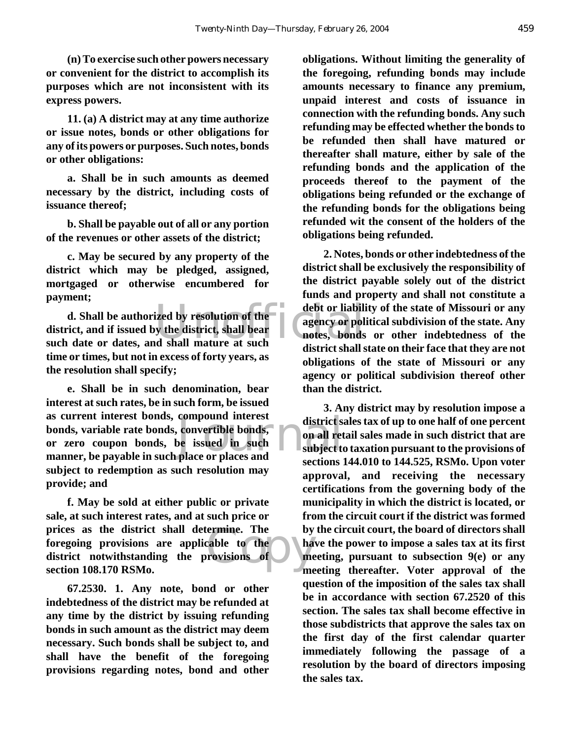**(n) To exercise such other powers necessary or convenient for the district to accomplish its purposes which are not inconsistent with its express powers.**

**11. (a) A district may at any time authorize or issue notes, bonds or other obligations for any of its powers or purposes. Such notes, bonds or other obligations:**

**a. Shall be in such amounts as deemed necessary by the district, including costs of issuance thereof;**

**b. Shall be payable out of all or any portion of the revenues or other assets of the district;**

**c. May be secured by any property of the district which may be pledged, assigned, mortgaged or otherwise encumbered for payment;**

**d. Shall be authorized by resolution of the district, and if issued by the district, shall bear such date or dates, and shall mature at such time or times, but not in excess of forty years, as the resolution shall specify;**

**e. Shall be in such denomination, bear interest at such rates, be in such form, be issued as current interest bonds, compound interest bonds, variable rate bonds, convertible bonds, or zero coupon bonds, be issued in such manner, be payable in such place or places and subject to redemption as such resolution may provide; and**

**f. May be sold at either public or private sale, at such interest rates, and at such price or prices as the district shall determine. The foregoing provisions are applicable to the district notwithstanding the provisions of section 108.170 RSMo.**

**67.2530. 1. Any note, bond or other indebtedness of the district may be refunded at any time by the district by issuing refunding bonds in such amount as the district may deem necessary. Such bonds shall be subject to, and shall have the benefit of the foregoing provisions regarding notes, bond and other obligations. Without limiting the generality of the foregoing, refunding bonds may include amounts necessary to finance any premium, unpaid interest and costs of issuance in connection with the refunding bonds. Any such refunding may be effected whether the bonds to be refunded then shall have matured or thereafter shall mature, either by sale of the refunding bonds and the application of the proceeds thereof to the payment of the obligations being refunded or the exchange of the refunding bonds for the obligations being refunded wit the consent of the holders of the obligations being refunded.**

**2. Notes, bonds or other indebtedness of the district shall be exclusively the responsibility of the district payable solely out of the district funds and property and shall not constitute a debt or liability of the state of Missouri or any agency or political subdivision of the state. Any notes, bonds or other indebtedness of the district shall state on their face that they are not obligations of the state of Missouri or any agency or political subdivision thereof other than the district.**

**3. Any district may by resolution impose a district sales tax of up to one half of one percent on all retail sales made in such district that are subject to taxation pursuant to the provisions of sections 144.010 to 144.525, RSMo. Upon voter approval, and receiving the necessary certifications from the governing body of the municipality in which the district is located, or from the circuit court if the district was formed by the circuit court, the board of directors shall have the power to impose a sales tax at its first meeting, pursuant to subsection 9(e) or any meeting thereafter. Voter approval of the question of the imposition of the sales tax shall be in accordance with section 67.2520 of this section. The sales tax shall become effective in those subdistricts that approve the sales tax on the first day of the first calendar quarter immediately following the passage of a resolution by the board of directors imposing the sales tax.**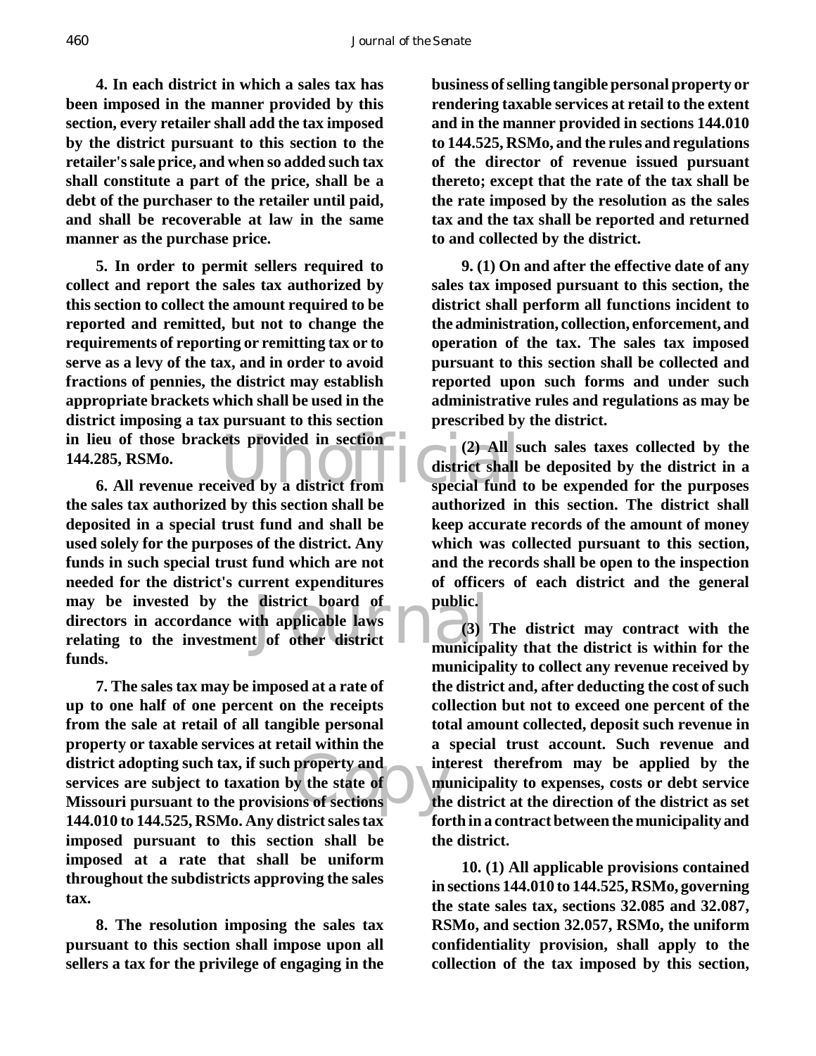**4. In each district in which a sales tax has been imposed in the manner provided by this section, every retailer shall add the tax imposed by the district pursuant to this section to the retailer's sale price, and when so added such tax shall constitute a part of the price, shall be a debt of the purchaser to the retailer until paid, and shall be recoverable at law in the same manner as the purchase price.**

**5. In order to permit sellers required to collect and report the sales tax authorized by this section to collect the amount required to be reported and remitted, but not to change the requirements of reporting or remitting tax or to serve as a levy of the tax, and in order to avoid fractions of pennies, the district may establish appropriate brackets which shall be used in the district imposing a tax pursuant to this section in lieu of those brackets provided in section 144.285, RSMo.**

**6. All revenue received by a district from the sales tax authorized by this section shall be deposited in a special trust fund and shall be used solely for the purposes of the district. Any funds in such special trust fund which are not needed for the district's current expenditures may be invested by the district board of directors in accordance with applicable laws relating to the investment of other district funds.**

**7. The sales tax may be imposed at a rate of up to one half of one percent on the receipts from the sale at retail of all tangible personal property or taxable services at retail within the district adopting such tax, if such property and services are subject to taxation by the state of Missouri pursuant to the provisions of sections 144.010 to 144.525, RSMo. Any district sales tax imposed pursuant to this section shall be imposed at a rate that shall be uniform throughout the subdistricts approving the sales tax.**

**8. The resolution imposing the sales tax pursuant to this section shall impose upon all sellers a tax for the privilege of engaging in the business of selling tangible personal property or rendering taxable services at retail to the extent and in the manner provided in sections 144.010 to 144.525, RSMo, and the rules and regulations of the director of revenue issued pursuant thereto; except that the rate of the tax shall be the rate imposed by the resolution as the sales tax and the tax shall be reported and returned to and collected by the district.**

**9. (1) On and after the effective date of any sales tax imposed pursuant to this section, the district shall perform all functions incident to the administration, collection, enforcement, and operation of the tax. The sales tax imposed pursuant to this section shall be collected and reported upon such forms and under such administrative rules and regulations as may be prescribed by the district.**

**(2) All such sales taxes collected by the district shall be deposited by the district in a special fund to be expended for the purposes authorized in this section. The district shall keep accurate records of the amount of money which was collected pursuant to this section, and the records shall be open to the inspection of officers of each district and the general public.**

**(3) The district may contract with the municipality that the district is within for the municipality to collect any revenue received by the district and, after deducting the cost of such collection but not to exceed one percent of the total amount collected, deposit such revenue in a special trust account. Such revenue and interest therefrom may be applied by the municipality to expenses, costs or debt service the district at the direction of the district as set forth in a contract between the municipality and the district.**

**10. (1) All applicable provisions contained in sections 144.010 to 144.525, RSMo, governing the state sales tax, sections 32.085 and 32.087, RSMo, and section 32.057, RSMo, the uniform confidentiality provision, shall apply to the collection of the tax imposed by this section,**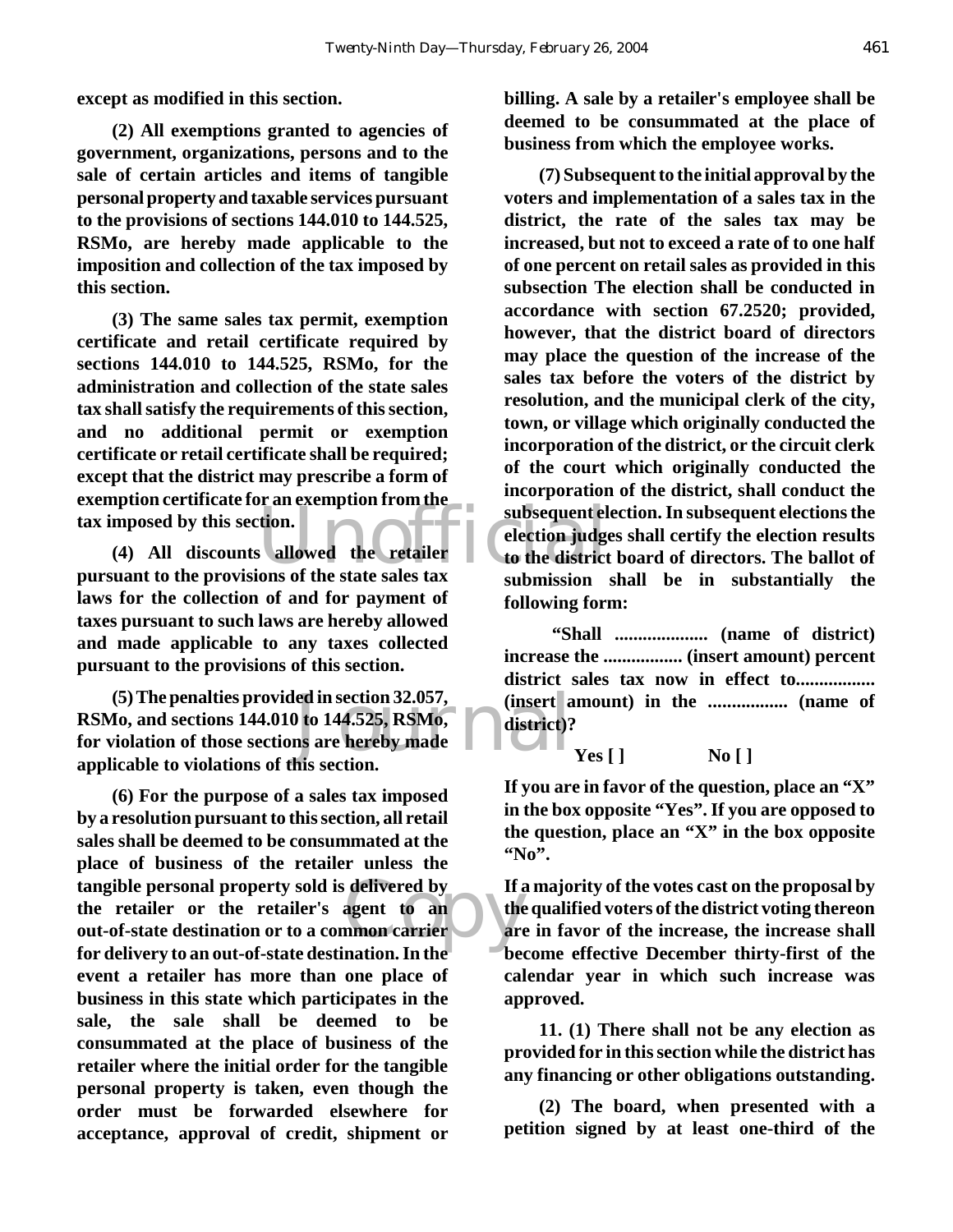**except as modified in this section.**

**(2) All exemptions granted to agencies of government, organizations, persons and to the sale of certain articles and items of tangible personal property and taxable services pursuant to the provisions of sections 144.010 to 144.525, RSMo, are hereby made applicable to the imposition and collection of the tax imposed by this section.**

**(3) The same sales tax permit, exemption certificate and retail certificate required by sections 144.010 to 144.525, RSMo, for the administration and collection of the state sales tax shall satisfy the requirements of this section, and no additional permit or exemption certificate or retail certificate shall be required; except that the district may prescribe a form of exemption certificate for an exemption from the tax imposed by this section.**

**(4) All discounts allowed the retailer pursuant to the provisions of the state sales tax laws for the collection of and for payment of taxes pursuant to such laws are hereby allowed and made applicable to any taxes collected pursuant to the provisions of this section.**

**(5) The penalties provided in section 32.057, RSMo, and sections 144.010 to 144.525, RSMo, for violation of those sections are hereby made applicable to violations of this section.**

**(6) For the purpose of a sales tax imposed by a resolution pursuant to this section, all retail sales shall be deemed to be consummated at the place of business of the retailer unless the tangible personal property sold is delivered by the retailer or the retailer's agent to an out-of-state destination or to a common carrier for delivery to an out-of-state destination. In the event a retailer has more than one place of business in this state which participates in the sale, the sale shall be deemed to be consummated at the place of business of the retailer where the initial order for the tangible personal property is taken, even though the order must be forwarded elsewhere for acceptance, approval of credit, shipment or billing. A sale by a retailer's employee shall be deemed to be consummated at the place of business from which the employee works.**

**(7) Subsequent to the initial approval by the voters and implementation of a sales tax in the district, the rate of the sales tax may be increased, but not to exceed a rate of to one half of one percent on retail sales as provided in this subsection The election shall be conducted in accordance with section 67.2520; provided, however, that the district board of directors may place the question of the increase of the sales tax before the voters of the district by resolution, and the municipal clerk of the city, town, or village which originally conducted the incorporation of the district, or the circuit clerk of the court which originally conducted the incorporation of the district, shall conduct the subsequent election. In subsequent elections the election judges shall certify the election results to the district board of directors. The ballot of submission shall be in substantially the following form:**

**"Shall .................... (name of district) increase the ................. (insert amount) percent district sales tax now in effect to................. (insert amount) in the ................. (name of district)?**

**Yes [ ]　　　　No [ ]**

**If you are in favor of the question, place an "X" in the box opposite "Yes". If you are opposed to the question, place an "X" in the box opposite "No".**

**If a majority of the votes cast on the proposal by the qualified voters of the district voting thereon are in favor of the increase, the increase shall become effective December thirty-first of the calendar year in which such increase was approved.**

**11. (1) There shall not be any election as provided for in this section while the district has any financing or other obligations outstanding.**

**(2) The board, when presented with a petition signed by at least one-third of the**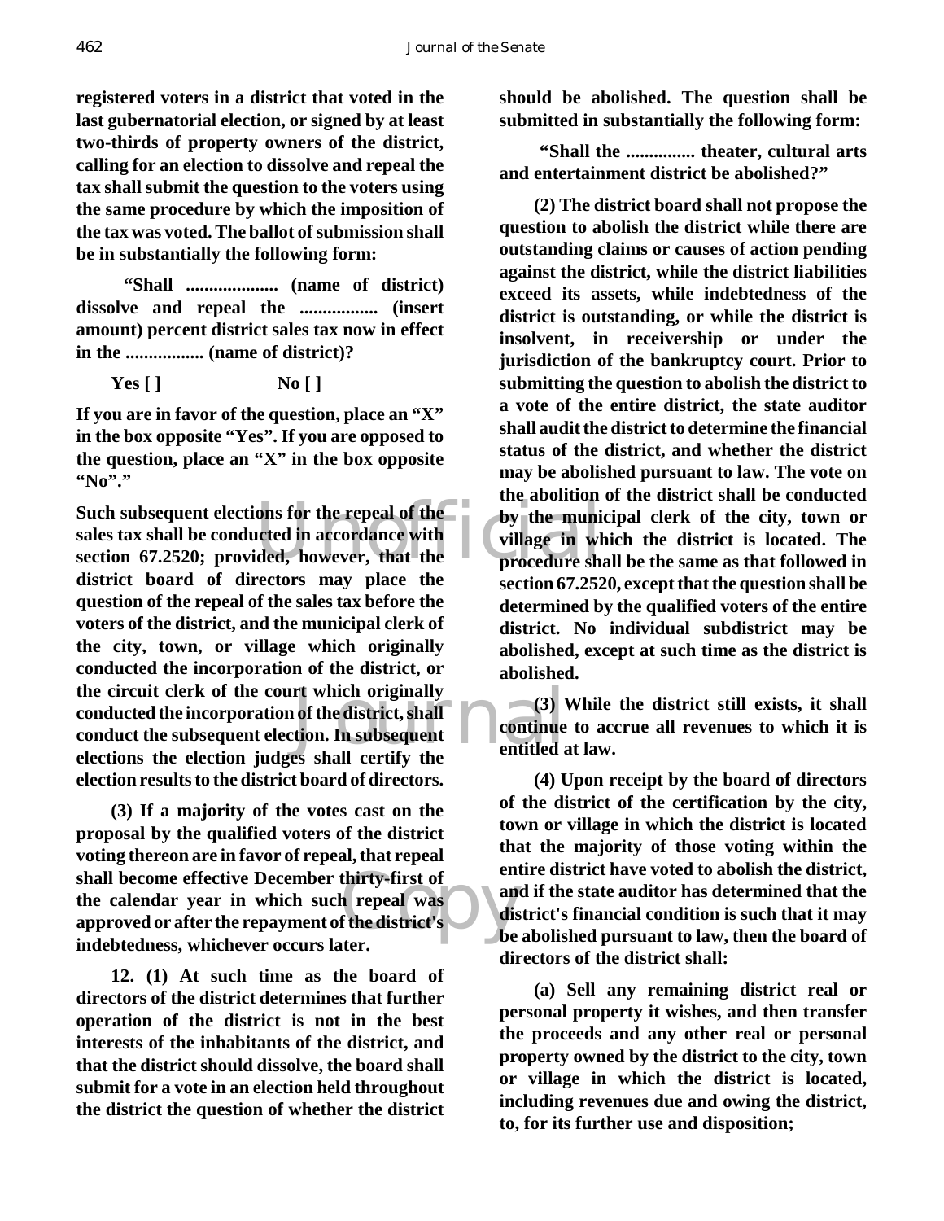**registered voters in a district that voted in the last gubernatorial election, or signed by at least two-thirds of property owners of the district, calling for an election to dissolve and repeal the tax shall submit the question to the voters using the same procedure by which the imposition of the tax was voted. The ballot of submission shall be in substantially the following form:**

**"Shall .................... (name of district) dissolve and repeal the ................. (insert amount) percent district sales tax now in effect in the ................. (name of district)?**

**Yes [ ]　　　　　　No [ ]**

**If you are in favor of the question, place an "X" in the box opposite "Yes". If you are opposed to the question, place an "X" in the box opposite "No"."**

**Such subsequent elections for the repeal of the sales tax shall be conducted in accordance with section 67.2520; provided, however, that the district board of directors may place the question of the repeal of the sales tax before the voters of the district, and the municipal clerk of the city, town, or village which originally conducted the incorporation of the district, or the circuit clerk of the court which originally conducted the incorporation of the district, shall conduct the subsequent election. In subsequent elections the election judges shall certify the election results to the district board of directors.**

**(3) If a majority of the votes cast on the proposal by the qualified voters of the district voting thereon are in favor of repeal, that repeal shall become effective December thirty-first of the calendar year in which such repeal was approved or after the repayment of the district's indebtedness, whichever occurs later.**

**12. (1) At such time as the board of directors of the district determines that further operation of the district is not in the best interests of the inhabitants of the district, and that the district should dissolve, the board shall submit for a vote in an election held throughout the district the question of whether the district should be abolished. The question shall be submitted in substantially the following form:**

**"Shall the ............... theater, cultural arts and entertainment district be abolished?"**

**(2) The district board shall not propose the question to abolish the district while there are outstanding claims or causes of action pending against the district, while the district liabilities exceed its assets, while indebtedness of the district is outstanding, or while the district is insolvent, in receivership or under the jurisdiction of the bankruptcy court. Prior to submitting the question to abolish the district to a vote of the entire district, the state auditor shall audit the district to determine the financial status of the district, and whether the district may be abolished pursuant to law. The vote on the abolition of the district shall be conducted by the municipal clerk of the city, town or village in which the district is located. The procedure shall be the same as that followed in section 67.2520, except that the question shall be determined by the qualified voters of the entire district. No individual subdistrict may be abolished, except at such time as the district is abolished.**

**(3) While the district still exists, it shall continue to accrue all revenues to which it is entitled at law.**

**(4) Upon receipt by the board of directors of the district of the certification by the city, town or village in which the district is located that the majority of those voting within the entire district have voted to abolish the district, and if the state auditor has determined that the district's financial condition is such that it may be abolished pursuant to law, then the board of directors of the district shall:**

**(a) Sell any remaining district real or personal property it wishes, and then transfer the proceeds and any other real or personal property owned by the district to the city, town or village in which the district is located, including revenues due and owing the district, to, for its further use and disposition;**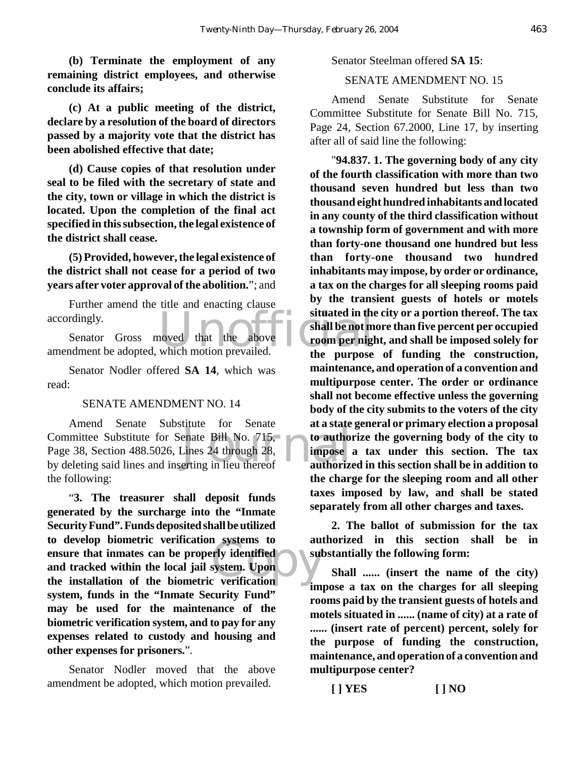**(b) Terminate the employment of any remaining district employees, and otherwise conclude its affairs;**

**(c) At a public meeting of the district, declare by a resolution of the board of directors passed by a majority vote that the district has been abolished effective that date;**

**(d) Cause copies of that resolution under seal to be filed with the secretary of state and the city, town or village in which the district is located. Upon the completion of the final act specified in this subsection, the legal existence of the district shall cease.**

**(5) Provided, however, the legal existence of the district shall not cease for a period of two years after voter approval of the abolition.**"; and

Further amend the title and enacting clause accordingly.

Senator Gross moved that the above amendment be adopted, which motion prevailed.

Senator Nodler offered **SA 14**, which was read:

SENATE AMENDMENT NO. 14

Amend Senate Substitute for Senate Committee Substitute for Senate Bill No. 715, Page 38, Section 488.5026, Lines 24 through 28, by deleting said lines and inserting in lieu thereof the following:

"**3. The treasurer shall deposit funds generated by the surcharge into the "Inmate Security Fund". Funds deposited shall be utilized to develop biometric verification systems to ensure that inmates can be properly identified and tracked within the local jail system. Upon the installation of the biometric verification system, funds in the "Inmate Security Fund" may be used for the maintenance of the biometric verification system, and to pay for any expenses related to custody and housing and other expenses for prisoners.**".

Senator Nodler moved that the above amendment be adopted, which motion prevailed.

Senator Steelman offered **SA 15**:

SENATE AMENDMENT NO. 15

Amend Senate Substitute for Senate Committee Substitute for Senate Bill No. 715, Page 24, Section 67.2000, Line 17, by inserting after all of said line the following:

"**94.837. 1. The governing body of any city of the fourth classification with more than two thousand seven hundred but less than two thousand eight hundred inhabitants and located in any county of the third classification without a township form of government and with more than forty-one thousand one hundred but less than forty-one thousand two hundred inhabitants may impose, by order or ordinance, a tax on the charges for all sleeping rooms paid by the transient guests of hotels or motels situated in the city or a portion thereof. The tax shall be not more than five percent per occupied room per night, and shall be imposed solely for the purpose of funding the construction, maintenance, and operation of a convention and multipurpose center. The order or ordinance shall not become effective unless the governing body of the city submits to the voters of the city at a state general or primary election a proposal to authorize the governing body of the city to impose a tax under this section. The tax authorized in this section shall be in addition to the charge for the sleeping room and all other taxes imposed by law, and shall be stated separately from all other charges and taxes.**

**2. The ballot of submission for the tax authorized in this section shall be in substantially the following form:**

**Shall ...... (insert the name of the city) impose a tax on the charges for all sleeping rooms paid by the transient guests of hotels and motels situated in ...... (name of city) at a rate of ...... (insert rate of percent) percent, solely for the purpose of funding the construction, maintenance, and operation of a convention and multipurpose center?**

**[ ] YES [ ] NO**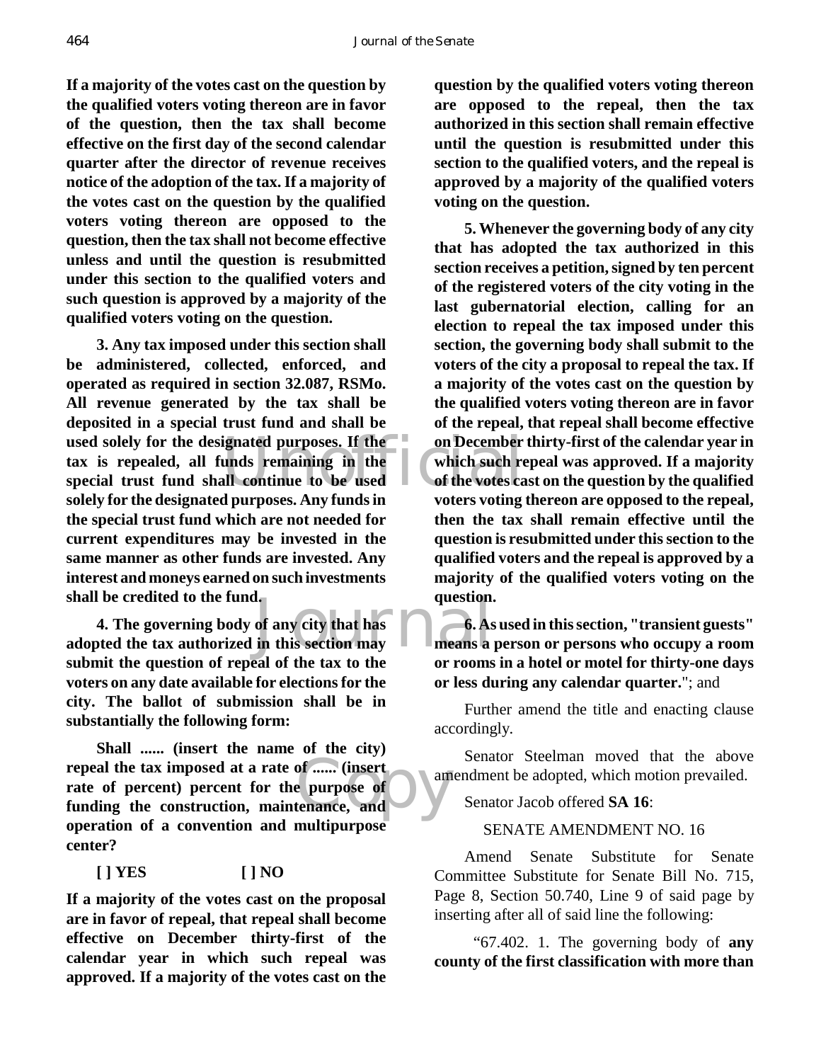**If a majority of the votes cast on the question by the qualified voters voting thereon are in favor of the question, then the tax shall become effective on the first day of the second calendar quarter after the director of revenue receives notice of the adoption of the tax. If a majority of the votes cast on the question by the qualified voters voting thereon are opposed to the question, then the tax shall not become effective unless and until the question is resubmitted under this section to the qualified voters and such question is approved by a majority of the qualified voters voting on the question.**

**3. Any tax imposed under this section shall be administered, collected, enforced, and operated as required in section 32.087, RSMo. All revenue generated by the tax shall be deposited in a special trust fund and shall be used solely for the designated purposes. If the tax is repealed, all funds remaining in the special trust fund shall continue to be used solely for the designated purposes. Any funds in the special trust fund which are not needed for current expenditures may be invested in the same manner as other funds are invested. Any interest and moneys earned on such investments shall be credited to the fund.**

**4. The governing body of any city that has adopted the tax authorized in this section may submit the question of repeal of the tax to the voters on any date available for elections for the city. The ballot of submission shall be in substantially the following form:**

**Shall ...... (insert the name of the city) repeal the tax imposed at a rate of ...... (insert rate of percent) percent for the purpose of funding the construction, maintenance, and operation of a convention and multipurpose center?**

**[ ] YES [ ] NO**

**If a majority of the votes cast on the proposal are in favor of repeal, that repeal shall become effective on December thirty-first of the calendar year in which such repeal was approved. If a majority of the votes cast on the question by the qualified voters voting thereon are opposed to the repeal, then the tax authorized in this section shall remain effective until the question is resubmitted under this section to the qualified voters, and the repeal is approved by a majority of the qualified voters voting on the question.**

**5. Whenever the governing body of any city that has adopted the tax authorized in this section receives a petition, signed by ten percent of the registered voters of the city voting in the last gubernatorial election, calling for an election to repeal the tax imposed under this section, the governing body shall submit to the voters of the city a proposal to repeal the tax. If a majority of the votes cast on the question by the qualified voters voting thereon are in favor of the repeal, that repeal shall become effective on December thirty-first of the calendar year in which such repeal was approved. If a majority of the votes cast on the question by the qualified voters voting thereon are opposed to the repeal, then the tax shall remain effective until the question is resubmitted under this section to the qualified voters and the repeal is approved by a majority of the qualified voters voting on the question.**

**6. As used in this section, "transient guests" means a person or persons who occupy a room or rooms in a hotel or motel for thirty-one days or less during any calendar quarter.**"; and

Further amend the title and enacting clause accordingly.

Senator Steelman moved that the above amendment be adopted, which motion prevailed.

Senator Jacob offered **SA 16**:

SENATE AMENDMENT NO. 16

Amend Senate Substitute for Senate Committee Substitute for Senate Bill No. 715, Page 8, Section 50.740, Line 9 of said page by inserting after all of said line the following:

"67.402. 1. The governing body of **any county of the first classification with more than**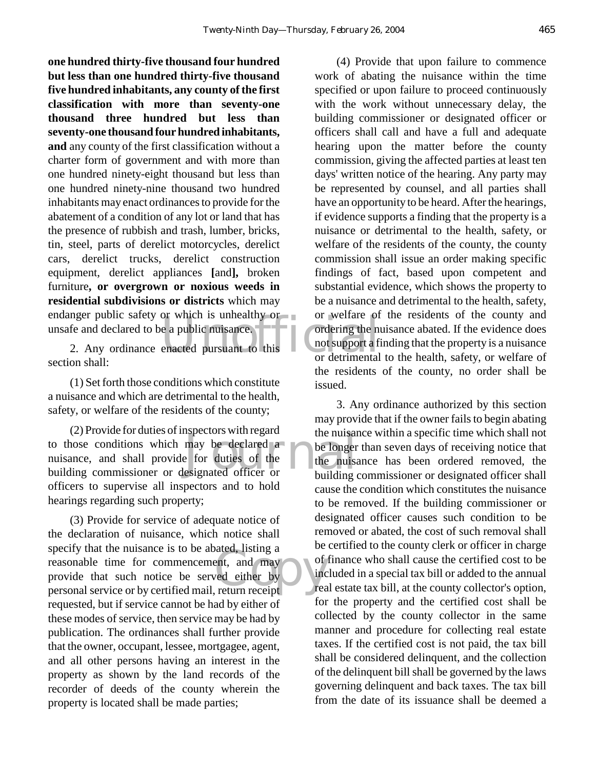**one hundred thirty-five thousand four hundred but less than one hundred thirty-five thousand five hundred inhabitants, any county of the first classification with more than seventy-one thousand three hundred but less than seventy-one thousand four hundred inhabitants, and** any county of the first classification without a charter form of government and with more than one hundred ninety-eight thousand but less than one hundred ninety-nine thousand two hundred inhabitants may enact ordinances to provide for the abatement of a condition of any lot or land that has the presence of rubbish and trash, lumber, bricks, tin, steel, parts of derelict motorcycles, derelict cars, derelict trucks, derelict construction equipment, derelict appliances **[**and**],** broken furniture**, or overgrown or noxious weeds in residential subdivisions or districts** which may endanger public safety or which is unhealthy or unsafe and declared to be a public nuisance.

2. Any ordinance enacted pursuant to this section shall:

(1) Set forth those conditions which constitute a nuisance and which are detrimental to the health, safety, or welfare of the residents of the county;

(2) Provide for duties of inspectors with regard to those conditions which may be declared a nuisance, and shall provide for duties of the building commissioner or designated officer or officers to supervise all inspectors and to hold hearings regarding such property;

(3) Provide for service of adequate notice of the declaration of nuisance, which notice shall specify that the nuisance is to be abated, listing a reasonable time for commencement, and may provide that such notice be served either by personal service or by certified mail, return receipt requested, but if service cannot be had by either of these modes of service, then service may be had by publication. The ordinances shall further provide that the owner, occupant, lessee, mortgagee, agent, and all other persons having an interest in the property as shown by the land records of the recorder of deeds of the county wherein the property is located shall be made parties;

(4) Provide that upon failure to commence work of abating the nuisance within the time specified or upon failure to proceed continuously with the work without unnecessary delay, the building commissioner or designated officer or officers shall call and have a full and adequate hearing upon the matter before the county commission, giving the affected parties at least ten days' written notice of the hearing. Any party may be represented by counsel, and all parties shall have an opportunity to be heard. After the hearings, if evidence supports a finding that the property is a nuisance or detrimental to the health, safety, or welfare of the residents of the county, the county commission shall issue an order making specific findings of fact, based upon competent and substantial evidence, which shows the property to be a nuisance and detrimental to the health, safety, or welfare of the residents of the county and ordering the nuisance abated. If the evidence does not support a finding that the property is a nuisance or detrimental to the health, safety, or welfare of the residents of the county, no order shall be issued.

3. Any ordinance authorized by this section may provide that if the owner fails to begin abating the nuisance within a specific time which shall not be longer than seven days of receiving notice that the nuisance has been ordered removed, the building commissioner or designated officer shall cause the condition which constitutes the nuisance to be removed. If the building commissioner or designated officer causes such condition to be removed or abated, the cost of such removal shall be certified to the county clerk or officer in charge of finance who shall cause the certified cost to be included in a special tax bill or added to the annual real estate tax bill, at the county collector's option, for the property and the certified cost shall be collected by the county collector in the same manner and procedure for collecting real estate taxes. If the certified cost is not paid, the tax bill shall be considered delinquent, and the collection of the delinquent bill shall be governed by the laws governing delinquent and back taxes. The tax bill from the date of its issuance shall be deemed a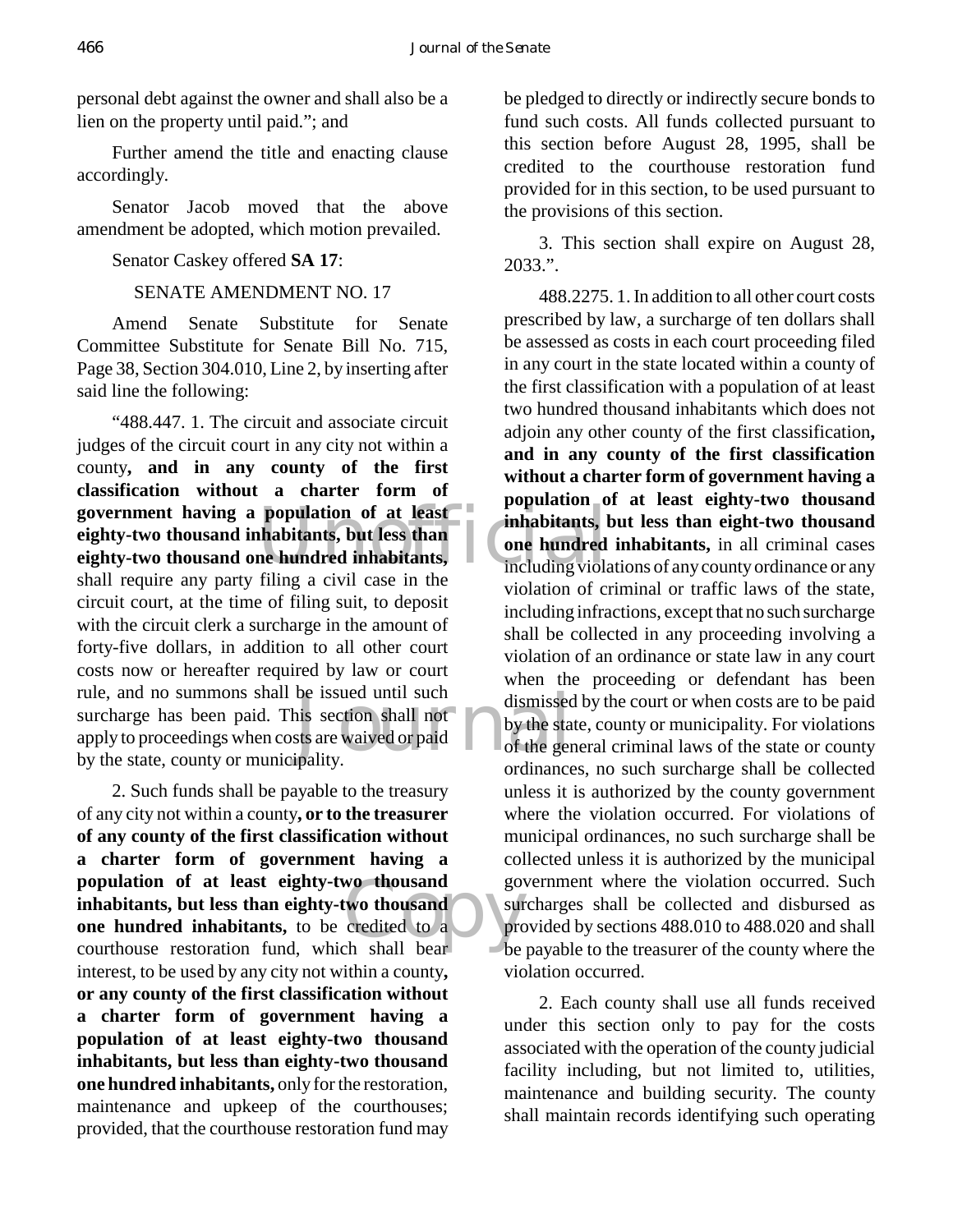personal debt against the owner and shall also be a lien on the property until paid."; and

Further amend the title and enacting clause accordingly.

Senator Jacob moved that the above amendment be adopted, which motion prevailed.

Senator Caskey offered **SA 17**:

SENATE AMENDMENT NO. 17

Amend Senate Substitute for Senate Committee Substitute for Senate Bill No. 715, Page 38, Section 304.010, Line 2, by inserting after said line the following:

"488.447. 1. The circuit and associate circuit judges of the circuit court in any city not within a county**, and in any county of the first classification without a charter form of government having a population of at least eighty-two thousand inhabitants, but less than eighty-two thousand one hundred inhabitants,** shall require any party filing a civil case in the circuit court, at the time of filing suit, to deposit with the circuit clerk a surcharge in the amount of forty-five dollars, in addition to all other court costs now or hereafter required by law or court rule, and no summons shall be issued until such surcharge has been paid. This section shall not apply to proceedings when costs are waived or paid by the state, county or municipality.

2. Such funds shall be payable to the treasury of any city not within a county**, or to the treasurer of any county of the first classification without a charter form of government having a population of at least eighty-two thousand inhabitants, but less than eighty-two thousand one hundred inhabitants,** to be credited to a courthouse restoration fund, which shall bear interest, to be used by any city not within a county**, or any county of the first classification without a charter form of government having a population of at least eighty-two thousand inhabitants, but less than eighty-two thousand one hundred inhabitants,** only for the restoration, maintenance and upkeep of the courthouses; provided, that the courthouse restoration fund may be pledged to directly or indirectly secure bonds to fund such costs. All funds collected pursuant to this section before August 28, 1995, shall be credited to the courthouse restoration fund provided for in this section, to be used pursuant to the provisions of this section.

3. This section shall expire on August 28, 2033.".

488.2275. 1. In addition to all other court costs prescribed by law, a surcharge of ten dollars shall be assessed as costs in each court proceeding filed in any court in the state located within a county of the first classification with a population of at least two hundred thousand inhabitants which does not adjoin any other county of the first classification**, and in any county of the first classification without a charter form of government having a population of at least eighty-two thousand inhabitants, but less than eight-two thousand one hundred inhabitants,** in all criminal cases including violations of any county ordinance or any violation of criminal or traffic laws of the state, including infractions, except that no such surcharge shall be collected in any proceeding involving a violation of an ordinance or state law in any court when the proceeding or defendant has been dismissed by the court or when costs are to be paid by the state, county or municipality. For violations of the general criminal laws of the state or county ordinances, no such surcharge shall be collected unless it is authorized by the county government where the violation occurred. For violations of municipal ordinances, no such surcharge shall be collected unless it is authorized by the municipal government where the violation occurred. Such surcharges shall be collected and disbursed as provided by sections 488.010 to 488.020 and shall be payable to the treasurer of the county where the violation occurred.

2. Each county shall use all funds received under this section only to pay for the costs associated with the operation of the county judicial facility including, but not limited to, utilities, maintenance and building security. The county shall maintain records identifying such operating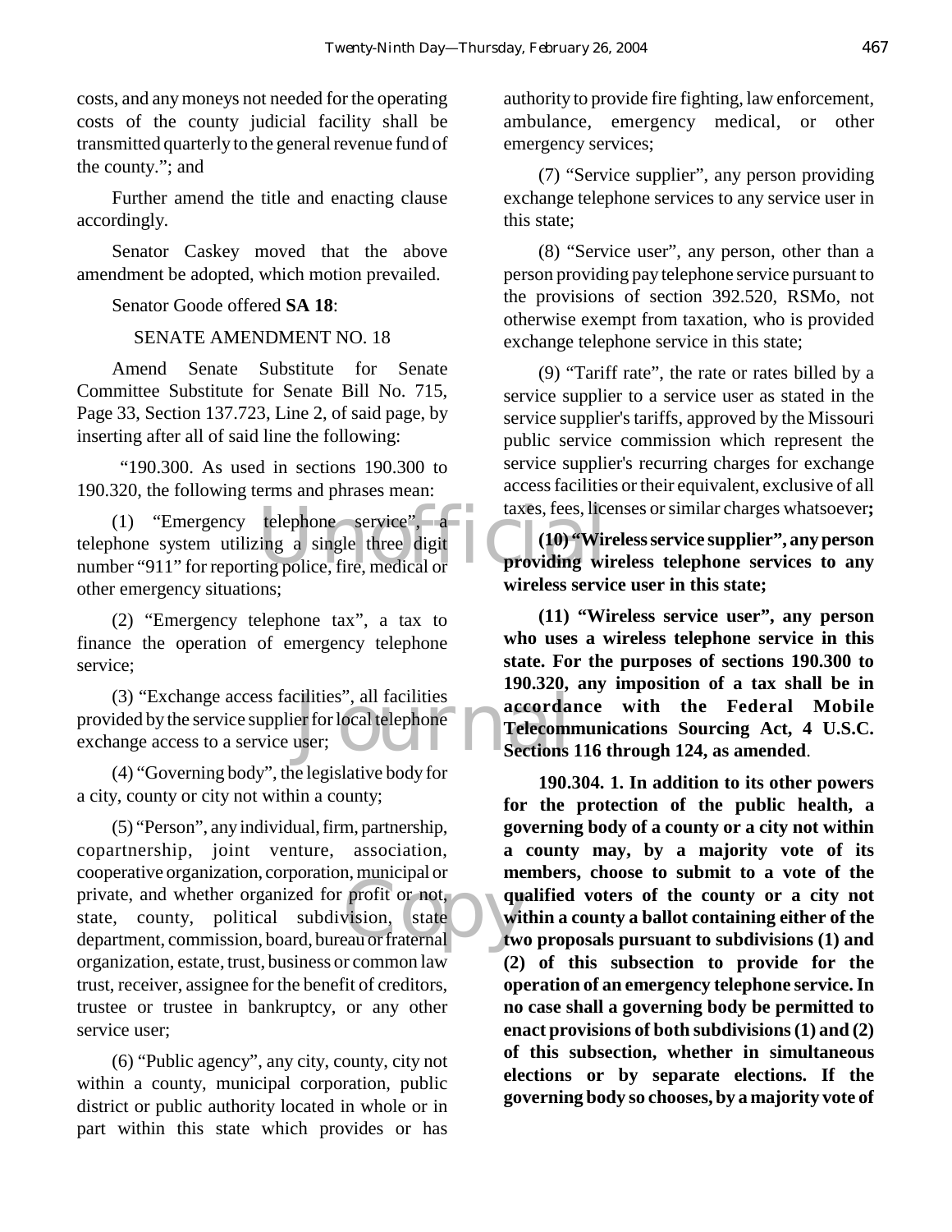costs, and any moneys not needed for the operating costs of the county judicial facility shall be transmitted quarterly to the general revenue fund of the county."; and

Further amend the title and enacting clause accordingly.

Senator Caskey moved that the above amendment be adopted, which motion prevailed.

Senator Goode offered **SA 18**:

SENATE AMENDMENT NO. 18

Amend Senate Substitute for Senate Committee Substitute for Senate Bill No. 715, Page 33, Section 137.723, Line 2, of said page, by inserting after all of said line the following:

"190.300. As used in sections 190.300 to 190.320, the following terms and phrases mean:

(1) "Emergency telephone service", a telephone system utilizing a single three digit number "911" for reporting police, fire, medical or other emergency situations;

(2) "Emergency telephone tax", a tax to finance the operation of emergency telephone service;

(3) "Exchange access facilities", all facilities provided by the service supplier for local telephone exchange access to a service user;

(4) "Governing body", the legislative body for a city, county or city not within a county;

(5) "Person", any individual, firm, partnership, copartnership, joint venture, association, cooperative organization, corporation, municipal or private, and whether organized for profit or not, state, county, political subdivision, state department, commission, board, bureau or fraternal organization, estate, trust, business or common law trust, receiver, assignee for the benefit of creditors, trustee or trustee in bankruptcy, or any other service user;

(6) "Public agency", any city, county, city not within a county, municipal corporation, public district or public authority located in whole or in part within this state which provides or has authority to provide fire fighting, law enforcement, ambulance, emergency medical, or other emergency services;

(7) "Service supplier", any person providing exchange telephone services to any service user in this state;

(8) "Service user", any person, other than a person providing pay telephone service pursuant to the provisions of section 392.520, RSMo, not otherwise exempt from taxation, who is provided exchange telephone service in this state;

(9) "Tariff rate", the rate or rates billed by a service supplier to a service user as stated in the service supplier's tariffs, approved by the Missouri public service commission which represent the service supplier's recurring charges for exchange access facilities or their equivalent, exclusive of all taxes, fees, licenses or similar charges whatsoever**;**

**(10) "Wireless service supplier", any person providing wireless telephone services to any wireless service user in this state;**

**(11) "Wireless service user", any person who uses a wireless telephone service in this state. For the purposes of sections 190.300 to 190.320, any imposition of a tax shall be in accordance with the Federal Mobile Telecommunications Sourcing Act, 4 U.S.C. Sections 116 through 124, as amended**.

**190.304. 1. In addition to its other powers for the protection of the public health, a governing body of a county or a city not within a county may, by a majority vote of its members, choose to submit to a vote of the qualified voters of the county or a city not within a county a ballot containing either of the two proposals pursuant to subdivisions (1) and (2) of this subsection to provide for the operation of an emergency telephone service. In no case shall a governing body be permitted to enact provisions of both subdivisions (1) and (2) of this subsection, whether in simultaneous elections or by separate elections. If the governing body so chooses, by a majority vote of**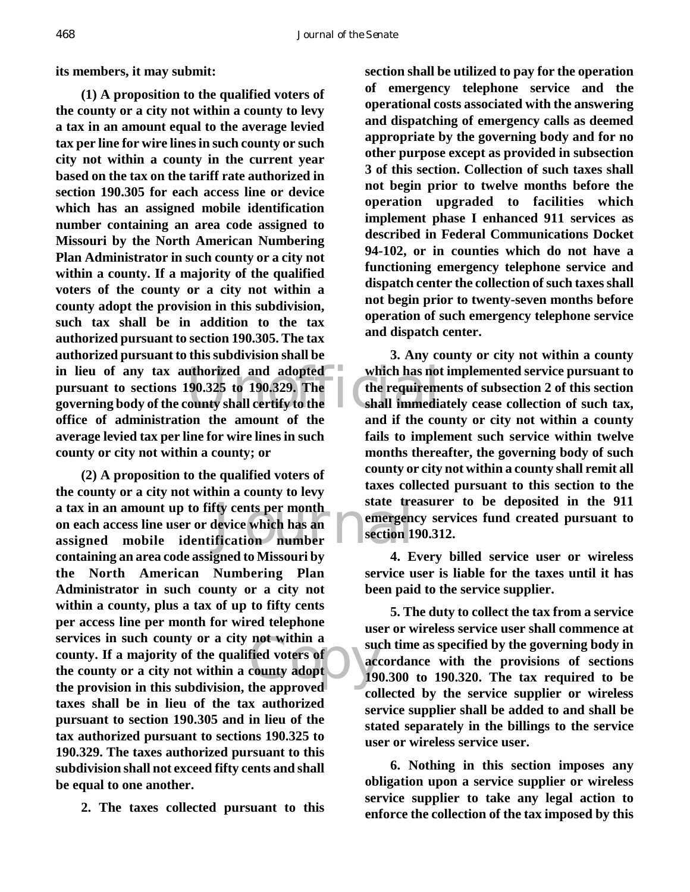**its members, it may submit:**

**(1) A proposition to the qualified voters of the county or a city not within a county to levy a tax in an amount equal to the average levied tax per line for wire lines in such county or such city not within a county in the current year based on the tax on the tariff rate authorized in section 190.305 for each access line or device which has an assigned mobile identification number containing an area code assigned to Missouri by the North American Numbering Plan Administrator in such county or a city not within a county. If a majority of the qualified voters of the county or a city not within a county adopt the provision in this subdivision, such tax shall be in addition to the tax authorized pursuant to section 190.305. The tax authorized pursuant to this subdivision shall be in lieu of any tax authorized and adopted pursuant to sections 190.325 to 190.329. The governing body of the county shall certify to the office of administration the amount of the average levied tax per line for wire lines in such county or city not within a county; or**

**(2) A proposition to the qualified voters of the county or a city not within a county to levy a tax in an amount up to fifty cents per month on each access line user or device which has an assigned mobile identification number containing an area code assigned to Missouri by the North American Numbering Plan Administrator in such county or a city not within a county, plus a tax of up to fifty cents per access line per month for wired telephone services in such county or a city not within a county. If a majority of the qualified voters of the county or a city not within a county adopt the provision in this subdivision, the approved taxes shall be in lieu of the tax authorized pursuant to section 190.305 and in lieu of the tax authorized pursuant to sections 190.325 to 190.329. The taxes authorized pursuant to this subdivision shall not exceed fifty cents and shall be equal to one another.**

**2. The taxes collected pursuant to this section shall be utilized to pay for the operation of emergency telephone service and the operational costs associated with the answering and dispatching of emergency calls as deemed appropriate by the governing body and for no other purpose except as provided in subsection 3 of this section. Collection of such taxes shall not begin prior to twelve months before the operation upgraded to facilities which implement phase I enhanced 911 services as described in Federal Communications Docket 94-102, or in counties which do not have a functioning emergency telephone service and dispatch center the collection of such taxes shall not begin prior to twenty-seven months before operation of such emergency telephone service and dispatch center.**

**3. Any county or city not within a county which has not implemented service pursuant to the requirements of subsection 2 of this section shall immediately cease collection of such tax, and if the county or city not within a county fails to implement such service within twelve months thereafter, the governing body of such county or city not within a county shall remit all taxes collected pursuant to this section to the state treasurer to be deposited in the 911 emergency services fund created pursuant to section 190.312.**

**4. Every billed service user or wireless service user is liable for the taxes until it has been paid to the service supplier.**

**5. The duty to collect the tax from a service user or wireless service user shall commence at such time as specified by the governing body in accordance with the provisions of sections 190.300 to 190.320. The tax required to be collected by the service supplier or wireless service supplier shall be added to and shall be stated separately in the billings to the service user or wireless service user.**

**6. Nothing in this section imposes any obligation upon a service supplier or wireless service supplier to take any legal action to enforce the collection of the tax imposed by this**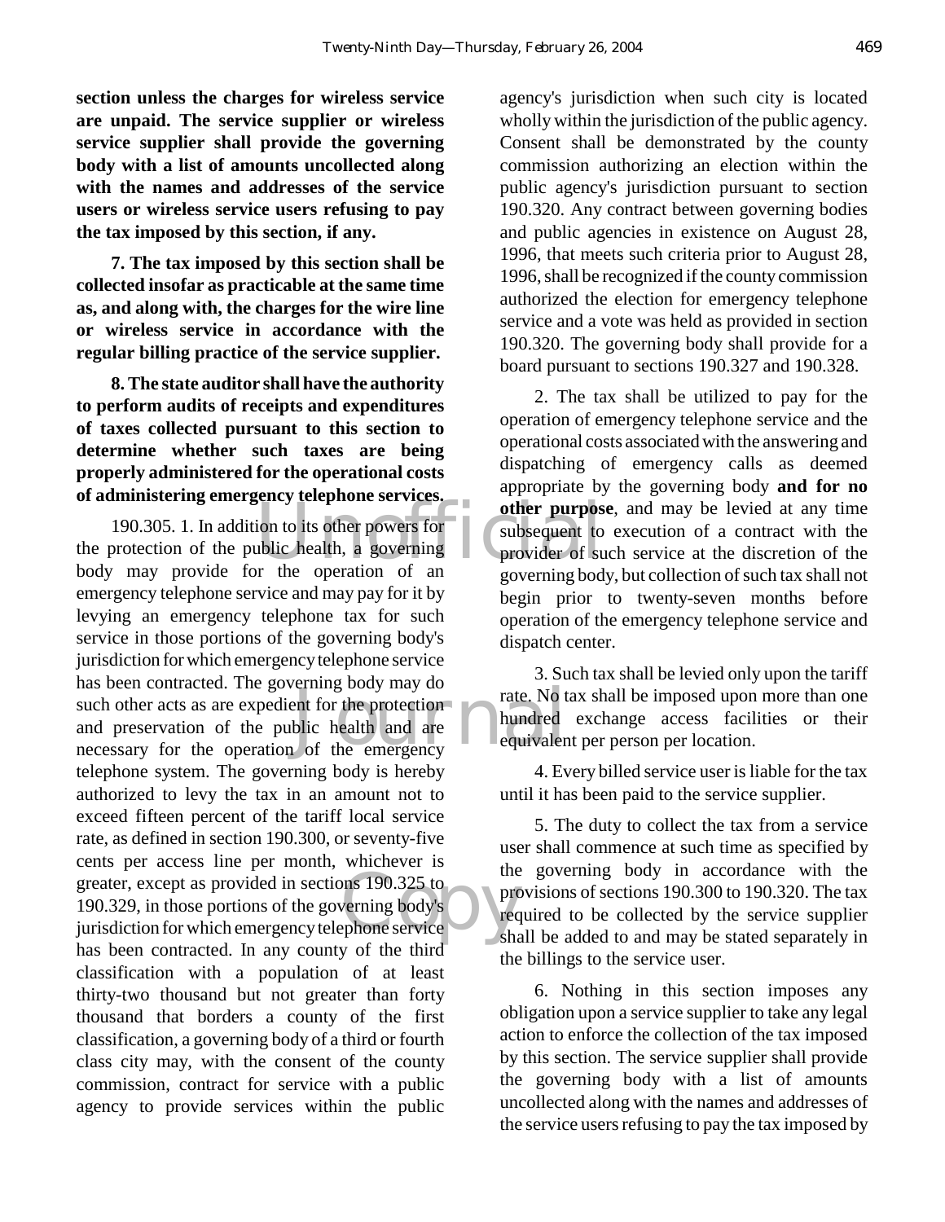**section unless the charges for wireless service are unpaid. The service supplier or wireless service supplier shall provide the governing body with a list of amounts uncollected along with the names and addresses of the service users or wireless service users refusing to pay the tax imposed by this section, if any.**

**7. The tax imposed by this section shall be collected insofar as practicable at the same time as, and along with, the charges for the wire line or wireless service in accordance with the regular billing practice of the service supplier.**

**8. The state auditor shall have the authority to perform audits of receipts and expenditures of taxes collected pursuant to this section to determine whether such taxes are being properly administered for the operational costs of administering emergency telephone services.**

190.305. 1. In addition to its other powers for the protection of the public health, a governing body may provide for the operation of an emergency telephone service and may pay for it by levying an emergency telephone tax for such service in those portions of the governing body's jurisdiction for which emergency telephone service has been contracted. The governing body may do such other acts as are expedient for the protection and preservation of the public health and are necessary for the operation of the emergency telephone system. The governing body is hereby authorized to levy the tax in an amount not to exceed fifteen percent of the tariff local service rate, as defined in section 190.300, or seventy-five cents per access line per month, whichever is greater, except as provided in sections 190.325 to 190.329, in those portions of the governing body's jurisdiction for which emergency telephone service has been contracted. In any county of the third classification with a population of at least thirty-two thousand but not greater than forty thousand that borders a county of the first classification, a governing body of a third or fourth class city may, with the consent of the county commission, contract for service with a public agency to provide services within the public agency's jurisdiction when such city is located wholly within the jurisdiction of the public agency. Consent shall be demonstrated by the county commission authorizing an election within the public agency's jurisdiction pursuant to section 190.320. Any contract between governing bodies and public agencies in existence on August 28, 1996, that meets such criteria prior to August 28, 1996, shall be recognized if the county commission authorized the election for emergency telephone service and a vote was held as provided in section 190.320. The governing body shall provide for a board pursuant to sections 190.327 and 190.328.

2. The tax shall be utilized to pay for the operation of emergency telephone service and the operational costs associated with the answering and dispatching of emergency calls as deemed appropriate by the governing body **and for no other purpose**, and may be levied at any time subsequent to execution of a contract with the provider of such service at the discretion of the governing body, but collection of such tax shall not begin prior to twenty-seven months before operation of the emergency telephone service and dispatch center.

3. Such tax shall be levied only upon the tariff rate. No tax shall be imposed upon more than one hundred exchange access facilities or their equivalent per person per location.

4. Every billed service user is liable for the tax until it has been paid to the service supplier.

5. The duty to collect the tax from a service user shall commence at such time as specified by the governing body in accordance with the provisions of sections 190.300 to 190.320. The tax required to be collected by the service supplier shall be added to and may be stated separately in the billings to the service user.

6. Nothing in this section imposes any obligation upon a service supplier to take any legal action to enforce the collection of the tax imposed by this section. The service supplier shall provide the governing body with a list of amounts uncollected along with the names and addresses of the service users refusing to pay the tax imposed by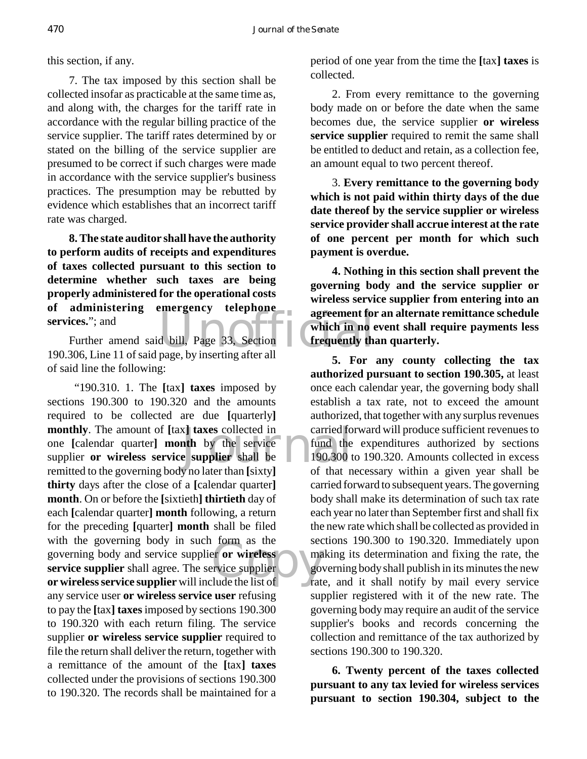this section, if any.

7. The tax imposed by this section shall be collected insofar as practicable at the same time as, and along with, the charges for the tariff rate in accordance with the regular billing practice of the service supplier. The tariff rates determined by or stated on the billing of the service supplier are presumed to be correct if such charges were made in accordance with the service supplier's business practices. The presumption may be rebutted by evidence which establishes that an incorrect tariff rate was charged.

**8. The state auditor shall have the authority to perform audits of receipts and expenditures of taxes collected pursuant to this section to determine whether such taxes are being properly administered for the operational costs of administering emergency telephone services.**"; and

Further amend said bill, Page 33, Section 190.306, Line 11 of said page, by inserting after all of said line the following:

"190.310. 1. The [tax] **taxes** imposed by sections 190.300 to 190.320 and the amounts required to be collected are due [quarterly] **monthly**. The amount of [tax] **taxes** collected in one [calendar quarter] **month** by the service supplier **or wireless service supplier** shall be remitted to the governing body no later than [sixty] **thirty** days after the close of a [calendar quarter] **month**. On or before the [sixtieth] **thirtieth** day of each [calendar quarter] **month** following, a return for the preceding [quarter] **month** shall be filed with the governing body in such form as the governing body and service supplier **or wireless service supplier** shall agree. The service supplier **or wireless service supplier** will include the list of any service user **or wireless service user** refusing to pay the [tax] **taxes** imposed by sections 190.300 to 190.320 with each return filing. The service supplier **or wireless service supplier** required to file the return shall deliver the return, together with a remittance of the amount of the [tax] **taxes** collected under the provisions of sections 190.300 to 190.320. The records shall be maintained for a period of one year from the time the [tax] **taxes** is collected.

2. From every remittance to the governing body made on or before the date when the same becomes due, the service supplier **or wireless service supplier** required to remit the same shall be entitled to deduct and retain, as a collection fee, an amount equal to two percent thereof.

3. **Every remittance to the governing body which is not paid within thirty days of the due date thereof by the service supplier or wireless service provider shall accrue interest at the rate of one percent per month for which such payment is overdue.**

**4. Nothing in this section shall prevent the governing body and the service supplier or wireless service supplier from entering into an agreement for an alternate remittance schedule which in no event shall require payments less frequently than quarterly.**

**5. For any county collecting the tax authorized pursuant to section 190.305,** at least once each calendar year, the governing body shall establish a tax rate, not to exceed the amount authorized, that together with any surplus revenues carried forward will produce sufficient revenues to fund the expenditures authorized by sections 190.300 to 190.320. Amounts collected in excess of that necessary within a given year shall be carried forward to subsequent years. The governing body shall make its determination of such tax rate each year no later than September first and shall fix the new rate which shall be collected as provided in sections 190.300 to 190.320. Immediately upon making its determination and fixing the rate, the governing body shall publish in its minutes the new rate, and it shall notify by mail every service supplier registered with it of the new rate. The governing body may require an audit of the service supplier's books and records concerning the collection and remittance of the tax authorized by sections 190.300 to 190.320.

**6. Twenty percent of the taxes collected pursuant to any tax levied for wireless services pursuant to section 190.304, subject to the**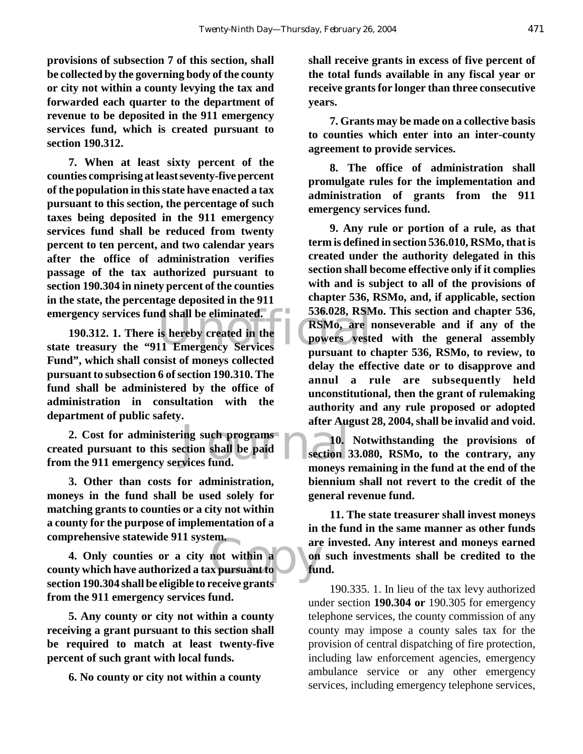**provisions of subsection 7 of this section, shall be collected by the governing body of the county or city not within a county levying the tax and forwarded each quarter to the department of revenue to be deposited in the 911 emergency services fund, which is created pursuant to section 190.312.**

**7. When at least sixty percent of the counties comprising at least seventy-five percent of the population in this state have enacted a tax pursuant to this section, the percentage of such taxes being deposited in the 911 emergency services fund shall be reduced from twenty percent to ten percent, and two calendar years after the office of administration verifies passage of the tax authorized pursuant to section 190.304 in ninety percent of the counties in the state, the percentage deposited in the 911 emergency services fund shall be eliminated.**

**190.312. 1. There is hereby created in the state treasury the "911 Emergency Services Fund", which shall consist of moneys collected pursuant to subsection 6 of section 190.310. The fund shall be administered by the office of administration in consultation with the department of public safety.**

**2. Cost for administering such programs created pursuant to this section shall be paid from the 911 emergency services fund.**

**3. Other than costs for administration, moneys in the fund shall be used solely for matching grants to counties or a city not within a county for the purpose of implementation of a comprehensive statewide 911 system.**

**4. Only counties or a city not within a county which have authorized a tax pursuant to section 190.304 shall be eligible to receive grants from the 911 emergency services fund.**

**5. Any county or city not within a county receiving a grant pursuant to this section shall be required to match at least twenty-five percent of such grant with local funds.**

**6. No county or city not within a county shall receive grants in excess of five percent of the total funds available in any fiscal year or receive grants for longer than three consecutive years.**

**7. Grants may be made on a collective basis to counties which enter into an inter-county agreement to provide services.**

**8. The office of administration shall promulgate rules for the implementation and administration of grants from the 911 emergency services fund.**

**9. Any rule or portion of a rule, as that term is defined in section 536.010, RSMo, that is created under the authority delegated in this section shall become effective only if it complies with and is subject to all of the provisions of chapter 536, RSMo, and, if applicable, section 536.028, RSMo. This section and chapter 536, RSMo, are nonseverable and if any of the powers vested with the general assembly pursuant to chapter 536, RSMo, to review, to delay the effective date or to disapprove and annul a rule are subsequently held unconstitutional, then the grant of rulemaking authority and any rule proposed or adopted after August 28, 2004, shall be invalid and void.**

**10. Notwithstanding the provisions of section 33.080, RSMo, to the contrary, any moneys remaining in the fund at the end of the biennium shall not revert to the credit of the general revenue fund.**

**11. The state treasurer shall invest moneys in the fund in the same manner as other funds are invested. Any interest and moneys earned on such investments shall be credited to the fund.**

190.335. 1. In lieu of the tax levy authorized under section **190.304 or** 190.305 for emergency telephone services, the county commission of any county may impose a county sales tax for the provision of central dispatching of fire protection, including law enforcement agencies, emergency ambulance service or any other emergency services, including emergency telephone services,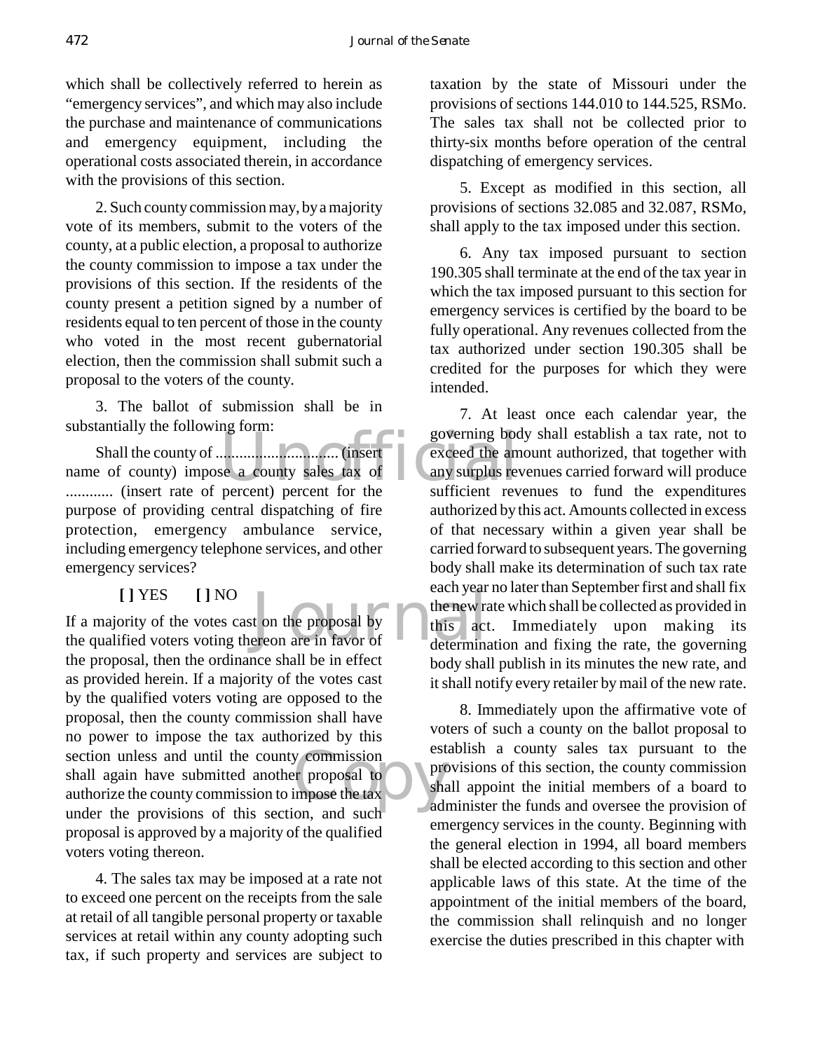which shall be collectively referred to herein as "emergency services", and which may also include the purchase and maintenance of communications and emergency equipment, including the operational costs associated therein, in accordance with the provisions of this section.

2. Such county commission may, by a majority vote of its members, submit to the voters of the county, at a public election, a proposal to authorize the county commission to impose a tax under the provisions of this section. If the residents of the county present a petition signed by a number of residents equal to ten percent of those in the county who voted in the most recent gubernatorial election, then the commission shall submit such a proposal to the voters of the county.

3. The ballot of submission shall be in substantially the following form:

Shall the county of .............................. (insert name of county) impose a county sales tax of ............ (insert rate of percent) percent for the purpose of providing central dispatching of fire protection, emergency ambulance service, including emergency telephone services, and other emergency services?

**[ ]** YES **[ ]** NO

If a majority of the votes cast on the proposal by the qualified voters voting thereon are in favor of the proposal, then the ordinance shall be in effect as provided herein. If a majority of the votes cast by the qualified voters voting are opposed to the proposal, then the county commission shall have no power to impose the tax authorized by this section unless and until the county commission shall again have submitted another proposal to authorize the county commission to impose the tax under the provisions of this section, and such proposal is approved by a majority of the qualified voters voting thereon.

4. The sales tax may be imposed at a rate not to exceed one percent on the receipts from the sale at retail of all tangible personal property or taxable services at retail within any county adopting such tax, if such property and services are subject to taxation by the state of Missouri under the provisions of sections 144.010 to 144.525, RSMo. The sales tax shall not be collected prior to thirty-six months before operation of the central dispatching of emergency services.

5. Except as modified in this section, all provisions of sections 32.085 and 32.087, RSMo, shall apply to the tax imposed under this section.

6. Any tax imposed pursuant to section 190.305 shall terminate at the end of the tax year in which the tax imposed pursuant to this section for emergency services is certified by the board to be fully operational. Any revenues collected from the tax authorized under section 190.305 shall be credited for the purposes for which they were intended.

7. At least once each calendar year, the governing body shall establish a tax rate, not to exceed the amount authorized, that together with any surplus revenues carried forward will produce sufficient revenues to fund the expenditures authorized by this act. Amounts collected in excess of that necessary within a given year shall be carried forward to subsequent years. The governing body shall make its determination of such tax rate each year no later than September first and shall fix the new rate which shall be collected as provided in this act. Immediately upon making its determination and fixing the rate, the governing body shall publish in its minutes the new rate, and it shall notify every retailer by mail of the new rate.

8. Immediately upon the affirmative vote of voters of such a county on the ballot proposal to establish a county sales tax pursuant to the provisions of this section, the county commission shall appoint the initial members of a board to administer the funds and oversee the provision of emergency services in the county. Beginning with the general election in 1994, all board members shall be elected according to this section and other applicable laws of this state. At the time of the appointment of the initial members of the board, the commission shall relinquish and no longer exercise the duties prescribed in this chapter with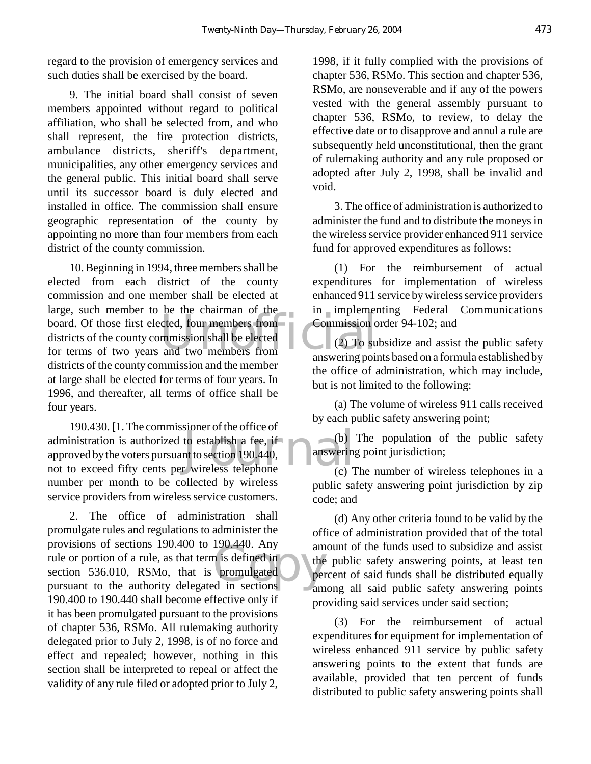regard to the provision of emergency services and such duties shall be exercised by the board.

9. The initial board shall consist of seven members appointed without regard to political affiliation, who shall be selected from, and who shall represent, the fire protection districts, ambulance districts, sheriff's department, municipalities, any other emergency services and the general public. This initial board shall serve until its successor board is duly elected and installed in office. The commission shall ensure geographic representation of the county by appointing no more than four members from each district of the county commission.

10. Beginning in 1994, three members shall be elected from each district of the county commission and one member shall be elected at large, such member to be the chairman of the board. Of those first elected, four members from districts of the county commission shall be elected for terms of two years and two members from districts of the county commission and the member at large shall be elected for terms of four years. In 1996, and thereafter, all terms of office shall be four years.

190.430. **[**1. The commissioner of the office of administration is authorized to establish a fee, if approved by the voters pursuant to section 190.440, not to exceed fifty cents per wireless telephone number per month to be collected by wireless service providers from wireless service customers.

2. The office of administration shall promulgate rules and regulations to administer the provisions of sections 190.400 to 190.440. Any rule or portion of a rule, as that term is defined in section 536.010, RSMo, that is promulgated pursuant to the authority delegated in sections 190.400 to 190.440 shall become effective only if it has been promulgated pursuant to the provisions of chapter 536, RSMo. All rulemaking authority delegated prior to July 2, 1998, is of no force and effect and repealed; however, nothing in this section shall be interpreted to repeal or affect the validity of any rule filed or adopted prior to July 2, 1998, if it fully complied with the provisions of chapter 536, RSMo. This section and chapter 536, RSMo, are nonseverable and if any of the powers vested with the general assembly pursuant to chapter 536, RSMo, to review, to delay the effective date or to disapprove and annul a rule are subsequently held unconstitutional, then the grant of rulemaking authority and any rule proposed or adopted after July 2, 1998, shall be invalid and void.

3. The office of administration is authorized to administer the fund and to distribute the moneys in the wireless service provider enhanced 911 service fund for approved expenditures as follows:

(1) For the reimbursement of actual expenditures for implementation of wireless enhanced 911 service by wireless service providers in implementing Federal Communications Commission order 94-102; and

(2) To subsidize and assist the public safety answering points based on a formula established by the office of administration, which may include, but is not limited to the following:

(a) The volume of wireless 911 calls received by each public safety answering point;

(b) The population of the public safety answering point jurisdiction;

(c) The number of wireless telephones in a public safety answering point jurisdiction by zip code; and

(d) Any other criteria found to be valid by the office of administration provided that of the total amount of the funds used to subsidize and assist the public safety answering points, at least ten percent of said funds shall be distributed equally among all said public safety answering points providing said services under said section;

(3) For the reimbursement of actual expenditures for equipment for implementation of wireless enhanced 911 service by public safety answering points to the extent that funds are available, provided that ten percent of funds distributed to public safety answering points shall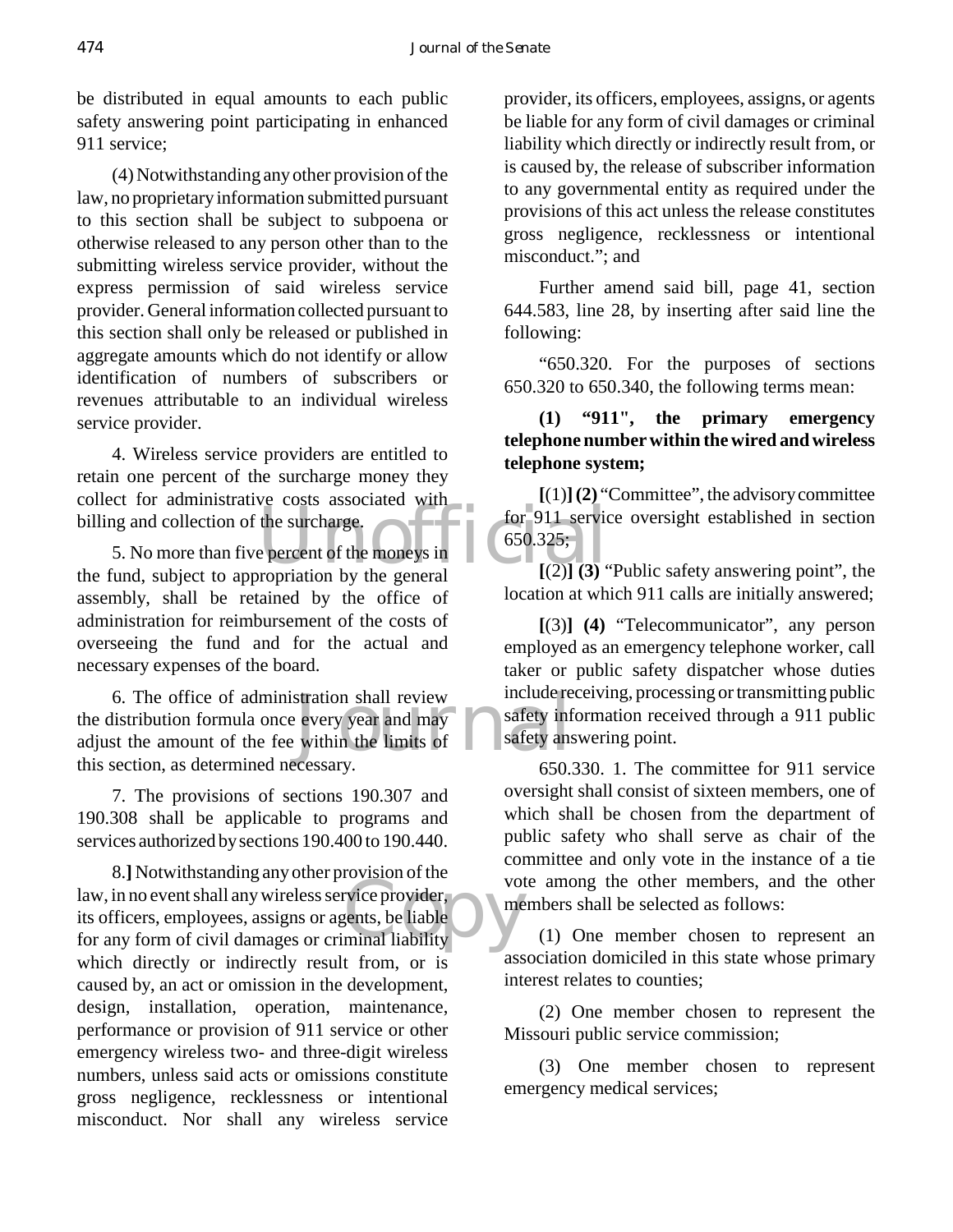be distributed in equal amounts to each public safety answering point participating in enhanced 911 service;

(4) Notwithstanding any other provision of the law, no proprietary information submitted pursuant to this section shall be subject to subpoena or otherwise released to any person other than to the submitting wireless service provider, without the express permission of said wireless service provider. General information collected pursuant to this section shall only be released or published in aggregate amounts which do not identify or allow identification of numbers of subscribers or revenues attributable to an individual wireless service provider.

4. Wireless service providers are entitled to retain one percent of the surcharge money they collect for administrative costs associated with billing and collection of the surcharge.

5. No more than five percent of the moneys in the fund, subject to appropriation by the general assembly, shall be retained by the office of administration for reimbursement of the costs of overseeing the fund and for the actual and necessary expenses of the board.

6. The office of administration shall review the distribution formula once every year and may adjust the amount of the fee within the limits of this section, as determined necessary.

7. The provisions of sections 190.307 and 190.308 shall be applicable to programs and services authorized by sections 190.400 to 190.440.

8.] Notwithstanding any other provision of the law, in no event shall any wireless service provider, its officers, employees, assigns or agents, be liable for any form of civil damages or criminal liability which directly or indirectly result from, or is caused by, an act or omission in the development, design, installation, operation, maintenance, performance or provision of 911 service or other emergency wireless two- and three-digit wireless numbers, unless said acts or omissions constitute gross negligence, recklessness or intentional misconduct. Nor shall any wireless service provider, its officers, employees, assigns, or agents be liable for any form of civil damages or criminal liability which directly or indirectly result from, or is caused by, the release of subscriber information to any governmental entity as required under the provisions of this act unless the release constitutes gross negligence, recklessness or intentional misconduct."; and

Further amend said bill, page 41, section 644.583, line 28, by inserting after said line the following:

"650.320. For the purposes of sections 650.320 to 650.340, the following terms mean:

**(1) "911", the primary emergency telephone number within the wired and wireless telephone system;**

[(1)] **(2)** "Committee", the advisory committee for 911 service oversight established in section 650.325;

[(2)] **(3)** "Public safety answering point", the location at which 911 calls are initially answered;

[(3)] **(4)** "Telecommunicator", any person employed as an emergency telephone worker, call taker or public safety dispatcher whose duties include receiving, processing or transmitting public safety information received through a 911 public safety answering point.

650.330. 1. The committee for 911 service oversight shall consist of sixteen members, one of which shall be chosen from the department of public safety who shall serve as chair of the committee and only vote in the instance of a tie vote among the other members, and the other members shall be selected as follows:

(1) One member chosen to represent an association domiciled in this state whose primary interest relates to counties;

(2) One member chosen to represent the Missouri public service commission;

(3) One member chosen to represent emergency medical services;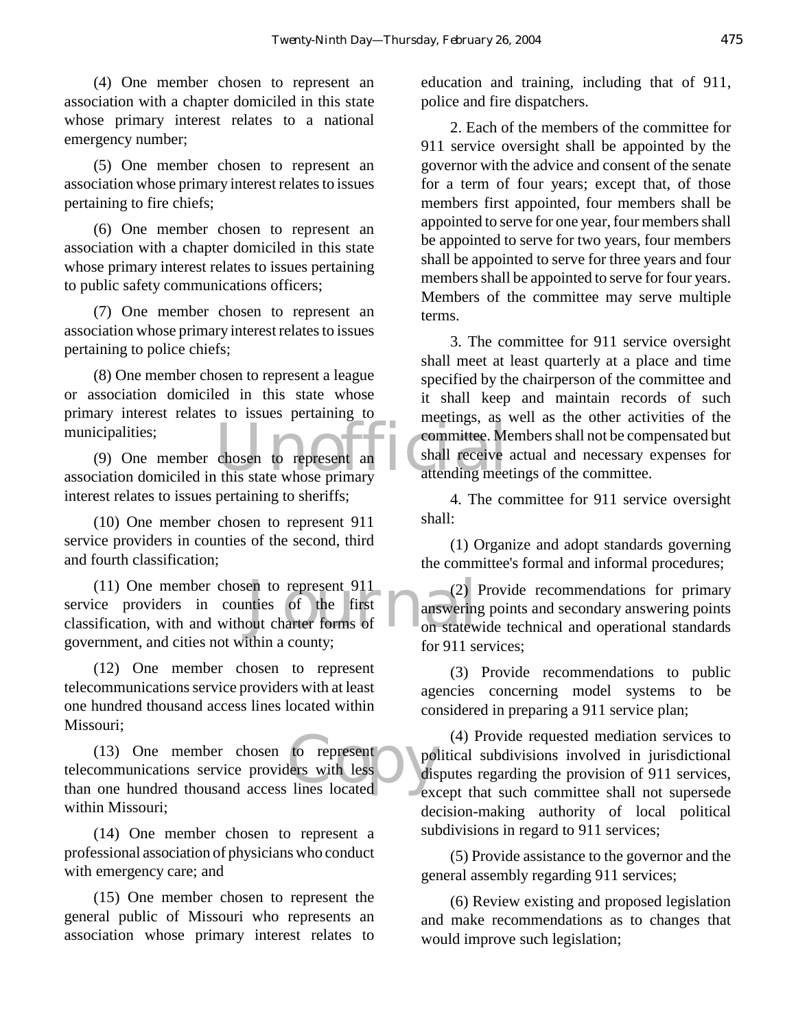(4) One member chosen to represent an association with a chapter domiciled in this state whose primary interest relates to a national emergency number;

(5) One member chosen to represent an association whose primary interest relates to issues pertaining to fire chiefs;

(6) One member chosen to represent an association with a chapter domiciled in this state whose primary interest relates to issues pertaining to public safety communications officers;

(7) One member chosen to represent an association whose primary interest relates to issues pertaining to police chiefs;

(8) One member chosen to represent a league or association domiciled in this state whose primary interest relates to issues pertaining to municipalities;

(9) One member chosen to represent an association domiciled in this state whose primary interest relates to issues pertaining to sheriffs;

(10) One member chosen to represent 911 service providers in counties of the second, third and fourth classification;

(11) One member chosen to represent 911 service providers in counties of the first classification, with and without charter forms of government, and cities not within a county;

(12) One member chosen to represent telecommunications service providers with at least one hundred thousand access lines located within Missouri;

(13) One member chosen to represent telecommunications service providers with less than one hundred thousand access lines located within Missouri;

(14) One member chosen to represent a professional association of physicians who conduct with emergency care; and

(15) One member chosen to represent the general public of Missouri who represents an association whose primary interest relates to education and training, including that of 911, police and fire dispatchers.

2. Each of the members of the committee for 911 service oversight shall be appointed by the governor with the advice and consent of the senate for a term of four years; except that, of those members first appointed, four members shall be appointed to serve for one year, four members shall be appointed to serve for two years, four members shall be appointed to serve for three years and four members shall be appointed to serve for four years. Members of the committee may serve multiple terms.

3. The committee for 911 service oversight shall meet at least quarterly at a place and time specified by the chairperson of the committee and it shall keep and maintain records of such meetings, as well as the other activities of the committee. Members shall not be compensated but shall receive actual and necessary expenses for attending meetings of the committee.

4. The committee for 911 service oversight shall:

(1) Organize and adopt standards governing the committee's formal and informal procedures;

(2) Provide recommendations for primary answering points and secondary answering points on statewide technical and operational standards for 911 services;

(3) Provide recommendations to public agencies concerning model systems to be considered in preparing a 911 service plan;

(4) Provide requested mediation services to political subdivisions involved in jurisdictional disputes regarding the provision of 911 services, except that such committee shall not supersede decision-making authority of local political subdivisions in regard to 911 services;

(5) Provide assistance to the governor and the general assembly regarding 911 services;

(6) Review existing and proposed legislation and make recommendations as to changes that would improve such legislation;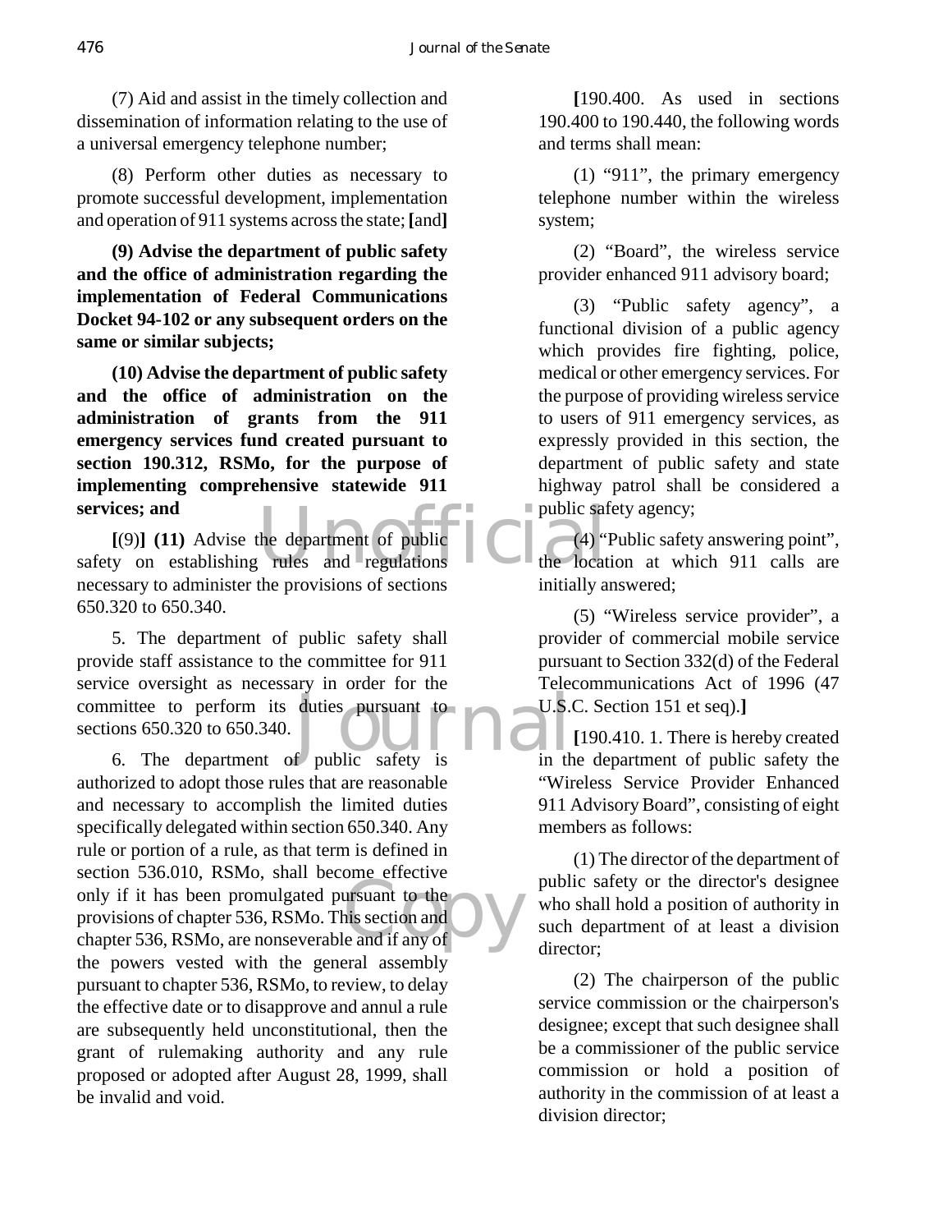(7) Aid and assist in the timely collection and dissemination of information relating to the use of a universal emergency telephone number;

(8) Perform other duties as necessary to promote successful development, implementation and operation of 911 systems across the state; **[**and**]**

**(9) Advise the department of public safety and the office of administration regarding the implementation of Federal Communications Docket 94-102 or any subsequent orders on the same or similar subjects;**

**(10) Advise the department of public safety and the office of administration on the administration of grants from the 911 emergency services fund created pursuant to section 190.312, RSMo, for the purpose of implementing comprehensive statewide 911 services; and**

**[**(9)**] (11)** Advise the department of public safety on establishing rules and regulations necessary to administer the provisions of sections 650.320 to 650.340.

5. The department of public safety shall provide staff assistance to the committee for 911 service oversight as necessary in order for the committee to perform its duties pursuant to sections 650.320 to 650.340.

6. The department of public safety is authorized to adopt those rules that are reasonable and necessary to accomplish the limited duties specifically delegated within section 650.340. Any rule or portion of a rule, as that term is defined in section 536.010, RSMo, shall become effective only if it has been promulgated pursuant to the provisions of chapter 536, RSMo. This section and chapter 536, RSMo, are nonseverable and if any of the powers vested with the general assembly pursuant to chapter 536, RSMo, to review, to delay the effective date or to disapprove and annul a rule are subsequently held unconstitutional, then the grant of rulemaking authority and any rule proposed or adopted after August 28, 1999, shall be invalid and void.

**[**190.400. As used in sections 190.400 to 190.440, the following words and terms shall mean:

(1) "911", the primary emergency telephone number within the wireless system;

(2) "Board", the wireless service provider enhanced 911 advisory board;

(3) "Public safety agency", a functional division of a public agency which provides fire fighting, police, medical or other emergency services. For the purpose of providing wireless service to users of 911 emergency services, as expressly provided in this section, the department of public safety and state highway patrol shall be considered a public safety agency;

(4) "Public safety answering point", the location at which 911 calls are initially answered;

(5) "Wireless service provider", a provider of commercial mobile service pursuant to Section 332(d) of the Federal Telecommunications Act of 1996 (47 U.S.C. Section 151 et seq).**]**

**[**190.410. 1. There is hereby created in the department of public safety the "Wireless Service Provider Enhanced 911 Advisory Board", consisting of eight members as follows:

(1) The director of the department of public safety or the director's designee who shall hold a position of authority in such department of at least a division director;

(2) The chairperson of the public service commission or the chairperson's designee; except that such designee shall be a commissioner of the public service commission or hold a position of authority in the commission of at least a division director;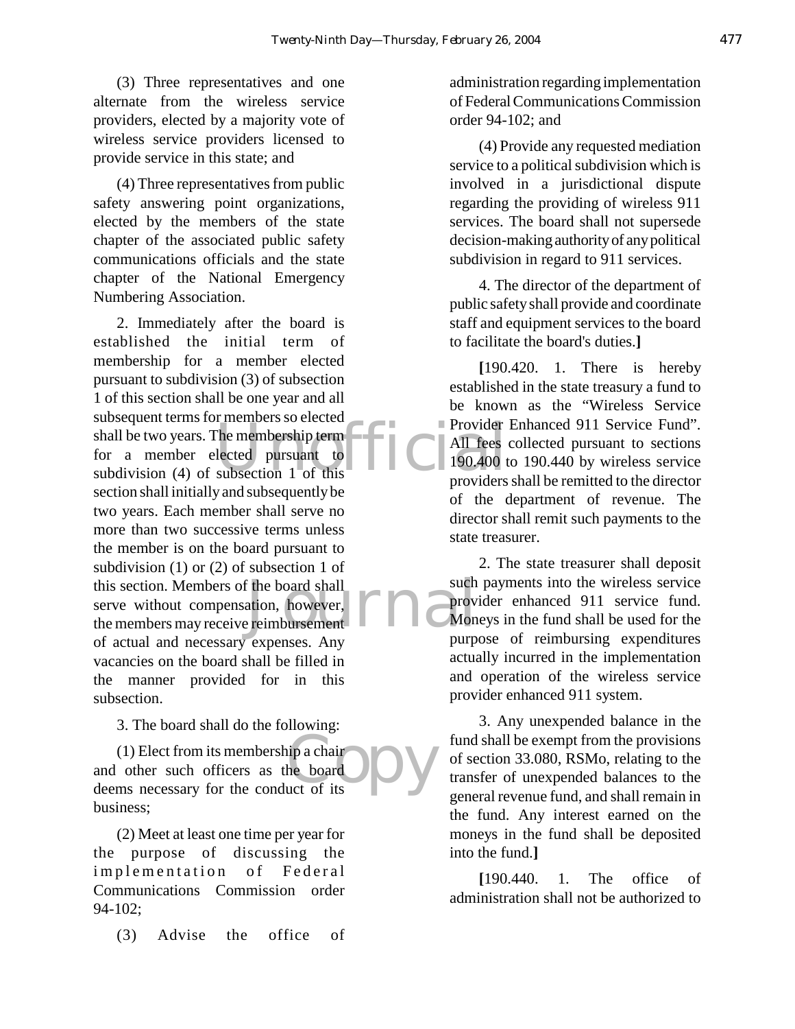(3) Three representatives and one alternate from the wireless service providers, elected by a majority vote of wireless service providers licensed to provide service in this state; and

(4) Three representatives from public safety answering point organizations, elected by the members of the state chapter of the associated public safety communications officials and the state chapter of the National Emergency Numbering Association.

2. Immediately after the board is established the initial term of membership for a member elected pursuant to subdivision (3) of subsection 1 of this section shall be one year and all subsequent terms for members so elected shall be two years. The membership term for a member elected pursuant to subdivision (4) of subsection 1 of this section shall initially and subsequently be two years. Each member shall serve no more than two successive terms unless the member is on the board pursuant to subdivision (1) or (2) of subsection 1 of this section. Members of the board shall serve without compensation, however, the members may receive reimbursement of actual and necessary expenses. Any vacancies on the board shall be filled in the manner provided for in this subsection.

3. The board shall do the following:

(1) Elect from its membership a chair and other such officers as the board deems necessary for the conduct of its business;

(2) Meet at least one time per year for the purpose of discussing the implementation of Federal Communications Commission order 94-102;

(3) Advise the office of administration regarding implementation of Federal Communications Commission order 94-102; and

(4) Provide any requested mediation service to a political subdivision which is involved in a jurisdictional dispute regarding the providing of wireless 911 services. The board shall not supersede decision-making authority of any political subdivision in regard to 911 services.

4. The director of the department of public safety shall provide and coordinate staff and equipment services to the board to facilitate the board's duties.**]**

**[**190.420. 1. There is hereby established in the state treasury a fund to be known as the "Wireless Service Provider Enhanced 911 Service Fund". All fees collected pursuant to sections 190.400 to 190.440 by wireless service providers shall be remitted to the director of the department of revenue. The director shall remit such payments to the state treasurer.

2. The state treasurer shall deposit such payments into the wireless service provider enhanced 911 service fund. Moneys in the fund shall be used for the purpose of reimbursing expenditures actually incurred in the implementation and operation of the wireless service provider enhanced 911 system.

3. Any unexpended balance in the fund shall be exempt from the provisions of section 33.080, RSMo, relating to the transfer of unexpended balances to the general revenue fund, and shall remain in the fund. Any interest earned on the moneys in the fund shall be deposited into the fund.**]**

**[**190.440. 1. The office of administration shall not be authorized to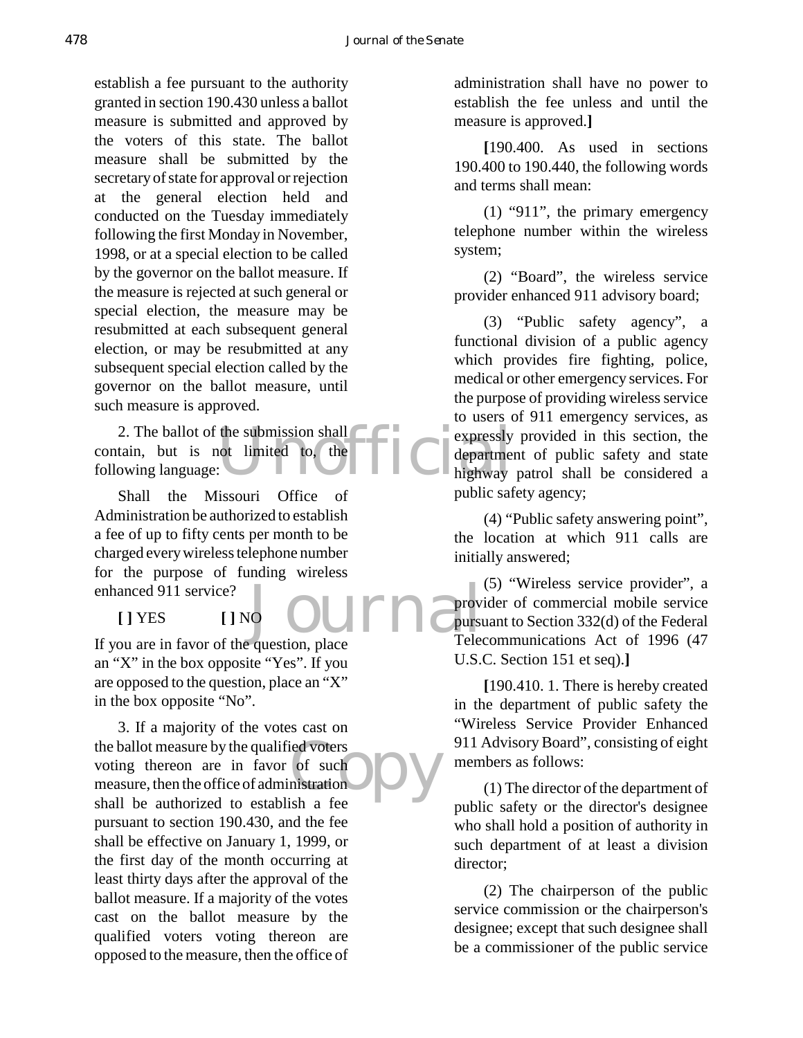establish a fee pursuant to the authority granted in section 190.430 unless a ballot measure is submitted and approved by the voters of this state. The ballot measure shall be submitted by the secretary of state for approval or rejection at the general election held and conducted on the Tuesday immediately following the first Monday in November, 1998, or at a special election to be called by the governor on the ballot measure. If the measure is rejected at such general or special election, the measure may be resubmitted at each subsequent general election, or may be resubmitted at any subsequent special election called by the governor on the ballot measure, until such measure is approved.

2. The ballot of the submission shall contain, but is not limited to, the following language:

Shall the Missouri Office of Administration be authorized to establish a fee of up to fifty cents per month to be charged every wireless telephone number for the purpose of funding wireless enhanced 911 service?

**[ ]** YES **[ ]** NO

If you are in favor of the question, place an "X" in the box opposite "Yes". If you are opposed to the question, place an "X" in the box opposite "No".

3. If a majority of the votes cast on the ballot measure by the qualified voters voting thereon are in favor of such measure, then the office of administration shall be authorized to establish a fee pursuant to section 190.430, and the fee shall be effective on January 1, 1999, or the first day of the month occurring at least thirty days after the approval of the ballot measure. If a majority of the votes cast on the ballot measure by the qualified voters voting thereon are opposed to the measure, then the office of administration shall have no power to establish the fee unless and until the measure is approved.**]**

**[**190.400. As used in sections 190.400 to 190.440, the following words and terms shall mean:

(1) "911", the primary emergency telephone number within the wireless system;

(2) "Board", the wireless service provider enhanced 911 advisory board;

(3) "Public safety agency", a functional division of a public agency which provides fire fighting, police, medical or other emergency services. For the purpose of providing wireless service to users of 911 emergency services, as expressly provided in this section, the department of public safety and state highway patrol shall be considered a public safety agency;

(4) "Public safety answering point", the location at which 911 calls are initially answered;

(5) "Wireless service provider", a provider of commercial mobile service pursuant to Section 332(d) of the Federal Telecommunications Act of 1996 (47 U.S.C. Section 151 et seq).**]**

**[**190.410. 1. There is hereby created in the department of public safety the "Wireless Service Provider Enhanced 911 Advisory Board", consisting of eight members as follows:

(1) The director of the department of public safety or the director's designee who shall hold a position of authority in such department of at least a division director;

(2) The chairperson of the public service commission or the chairperson's designee; except that such designee shall be a commissioner of the public service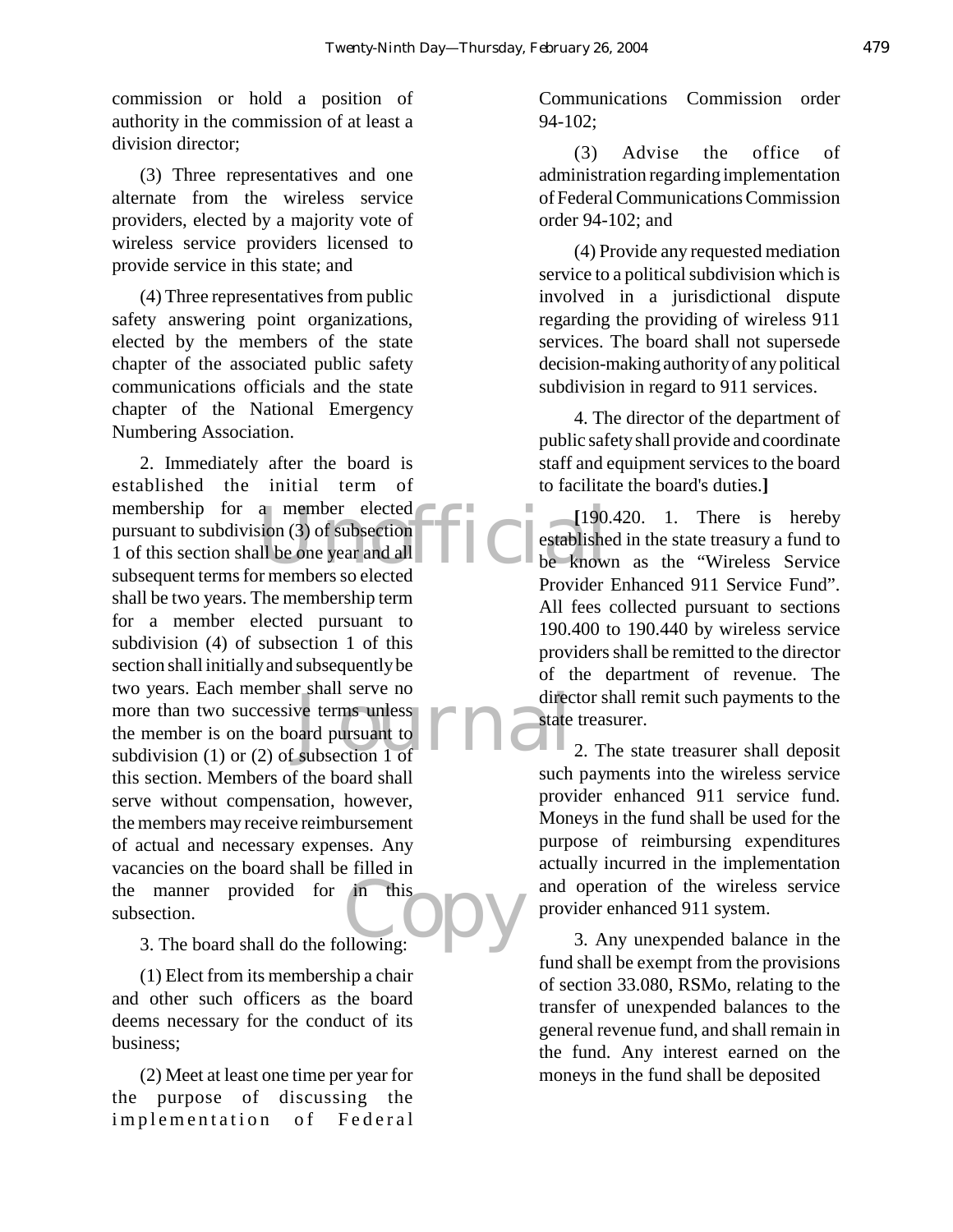commission or hold a position of authority in the commission of at least a division director;

(3) Three representatives and one alternate from the wireless service providers, elected by a majority vote of wireless service providers licensed to provide service in this state; and

(4) Three representatives from public safety answering point organizations, elected by the members of the state chapter of the associated public safety communications officials and the state chapter of the National Emergency Numbering Association.

2. Immediately after the board is established the initial term of membership for a member elected pursuant to subdivision (3) of subsection 1 of this section shall be one year and all subsequent terms for members so elected shall be two years. The membership term for a member elected pursuant to subdivision (4) of subsection 1 of this section shall initially and subsequently be two years. Each member shall serve no more than two successive terms unless the member is on the board pursuant to subdivision (1) or (2) of subsection 1 of this section. Members of the board shall serve without compensation, however, the members may receive reimbursement of actual and necessary expenses. Any vacancies on the board shall be filled in the manner provided for in this subsection.

3. The board shall do the following:

(1) Elect from its membership a chair and other such officers as the board deems necessary for the conduct of its business;

(2) Meet at least one time per year for the purpose of discussing the implementation of Federal Communications Commission order 94-102;

(3) Advise the office of administration regarding implementation of Federal Communications Commission order 94-102; and

(4) Provide any requested mediation service to a political subdivision which is involved in a jurisdictional dispute regarding the providing of wireless 911 services. The board shall not supersede decision-making authority of any political subdivision in regard to 911 services.

4. The director of the department of public safety shall provide and coordinate staff and equipment services to the board to facilitate the board's duties.**]**

**[**190.420. 1. There is hereby established in the state treasury a fund to be known as the "Wireless Service Provider Enhanced 911 Service Fund". All fees collected pursuant to sections 190.400 to 190.440 by wireless service providers shall be remitted to the director of the department of revenue. The director shall remit such payments to the state treasurer.

2. The state treasurer shall deposit such payments into the wireless service provider enhanced 911 service fund. Moneys in the fund shall be used for the purpose of reimbursing expenditures actually incurred in the implementation and operation of the wireless service provider enhanced 911 system.

3. Any unexpended balance in the fund shall be exempt from the provisions of section 33.080, RSMo, relating to the transfer of unexpended balances to the general revenue fund, and shall remain in the fund. Any interest earned on the moneys in the fund shall be deposited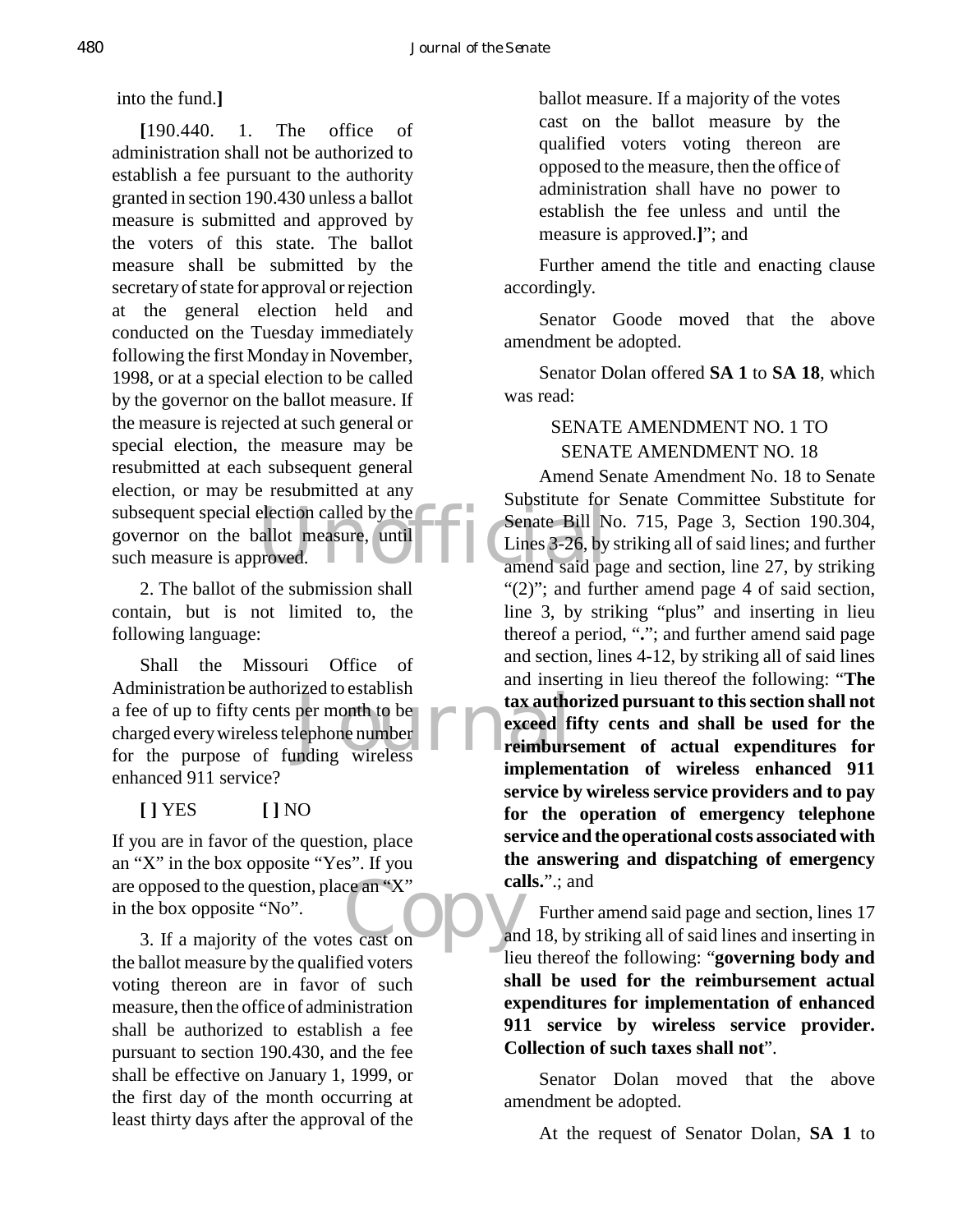into the fund.**]**

**[**190.440. 1. The office of administration shall not be authorized to establish a fee pursuant to the authority granted in section 190.430 unless a ballot measure is submitted and approved by the voters of this state. The ballot measure shall be submitted by the secretary of state for approval or rejection at the general election held and conducted on the Tuesday immediately following the first Monday in November, 1998, or at a special election to be called by the governor on the ballot measure. If the measure is rejected at such general or special election, the measure may be resubmitted at each subsequent general election, or may be resubmitted at any subsequent special election called by the governor on the ballot measure, until such measure is approved.

2. The ballot of the submission shall contain, but is not limited to, the following language:

Shall the Missouri Office of Administration be authorized to establish a fee of up to fifty cents per month to be charged every wireless telephone number for the purpose of funding wireless enhanced 911 service?

**[ ]** YES **[ ]** NO

If you are in favor of the question, place an "X" in the box opposite "Yes". If you are opposed to the question, place an "X" in the box opposite "No".

3. If a majority of the votes cast on the ballot measure by the qualified voters voting thereon are in favor of such measure, then the office of administration shall be authorized to establish a fee pursuant to section 190.430, and the fee shall be effective on January 1, 1999, or the first day of the month occurring at least thirty days after the approval of the ballot measure. If a majority of the votes cast on the ballot measure by the qualified voters voting thereon are opposed to the measure, then the office of administration shall have no power to establish the fee unless and until the measure is approved.**]**"; and

Further amend the title and enacting clause accordingly.

Senator Goode moved that the above amendment be adopted.

Senator Dolan offered **SA 1** to **SA 18**, which was read:

SENATE AMENDMENT NO. 1 TO SENATE AMENDMENT NO. 18

Amend Senate Amendment No. 18 to Senate Substitute for Senate Committee Substitute for Senate Bill No. 715, Page 3, Section 190.304, Lines 3-26, by striking all of said lines; and further amend said page and section, line 27, by striking "(2)"; and further amend page 4 of said section, line 3, by striking "plus" and inserting in lieu thereof a period, "**.**"; and further amend said page and section, lines 4-12, by striking all of said lines and inserting in lieu thereof the following: "**The tax authorized pursuant to this section shall not exceed fifty cents and shall be used for the reimbursement of actual expenditures for implementation of wireless enhanced 911 service by wireless service providers and to pay for the operation of emergency telephone service and the operational costs associated with the answering and dispatching of emergency calls.**".; and

Further amend said page and section, lines 17 and 18, by striking all of said lines and inserting in lieu thereof the following: "**governing body and shall be used for the reimbursement actual expenditures for implementation of enhanced 911 service by wireless service provider. Collection of such taxes shall not**".

Senator Dolan moved that the above amendment be adopted.

At the request of Senator Dolan, **SA 1** to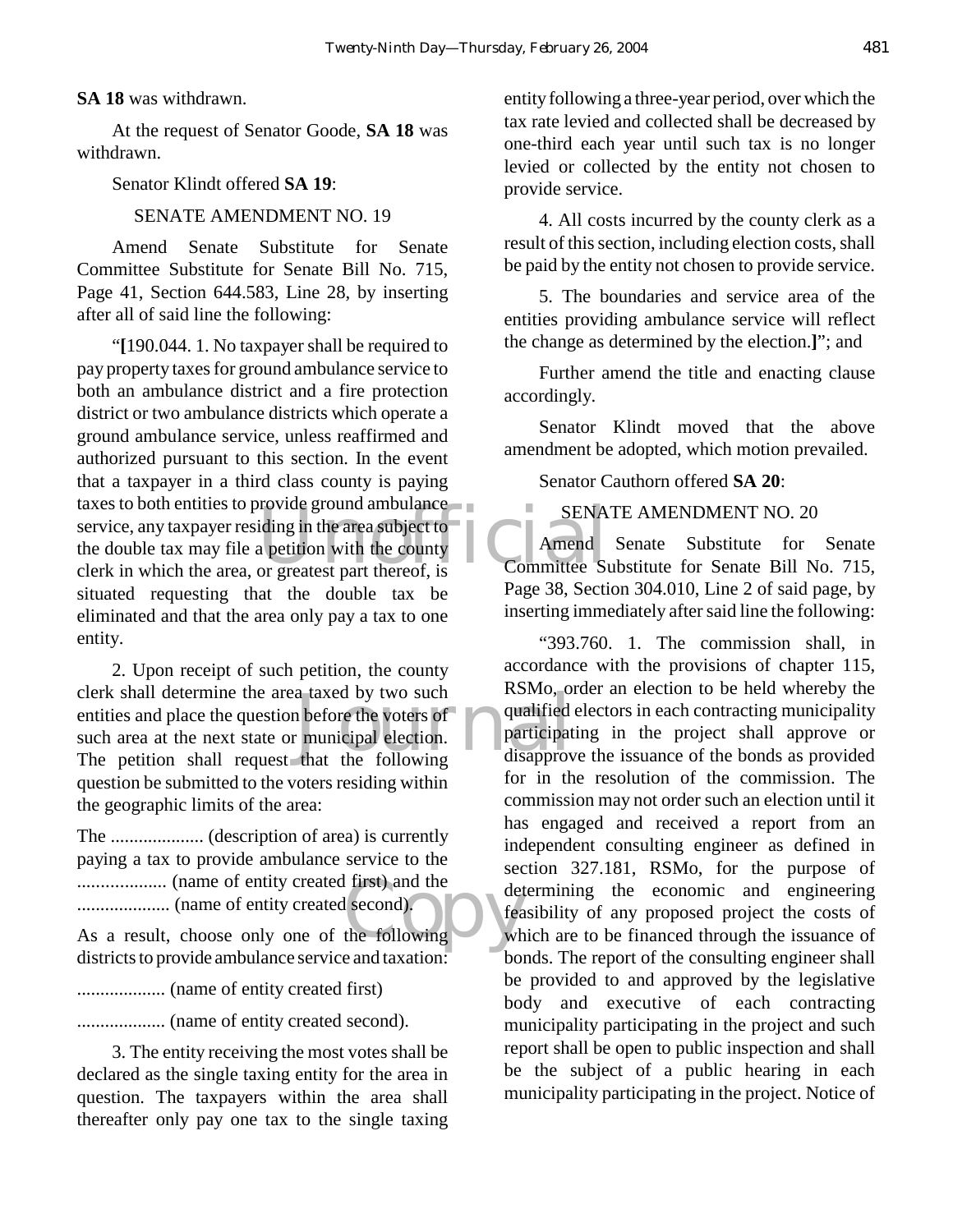**SA 18** was withdrawn.

At the request of Senator Goode, **SA 18** was withdrawn.

Senator Klindt offered **SA 19**:

SENATE AMENDMENT NO. 19

Amend Senate Substitute for Senate Committee Substitute for Senate Bill No. 715, Page 41, Section 644.583, Line 28, by inserting after all of said line the following:

"**[**190.044. 1. No taxpayer shall be required to pay property taxes for ground ambulance service to both an ambulance district and a fire protection district or two ambulance districts which operate a ground ambulance service, unless reaffirmed and authorized pursuant to this section. In the event that a taxpayer in a third class county is paying taxes to both entities to provide ground ambulance service, any taxpayer residing in the area subject to the double tax may file a petition with the county clerk in which the area, or greatest part thereof, is situated requesting that the double tax be eliminated and that the area only pay a tax to one entity.

2. Upon receipt of such petition, the county clerk shall determine the area taxed by two such entities and place the question before the voters of such area at the next state or municipal election. The petition shall request that the following question be submitted to the voters residing within the geographic limits of the area:

The .................... (description of area) is currently paying a tax to provide ambulance service to the ................... (name of entity created first) and the .................... (name of entity created second).

As a result, choose only one of the following districts to provide ambulance service and taxation:

................... (name of entity created first)

................... (name of entity created second).

3. The entity receiving the most votes shall be declared as the single taxing entity for the area in question. The taxpayers within the area shall thereafter only pay one tax to the single taxing entity following a three-year period, over which the tax rate levied and collected shall be decreased by one-third each year until such tax is no longer levied or collected by the entity not chosen to provide service.

4. All costs incurred by the county clerk as a result of this section, including election costs, shall be paid by the entity not chosen to provide service.

5. The boundaries and service area of the entities providing ambulance service will reflect the change as determined by the election.**]**"; and

Further amend the title and enacting clause accordingly.

Senator Klindt moved that the above amendment be adopted, which motion prevailed.

Senator Cauthorn offered **SA 20**:

SENATE AMENDMENT NO. 20

Amend Senate Substitute for Senate Committee Substitute for Senate Bill No. 715, Page 38, Section 304.010, Line 2 of said page, by inserting immediately after said line the following:

"393.760. 1. The commission shall, in accordance with the provisions of chapter 115, RSMo, order an election to be held whereby the qualified electors in each contracting municipality participating in the project shall approve or disapprove the issuance of the bonds as provided for in the resolution of the commission. The commission may not order such an election until it has engaged and received a report from an independent consulting engineer as defined in section 327.181, RSMo, for the purpose of determining the economic and engineering feasibility of any proposed project the costs of which are to be financed through the issuance of bonds. The report of the consulting engineer shall be provided to and approved by the legislative body and executive of each contracting municipality participating in the project and such report shall be open to public inspection and shall be the subject of a public hearing in each municipality participating in the project. Notice of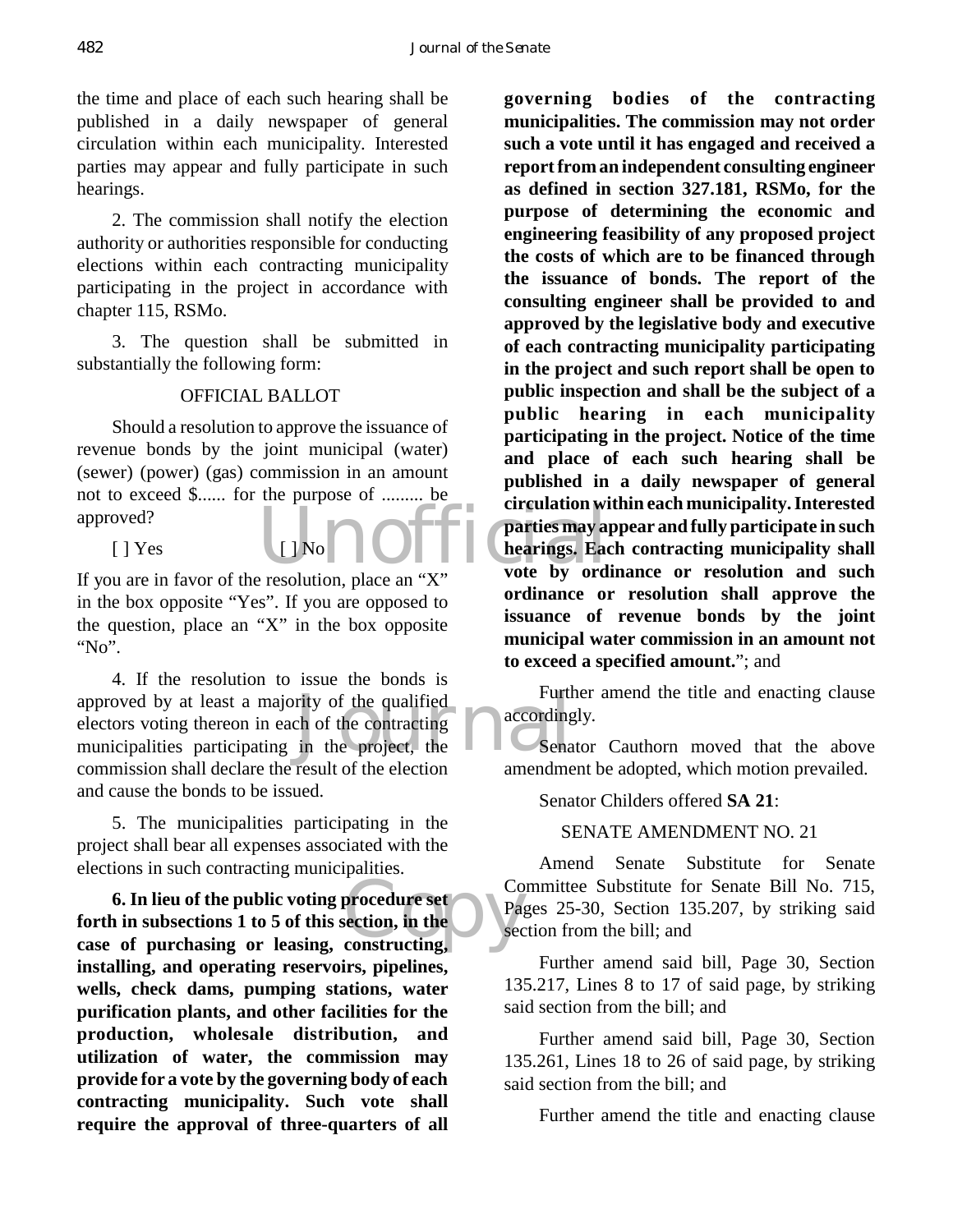the time and place of each such hearing shall be published in a daily newspaper of general circulation within each municipality. Interested parties may appear and fully participate in such hearings.

2. The commission shall notify the election authority or authorities responsible for conducting elections within each contracting municipality participating in the project in accordance with chapter 115, RSMo.

3. The question shall be submitted in substantially the following form:

OFFICIAL BALLOT

Should a resolution to approve the issuance of revenue bonds by the joint municipal (water) (sewer) (power) (gas) commission in an amount not to exceed $...... for the purpose of ......... be approved?

[ ] Yes [ ] No

If you are in favor of the resolution, place an "X" in the box opposite "Yes". If you are opposed to the question, place an "X" in the box opposite "No".

4. If the resolution to issue the bonds is approved by at least a majority of the qualified electors voting thereon in each of the contracting municipalities participating in the project, the commission shall declare the result of the election and cause the bonds to be issued.

5. The municipalities participating in the project shall bear all expenses associated with the elections in such contracting municipalities.

**6. In lieu of the public voting procedure set forth in subsections 1 to 5 of this section, in the case of purchasing or leasing, constructing, installing, and operating reservoirs, pipelines, wells, check dams, pumping stations, water purification plants, and other facilities for the production, wholesale distribution, and utilization of water, the commission may provide for a vote by the governing body of each contracting municipality. Such vote shall require the approval of three-quarters of all governing bodies of the contracting municipalities. The commission may not order such a vote until it has engaged and received a report from an independent consulting engineer as defined in section 327.181, RSMo, for the purpose of determining the economic and engineering feasibility of any proposed project the costs of which are to be financed through the issuance of bonds. The report of the consulting engineer shall be provided to and approved by the legislative body and executive of each contracting municipality participating in the project and such report shall be open to public inspection and shall be the subject of a public hearing in each municipality participating in the project. Notice of the time and place of each such hearing shall be published in a daily newspaper of general circulation within each municipality. Interested parties may appear and fully participate in such hearings. Each contracting municipality shall vote by ordinance or resolution and such ordinance or resolution shall approve the issuance of revenue bonds by the joint municipal water commission in an amount not to exceed a specified amount.**"; and

Further amend the title and enacting clause accordingly.

Senator Cauthorn moved that the above amendment be adopted, which motion prevailed.

Senator Childers offered **SA 21**:

SENATE AMENDMENT NO. 21

Amend Senate Substitute for Senate Committee Substitute for Senate Bill No. 715, Pages 25-30, Section 135.207, by striking said section from the bill; and

Further amend said bill, Page 30, Section 135.217, Lines 8 to 17 of said page, by striking said section from the bill; and

Further amend said bill, Page 30, Section 135.261, Lines 18 to 26 of said page, by striking said section from the bill; and

Further amend the title and enacting clause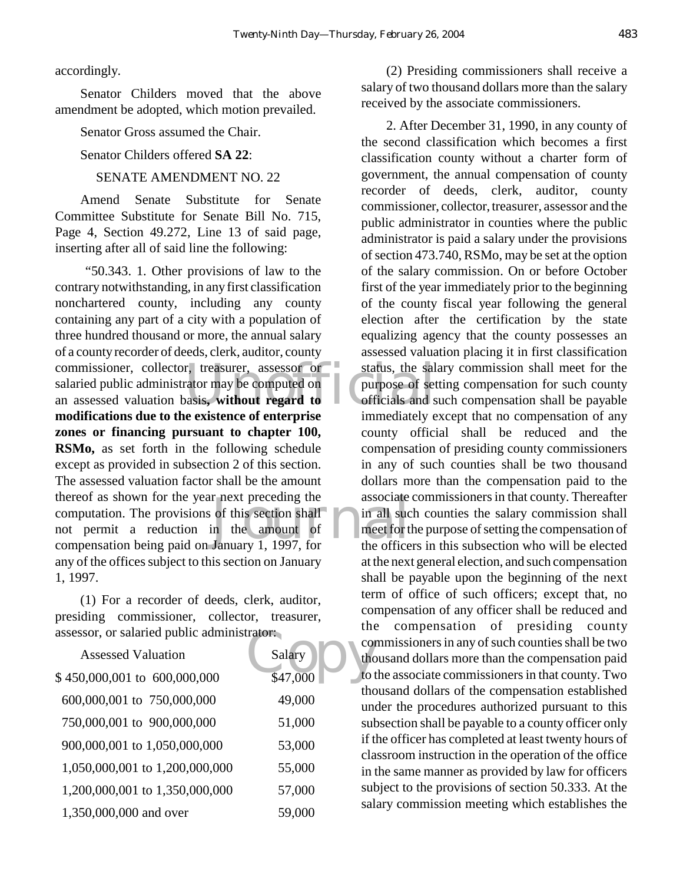accordingly.

Senator Childers moved that the above amendment be adopted, which motion prevailed.

Senator Gross assumed the Chair.

Senator Childers offered **SA 22**:

SENATE AMENDMENT NO. 22

Amend Senate Substitute for Senate Committee Substitute for Senate Bill No. 715, Page 4, Section 49.272, Line 13 of said page, inserting after all of said line the following:

"50.343. 1. Other provisions of law to the contrary notwithstanding, in any first classification nonchartered county, including any county containing any part of a city with a population of three hundred thousand or more, the annual salary of a county recorder of deeds, clerk, auditor, county commissioner, collector, treasurer, assessor or salaried public administrator may be computed on an assessed valuation basis**, without regard to modifications due to the existence of enterprise zones or financing pursuant to chapter 100, RSMo,** as set forth in the following schedule except as provided in subsection 2 of this section. The assessed valuation factor shall be the amount thereof as shown for the year next preceding the computation. The provisions of this section shall not permit a reduction in the amount of compensation being paid on January 1, 1997, for any of the offices subject to this section on January 1, 1997.

(1) For a recorder of deeds, clerk, auditor, presiding commissioner, collector, treasurer, assessor, or salaried public administrator:

| Assessed Valuation | Salary |
|---|---|
| $ 450,000,001 to 600,000,000 | $47,000 |
| 600,000,001 to 750,000,000 | 49,000 |
| 750,000,001 to 900,000,000 | 51,000 |
| 900,000,001 to 1,050,000,000 | 53,000 |
| 1,050,000,001 to 1,200,000,000 | 55,000 |
| 1,200,000,001 to 1,350,000,000 | 57,000 |
| 1,350,000,000 and over | 59,000 |

(2) Presiding commissioners shall receive a salary of two thousand dollars more than the salary received by the associate commissioners.

2. After December 31, 1990, in any county of the second classification which becomes a first classification county without a charter form of government, the annual compensation of county recorder of deeds, clerk, auditor, county commissioner, collector, treasurer, assessor and the public administrator in counties where the public administrator is paid a salary under the provisions of section 473.740, RSMo, may be set at the option of the salary commission. On or before October first of the year immediately prior to the beginning of the county fiscal year following the general election after the certification by the state equalizing agency that the county possesses an assessed valuation placing it in first classification status, the salary commission shall meet for the purpose of setting compensation for such county officials and such compensation shall be payable immediately except that no compensation of any county official shall be reduced and the compensation of presiding county commissioners in any of such counties shall be two thousand dollars more than the compensation paid to the associate commissioners in that county. Thereafter in all such counties the salary commission shall meet for the purpose of setting the compensation of the officers in this subsection who will be elected at the next general election, and such compensation shall be payable upon the beginning of the next term of office of such officers; except that, no compensation of any officer shall be reduced and the compensation of presiding county commissioners in any of such counties shall be two thousand dollars more than the compensation paid to the associate commissioners in that county. Two thousand dollars of the compensation established under the procedures authorized pursuant to this subsection shall be payable to a county officer only if the officer has completed at least twenty hours of classroom instruction in the operation of the office in the same manner as provided by law for officers subject to the provisions of section 50.333. At the salary commission meeting which establishes the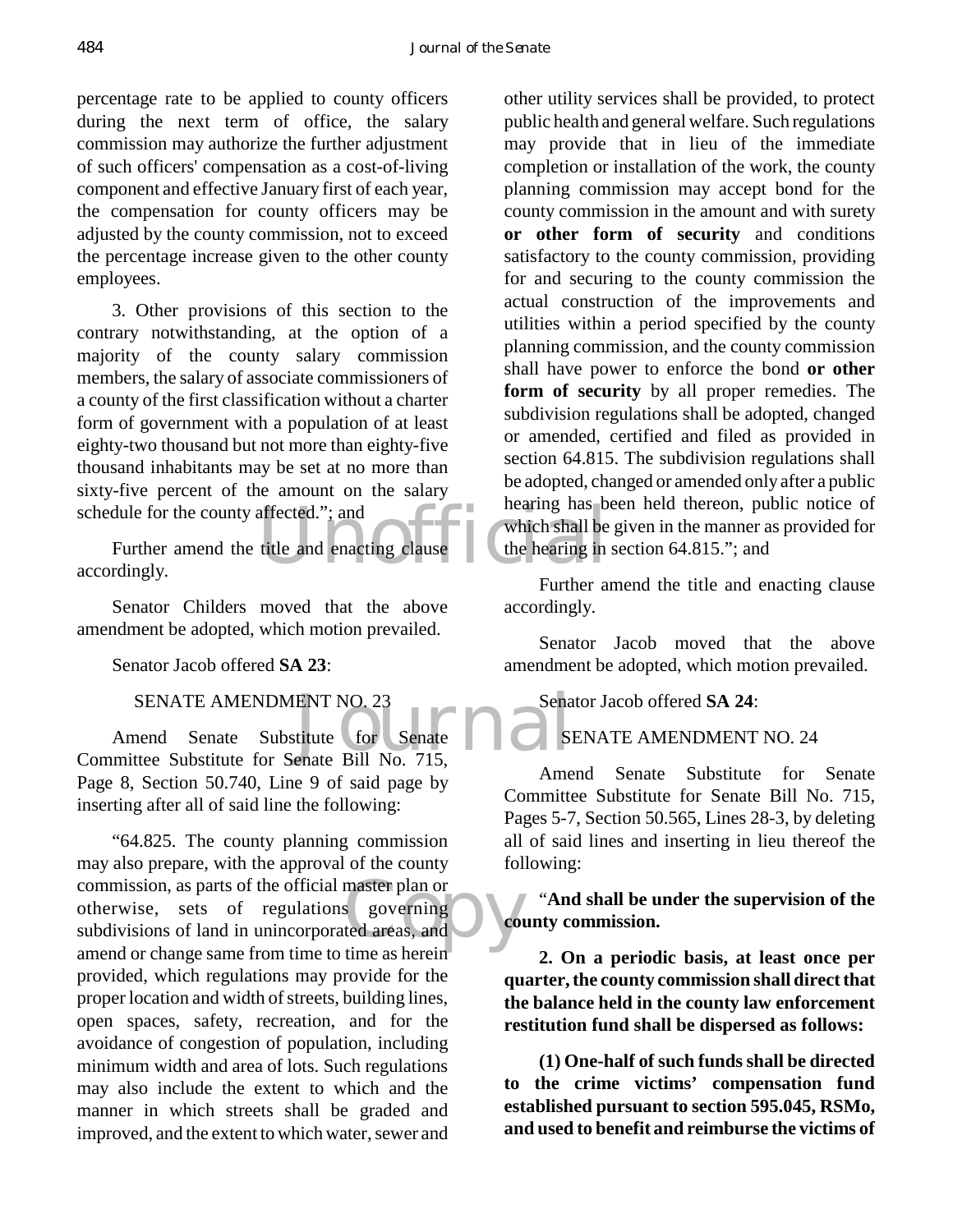percentage rate to be applied to county officers during the next term of office, the salary commission may authorize the further adjustment of such officers' compensation as a cost-of-living component and effective January first of each year, the compensation for county officers may be adjusted by the county commission, not to exceed the percentage increase given to the other county employees.

3. Other provisions of this section to the contrary notwithstanding, at the option of a majority of the county salary commission members, the salary of associate commissioners of a county of the first classification without a charter form of government with a population of at least eighty-two thousand but not more than eighty-five thousand inhabitants may be set at no more than sixty-five percent of the amount on the salary schedule for the county affected."; and

Further amend the title and enacting clause accordingly.

Senator Childers moved that the above amendment be adopted, which motion prevailed.

Senator Jacob offered **SA 23**:

SENATE AMENDMENT NO. 23

Amend Senate Substitute for Senate Committee Substitute for Senate Bill No. 715, Page 8, Section 50.740, Line 9 of said page by inserting after all of said line the following:

"64.825. The county planning commission may also prepare, with the approval of the county commission, as parts of the official master plan or otherwise, sets of regulations governing subdivisions of land in unincorporated areas, and amend or change same from time to time as herein provided, which regulations may provide for the proper location and width of streets, building lines, open spaces, safety, recreation, and for the avoidance of congestion of population, including minimum width and area of lots. Such regulations may also include the extent to which and the manner in which streets shall be graded and improved, and the extent to which water, sewer and other utility services shall be provided, to protect public health and general welfare. Such regulations may provide that in lieu of the immediate completion or installation of the work, the county planning commission may accept bond for the county commission in the amount and with surety **or other form of security** and conditions satisfactory to the county commission, providing for and securing to the county commission the actual construction of the improvements and utilities within a period specified by the county planning commission, and the county commission shall have power to enforce the bond **or other form of security** by all proper remedies. The subdivision regulations shall be adopted, changed or amended, certified and filed as provided in section 64.815. The subdivision regulations shall be adopted, changed or amended only after a public hearing has been held thereon, public notice of which shall be given in the manner as provided for the hearing in section 64.815."; and

Further amend the title and enacting clause accordingly.

Senator Jacob moved that the above amendment be adopted, which motion prevailed.

Senator Jacob offered **SA 24**:

SENATE AMENDMENT NO. 24

Amend Senate Substitute for Senate Committee Substitute for Senate Bill No. 715, Pages 5-7, Section 50.565, Lines 28-3, by deleting all of said lines and inserting in lieu thereof the following:

"**And shall be under the supervision of the county commission.**

**2. On a periodic basis, at least once per quarter, the county commission shall direct that the balance held in the county law enforcement restitution fund shall be dispersed as follows:**

**(1) One-half of such funds shall be directed to the crime victims' compensation fund established pursuant to section 595.045, RSMo, and used to benefit and reimburse the victims of**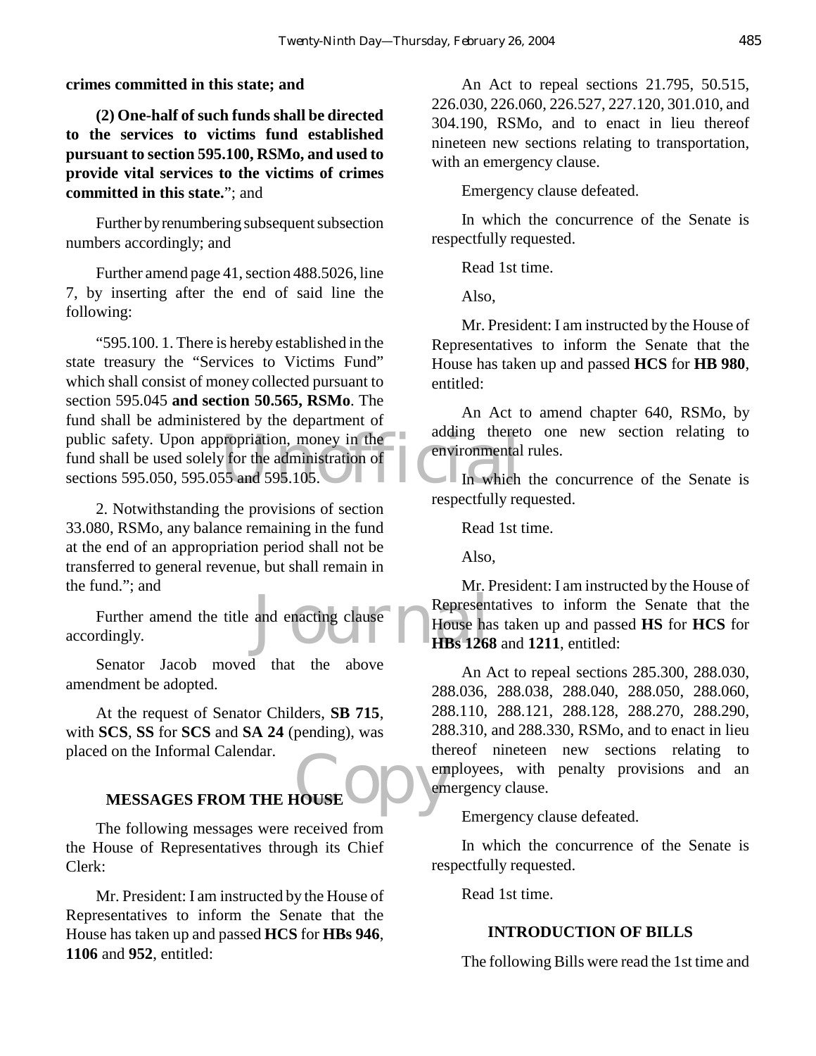**crimes committed in this state; and**

**(2) One-half of such funds shall be directed to the services to victims fund established pursuant to section 595.100, RSMo, and used to provide vital services to the victims of crimes committed in this state.**"; and

Further by renumbering subsequent subsection numbers accordingly; and

Further amend page 41, section 488.5026, line 7, by inserting after the end of said line the following:

"595.100. 1. There is hereby established in the state treasury the "Services to Victims Fund" which shall consist of money collected pursuant to section 595.045 **and section 50.565, RSMo**. The fund shall be administered by the department of public safety. Upon appropriation, money in the fund shall be used solely for the administration of sections 595.050, 595.055 and 595.105.

2. Notwithstanding the provisions of section 33.080, RSMo, any balance remaining in the fund at the end of an appropriation period shall not be transferred to general revenue, but shall remain in the fund."; and

Further amend the title and enacting clause accordingly.

Senator Jacob moved that the above amendment be adopted.

At the request of Senator Childers, **SB 715**, with **SCS**, **SS** for **SCS** and **SA 24** (pending), was placed on the Informal Calendar.

## MESSAGES FROM THE HOUSE

The following messages were received from the House of Representatives through its Chief Clerk:

Mr. President: I am instructed by the House of Representatives to inform the Senate that the House has taken up and passed **HCS** for **HBs 946**, **1106** and **952**, entitled:

An Act to repeal sections 21.795, 50.515, 226.030, 226.060, 226.527, 227.120, 301.010, and 304.190, RSMo, and to enact in lieu thereof nineteen new sections relating to transportation, with an emergency clause.

Emergency clause defeated.

In which the concurrence of the Senate is respectfully requested.

Read 1st time.

Also,

Mr. President: I am instructed by the House of Representatives to inform the Senate that the House has taken up and passed **HCS** for **HB 980**, entitled:

An Act to amend chapter 640, RSMo, by adding thereto one new section relating to environmental rules.

In which the concurrence of the Senate is respectfully requested.

Read 1st time.

Also,

Mr. President: I am instructed by the House of Representatives to inform the Senate that the House has taken up and passed **HS** for **HCS** for **HBs 1268** and **1211**, entitled:

An Act to repeal sections 285.300, 288.030, 288.036, 288.038, 288.040, 288.050, 288.060, 288.110, 288.121, 288.128, 288.270, 288.290, 288.310, and 288.330, RSMo, and to enact in lieu thereof nineteen new sections relating to employees, with penalty provisions and an emergency clause.

Emergency clause defeated.

In which the concurrence of the Senate is respectfully requested.

Read 1st time.

## INTRODUCTION OF BILLS

The following Bills were read the 1st time and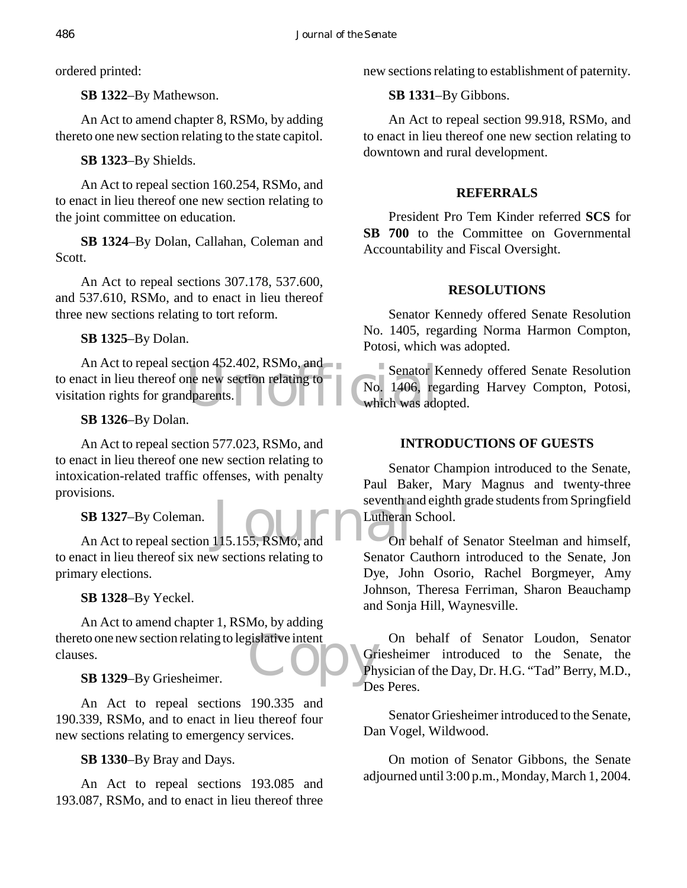ordered printed:

**SB 1322**–By Mathewson.

An Act to amend chapter 8, RSMo, by adding thereto one new section relating to the state capitol.

**SB 1323**–By Shields.

An Act to repeal section 160.254, RSMo, and to enact in lieu thereof one new section relating to the joint committee on education.

**SB 1324**–By Dolan, Callahan, Coleman and Scott.

An Act to repeal sections 307.178, 537.600, and 537.610, RSMo, and to enact in lieu thereof three new sections relating to tort reform.

**SB 1325**–By Dolan.

An Act to repeal section 452.402, RSMo, and to enact in lieu thereof one new section relating to visitation rights for grandparents.

**SB 1326**–By Dolan.

An Act to repeal section 577.023, RSMo, and to enact in lieu thereof one new section relating to intoxication-related traffic offenses, with penalty provisions.

**SB 1327**–By Coleman.

An Act to repeal section 115.155, RSMo, and to enact in lieu thereof six new sections relating to primary elections.

**SB 1328**–By Yeckel.

An Act to amend chapter 1, RSMo, by adding thereto one new section relating to legislative intent clauses.

**SB 1329**–By Griesheimer.

An Act to repeal sections 190.335 and 190.339, RSMo, and to enact in lieu thereof four new sections relating to emergency services.

**SB 1330**–By Bray and Days.

An Act to repeal sections 193.085 and 193.087, RSMo, and to enact in lieu thereof three new sections relating to establishment of paternity.

**SB 1331**–By Gibbons.

An Act to repeal section 99.918, RSMo, and to enact in lieu thereof one new section relating to downtown and rural development.

## REFERRALS

President Pro Tem Kinder referred **SCS** for **SB 700** to the Committee on Governmental Accountability and Fiscal Oversight.

## RESOLUTIONS

Senator Kennedy offered Senate Resolution No. 1405, regarding Norma Harmon Compton, Potosi, which was adopted.

Senator Kennedy offered Senate Resolution No. 1406, regarding Harvey Compton, Potosi, which was adopted.

## INTRODUCTIONS OF GUESTS

Senator Champion introduced to the Senate, Paul Baker, Mary Magnus and twenty-three seventh and eighth grade students from Springfield Lutheran School.

On behalf of Senator Steelman and himself, Senator Cauthorn introduced to the Senate, Jon Dye, John Osorio, Rachel Borgmeyer, Amy Johnson, Theresa Ferriman, Sharon Beauchamp and Sonja Hill, Waynesville.

On behalf of Senator Loudon, Senator Griesheimer introduced to the Senate, the Physician of the Day, Dr. H.G. "Tad" Berry, M.D., Des Peres.

Senator Griesheimer introduced to the Senate, Dan Vogel, Wildwood.

On motion of Senator Gibbons, the Senate adjourned until 3:00 p.m., Monday, March 1, 2004.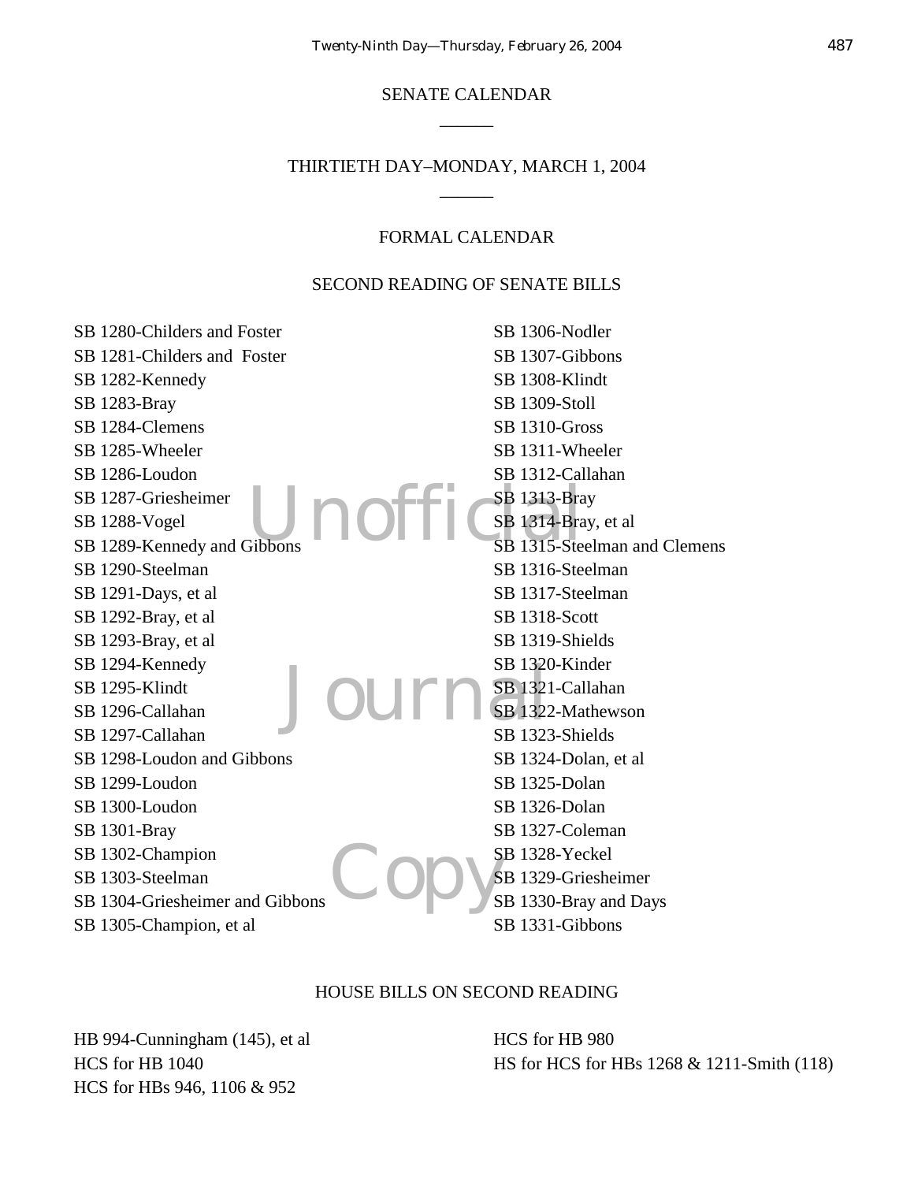## SENATE CALENDAR

______

## THIRTIETH DAY–MONDAY, MARCH 1, 2004

______

### FORMAL CALENDAR

### SECOND READING OF SENATE BILLS

SB 1280-Childers and Foster
SB 1281-Childers and Foster
SB 1282-Kennedy
SB 1283-Bray
SB 1284-Clemens
SB 1285-Wheeler
SB 1286-Loudon
SB 1287-Griesheimer
SB 1288-Vogel
SB 1289-Kennedy and Gibbons
SB 1290-Steelman
SB 1291-Days, et al
SB 1292-Bray, et al
SB 1293-Bray, et al
SB 1294-Kennedy
SB 1295-Klindt
SB 1296-Callahan
SB 1297-Callahan
SB 1298-Loudon and Gibbons
SB 1299-Loudon
SB 1300-Loudon
SB 1301-Bray
SB 1302-Champion
SB 1303-Steelman
SB 1304-Griesheimer and Gibbons
SB 1305-Champion, et al
SB 1306-Nodler
SB 1307-Gibbons
SB 1308-Klindt
SB 1309-Stoll
SB 1310-Gross
SB 1311-Wheeler
SB 1312-Callahan
SB 1313-Bray
SB 1314-Bray, et al
SB 1315-Steelman and Clemens
SB 1316-Steelman
SB 1317-Steelman
SB 1318-Scott
SB 1319-Shields
SB 1320-Kinder
SB 1321-Callahan
SB 1322-Mathewson
SB 1323-Shields
SB 1324-Dolan, et al
SB 1325-Dolan
SB 1326-Dolan
SB 1327-Coleman
SB 1328-Yeckel
SB 1329-Griesheimer
SB 1330-Bray and Days
SB 1331-Gibbons

### HOUSE BILLS ON SECOND READING

HB 994-Cunningham (145), et al
HCS for HB 1040
HCS for HBs 946, 1106 & 952
HCS for HB 980
HS for HCS for HBs 1268 & 1211-Smith (118)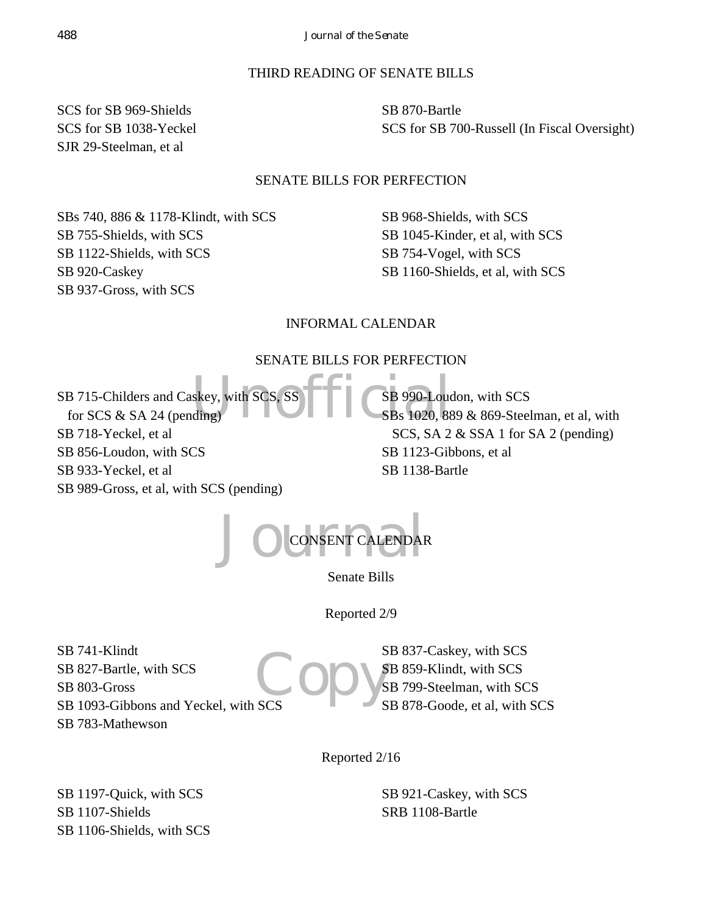## THIRD READING OF SENATE BILLS

SCS for SB 969-Shields
SCS for SB 1038-Yeckel
SJR 29-Steelman, et al
SB 870-Bartle
SCS for SB 700-Russell (In Fiscal Oversight)

## SENATE BILLS FOR PERFECTION

SBs 740, 886 & 1178-Klindt, with SCS
SB 755-Shields, with SCS
SB 1122-Shields, with SCS
SB 920-Caskey
SB 937-Gross, with SCS
SB 968-Shields, with SCS
SB 1045-Kinder, et al, with SCS
SB 754-Vogel, with SCS
SB 1160-Shields, et al, with SCS

## INFORMAL CALENDAR

### SENATE BILLS FOR PERFECTION

SB 715-Childers and Caskey, with SCS, SS for SCS & SA 24 (pending)
SB 718-Yeckel, et al
SB 856-Loudon, with SCS
SB 933-Yeckel, et al
SB 989-Gross, et al, with SCS (pending)
SB 990-Loudon, with SCS
SBs 1020, 889 & 869-Steelman, et al, with SCS, SA 2 & SSA 1 for SA 2 (pending)
SB 1123-Gibbons, et al
SB 1138-Bartle

## CONSENT CALENDAR

### Senate Bills

Reported 2/9

SB 741-Klindt
SB 827-Bartle, with SCS
SB 803-Gross
SB 1093-Gibbons and Yeckel, with SCS
SB 783-Mathewson
SB 837-Caskey, with SCS
SB 859-Klindt, with SCS
SB 799-Steelman, with SCS
SB 878-Goode, et al, with SCS

Reported 2/16

SB 1197-Quick, with SCS
SB 1107-Shields
SB 1106-Shields, with SCS
SB 921-Caskey, with SCS
SRB 1108-Bartle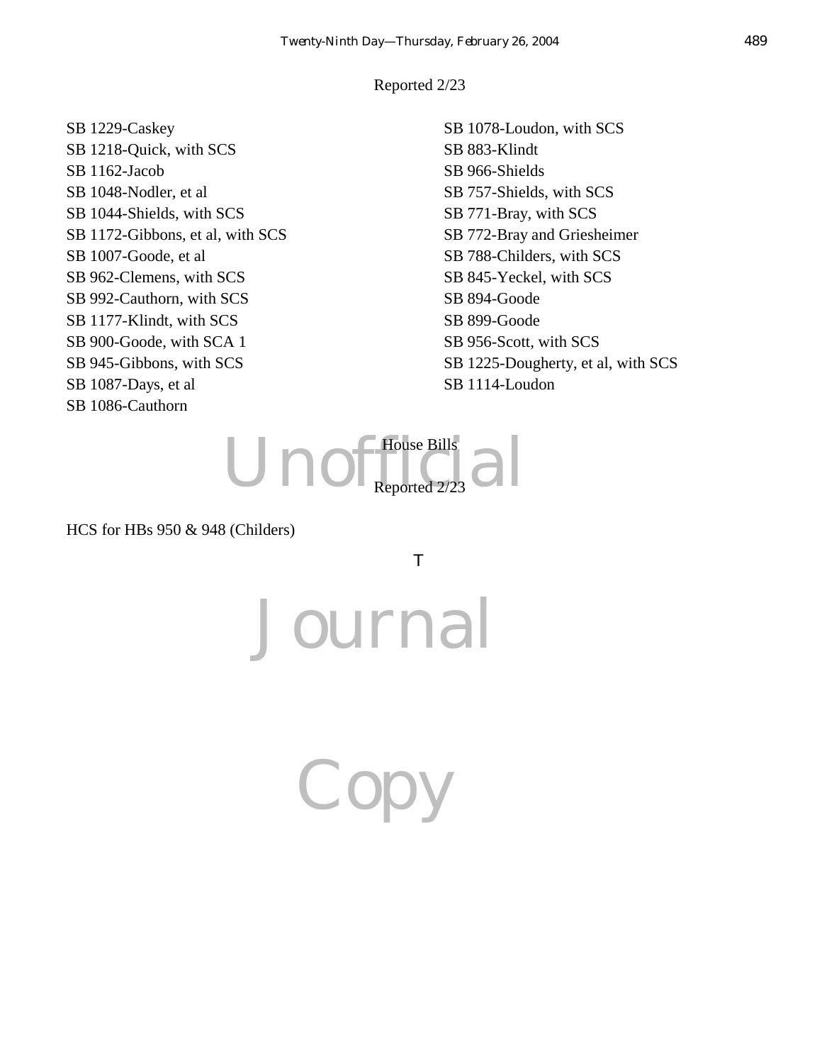Reported 2/23

SB 1229-Caskey
SB 1218-Quick, with SCS
SB 1162-Jacob
SB 1048-Nodler, et al
SB 1044-Shields, with SCS
SB 1172-Gibbons, et al, with SCS
SB 1007-Goode, et al
SB 962-Clemens, with SCS
SB 992-Cauthorn, with SCS
SB 1177-Klindt, with SCS
SB 900-Goode, with SCA 1
SB 945-Gibbons, with SCS
SB 1087-Days, et al
SB 1086-Cauthorn
SB 1078-Loudon, with SCS
SB 883-Klindt
SB 966-Shields
SB 757-Shields, with SCS
SB 771-Bray, with SCS
SB 772-Bray and Griesheimer
SB 788-Childers, with SCS
SB 845-Yeckel, with SCS
SB 894-Goode
SB 899-Goode
SB 956-Scott, with SCS
SB 1225-Dougherty, et al, with SCS
SB 1114-Loudon

House Bills

Reported 2/23

HCS for HBs 950 & 948 (Childers)

T